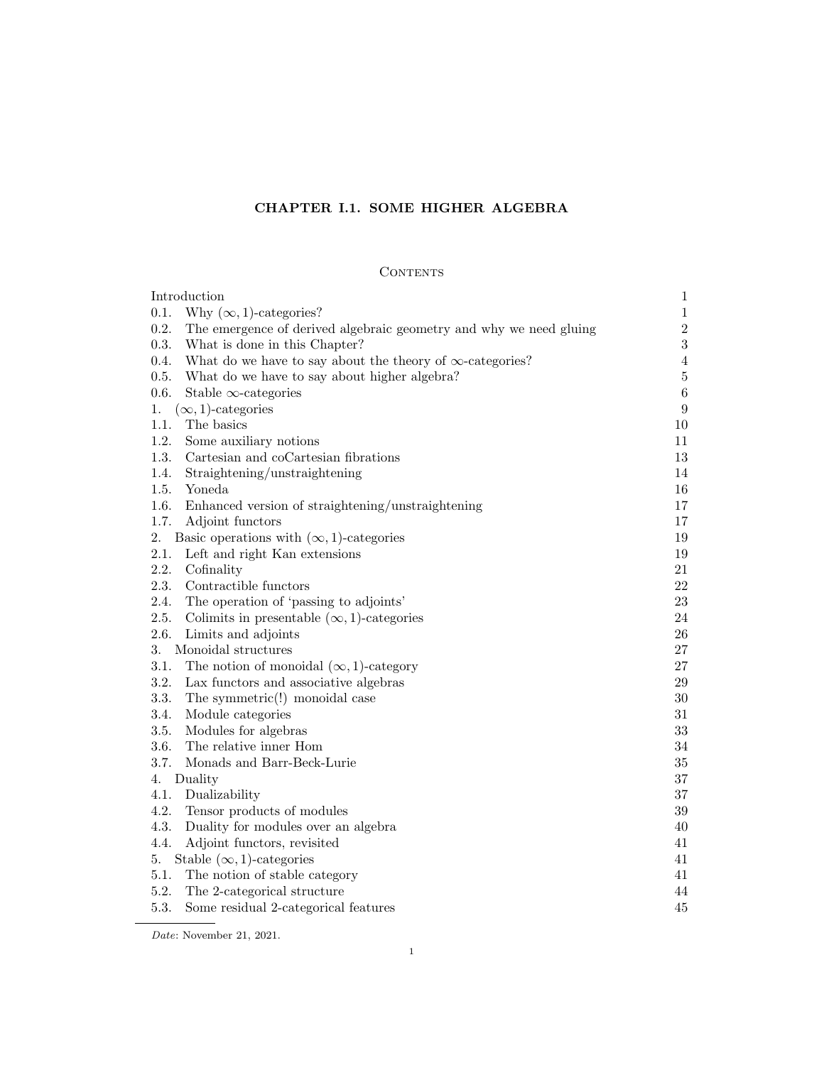# CHAPTER I.1. SOME HIGHER ALGEBRA

## Contents

| | |
|---|---|
| Introduction | 1 |
| 0.1. Why $(\infty, 1)$-categories? | 1 |
| 0.2. The emergence of derived algebraic geometry and why we need gluing | 2 |
| 0.3. What is done in this Chapter? | 3 |
| 0.4. What do we have to say about the theory of $\infty$-categories? | 4 |
| 0.5. What do we have to say about higher algebra? | 5 |
| 0.6. Stable $\infty$-categories | 6 |
| 1. $(\infty, 1)$-categories | 9 |
| 1.1. The basics | 10 |
| 1.2. Some auxiliary notions | 11 |
| 1.3. Cartesian and coCartesian fibrations | 13 |
| 1.4. Straightening/unstraightening | 14 |
| 1.5. Yoneda | 16 |
| 1.6. Enhanced version of straightening/unstraightening | 17 |
| 1.7. Adjoint functors | 17 |
| 2. Basic operations with $(\infty, 1)$-categories | 19 |
| 2.1. Left and right Kan extensions | 19 |
| 2.2. Cofinality | 21 |
| 2.3. Contractible functors | 22 |
| 2.4. The operation of 'passing to adjoints' | 23 |
| 2.5. Colimits in presentable $(\infty, 1)$-categories | 24 |
| 2.6. Limits and adjoints | 26 |
| 3. Monoidal structures | 27 |
| 3.1. The notion of monoidal $(\infty, 1)$-category | 27 |
| 3.2. Lax functors and associative algebras | 29 |
| 3.3. The symmetric(!) monoidal case | 30 |
| 3.4. Module categories | 31 |
| 3.5. Modules for algebras | 33 |
| 3.6. The relative inner Hom | 34 |
| 3.7. Monads and Barr-Beck-Lurie | 35 |
| 4. Duality | 37 |
| 4.1. Dualizability | 37 |
| 4.2. Tensor products of modules | 39 |
| 4.3. Duality for modules over an algebra | 40 |
| 4.4. Adjoint functors, revisited | 41 |
| 5. Stable $(\infty, 1)$-categories | 41 |
| 5.1. The notion of stable category | 41 |
| 5.2. The 2-categorical structure | 44 |
| 5.3. Some residual 2-categorical features | 45 |

*Date*: November 21, 2021.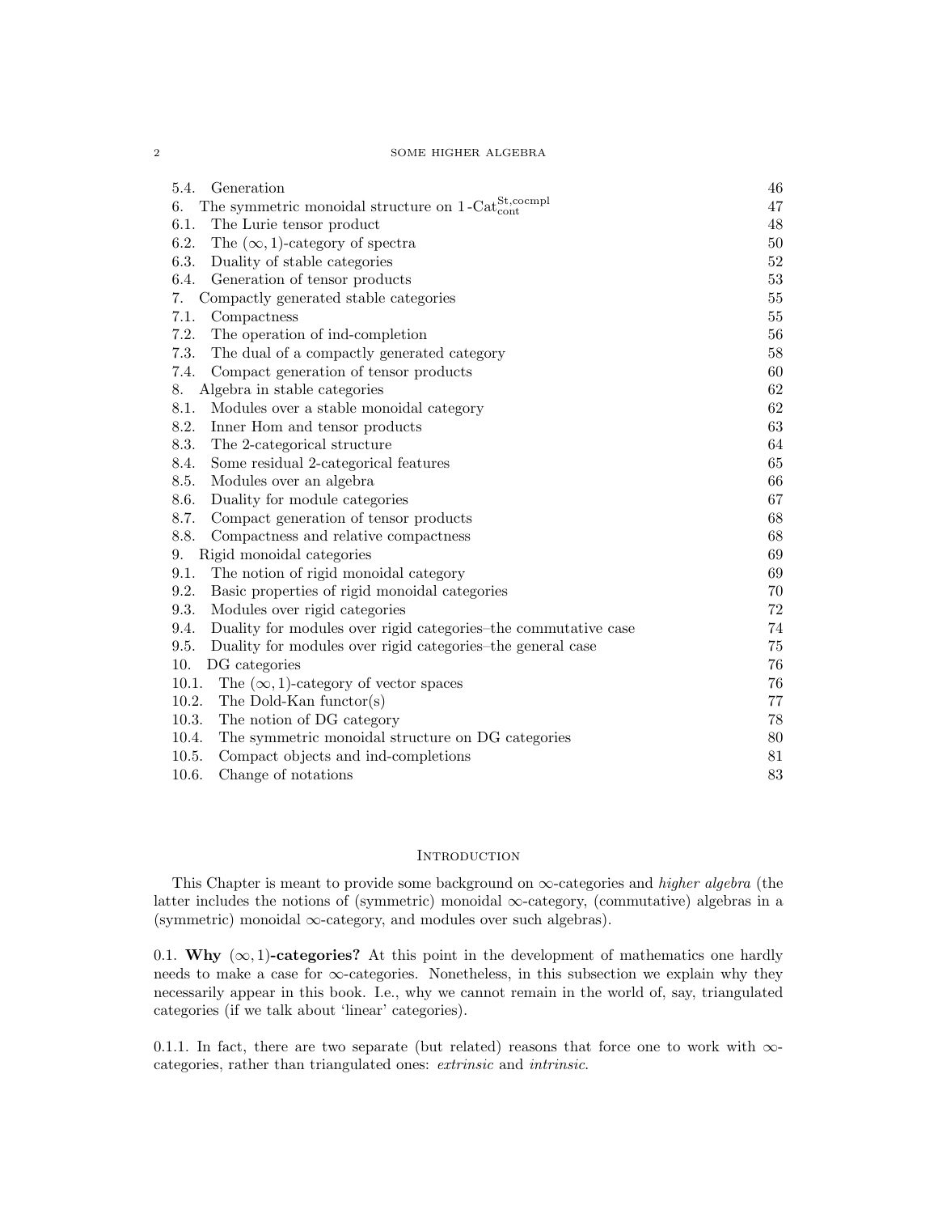5.4. Generation 46
6. The symmetric monoidal structure on $1\text{-Cat}^{\text{St,cocmpl}}_{\text{cont}}$ 47
6.1. The Lurie tensor product 48
6.2. The $(\infty,1)$-category of spectra 50
6.3. Duality of stable categories 52
6.4. Generation of tensor products 53
7. Compactly generated stable categories 55
7.1. Compactness 55
7.2. The operation of ind-completion 56
7.3. The dual of a compactly generated category 58
7.4. Compact generation of tensor products 60
8. Algebra in stable categories 62
8.1. Modules over a stable monoidal category 62
8.2. Inner Hom and tensor products 63
8.3. The 2-categorical structure 64
8.4. Some residual 2-categorical features 65
8.5. Modules over an algebra 66
8.6. Duality for module categories 67
8.7. Compact generation of tensor products 68
8.8. Compactness and relative compactness 68
9. Rigid monoidal categories 69
9.1. The notion of rigid monoidal category 69
9.2. Basic properties of rigid monoidal categories 70
9.3. Modules over rigid categories 72
9.4. Duality for modules over rigid categories–the commutative case 74
9.5. Duality for modules over rigid categories–the general case 75
10. DG categories 76
10.1. The $(\infty,1)$-category of vector spaces 76
10.2. The Dold-Kan functor(s) 77
10.3. The notion of DG category 78
10.4. The symmetric monoidal structure on DG categories 80
10.5. Compact objects and ind-completions 81
10.6. Change of notations 83

## Introduction

This Chapter is meant to provide some background on $\infty$-categories and *higher algebra* (the latter includes the notions of (symmetric) monoidal $\infty$-category, (commutative) algebras in a (symmetric) monoidal $\infty$-category, and modules over such algebras).

0.1. **Why $(\infty,1)$-categories?** At this point in the development of mathematics one hardly needs to make a case for $\infty$-categories. Nonetheless, in this subsection we explain why they necessarily appear in this book. I.e., why we cannot remain in the world of, say, triangulated categories (if we talk about 'linear' categories).

0.1.1. In fact, there are two separate (but related) reasons that force one to work with $\infty$-categories, rather than triangulated ones: *extrinsic* and *intrinsic*.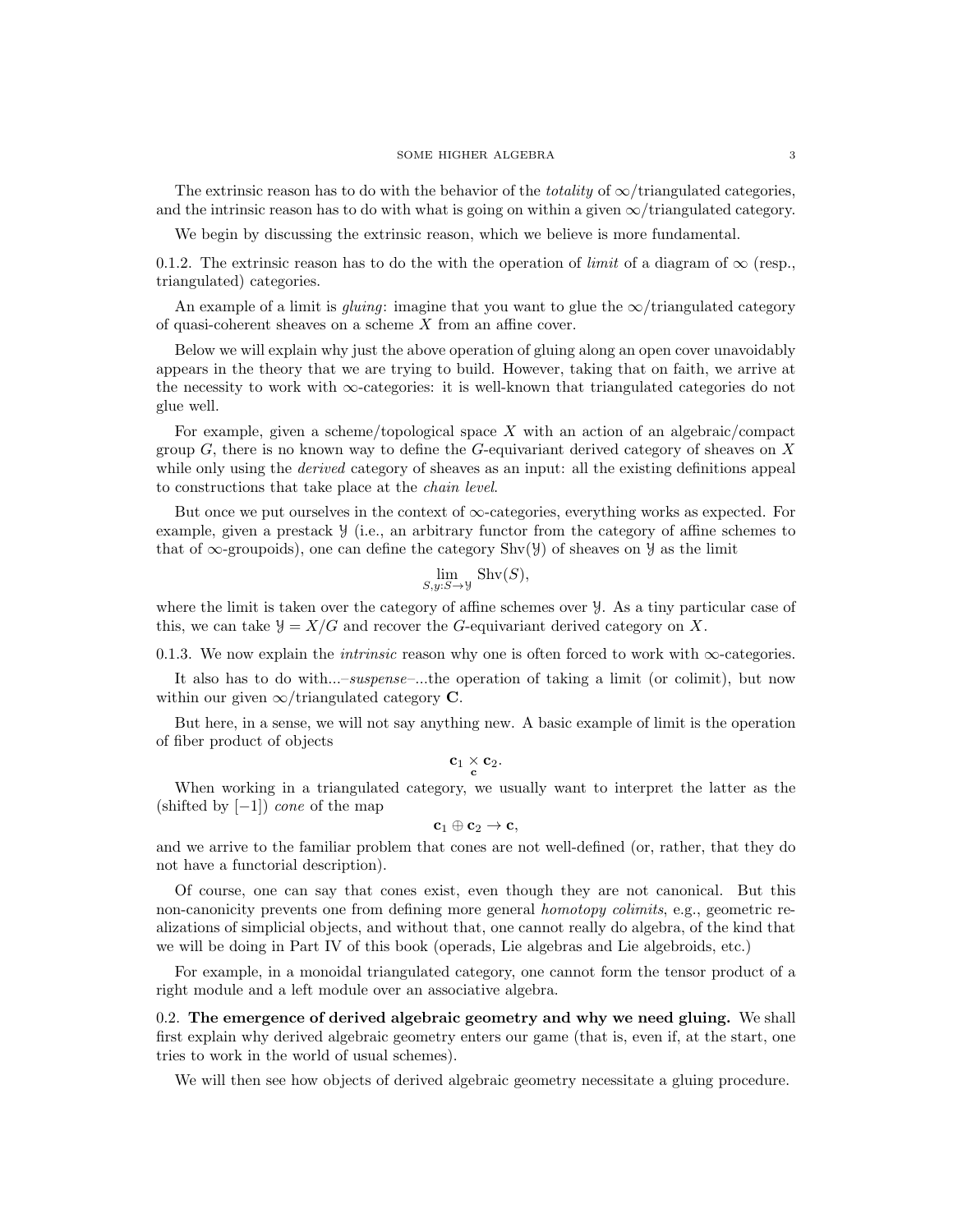The extrinsic reason has to do with the behavior of the *totality* of $\infty$/triangulated categories, and the intrinsic reason has to do with what is going on within a given $\infty$/triangulated category.

We begin by discussing the extrinsic reason, which we believe is more fundamental.

0.1.2. The extrinsic reason has to do the with the operation of *limit* of a diagram of $\infty$ (resp., triangulated) categories.

An example of a limit is *gluing*: imagine that you want to glue the $\infty$/triangulated category of quasi-coherent sheaves on a scheme $X$ from an affine cover.

Below we will explain why just the above operation of gluing along an open cover unavoidably appears in the theory that we are trying to build. However, taking that on faith, we arrive at the necessity to work with $\infty$-categories: it is well-known that triangulated categories do not glue well.

For example, given a scheme/topological space $X$ with an action of an algebraic/compact group $G$, there is no known way to define the $G$-equivariant derived category of sheaves on $X$ while only using the *derived* category of sheaves as an input: all the existing definitions appeal to constructions that take place at the *chain level*.

But once we put ourselves in the context of $\infty$-categories, everything works as expected. For example, given a prestack $\mathcal{Y}$ (i.e., an arbitrary functor from the category of affine schemes to that of $\infty$-groupoids), one can define the category $\mathrm{Shv}(\mathcal{Y})$ of sheaves on $\mathcal{Y}$ as the limit

$$\lim_{S, y: S \to \mathcal{Y}} \mathrm{Shv}(S),$$

where the limit is taken over the category of affine schemes over $\mathcal{Y}$. As a tiny particular case of this, we can take $\mathcal{Y} = X/G$ and recover the $G$-equivariant derived category on $X$.

0.1.3. We now explain the *intrinsic* reason why one is often forced to work with $\infty$-categories.

It also has to do with...–*suspense*–...the operation of taking a limit (or colimit), but now within our given $\infty$/triangulated category $\mathbf{C}$.

But here, in a sense, we will not say anything new. A basic example of limit is the operation of fiber product of objects

$$\mathbf{c}_1 \underset{\mathbf{c}}{\times} \mathbf{c}_2.$$

When working in a triangulated category, we usually want to interpret the latter as the (shifted by $[-1]$) *cone* of the map

$$\mathbf{c}_1 \oplus \mathbf{c}_2 \to \mathbf{c},$$

and we arrive to the familiar problem that cones are not well-defined (or, rather, that they do not have a functorial description).

Of course, one can say that cones exist, even though they are not canonical. But this non-canonicity prevents one from defining more general *homotopy colimits*, e.g., geometric realizations of simplicial objects, and without that, one cannot really do algebra, of the kind that we will be doing in Part IV of this book (operads, Lie algebras and Lie algebroids, etc.)

For example, in a monoidal triangulated category, one cannot form the tensor product of a right module and a left module over an associative algebra.

0.2. **The emergence of derived algebraic geometry and why we need gluing.** We shall first explain why derived algebraic geometry enters our game (that is, even if, at the start, one tries to work in the world of usual schemes).

We will then see how objects of derived algebraic geometry necessitate a gluing procedure.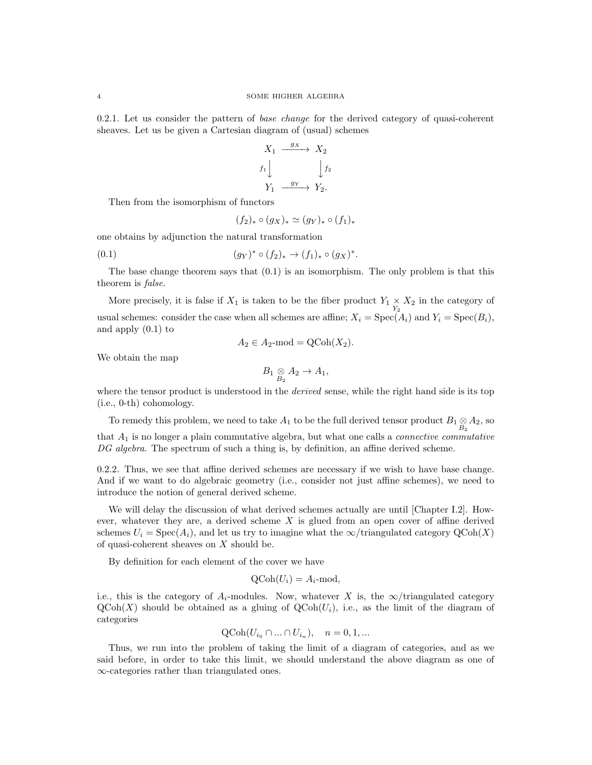0.2.1. Let us consider the pattern of *base change* for the derived category of quasi-coherent sheaves. Let us be given a Cartesian diagram of (usual) schemes

$$\begin{array}{ccc} X_1 & \xrightarrow{g_X} & X_2 \\ {\scriptstyle f_1}\downarrow & & \downarrow{\scriptstyle f_2} \\ Y_1 & \xrightarrow{g_Y} & Y_2. \end{array}$$

Then from the isomorphism of functors

$$(f_2)_* \circ (g_X)_* \simeq (g_Y)_* \circ (f_1)_*$$

one obtains by adjunction the natural transformation

$$(g_Y)^* \circ (f_2)_* \to (f_1)_* \circ (g_X)^*. \tag{0.1}$$

The base change theorem says that (0.1) is an isomorphism. The only problem is that this theorem is *false*.

More precisely, it is false if $X_1$ is taken to be the fiber product $Y_1 \underset{Y_2}{\times} X_2$ in the category of usual schemes: consider the case when all schemes are affine; $X_i = \operatorname{Spec}(A_i)$ and $Y_i = \operatorname{Spec}(B_i)$, and apply (0.1) to

$$A_2 \in A_2\text{-mod} = \operatorname{QCoh}(X_2).$$

We obtain the map

$$B_1 \underset{B_2}{\otimes} A_2 \to A_1,$$

where the tensor product is understood in the *derived* sense, while the right hand side is its top (i.e., 0-th) cohomology.

To remedy this problem, we need to take $A_1$ to be the full derived tensor product $B_1 \underset{B_2}{\otimes} A_2$, so that $A_1$ is no longer a plain commutative algebra, but what one calls a *connective commutative DG algebra*. The spectrum of such a thing is, by definition, an affine derived scheme.

0.2.2. Thus, we see that affine derived schemes are necessary if we wish to have base change. And if we want to do algebraic geometry (i.e., consider not just affine schemes), we need to introduce the notion of general derived scheme.

We will delay the discussion of what derived schemes actually are until [Chapter I.2]. However, whatever they are, a derived scheme $X$ is glued from an open cover of affine derived schemes $U_i = \operatorname{Spec}(A_i)$, and let us try to imagine what the $\infty$/triangulated category $\operatorname{QCoh}(X)$ of quasi-coherent sheaves on $X$ should be.

By definition for each element of the cover we have

$$\operatorname{QCoh}(U_i) = A_i\text{-mod},$$

i.e., this is the category of $A_i$-modules. Now, whatever $X$ is, the $\infty$/triangulated category $\operatorname{QCoh}(X)$ should be obtained as a gluing of $\operatorname{QCoh}(U_i)$, i.e., as the limit of the diagram of categories

$$\operatorname{QCoh}(U_{i_0} \cap ... \cap U_{i_n}), \quad n = 0, 1, ...$$

Thus, we run into the problem of taking the limit of a diagram of categories, and as we said before, in order to take this limit, we should understand the above diagram as one of $\infty$-categories rather than triangulated ones.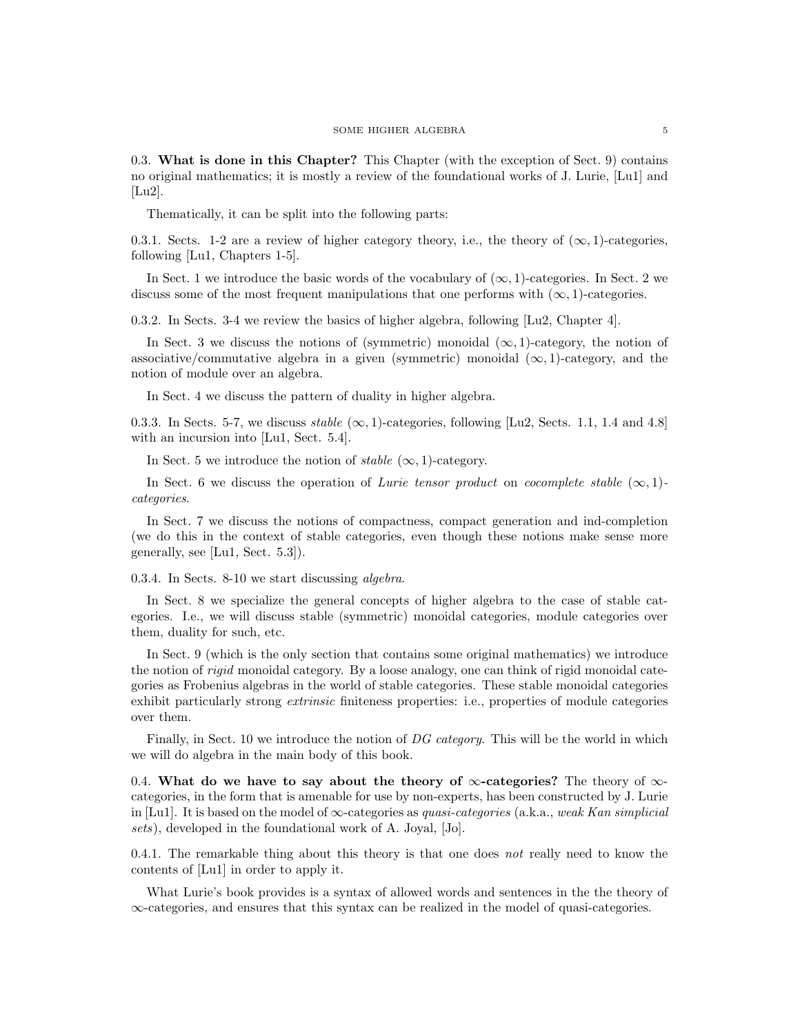0.3. **What is done in this Chapter?** This Chapter (with the exception of Sect. 9) contains no original mathematics; it is mostly a review of the foundational works of J. Lurie, [Lu1] and [Lu2].

Thematically, it can be split into the following parts:

0.3.1. Sects. 1-2 are a review of higher category theory, i.e., the theory of $(\infty, 1)$-categories, following [Lu1, Chapters 1-5].

In Sect. 1 we introduce the basic words of the vocabulary of $(\infty, 1)$-categories. In Sect. 2 we discuss some of the most frequent manipulations that one performs with $(\infty, 1)$-categories.

0.3.2. In Sects. 3-4 we review the basics of higher algebra, following [Lu2, Chapter 4].

In Sect. 3 we discuss the notions of (symmetric) monoidal $(\infty, 1)$-category, the notion of associative/commutative algebra in a given (symmetric) monoidal $(\infty, 1)$-category, and the notion of module over an algebra.

In Sect. 4 we discuss the pattern of duality in higher algebra.

0.3.3. In Sects. 5-7, we discuss *stable* $(\infty, 1)$-categories, following [Lu2, Sects. 1.1, 1.4 and 4.8] with an incursion into [Lu1, Sect. 5.4].

In Sect. 5 we introduce the notion of *stable* $(\infty, 1)$-category.

In Sect. 6 we discuss the operation of *Lurie tensor product* on *cocomplete stable* $(\infty, 1)$-*categories*.

In Sect. 7 we discuss the notions of compactness, compact generation and ind-completion (we do this in the context of stable categories, even though these notions make sense more generally, see [Lu1, Sect. 5.3]).

0.3.4. In Sects. 8-10 we start discussing *algebra*.

In Sect. 8 we specialize the general concepts of higher algebra to the case of stable categories. I.e., we will discuss stable (symmetric) monoidal categories, module categories over them, duality for such, etc.

In Sect. 9 (which is the only section that contains some original mathematics) we introduce the notion of *rigid* monoidal category. By a loose analogy, one can think of rigid monoidal categories as Frobenius algebras in the world of stable categories. These stable monoidal categories exhibit particularly strong *extrinsic* finiteness properties: i.e., properties of module categories over them.

Finally, in Sect. 10 we introduce the notion of *DG category*. This will be the world in which we will do algebra in the main body of this book.

0.4. **What do we have to say about the theory of $\infty$-categories?** The theory of $\infty$-categories, in the form that is amenable for use by non-experts, has been constructed by J. Lurie in [Lu1]. It is based on the model of $\infty$-categories as *quasi-categories* (a.k.a., *weak Kan simplicial sets*), developed in the foundational work of A. Joyal, [Jo].

0.4.1. The remarkable thing about this theory is that one does *not* really need to know the contents of [Lu1] in order to apply it.

What Lurie's book provides is a syntax of allowed words and sentences in the the theory of $\infty$-categories, and ensures that this syntax can be realized in the model of quasi-categories.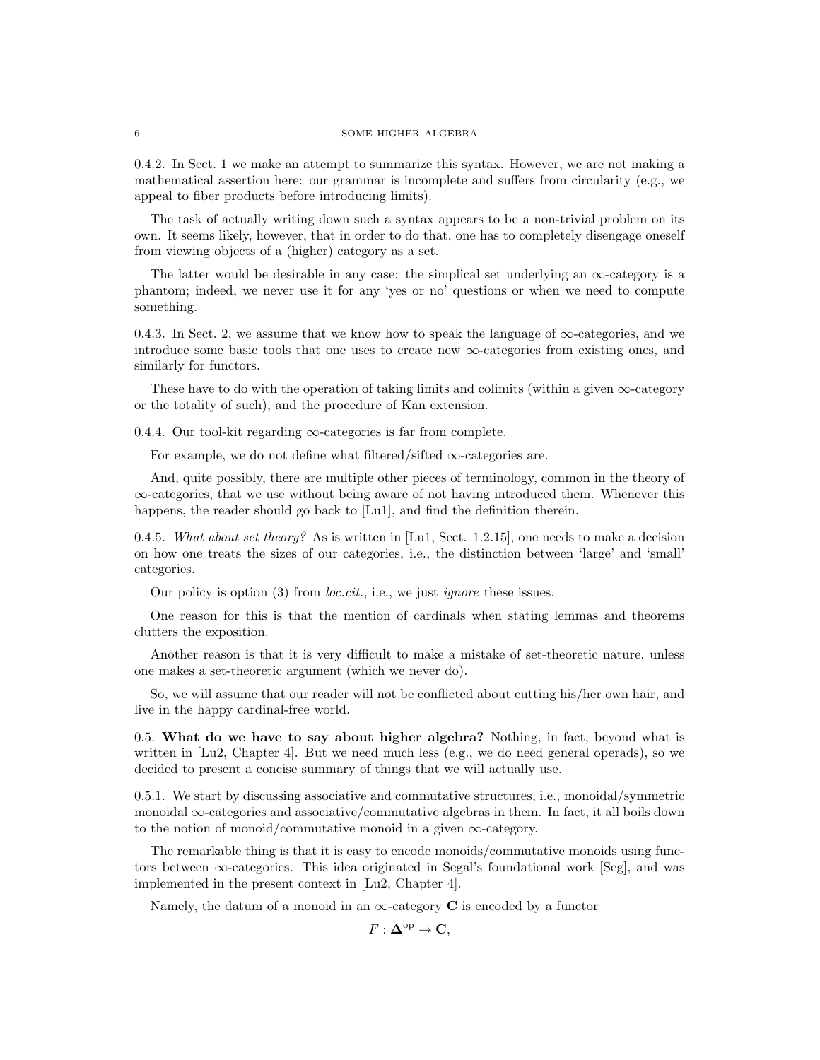0.4.2. In Sect. 1 we make an attempt to summarize this syntax. However, we are not making a mathematical assertion here: our grammar is incomplete and suffers from circularity (e.g., we appeal to fiber products before introducing limits).

The task of actually writing down such a syntax appears to be a non-trivial problem on its own. It seems likely, however, that in order to do that, one has to completely disengage oneself from viewing objects of a (higher) category as a set.

The latter would be desirable in any case: the simplical set underlying an $\infty$-category is a phantom; indeed, we never use it for any 'yes or no' questions or when we need to compute something.

0.4.3. In Sect. 2, we assume that we know how to speak the language of $\infty$-categories, and we introduce some basic tools that one uses to create new $\infty$-categories from existing ones, and similarly for functors.

These have to do with the operation of taking limits and colimits (within a given $\infty$-category or the totality of such), and the procedure of Kan extension.

0.4.4. Our tool-kit regarding $\infty$-categories is far from complete.

For example, we do not define what filtered/sifted $\infty$-categories are.

And, quite possibly, there are multiple other pieces of terminology, common in the theory of $\infty$-categories, that we use without being aware of not having introduced them. Whenever this happens, the reader should go back to [Lu1], and find the definition therein.

0.4.5. *What about set theory?* As is written in [Lu1, Sect. 1.2.15], one needs to make a decision on how one treats the sizes of our categories, i.e., the distinction between 'large' and 'small' categories.

Our policy is option (3) from *loc.cit.*, i.e., we just *ignore* these issues.

One reason for this is that the mention of cardinals when stating lemmas and theorems clutters the exposition.

Another reason is that it is very difficult to make a mistake of set-theoretic nature, unless one makes a set-theoretic argument (which we never do).

So, we will assume that our reader will not be conflicted about cutting his/her own hair, and live in the happy cardinal-free world.

0.5. **What do we have to say about higher algebra?** Nothing, in fact, beyond what is written in [Lu2, Chapter 4]. But we need much less (e.g., we do need general operads), so we decided to present a concise summary of things that we will actually use.

0.5.1. We start by discussing associative and commutative structures, i.e., monoidal/symmetric monoidal $\infty$-categories and associative/commutative algebras in them. In fact, it all boils down to the notion of monoid/commutative monoid in a given $\infty$-category.

The remarkable thing is that it is easy to encode monoids/commutative monoids using functors between $\infty$-categories. This idea originated in Segal's foundational work [Seg], and was implemented in the present context in [Lu2, Chapter 4].

Namely, the datum of a monoid in an $\infty$-category $\mathbf{C}$ is encoded by a functor

$$F : \mathbf{\Delta}^{\mathrm{op}} \to \mathbf{C},$$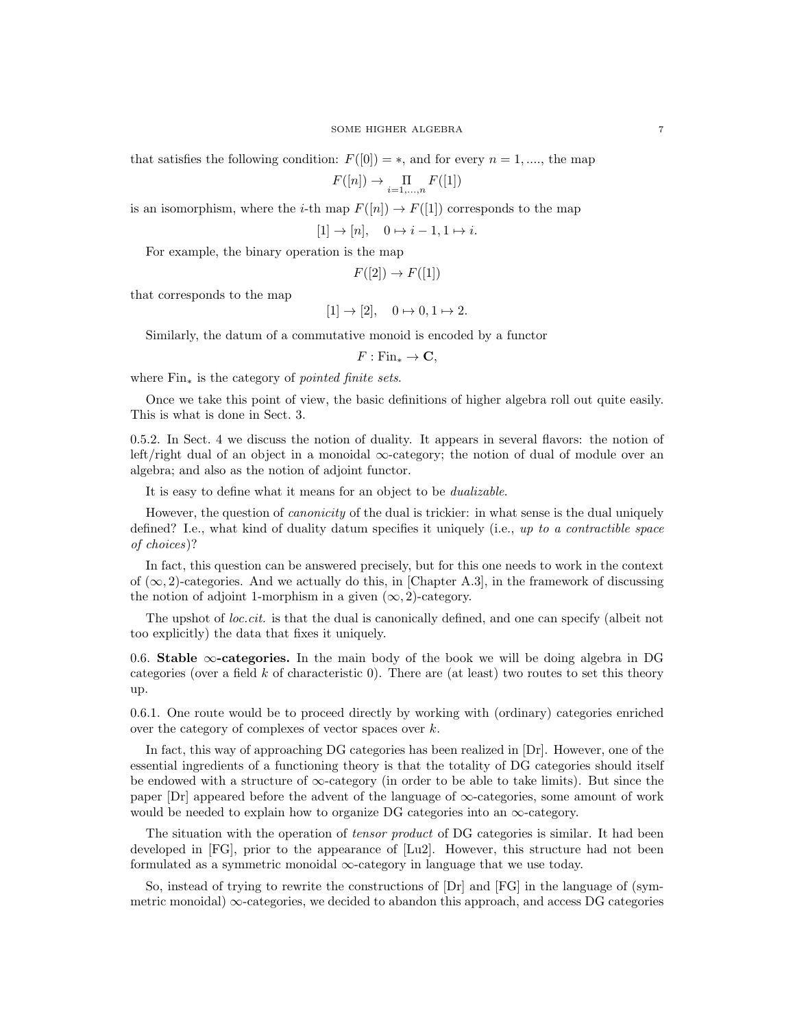that satisfies the following condition: $F([0]) = *$, and for every $n = 1, ....$, the map

$$F([n]) \to \underset{i=1,...,n}{\Pi} F([1])$$

is an isomorphism, where the $i$-th map $F([n]) \to F([1])$ corresponds to the map

$$[1] \to [n], \quad 0 \mapsto i-1, 1 \mapsto i.$$

For example, the binary operation is the map

$$F([2]) \to F([1])$$

that corresponds to the map

$$[1] \to [2], \quad 0 \mapsto 0, 1 \mapsto 2.$$

Similarly, the datum of a commutative monoid is encoded by a functor

$$F : \text{Fin}_* \to \mathbf{C},$$

where $\text{Fin}_*$ is the category of *pointed finite sets*.

Once we take this point of view, the basic definitions of higher algebra roll out quite easily. This is what is done in Sect. 3.

0.5.2. In Sect. 4 we discuss the notion of duality. It appears in several flavors: the notion of left/right dual of an object in a monoidal $\infty$-category; the notion of dual of module over an algebra; and also as the notion of adjoint functor.

It is easy to define what it means for an object to be *dualizable*.

However, the question of *canonicity* of the dual is trickier: in what sense is the dual uniquely defined? I.e., what kind of duality datum specifies it uniquely (i.e., *up to a contractible space of choices*)?

In fact, this question can be answered precisely, but for this one needs to work in the context of $(\infty, 2)$-categories. And we actually do this, in [Chapter A.3], in the framework of discussing the notion of adjoint 1-morphism in a given $(\infty, 2)$-category.

The upshot of *loc.cit.* is that the dual is canonically defined, and one can specify (albeit not too explicitly) the data that fixes it uniquely.

0.6. **Stable $\infty$-categories.** In the main body of the book we will be doing algebra in DG categories (over a field $k$ of characteristic 0). There are (at least) two routes to set this theory up.

0.6.1. One route would be to proceed directly by working with (ordinary) categories enriched over the category of complexes of vector spaces over $k$.

In fact, this way of approaching DG categories has been realized in [Dr]. However, one of the essential ingredients of a functioning theory is that the totality of DG categories should itself be endowed with a structure of $\infty$-category (in order to be able to take limits). But since the paper [Dr] appeared before the advent of the language of $\infty$-categories, some amount of work would be needed to explain how to organize DG categories into an $\infty$-category.

The situation with the operation of *tensor product* of DG categories is similar. It had been developed in [FG], prior to the appearance of [Lu2]. However, this structure had not been formulated as a symmetric monoidal $\infty$-category in language that we use today.

So, instead of trying to rewrite the constructions of [Dr] and [FG] in the language of (symmetric monoidal) $\infty$-categories, we decided to abandon this approach, and access DG categories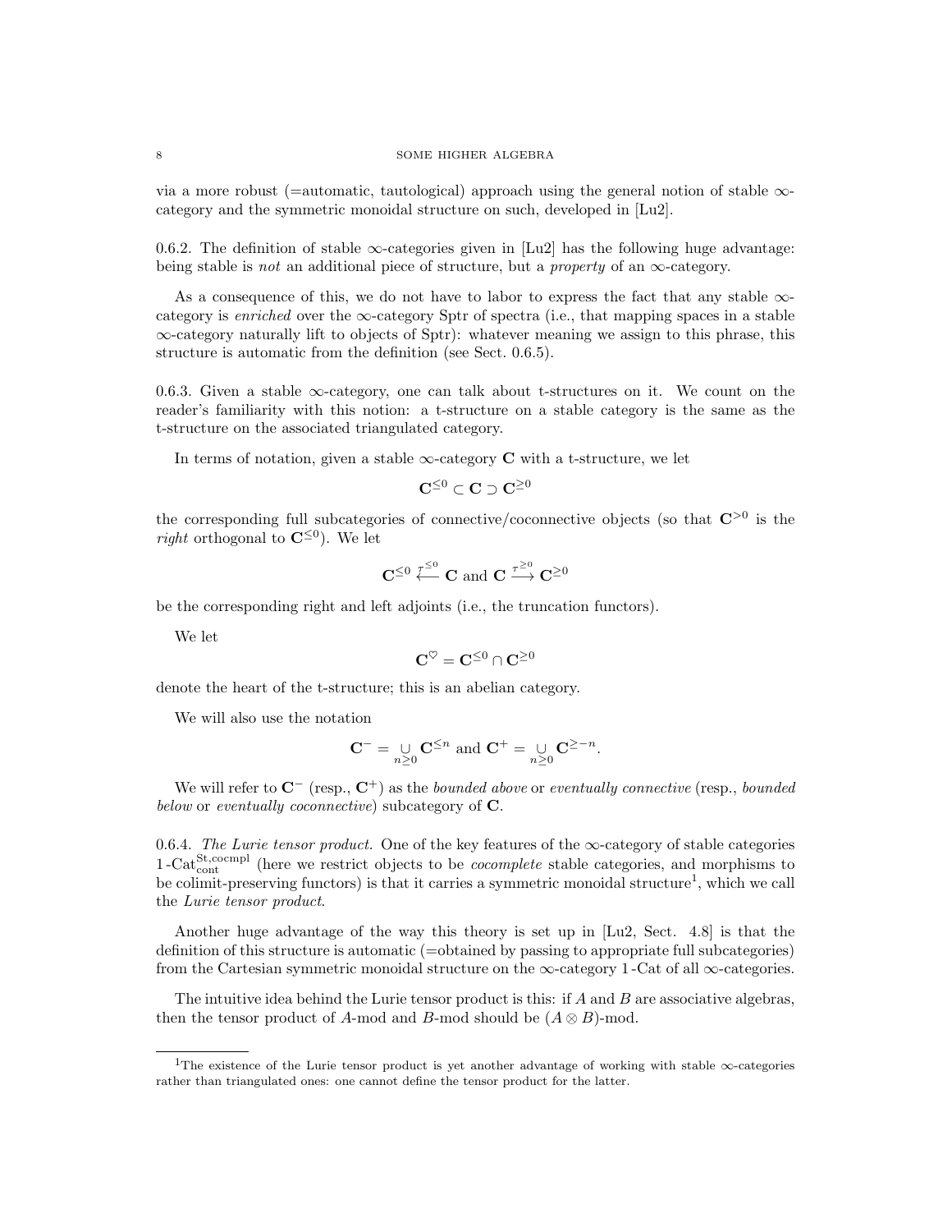via a more robust (=automatic, tautological) approach using the general notion of stable $\infty$-category and the symmetric monoidal structure on such, developed in [Lu2].

0.6.2. The definition of stable $\infty$-categories given in [Lu2] has the following huge advantage: being stable is *not* an additional piece of structure, but a *property* of an $\infty$-category.

As a consequence of this, we do not have to labor to express the fact that any stable $\infty$-category is *enriched* over the $\infty$-category Sptr of spectra (i.e., that mapping spaces in a stable $\infty$-category naturally lift to objects of Sptr): whatever meaning we assign to this phrase, this structure is automatic from the definition (see Sect. 0.6.5).

0.6.3. Given a stable $\infty$-category, one can talk about t-structures on it. We count on the reader's familiarity with this notion: a t-structure on a stable category is the same as the t-structure on the associated triangulated category.

In terms of notation, given a stable $\infty$-category $\mathbf{C}$ with a t-structure, we let

$$\mathbf{C}^{\leq 0} \subset \mathbf{C} \supset \mathbf{C}^{\geq 0}$$

the corresponding full subcategories of connective/coconnective objects (so that $\mathbf{C}^{>0}$ is the *right* orthogonal to $\mathbf{C}^{\leq 0}$). We let

$$\mathbf{C}^{\leq 0} \overset{\tau^{\leq 0}}{\longleftarrow} \mathbf{C} \text{ and } \mathbf{C} \overset{\tau^{\geq 0}}{\longrightarrow} \mathbf{C}^{\geq 0}$$

be the corresponding right and left adjoints (i.e., the truncation functors).

We let

$$\mathbf{C}^{\heartsuit} = \mathbf{C}^{\leq 0} \cap \mathbf{C}^{\geq 0}$$

denote the heart of the t-structure; this is an abelian category.

We will also use the notation

$$\mathbf{C}^{-} = \underset{n\geq 0}{\cup} \mathbf{C}^{\leq n} \text{ and } \mathbf{C}^{+} = \underset{n\geq 0}{\cup} \mathbf{C}^{\geq -n}.$$

We will refer to $\mathbf{C}^{-}$ (resp., $\mathbf{C}^{+}$) as the *bounded above* or *eventually connective* (resp., *bounded below* or *eventually coconnective*) subcategory of $\mathbf{C}$.

0.6.4. *The Lurie tensor product.* One of the key features of the $\infty$-category of stable categories $1\text{-Cat}^{\mathrm{St,cocmpl}}_{\mathrm{cont}}$ (here we restrict objects to be *cocomplete* stable categories, and morphisms to be colimit-preserving functors) is that it carries a symmetric monoidal structure[1], which we call the *Lurie tensor product*.

Another huge advantage of the way this theory is set up in [Lu2, Sect. 4.8] is that the definition of this structure is automatic (=obtained by passing to appropriate full subcategories) from the Cartesian symmetric monoidal structure on the $\infty$-category 1-Cat of all $\infty$-categories.

The intuitive idea behind the Lurie tensor product is this: if $A$ and $B$ are associative algebras, then the tensor product of $A$-mod and $B$-mod should be $(A \otimes B)$-mod.

[1]The existence of the Lurie tensor product is yet another advantage of working with stable $\infty$-categories rather than triangulated ones: one cannot define the tensor product for the latter.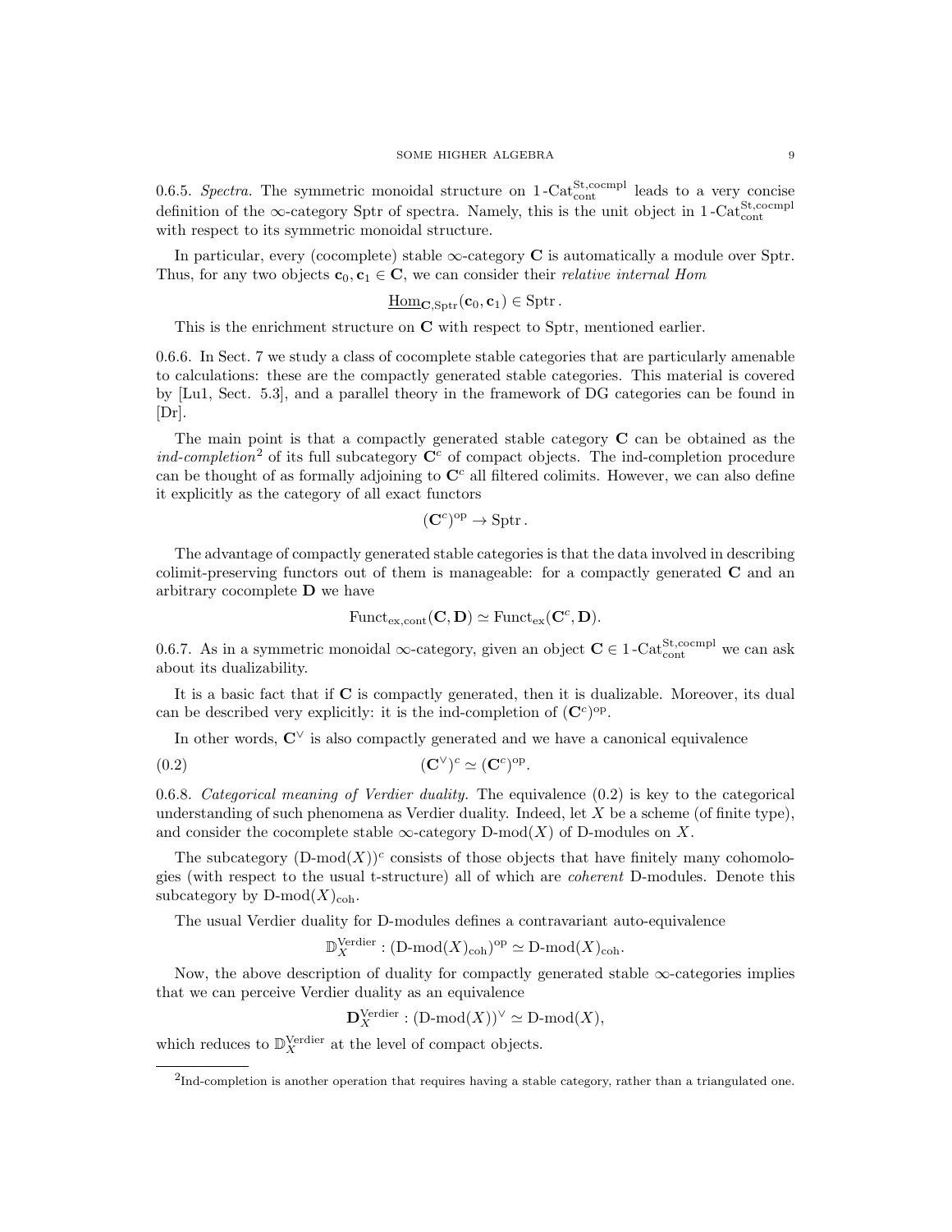0.6.5. *Spectra.* The symmetric monoidal structure on $1\text{-Cat}^{\text{St,cocmpl}}_{\text{cont}}$ leads to a very concise definition of the $\infty$-category Sptr of spectra. Namely, this is the unit object in $1\text{-Cat}^{\text{St,cocmpl}}_{\text{cont}}$ with respect to its symmetric monoidal structure.

In particular, every (cocomplete) stable $\infty$-category $\mathbf{C}$ is automatically a module over Sptr. Thus, for any two objects $\mathbf{c}_0, \mathbf{c}_1 \in \mathbf{C}$, we can consider their *relative internal Hom*

$$\underline{\text{Hom}}_{\mathbf{C},\text{Sptr}}(\mathbf{c}_0, \mathbf{c}_1) \in \text{Sptr}\,.$$

This is the enrichment structure on $\mathbf{C}$ with respect to Sptr, mentioned earlier.

0.6.6. In Sect. 7 we study a class of cocomplete stable categories that are particularly amenable to calculations: these are the compactly generated stable categories. This material is covered by [Lu1, Sect. 5.3], and a parallel theory in the framework of DG categories can be found in [Dr].

The main point is that a compactly generated stable category $\mathbf{C}$ can be obtained as the *ind-completion*[2] of its full subcategory $\mathbf{C}^c$ of compact objects. The ind-completion procedure can be thought of as formally adjoining to $\mathbf{C}^c$ all filtered colimits. However, we can also define it explicitly as the category of all exact functors

$$(\mathbf{C}^c)^{\text{op}} \to \text{Sptr}\,.$$

The advantage of compactly generated stable categories is that the data involved in describing colimit-preserving functors out of them is manageable: for a compactly generated $\mathbf{C}$ and an arbitrary cocomplete $\mathbf{D}$ we have

$$\text{Funct}_{\text{ex,cont}}(\mathbf{C}, \mathbf{D}) \simeq \text{Funct}_{\text{ex}}(\mathbf{C}^c, \mathbf{D}).$$

0.6.7. As in a symmetric monoidal $\infty$-category, given an object $\mathbf{C} \in 1\text{-Cat}^{\text{St,cocmpl}}_{\text{cont}}$ we can ask about its dualizability.

It is a basic fact that if $\mathbf{C}$ is compactly generated, then it is dualizable. Moreover, its dual can be described very explicitly: it is the ind-completion of $(\mathbf{C}^c)^{\text{op}}$.

In other words, $\mathbf{C}^\vee$ is also compactly generated and we have a canonical equivalence

$$(\mathbf{C}^\vee)^c \simeq (\mathbf{C}^c)^{\text{op}}. \tag{0.2}$$

0.6.8. *Categorical meaning of Verdier duality.* The equivalence (0.2) is key to the categorical understanding of such phenomena as Verdier duality. Indeed, let $X$ be a scheme (of finite type), and consider the cocomplete stable $\infty$-category $\text{D-mod}(X)$ of D-modules on $X$.

The subcategory $(\text{D-mod}(X))^c$ consists of those objects that have finitely many cohomologies (with respect to the usual t-structure) all of which are *coherent* D-modules. Denote this subcategory by $\text{D-mod}(X)_{\text{coh}}$.

The usual Verdier duality for D-modules defines a contravariant auto-equivalence

$$\mathbb{D}^{\text{Verdier}}_X : (\text{D-mod}(X)_{\text{coh}})^{\text{op}} \simeq \text{D-mod}(X)_{\text{coh}}.$$

Now, the above description of duality for compactly generated stable $\infty$-categories implies that we can perceive Verdier duality as an equivalence

$$\mathbf{D}^{\text{Verdier}}_X : (\text{D-mod}(X))^\vee \simeq \text{D-mod}(X),$$

which reduces to $\mathbb{D}^{\text{Verdier}}_X$ at the level of compact objects.

[2] Ind-completion is another operation that requires having a stable category, rather than a triangulated one.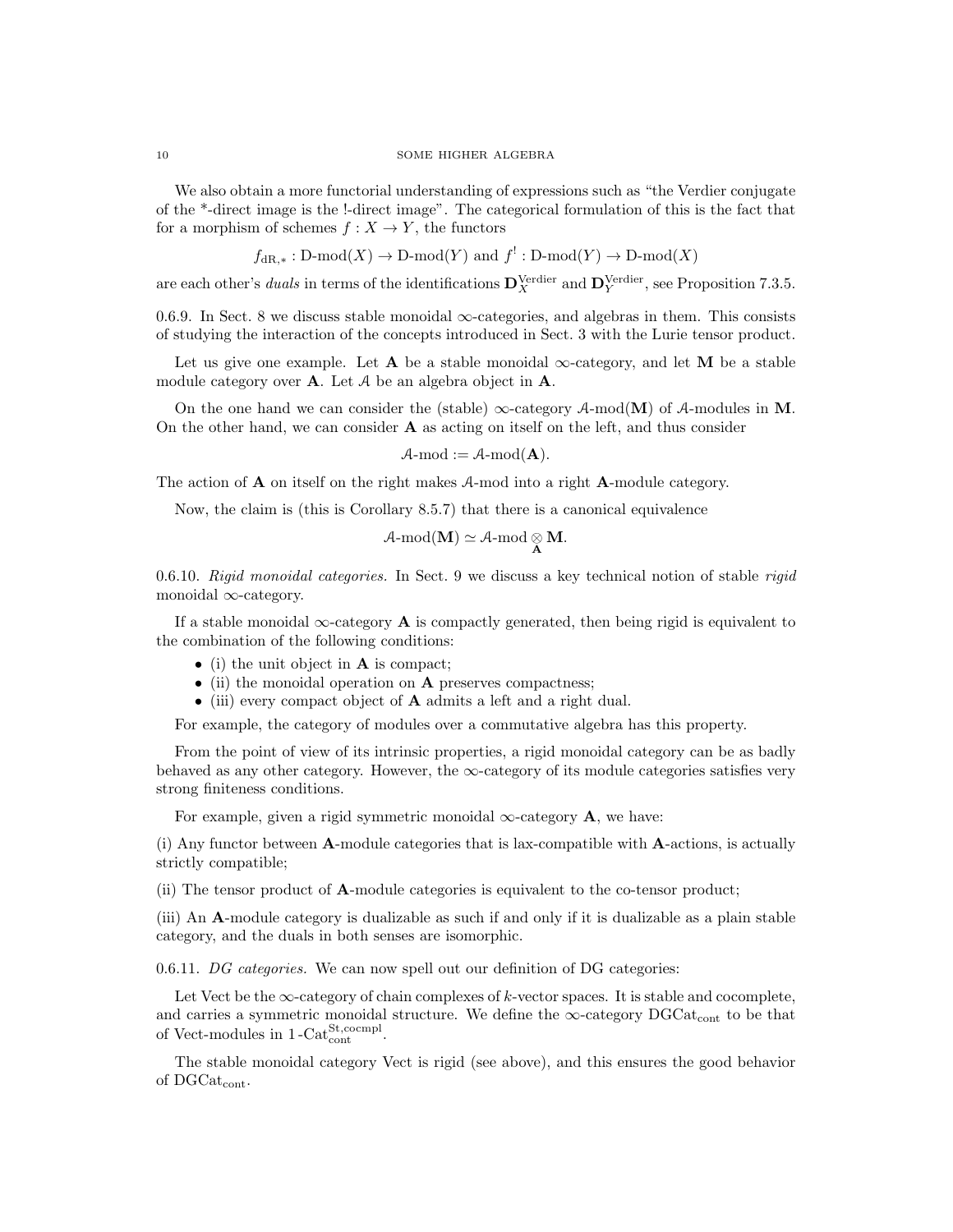We also obtain a more functorial understanding of expressions such as "the Verdier conjugate of the *-direct image is the !-direct image". The categorical formulation of this is the fact that for a morphism of schemes $f : X \to Y$, the functors

$$f_{\mathrm{dR},*} : \text{D-mod}(X) \to \text{D-mod}(Y) \text{ and } f^! : \text{D-mod}(Y) \to \text{D-mod}(X)$$

are each other's *duals* in terms of the identifications $\mathbf{D}_X^{\mathrm{Verdier}}$ and $\mathbf{D}_Y^{\mathrm{Verdier}}$, see Proposition 7.3.5.

0.6.9. In Sect. 8 we discuss stable monoidal $\infty$-categories, and algebras in them. This consists of studying the interaction of the concepts introduced in Sect. 3 with the Lurie tensor product.

Let us give one example. Let $\mathbf{A}$ be a stable monoidal $\infty$-category, and let $\mathbf{M}$ be a stable module category over $\mathbf{A}$. Let $\mathcal{A}$ be an algebra object in $\mathbf{A}$.

On the one hand we can consider the (stable) $\infty$-category $\mathcal{A}\text{-mod}(\mathbf{M})$ of $\mathcal{A}$-modules in $\mathbf{M}$. On the other hand, we can consider $\mathbf{A}$ as acting on itself on the left, and thus consider

$$\mathcal{A}\text{-mod} := \mathcal{A}\text{-mod}(\mathbf{A}).$$

The action of $\mathbf{A}$ on itself on the right makes $\mathcal{A}$-mod into a right $\mathbf{A}$-module category.

Now, the claim is (this is Corollary 8.5.7) that there is a canonical equivalence

$$\mathcal{A}\text{-mod}(\mathbf{M}) \simeq \mathcal{A}\text{-mod} \underset{\mathbf{A}}{\otimes} \mathbf{M}.$$

0.6.10. *Rigid monoidal categories.* In Sect. 9 we discuss a key technical notion of stable *rigid* monoidal $\infty$-category.

If a stable monoidal $\infty$-category $\mathbf{A}$ is compactly generated, then being rigid is equivalent to the combination of the following conditions:

- (i) the unit object in $\mathbf{A}$ is compact;
- (ii) the monoidal operation on $\mathbf{A}$ preserves compactness;
- (iii) every compact object of $\mathbf{A}$ admits a left and a right dual.

For example, the category of modules over a commutative algebra has this property.

From the point of view of its intrinsic properties, a rigid monoidal category can be as badly behaved as any other category. However, the $\infty$-category of its module categories satisfies very strong finiteness conditions.

For example, given a rigid symmetric monoidal $\infty$-category $\mathbf{A}$, we have:

(i) Any functor between $\mathbf{A}$-module categories that is lax-compatible with $\mathbf{A}$-actions, is actually strictly compatible;

(ii) The tensor product of $\mathbf{A}$-module categories is equivalent to the co-tensor product;

(iii) An $\mathbf{A}$-module category is dualizable as such if and only if it is dualizable as a plain stable category, and the duals in both senses are isomorphic.

0.6.11. *DG categories.* We can now spell out our definition of DG categories:

Let Vect be the $\infty$-category of chain complexes of $k$-vector spaces. It is stable and cocomplete, and carries a symmetric monoidal structure. We define the $\infty$-category $\mathrm{DGCat}_{\mathrm{cont}}$ to be that of Vect-modules in $1\text{-}\mathrm{Cat}_{\mathrm{cont}}^{\mathrm{St,cocmpl}}$.

The stable monoidal category Vect is rigid (see above), and this ensures the good behavior of $\mathrm{DGCat}_{\mathrm{cont}}$.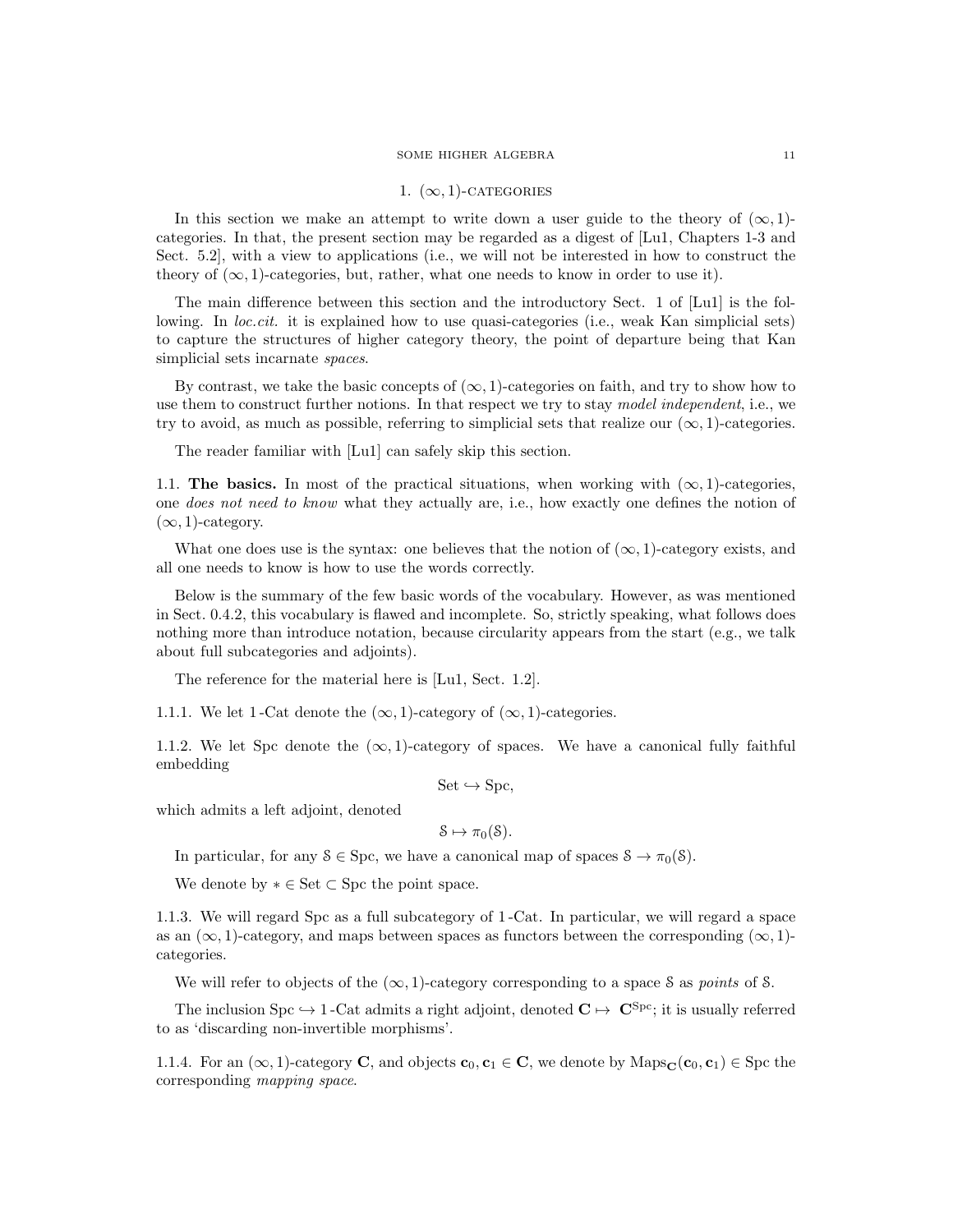# 1. $(\infty, 1)$-categories

In this section we make an attempt to write down a user guide to the theory of $(\infty, 1)$-categories. In that, the present section may be regarded as a digest of [Lu1, Chapters 1-3 and Sect. 5.2], with a view to applications (i.e., we will not be interested in how to construct the theory of $(\infty, 1)$-categories, but, rather, what one needs to know in order to use it).

The main difference between this section and the introductory Sect. 1 of [Lu1] is the following. In *loc.cit.* it is explained how to use quasi-categories (i.e., weak Kan simplicial sets) to capture the structures of higher category theory, the point of departure being that Kan simplicial sets incarnate *spaces*.

By contrast, we take the basic concepts of $(\infty, 1)$-categories on faith, and try to show how to use them to construct further notions. In that respect we try to stay *model independent*, i.e., we try to avoid, as much as possible, referring to simplicial sets that realize our $(\infty, 1)$-categories.

The reader familiar with [Lu1] can safely skip this section.

## 1.1. The basics.

In most of the practical situations, when working with $(\infty, 1)$-categories, one *does not need to know* what they actually are, i.e., how exactly one defines the notion of $(\infty, 1)$-category.

What one does use is the syntax: one believes that the notion of $(\infty, 1)$-category exists, and all one needs to know is how to use the words correctly.

Below is the summary of the few basic words of the vocabulary. However, as was mentioned in Sect. 0.4.2, this vocabulary is flawed and incomplete. So, strictly speaking, what follows does nothing more than introduce notation, because circularity appears from the start (e.g., we talk about full subcategories and adjoints).

The reference for the material here is [Lu1, Sect. 1.2].

1.1.1. We let 1-Cat denote the $(\infty, 1)$-category of $(\infty, 1)$-categories.

1.1.2. We let Spc denote the $(\infty, 1)$-category of spaces. We have a canonical fully faithful embedding

$$\text{Set} \hookrightarrow \text{Spc},$$

which admits a left adjoint, denoted

$$\mathcal{S} \mapsto \pi_0(\mathcal{S}).$$

In particular, for any $\mathcal{S} \in \text{Spc}$, we have a canonical map of spaces $\mathcal{S} \to \pi_0(\mathcal{S})$.

We denote by $* \in \text{Set} \subset \text{Spc}$ the point space.

1.1.3. We will regard Spc as a full subcategory of 1-Cat. In particular, we will regard a space as an $(\infty, 1)$-category, and maps between spaces as functors between the corresponding $(\infty, 1)$-categories.

We will refer to objects of the $(\infty, 1)$-category corresponding to a space $\mathcal{S}$ as *points* of $\mathcal{S}$.

The inclusion $\text{Spc} \hookrightarrow \text{1-Cat}$ admits a right adjoint, denoted $\mathbf{C} \mapsto \mathbf{C}^{\text{Spc}}$; it is usually referred to as 'discarding non-invertible morphisms'.

1.1.4. For an $(\infty, 1)$-category $\mathbf{C}$, and objects $\mathbf{c}_0, \mathbf{c}_1 \in \mathbf{C}$, we denote by $\text{Maps}_{\mathbf{C}}(\mathbf{c}_0, \mathbf{c}_1) \in \text{Spc}$ the corresponding *mapping space*.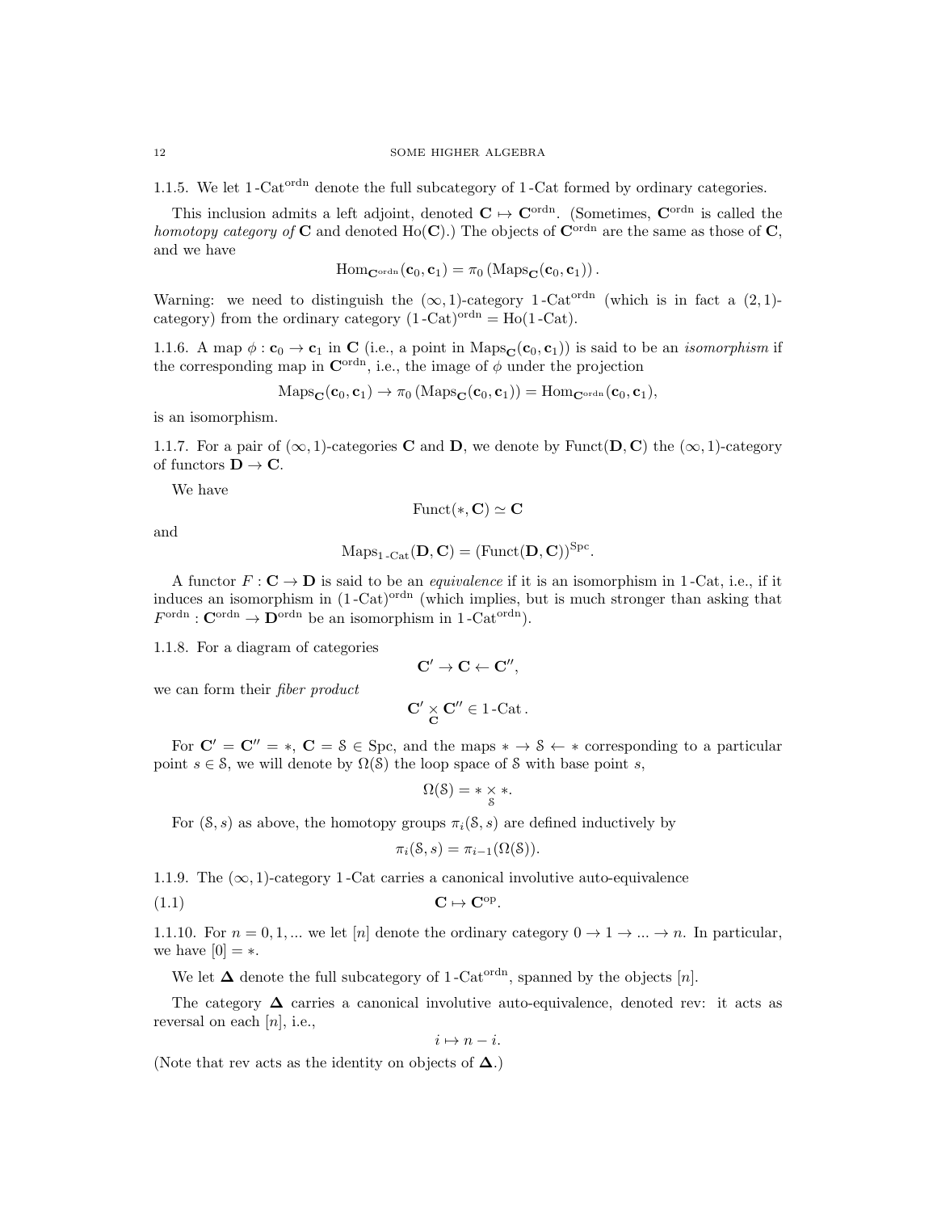1.1.5. We let $1\text{-Cat}^{\text{ordn}}$ denote the full subcategory of $1\text{-Cat}$ formed by ordinary categories.

This inclusion admits a left adjoint, denoted $\mathbf{C} \mapsto \mathbf{C}^{\text{ordn}}$. (Sometimes, $\mathbf{C}^{\text{ordn}}$ is called the *homotopy category of* $\mathbf{C}$ and denoted $\text{Ho}(\mathbf{C})$.) The objects of $\mathbf{C}^{\text{ordn}}$ are the same as those of $\mathbf{C}$, and we have

$$\text{Hom}_{\mathbf{C}^{\text{ordn}}}(\mathbf{c}_0, \mathbf{c}_1) = \pi_0 \left( \text{Maps}_{\mathbf{C}}(\mathbf{c}_0, \mathbf{c}_1) \right).$$

Warning: we need to distinguish the $(\infty,1)$-category $1\text{-Cat}^{\text{ordn}}$ (which is in fact a $(2,1)$-category) from the ordinary category $(1\text{-Cat})^{\text{ordn}} = \text{Ho}(1\text{-Cat})$.

1.1.6. A map $\phi : \mathbf{c}_0 \to \mathbf{c}_1$ in $\mathbf{C}$ (i.e., a point in $\text{Maps}_{\mathbf{C}}(\mathbf{c}_0, \mathbf{c}_1)$) is said to be an *isomorphism* if the corresponding map in $\mathbf{C}^{\text{ordn}}$, i.e., the image of $\phi$ under the projection

$$\text{Maps}_{\mathbf{C}}(\mathbf{c}_0, \mathbf{c}_1) \to \pi_0 \left( \text{Maps}_{\mathbf{C}}(\mathbf{c}_0, \mathbf{c}_1) \right) = \text{Hom}_{\mathbf{C}^{\text{ordn}}}(\mathbf{c}_0, \mathbf{c}_1),$$

is an isomorphism.

1.1.7. For a pair of $(\infty,1)$-categories $\mathbf{C}$ and $\mathbf{D}$, we denote by $\text{Funct}(\mathbf{D}, \mathbf{C})$ the $(\infty,1)$-category of functors $\mathbf{D} \to \mathbf{C}$.

We have

$$\text{Funct}(*, \mathbf{C}) \simeq \mathbf{C}$$

and

$$\text{Maps}_{1\text{-Cat}}(\mathbf{D}, \mathbf{C}) = (\text{Funct}(\mathbf{D}, \mathbf{C}))^{\text{Spc}}.$$

A functor $F : \mathbf{C} \to \mathbf{D}$ is said to be an *equivalence* if it is an isomorphism in $1\text{-Cat}$, i.e., if it induces an isomorphism in $(1\text{-Cat})^{\text{ordn}}$ (which implies, but is much stronger than asking that $F^{\text{ordn}} : \mathbf{C}^{\text{ordn}} \to \mathbf{D}^{\text{ordn}}$ be an isomorphism in $1\text{-Cat}^{\text{ordn}}$).

1.1.8. For a diagram of categories

$$\mathbf{C}' \to \mathbf{C} \leftarrow \mathbf{C}'',$$

we can form their *fiber product*

$$\mathbf{C}' \underset{\mathbf{C}}{\times} \mathbf{C}'' \in 1\text{-Cat}.$$

For $\mathbf{C}' = \mathbf{C}'' = *$, $\mathbf{C} = \mathcal{S} \in \text{Spc}$, and the maps $* \to \mathcal{S} \leftarrow *$ corresponding to a particular point $s \in \mathcal{S}$, we will denote by $\Omega(\mathcal{S})$ the loop space of $\mathcal{S}$ with base point $s$,

$$\Omega(\mathcal{S}) = * \underset{\mathcal{S}}{\times} *.$$

For $(\mathcal{S}, s)$ as above, the homotopy groups $\pi_i(\mathcal{S}, s)$ are defined inductively by

$$\pi_i(\mathcal{S}, s) = \pi_{i-1}(\Omega(\mathcal{S})).$$

1.1.9. The $(\infty,1)$-category $1\text{-Cat}$ carries a canonical involutive auto-equivalence

$$\mathbf{C} \mapsto \mathbf{C}^{\text{op}}. \tag{1.1}$$

1.1.10. For $n = 0, 1, ...$ we let $[n]$ denote the ordinary category $0 \to 1 \to ... \to n$. In particular, we have $[0] = *$.

We let $\mathbf{\Delta}$ denote the full subcategory of $1\text{-Cat}^{\text{ordn}}$, spanned by the objects $[n]$.

The category $\mathbf{\Delta}$ carries a canonical involutive auto-equivalence, denoted rev: it acts as reversal on each $[n]$, i.e.,

$$i \mapsto n - i.$$

(Note that rev acts as the identity on objects of $\mathbf{\Delta}$.)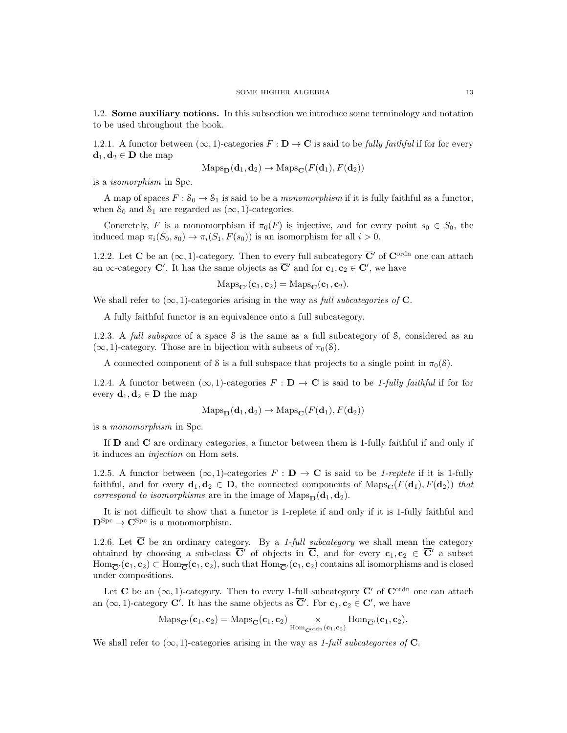1.2. **Some auxiliary notions.** In this subsection we introduce some terminology and notation to be used throughout the book.

1.2.1. A functor between $(\infty,1)$-categories $F : \mathbf{D} \to \mathbf{C}$ is said to be *fully faithful* if for for every $\mathbf{d}_1, \mathbf{d}_2 \in \mathbf{D}$ the map

$$\mathrm{Maps}_{\mathbf{D}}(\mathbf{d}_1, \mathbf{d}_2) \to \mathrm{Maps}_{\mathbf{C}}(F(\mathbf{d}_1), F(\mathbf{d}_2))$$

is a *isomorphism* in Spc.

A map of spaces $F : \mathcal{S}_0 \to \mathcal{S}_1$ is said to be a *monomorphism* if it is fully faithful as a functor, when $\mathcal{S}_0$ and $\mathcal{S}_1$ are regarded as $(\infty,1)$-categories.

Concretely, $F$ is a monomorphism if $\pi_0(F)$ is injective, and for every point $s_0 \in S_0$, the induced map $\pi_i(S_0, s_0) \to \pi_i(S_1, F(s_0))$ is an isomorphism for all $i > 0$.

1.2.2. Let $\mathbf{C}$ be an $(\infty,1)$-category. Then to every full subcategory $\overline{\mathbf{C}}'$ of $\mathbf{C}^{\mathrm{ordn}}$ one can attach an $\infty$-category $\mathbf{C}'$. It has the same objects as $\overline{\mathbf{C}}'$ and for $\mathbf{c}_1, \mathbf{c}_2 \in \mathbf{C}'$, we have

$$\mathrm{Maps}_{\mathbf{C}'}(\mathbf{c}_1, \mathbf{c}_2) = \mathrm{Maps}_{\mathbf{C}}(\mathbf{c}_1, \mathbf{c}_2).$$

We shall refer to $(\infty,1)$-categories arising in the way as *full subcategories of* $\mathbf{C}$.

A fully faithful functor is an equivalence onto a full subcategory.

1.2.3. A *full subspace* of a space $\mathcal{S}$ is the same as a full subcategory of $\mathcal{S}$, considered as an $(\infty,1)$-category. Those are in bijection with subsets of $\pi_0(\mathcal{S})$.

A connected component of $\mathcal{S}$ is a full subspace that projects to a single point in $\pi_0(\mathcal{S})$.

1.2.4. A functor between $(\infty,1)$-categories $F : \mathbf{D} \to \mathbf{C}$ is said to be *1-fully faithful* if for for every $\mathbf{d}_1, \mathbf{d}_2 \in \mathbf{D}$ the map

$$\mathrm{Maps}_{\mathbf{D}}(\mathbf{d}_1, \mathbf{d}_2) \to \mathrm{Maps}_{\mathbf{C}}(F(\mathbf{d}_1), F(\mathbf{d}_2))$$

is a *monomorphism* in Spc.

If $\mathbf{D}$ and $\mathbf{C}$ are ordinary categories, a functor between them is 1-fully faithful if and only if it induces an *injection* on Hom sets.

1.2.5. A functor between $(\infty,1)$-categories $F : \mathbf{D} \to \mathbf{C}$ is said to be *1-replete* if it is 1-fully faithful, and for every $\mathbf{d}_1, \mathbf{d}_2 \in \mathbf{D}$, the connected components of $\mathrm{Maps}_{\mathbf{C}}(F(\mathbf{d}_1), F(\mathbf{d}_2))$ *that correspond to isomorphisms* are in the image of $\mathrm{Maps}_{\mathbf{D}}(\mathbf{d}_1, \mathbf{d}_2)$.

It is not difficult to show that a functor is 1-replete if and only if it is 1-fully faithful and $\mathbf{D}^{\mathrm{Spc}} \to \mathbf{C}^{\mathrm{Spc}}$ is a monomorphism.

1.2.6. Let $\overline{\mathbf{C}}$ be an ordinary category. By a *1-full subcategory* we shall mean the category obtained by choosing a sub-class $\overline{\mathbf{C}}'$ of objects in $\overline{\mathbf{C}}$, and for every $\mathbf{c}_1, \mathbf{c}_2 \in \overline{\mathbf{C}}'$ a subset $\mathrm{Hom}_{\overline{\mathbf{C}}'}(\mathbf{c}_1, \mathbf{c}_2) \subset \mathrm{Hom}_{\overline{\mathbf{C}}}(\mathbf{c}_1, \mathbf{c}_2)$, such that $\mathrm{Hom}_{\overline{\mathbf{C}}'}(\mathbf{c}_1, \mathbf{c}_2)$ contains all isomorphisms and is closed under compositions.

Let $\mathbf{C}$ be an $(\infty,1)$-category. Then to every 1-full subcategory $\overline{\mathbf{C}}'$ of $\mathbf{C}^{\mathrm{ordn}}$ one can attach an $(\infty,1)$-category $\mathbf{C}'$. It has the same objects as $\overline{\mathbf{C}}'$. For $\mathbf{c}_1, \mathbf{c}_2 \in \mathbf{C}'$, we have

$$\mathrm{Maps}_{\mathbf{C}'}(\mathbf{c}_1, \mathbf{c}_2) = \mathrm{Maps}_{\mathbf{C}}(\mathbf{c}_1, \mathbf{c}_2) \underset{\mathrm{Hom}_{\mathbf{C}^{\mathrm{ordn}}}(\mathbf{c}_1, \mathbf{c}_2)}{\times} \mathrm{Hom}_{\overline{\mathbf{C}}'}(\mathbf{c}_1, \mathbf{c}_2).$$

We shall refer to $(\infty,1)$-categories arising in the way as *1-full subcategories of* $\mathbf{C}$.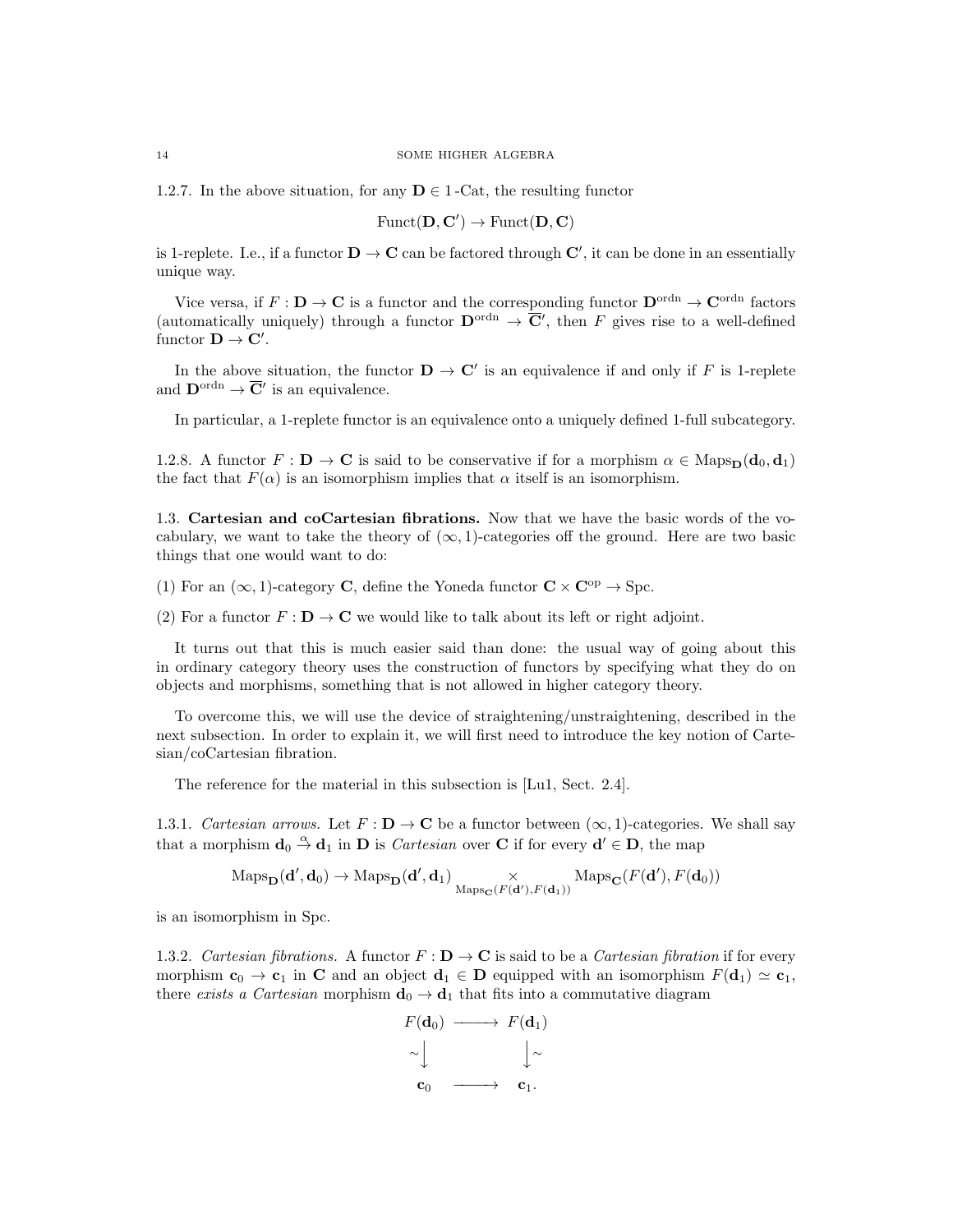1.2.7. In the above situation, for any $\mathbf{D} \in 1\text{-Cat}$, the resulting functor

$$\text{Funct}(\mathbf{D}, \mathbf{C}') \to \text{Funct}(\mathbf{D}, \mathbf{C})$$

is 1-replete. I.e., if a functor $\mathbf{D} \to \mathbf{C}$ can be factored through $\mathbf{C}'$, it can be done in an essentially unique way.

Vice versa, if $F : \mathbf{D} \to \mathbf{C}$ is a functor and the corresponding functor $\mathbf{D}^{\text{ordn}} \to \mathbf{C}^{\text{ordn}}$ factors (automatically uniquely) through a functor $\mathbf{D}^{\text{ordn}} \to \overline{\mathbf{C}}'$, then $F$ gives rise to a well-defined functor $\mathbf{D} \to \mathbf{C}'$.

In the above situation, the functor $\mathbf{D} \to \mathbf{C}'$ is an equivalence if and only if $F$ is 1-replete and $\mathbf{D}^{\text{ordn}} \to \overline{\mathbf{C}}'$ is an equivalence.

In particular, a 1-replete functor is an equivalence onto a uniquely defined 1-full subcategory.

1.2.8. A functor $F : \mathbf{D} \to \mathbf{C}$ is said to be conservative if for a morphism $\alpha \in \text{Maps}_{\mathbf{D}}(\mathbf{d}_0, \mathbf{d}_1)$ the fact that $F(\alpha)$ is an isomorphism implies that $\alpha$ itself is an isomorphism.

1.3. **Cartesian and coCartesian fibrations.** Now that we have the basic words of the vocabulary, we want to take the theory of $(\infty, 1)$-categories off the ground. Here are two basic things that one would want to do:

(1) For an $(\infty, 1)$-category $\mathbf{C}$, define the Yoneda functor $\mathbf{C} \times \mathbf{C}^{\text{op}} \to \text{Spc}$.

(2) For a functor $F : \mathbf{D} \to \mathbf{C}$ we would like to talk about its left or right adjoint.

It turns out that this is much easier said than done: the usual way of going about this in ordinary category theory uses the construction of functors by specifying what they do on objects and morphisms, something that is not allowed in higher category theory.

To overcome this, we will use the device of straightening/unstraightening, described in the next subsection. In order to explain it, we will first need to introduce the key notion of Cartesian/coCartesian fibration.

The reference for the material in this subsection is [Lu1, Sect. 2.4].

1.3.1. *Cartesian arrows.* Let $F : \mathbf{D} \to \mathbf{C}$ be a functor between $(\infty, 1)$-categories. We shall say that a morphism $\mathbf{d}_0 \overset{\alpha}{\to} \mathbf{d}_1$ in $\mathbf{D}$ is *Cartesian* over $\mathbf{C}$ if for every $\mathbf{d}' \in \mathbf{D}$, the map

$$\text{Maps}_{\mathbf{D}}(\mathbf{d}', \mathbf{d}_0) \to \text{Maps}_{\mathbf{D}}(\mathbf{d}', \mathbf{d}_1) \underset{\text{Maps}_{\mathbf{C}}(F(\mathbf{d}'), F(\mathbf{d}_1))}{\times} \text{Maps}_{\mathbf{C}}(F(\mathbf{d}'), F(\mathbf{d}_0))$$

is an isomorphism in Spc.

1.3.2. *Cartesian fibrations.* A functor $F : \mathbf{D} \to \mathbf{C}$ is said to be a *Cartesian fibration* if for every morphism $\mathbf{c}_0 \to \mathbf{c}_1$ in $\mathbf{C}$ and an object $\mathbf{d}_1 \in \mathbf{D}$ equipped with an isomorphism $F(\mathbf{d}_1) \simeq \mathbf{c}_1$, there *exists a Cartesian* morphism $\mathbf{d}_0 \to \mathbf{d}_1$ that fits into a commutative diagram

$$\begin{array}{ccc} F(\mathbf{d}_0) & \longrightarrow & F(\mathbf{d}_1) \\ \sim\downarrow & & \downarrow\sim \\ \mathbf{c}_0 & \longrightarrow & \mathbf{c}_1. \end{array}$$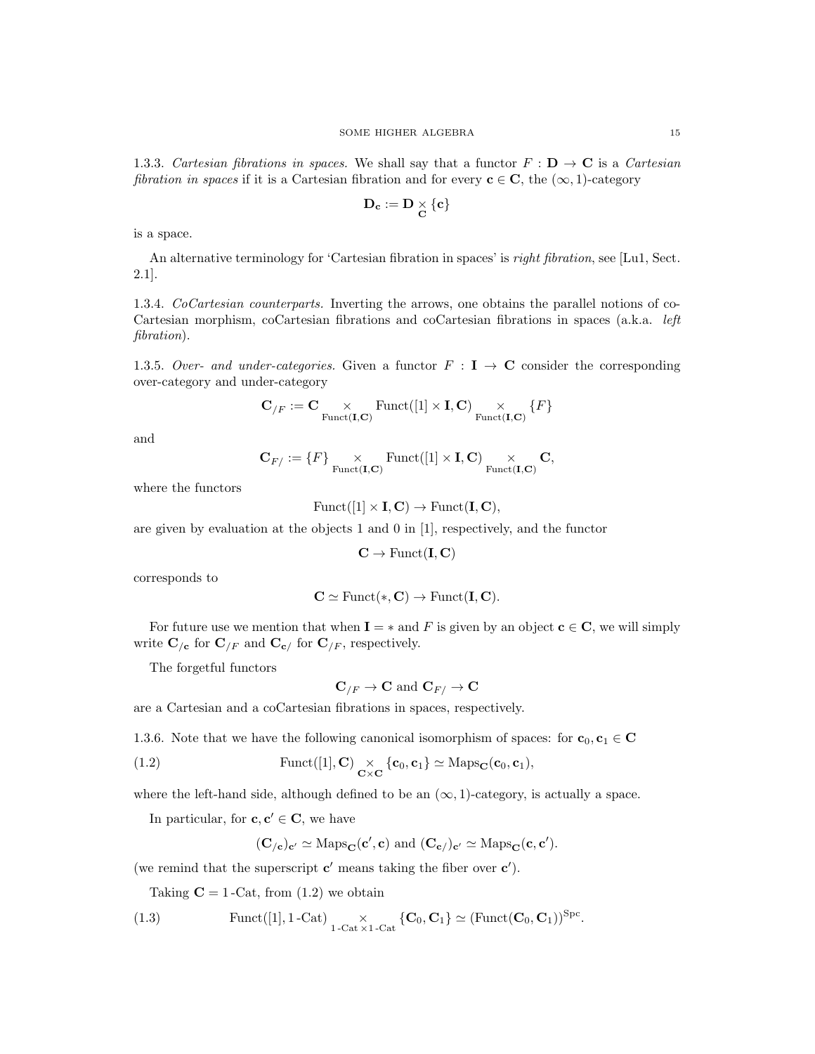1.3.3. *Cartesian fibrations in spaces.* We shall say that a functor $F : \mathbf{D} \to \mathbf{C}$ is a *Cartesian fibration in spaces* if it is a Cartesian fibration and for every $\mathbf{c} \in \mathbf{C}$, the $(\infty,1)$-category

$$\mathbf{D}_{\mathbf{c}} := \mathbf{D} \underset{\mathbf{C}}{\times} \{\mathbf{c}\}$$

is a space.

An alternative terminology for 'Cartesian fibration in spaces' is *right fibration*, see [Lu1, Sect. 2.1].

1.3.4. *CoCartesian counterparts.* Inverting the arrows, one obtains the parallel notions of coCartesian morphism, coCartesian fibrations and coCartesian fibrations in spaces (a.k.a. *left fibration*).

1.3.5. *Over- and under-categories.* Given a functor $F : \mathbf{I} \to \mathbf{C}$ consider the corresponding over-category and under-category

$$\mathbf{C}_{/F} := \mathbf{C} \underset{\mathrm{Funct}(\mathbf{I},\mathbf{C})}{\times} \mathrm{Funct}([1] \times \mathbf{I}, \mathbf{C}) \underset{\mathrm{Funct}(\mathbf{I},\mathbf{C})}{\times} \{F\}$$

and

$$\mathbf{C}_{F/} := \{F\} \underset{\mathrm{Funct}(\mathbf{I},\mathbf{C})}{\times} \mathrm{Funct}([1] \times \mathbf{I}, \mathbf{C}) \underset{\mathrm{Funct}(\mathbf{I},\mathbf{C})}{\times} \mathbf{C},$$

where the functors

$$\mathrm{Funct}([1] \times \mathbf{I}, \mathbf{C}) \to \mathrm{Funct}(\mathbf{I}, \mathbf{C}),$$

are given by evaluation at the objects 1 and 0 in [1], respectively, and the functor

$$\mathbf{C} \to \mathrm{Funct}(\mathbf{I}, \mathbf{C})$$

corresponds to

$$\mathbf{C} \simeq \mathrm{Funct}(*, \mathbf{C}) \to \mathrm{Funct}(\mathbf{I}, \mathbf{C}).$$

For future use we mention that when $\mathbf{I} = *$ and $F$ is given by an object $\mathbf{c} \in \mathbf{C}$, we will simply write $\mathbf{C}_{/\mathbf{c}}$ for $\mathbf{C}_{/F}$ and $\mathbf{C}_{\mathbf{c}/}$ for $\mathbf{C}_{/F}$, respectively.

The forgetful functors

$$\mathbf{C}_{/F} \to \mathbf{C} \text{ and } \mathbf{C}_{F/} \to \mathbf{C}$$

are a Cartesian and a coCartesian fibrations in spaces, respectively.

1.3.6. Note that we have the following canonical isomorphism of spaces: for $\mathbf{c}_0, \mathbf{c}_1 \in \mathbf{C}$

$$\mathrm{Funct}([1], \mathbf{C}) \underset{\mathbf{C} \times \mathbf{C}}{\times} \{\mathbf{c}_0, \mathbf{c}_1\} \simeq \mathrm{Maps}_{\mathbf{C}}(\mathbf{c}_0, \mathbf{c}_1), \tag{1.2}$$

where the left-hand side, although defined to be an $(\infty,1)$-category, is actually a space.

In particular, for $\mathbf{c}, \mathbf{c}' \in \mathbf{C}$, we have

$$(\mathbf{C}_{/\mathbf{c}})_{\mathbf{c}'} \simeq \mathrm{Maps}_{\mathbf{C}}(\mathbf{c}', \mathbf{c}) \text{ and } (\mathbf{C}_{\mathbf{c}/})_{\mathbf{c}'} \simeq \mathrm{Maps}_{\mathbf{C}}(\mathbf{c}, \mathbf{c}').$$

(we remind that the superscript $\mathbf{c}'$ means taking the fiber over $\mathbf{c}'$).

Taking $\mathbf{C} = 1\text{-Cat}$, from (1.2) we obtain

$$\mathrm{Funct}([1], 1\text{-Cat}) \underset{1\text{-Cat} \times 1\text{-Cat}}{\times} \{\mathbf{C}_0, \mathbf{C}_1\} \simeq (\mathrm{Funct}(\mathbf{C}_0, \mathbf{C}_1))^{\mathrm{Spc}}. \tag{1.3}$$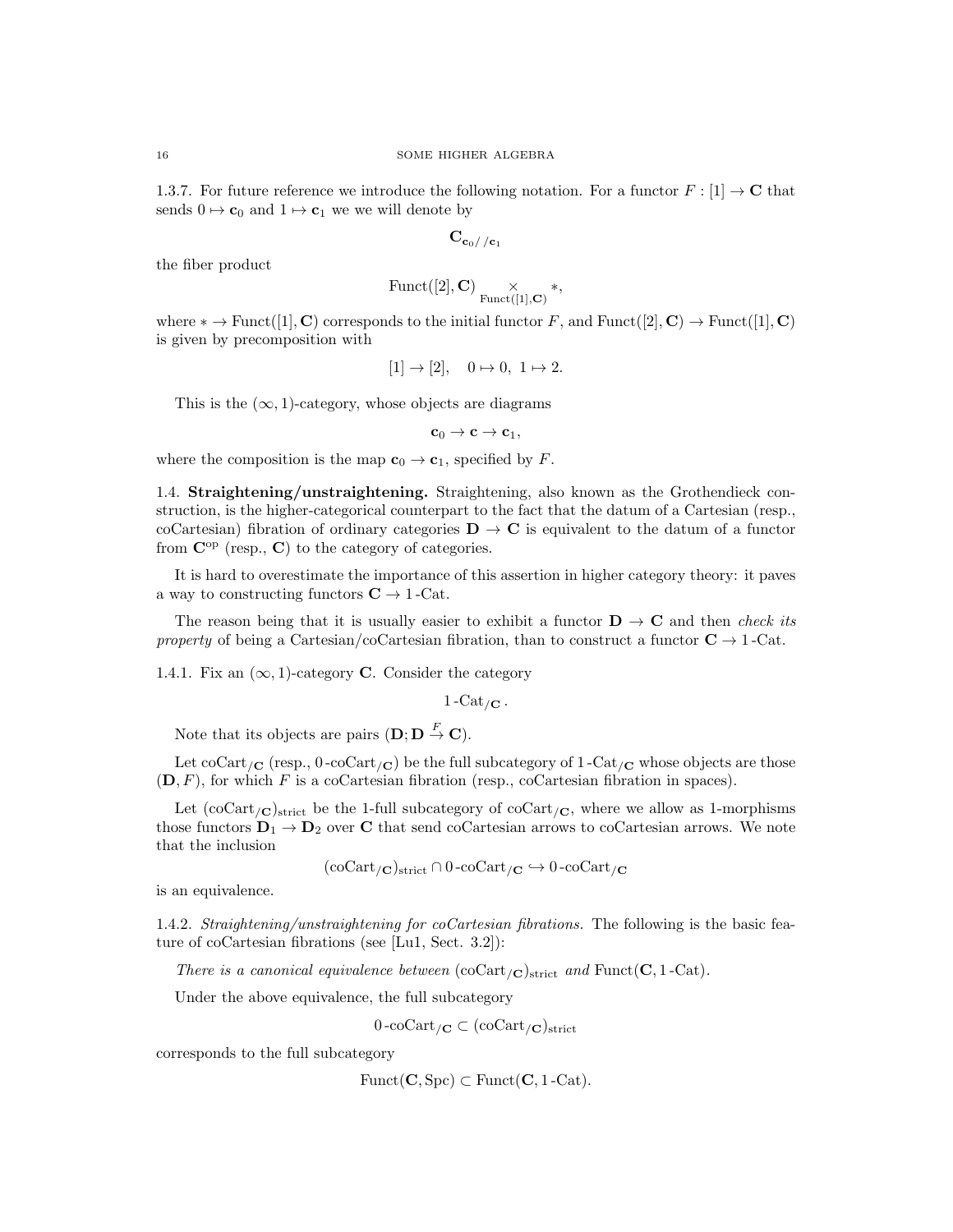1.3.7. For future reference we introduce the following notation. For a functor $F : [1] \to \mathbf{C}$ that sends $0 \mapsto \mathbf{c}_0$ and $1 \mapsto \mathbf{c}_1$ we we will denote by

$$\mathbf{C}_{\mathbf{c}_0//\mathbf{c}_1}$$

the fiber product

$$\mathrm{Funct}([2], \mathbf{C}) \underset{\mathrm{Funct}([1],\mathbf{C})}{\times} *,$$

where $* \to \mathrm{Funct}([1], \mathbf{C})$ corresponds to the initial functor $F$, and $\mathrm{Funct}([2], \mathbf{C}) \to \mathrm{Funct}([1], \mathbf{C})$ is given by precomposition with

$$[1] \to [2], \quad 0 \mapsto 0, \ 1 \mapsto 2.$$

This is the $(\infty, 1)$-category, whose objects are diagrams

$$\mathbf{c}_0 \to \mathbf{c} \to \mathbf{c}_1,$$

where the composition is the map $\mathbf{c}_0 \to \mathbf{c}_1$, specified by $F$.

1.4. **Straightening/unstraightening.** Straightening, also known as the Grothendieck construction, is the higher-categorical counterpart to the fact that the datum of a Cartesian (resp., coCartesian) fibration of ordinary categories $\mathbf{D} \to \mathbf{C}$ is equivalent to the datum of a functor from $\mathbf{C}^{\mathrm{op}}$ (resp., $\mathbf{C}$) to the category of categories.

It is hard to overestimate the importance of this assertion in higher category theory: it paves a way to constructing functors $\mathbf{C} \to 1\text{-Cat}$.

The reason being that it is usually easier to exhibit a functor $\mathbf{D} \to \mathbf{C}$ and then *check its property* of being a Cartesian/coCartesian fibration, than to construct a functor $\mathbf{C} \to 1\text{-Cat}$.

1.4.1. Fix an $(\infty, 1)$-category $\mathbf{C}$. Consider the category

$$1\text{-Cat}_{/\mathbf{C}}.$$

Note that its objects are pairs $(\mathbf{D}; \mathbf{D} \xrightarrow{F} \mathbf{C})$.

Let $\mathrm{coCart}_{/\mathbf{C}}$ (resp., $0\text{-coCart}_{/\mathbf{C}}$) be the full subcategory of $1\text{-Cat}_{/\mathbf{C}}$ whose objects are those $(\mathbf{D}, F)$, for which $F$ is a coCartesian fibration (resp., coCartesian fibration in spaces).

Let $(\mathrm{coCart}_{/\mathbf{C}})_{\mathrm{strict}}$ be the 1-full subcategory of $\mathrm{coCart}_{/\mathbf{C}}$, where we allow as 1-morphisms those functors $\mathbf{D}_1 \to \mathbf{D}_2$ over $\mathbf{C}$ that send coCartesian arrows to coCartesian arrows. We note that the inclusion

$$(\mathrm{coCart}_{/\mathbf{C}})_{\mathrm{strict}} \cap 0\text{-coCart}_{/\mathbf{C}} \hookrightarrow 0\text{-coCart}_{/\mathbf{C}}$$

is an equivalence.

1.4.2. *Straightening/unstraightening for coCartesian fibrations.* The following is the basic feature of coCartesian fibrations (see [Lu1, Sect. 3.2]):

*There is a canonical equivalence between* $(\mathrm{coCart}_{/\mathbf{C}})_{\mathrm{strict}}$ *and* $\mathrm{Funct}(\mathbf{C}, 1\text{-Cat})$.

Under the above equivalence, the full subcategory

$$0\text{-coCart}_{/\mathbf{C}} \subset (\mathrm{coCart}_{/\mathbf{C}})_{\mathrm{strict}}$$

corresponds to the full subcategory

$$\mathrm{Funct}(\mathbf{C}, \mathrm{Spc}) \subset \mathrm{Funct}(\mathbf{C}, 1\text{-Cat}).$$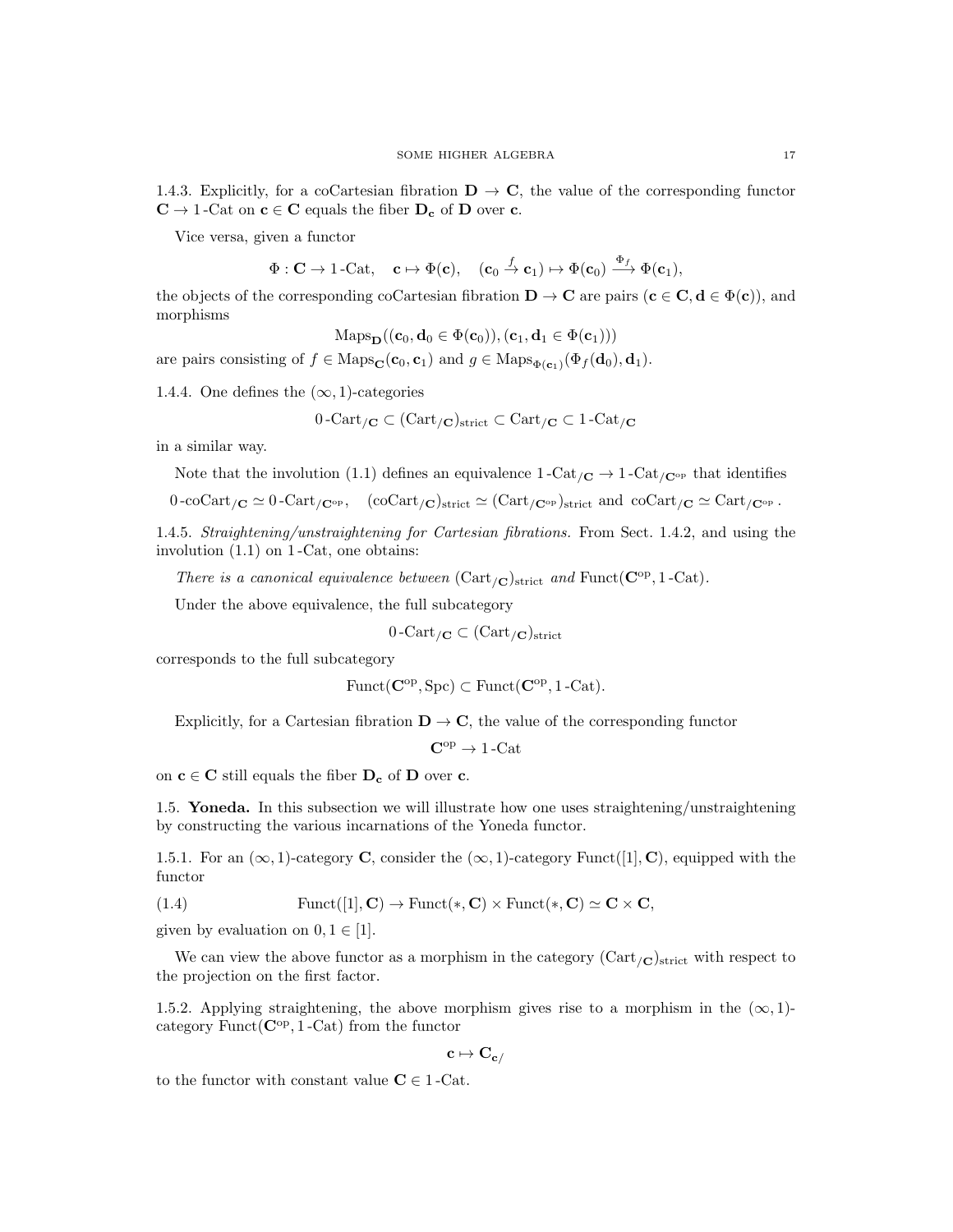1.4.3. Explicitly, for a coCartesian fibration $\mathbf{D} \to \mathbf{C}$, the value of the corresponding functor $\mathbf{C} \to 1\text{-Cat}$ on $\mathbf{c} \in \mathbf{C}$ equals the fiber $\mathbf{D}_{\mathbf{c}}$ of $\mathbf{D}$ over $\mathbf{c}$.

Vice versa, given a functor

$$\Phi : \mathbf{C} \to 1\text{-Cat}, \quad \mathbf{c} \mapsto \Phi(\mathbf{c}), \quad (\mathbf{c}_0 \xrightarrow{f} \mathbf{c}_1) \mapsto \Phi(\mathbf{c}_0) \xrightarrow{\Phi_f} \Phi(\mathbf{c}_1),$$

the objects of the corresponding coCartesian fibration $\mathbf{D} \to \mathbf{C}$ are pairs ($\mathbf{c} \in \mathbf{C}, \mathbf{d} \in \Phi(\mathbf{c})$), and morphisms

$$\mathrm{Maps}_{\mathbf{D}}((\mathbf{c}_0, \mathbf{d}_0 \in \Phi(\mathbf{c}_0)), (\mathbf{c}_1, \mathbf{d}_1 \in \Phi(\mathbf{c}_1)))$$

are pairs consisting of $f \in \mathrm{Maps}_{\mathbf{C}}(\mathbf{c}_0, \mathbf{c}_1)$ and $g \in \mathrm{Maps}_{\Phi(\mathbf{c}_1)}(\Phi_f(\mathbf{d}_0), \mathbf{d}_1)$.

1.4.4. One defines the $(\infty, 1)$-categories

$$0\text{-Cart}_{/\mathbf{C}} \subset (\mathrm{Cart}_{/\mathbf{C}})_{\mathrm{strict}} \subset \mathrm{Cart}_{/\mathbf{C}} \subset 1\text{-Cat}_{/\mathbf{C}}$$

in a similar way.

Note that the involution (1.1) defines an equivalence $1\text{-Cat}_{/\mathbf{C}} \to 1\text{-Cat}_{/\mathbf{C}^{\mathrm{op}}}$ that identifies

$$0\text{-coCart}_{/\mathbf{C}} \simeq 0\text{-Cart}_{/\mathbf{C}^{\mathrm{op}}}, \quad (\mathrm{coCart}_{/\mathbf{C}})_{\mathrm{strict}} \simeq (\mathrm{Cart}_{/\mathbf{C}^{\mathrm{op}}})_{\mathrm{strict}} \text{ and } \mathrm{coCart}_{/\mathbf{C}} \simeq \mathrm{Cart}_{/\mathbf{C}^{\mathrm{op}}}.$$

1.4.5. *Straightening/unstraightening for Cartesian fibrations.* From Sect. 1.4.2, and using the involution (1.1) on $1\text{-Cat}$, one obtains:

*There is a canonical equivalence between* $(\mathrm{Cart}_{/\mathbf{C}})_{\mathrm{strict}}$ *and* $\mathrm{Funct}(\mathbf{C}^{\mathrm{op}}, 1\text{-Cat})$.

Under the above equivalence, the full subcategory

$$0\text{-Cart}_{/\mathbf{C}} \subset (\mathrm{Cart}_{/\mathbf{C}})_{\mathrm{strict}}$$

corresponds to the full subcategory

$$\mathrm{Funct}(\mathbf{C}^{\mathrm{op}}, \mathrm{Spc}) \subset \mathrm{Funct}(\mathbf{C}^{\mathrm{op}}, 1\text{-Cat}).$$

Explicitly, for a Cartesian fibration $\mathbf{D} \to \mathbf{C}$, the value of the corresponding functor

$$\mathbf{C}^{\mathrm{op}} \to 1\text{-Cat}$$

on $\mathbf{c} \in \mathbf{C}$ still equals the fiber $\mathbf{D}_{\mathbf{c}}$ of $\mathbf{D}$ over $\mathbf{c}$.

## 1.5. Yoneda.

In this subsection we will illustrate how one uses straightening/unstraightening by constructing the various incarnations of the Yoneda functor.

1.5.1. For an $(\infty, 1)$-category $\mathbf{C}$, consider the $(\infty, 1)$-category $\mathrm{Funct}([1], \mathbf{C})$, equipped with the functor

$$\mathrm{Funct}([1], \mathbf{C}) \to \mathrm{Funct}(*, \mathbf{C}) \times \mathrm{Funct}(*, \mathbf{C}) \simeq \mathbf{C} \times \mathbf{C}, \tag{1.4}$$

given by evaluation on $0, 1 \in [1]$.

We can view the above functor as a morphism in the category $(\mathrm{Cart}_{/\mathbf{C}})_{\mathrm{strict}}$ with respect to the projection on the first factor.

1.5.2. Applying straightening, the above morphism gives rise to a morphism in the $(\infty, 1)$-category $\mathrm{Funct}(\mathbf{C}^{\mathrm{op}}, 1\text{-Cat})$ from the functor

$$\mathbf{c} \mapsto \mathbf{C}_{\mathbf{c}/}$$

to the functor with constant value $\mathbf{C} \in 1\text{-Cat}$.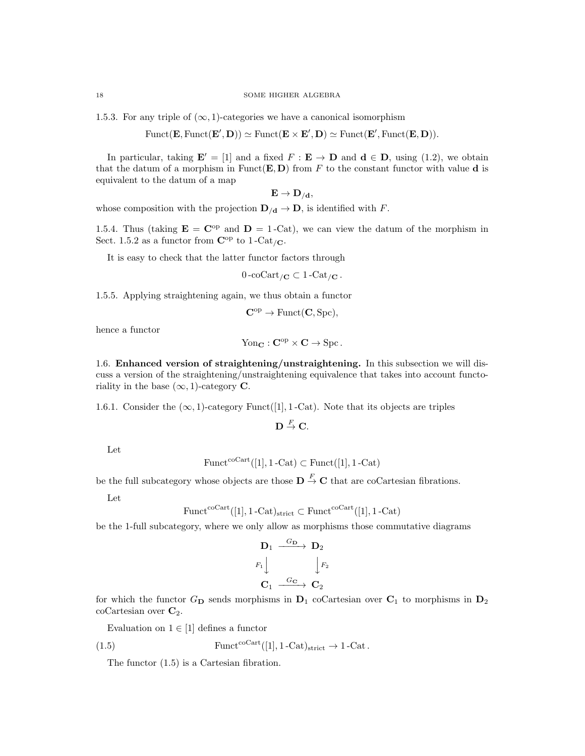1.5.3. For any triple of $(\infty,1)$-categories we have a canonical isomorphism

$$\text{Funct}(\mathbf{E}, \text{Funct}(\mathbf{E}', \mathbf{D})) \simeq \text{Funct}(\mathbf{E} \times \mathbf{E}', \mathbf{D}) \simeq \text{Funct}(\mathbf{E}', \text{Funct}(\mathbf{E}, \mathbf{D})).$$

In particular, taking $\mathbf{E}' = [1]$ and a fixed $F : \mathbf{E} \to \mathbf{D}$ and $\mathbf{d} \in \mathbf{D}$, using (1.2), we obtain that the datum of a morphism in $\text{Funct}(\mathbf{E}, \mathbf{D})$ from $F$ to the constant functor with value $\mathbf{d}$ is equivalent to the datum of a map

$$\mathbf{E} \to \mathbf{D}_{/\mathbf{d}},$$

whose composition with the projection $\mathbf{D}_{/\mathbf{d}} \to \mathbf{D}$, is identified with $F$.

1.5.4. Thus (taking $\mathbf{E} = \mathbf{C}^{\text{op}}$ and $\mathbf{D} = 1\text{-Cat}$), we can view the datum of the morphism in Sect. 1.5.2 as a functor from $\mathbf{C}^{\text{op}}$ to $1\text{-Cat}_{/\mathbf{C}}$.

It is easy to check that the latter functor factors through

$$0\text{-coCart}_{/\mathbf{C}} \subset 1\text{-Cat}_{/\mathbf{C}}.$$

1.5.5. Applying straightening again, we thus obtain a functor

$$\mathbf{C}^{\text{op}} \to \text{Funct}(\mathbf{C}, \text{Spc}),$$

hence a functor

$$\text{Yon}_{\mathbf{C}} : \mathbf{C}^{\text{op}} \times \mathbf{C} \to \text{Spc}.$$

1.6. **Enhanced version of straightening/unstraightening.** In this subsection we will discuss a version of the straightening/unstraightening equivalence that takes into account functoriality in the base $(\infty,1)$-category $\mathbf{C}$.

1.6.1. Consider the $(\infty,1)$-category $\text{Funct}([1], 1\text{-Cat})$. Note that its objects are triples

$$\mathbf{D} \overset{F}{\to} \mathbf{C}.$$

Let

$$\text{Funct}^{\text{coCart}}([1], 1\text{-Cat}) \subset \text{Funct}([1], 1\text{-Cat})$$

be the full subcategory whose objects are those $\mathbf{D} \overset{F}{\to} \mathbf{C}$ that are coCartesian fibrations.

Let

$$\text{Funct}^{\text{coCart}}([1], 1\text{-Cat})_{\text{strict}} \subset \text{Funct}^{\text{coCart}}([1], 1\text{-Cat})$$

be the 1-full subcategory, where we only allow as morphisms those commutative diagrams

$$\begin{array}{ccc}
\mathbf{D}_1 & \xrightarrow{G_{\mathbf{D}}} & \mathbf{D}_2 \\
{\scriptstyle F_1}\downarrow & & \downarrow{\scriptstyle F_2} \\
\mathbf{C}_1 & \xrightarrow{G_{\mathbf{C}}} & \mathbf{C}_2
\end{array}$$

for which the functor $G_{\mathbf{D}}$ sends morphisms in $\mathbf{D}_1$ coCartesian over $\mathbf{C}_1$ to morphisms in $\mathbf{D}_2$ coCartesian over $\mathbf{C}_2$.

Evaluation on $1 \in [1]$ defines a functor

$$\text{Funct}^{\text{coCart}}([1], 1\text{-Cat})_{\text{strict}} \to 1\text{-Cat}. \tag{1.5}$$

The functor (1.5) is a Cartesian fibration.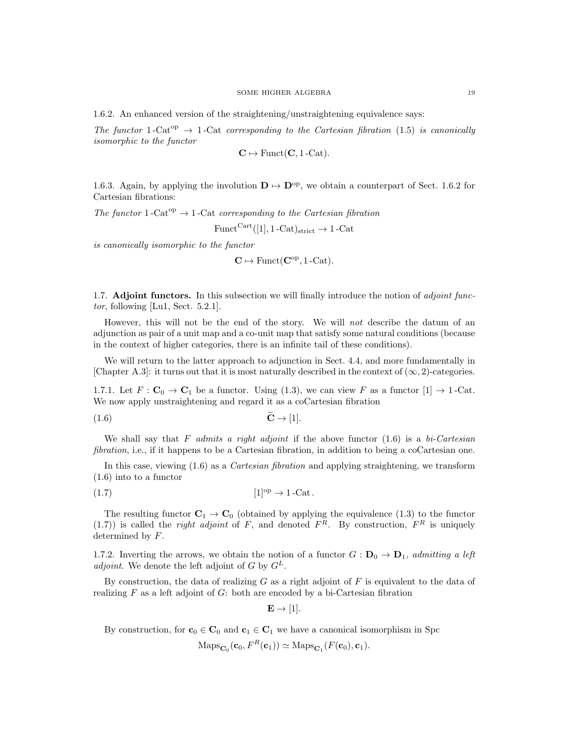1.6.2. An enhanced version of the straightening/unstraightening equivalence says:

*The functor* $1\text{-Cat}^{\text{op}} \to 1\text{-Cat}$ *corresponding to the Cartesian fibration* (1.5) *is canonically isomorphic to the functor*

$$\mathbf{C} \mapsto \text{Funct}(\mathbf{C}, 1\text{-Cat}).$$

1.6.3. Again, by applying the involution $\mathbf{D} \mapsto \mathbf{D}^{\text{op}}$, we obtain a counterpart of Sect. 1.6.2 for Cartesian fibrations:

*The functor* $1\text{-Cat}^{\text{op}} \to 1\text{-Cat}$ *corresponding to the Cartesian fibration*

$$\text{Funct}^{\text{Cart}}([1], 1\text{-Cat})_{\text{strict}} \to 1\text{-Cat}$$

*is canonically isomorphic to the functor*

$$\mathbf{C} \mapsto \text{Funct}(\mathbf{C}^{\text{op}}, 1\text{-Cat}).$$

## 1.7. Adjoint functors.

In this subsection we will finally introduce the notion of *adjoint functor*, following [Lu1, Sect. 5.2.1].

However, this will not be the end of the story. We will *not* describe the datum of an adjunction as pair of a unit map and a co-unit map that satisfy some natural conditions (because in the context of higher categories, there is an infinite tail of these conditions).

We will return to the latter approach to adjunction in Sect. 4.4, and more fundamentally in [Chapter A.3]: it turns out that it is most naturally described in the context of $(\infty, 2)$-categories.

1.7.1. Let $F : \mathbf{C}_0 \to \mathbf{C}_1$ be a functor. Using (1.3), we can view $F$ as a functor $[1] \to 1\text{-Cat}$. We now apply unstraightening and regard it as a coCartesian fibration

$$\widetilde{\mathbf{C}} \to [1]. \tag{1.6}$$

We shall say that $F$ *admits a right adjoint* if the above functor (1.6) is a *bi-Cartesian fibration*, i.e., if it happens to be a Cartesian fibration, in addition to being a coCartesian one.

In this case, viewing (1.6) as a *Cartesian fibration* and applying straightening, we transform (1.6) into to a functor

$$[1]^{\text{op}} \to 1\text{-Cat}\,. \tag{1.7}$$

The resulting functor $\mathbf{C}_1 \to \mathbf{C}_0$ (obtained by applying the equivalence (1.3) to the functor (1.7)) is called the *right adjoint* of $F$, and denoted $F^R$. By construction, $F^R$ is uniquely determined by $F$.

1.7.2. Inverting the arrows, we obtain the notion of a functor $G : \mathbf{D}_0 \to \mathbf{D}_1$, *admitting a left adjoint*. We denote the left adjoint of $G$ by $G^L$.

By construction, the data of realizing $G$ as a right adjoint of $F$ is equivalent to the data of realizing $F$ as a left adjoint of $G$: both are encoded by a bi-Cartesian fibration

$$\mathbf{E} \to [1].$$

By construction, for $\mathbf{c}_0 \in \mathbf{C}_0$ and $\mathbf{c}_1 \in \mathbf{C}_1$ we have a canonical isomorphism in Spc

$$\text{Maps}_{\mathbf{C}_0}(\mathbf{c}_0, F^R(\mathbf{c}_1)) \simeq \text{Maps}_{\mathbf{C}_1}(F(\mathbf{c}_0), \mathbf{c}_1).$$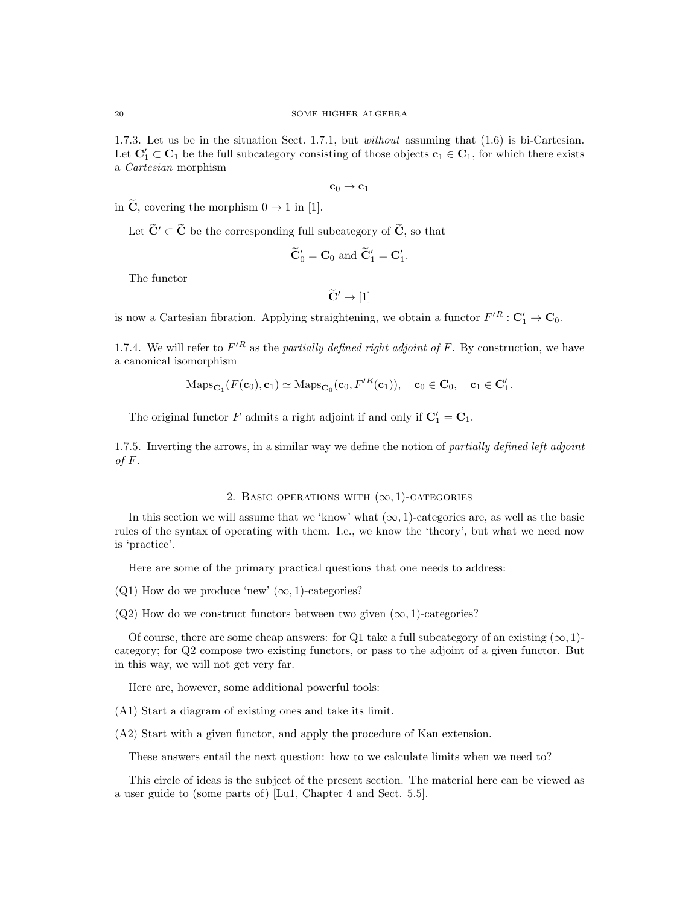1.7.3. Let us be in the situation Sect. 1.7.1, but *without* assuming that (1.6) is bi-Cartesian. Let $\mathbf{C}_1' \subset \mathbf{C}_1$ be the full subcategory consisting of those objects $\mathbf{c}_1 \in \mathbf{C}_1$, for which there exists a *Cartesian* morphism

$$\mathbf{c}_0 \to \mathbf{c}_1$$

in $\widetilde{\mathbf{C}}$, covering the morphism $0 \to 1$ in $[1]$.

Let $\widetilde{\mathbf{C}}' \subset \widetilde{\mathbf{C}}$ be the corresponding full subcategory of $\widetilde{\mathbf{C}}$, so that

$$\widetilde{\mathbf{C}}_0' = \mathbf{C}_0 \text{ and } \widetilde{\mathbf{C}}_1' = \mathbf{C}_1'.$$

The functor

$$\widetilde{\mathbf{C}}' \to [1]$$

is now a Cartesian fibration. Applying straightening, we obtain a functor $F'^R : \mathbf{C}_1' \to \mathbf{C}_0$.

1.7.4. We will refer to $F'^R$ as the *partially defined right adjoint of* $F$. By construction, we have a canonical isomorphism

$$\operatorname{Maps}_{\mathbf{C}_1}(F(\mathbf{c}_0), \mathbf{c}_1) \simeq \operatorname{Maps}_{\mathbf{C}_0}(\mathbf{c}_0, F'^R(\mathbf{c}_1)), \quad \mathbf{c}_0 \in \mathbf{C}_0, \quad \mathbf{c}_1 \in \mathbf{C}_1'.$$

The original functor $F$ admits a right adjoint if and only if $\mathbf{C}_1' = \mathbf{C}_1$.

1.7.5. Inverting the arrows, in a similar way we define the notion of *partially defined left adjoint of* $F$.

## 2. Basic operations with $(\infty, 1)$-categories

In this section we will assume that we 'know' what $(\infty, 1)$-categories are, as well as the basic rules of the syntax of operating with them. I.e., we know the 'theory', but what we need now is 'practice'.

Here are some of the primary practical questions that one needs to address:

(Q1) How do we produce 'new' $(\infty, 1)$-categories?

(Q2) How do we construct functors between two given $(\infty, 1)$-categories?

Of course, there are some cheap answers: for Q1 take a full subcategory of an existing $(\infty, 1)$-category; for Q2 compose two existing functors, or pass to the adjoint of a given functor. But in this way, we will not get very far.

Here are, however, some additional powerful tools:

(A1) Start a diagram of existing ones and take its limit.

(A2) Start with a given functor, and apply the procedure of Kan extension.

These answers entail the next question: how to we calculate limits when we need to?

This circle of ideas is the subject of the present section. The material here can be viewed as a user guide to (some parts of) [Lu1, Chapter 4 and Sect. 5.5].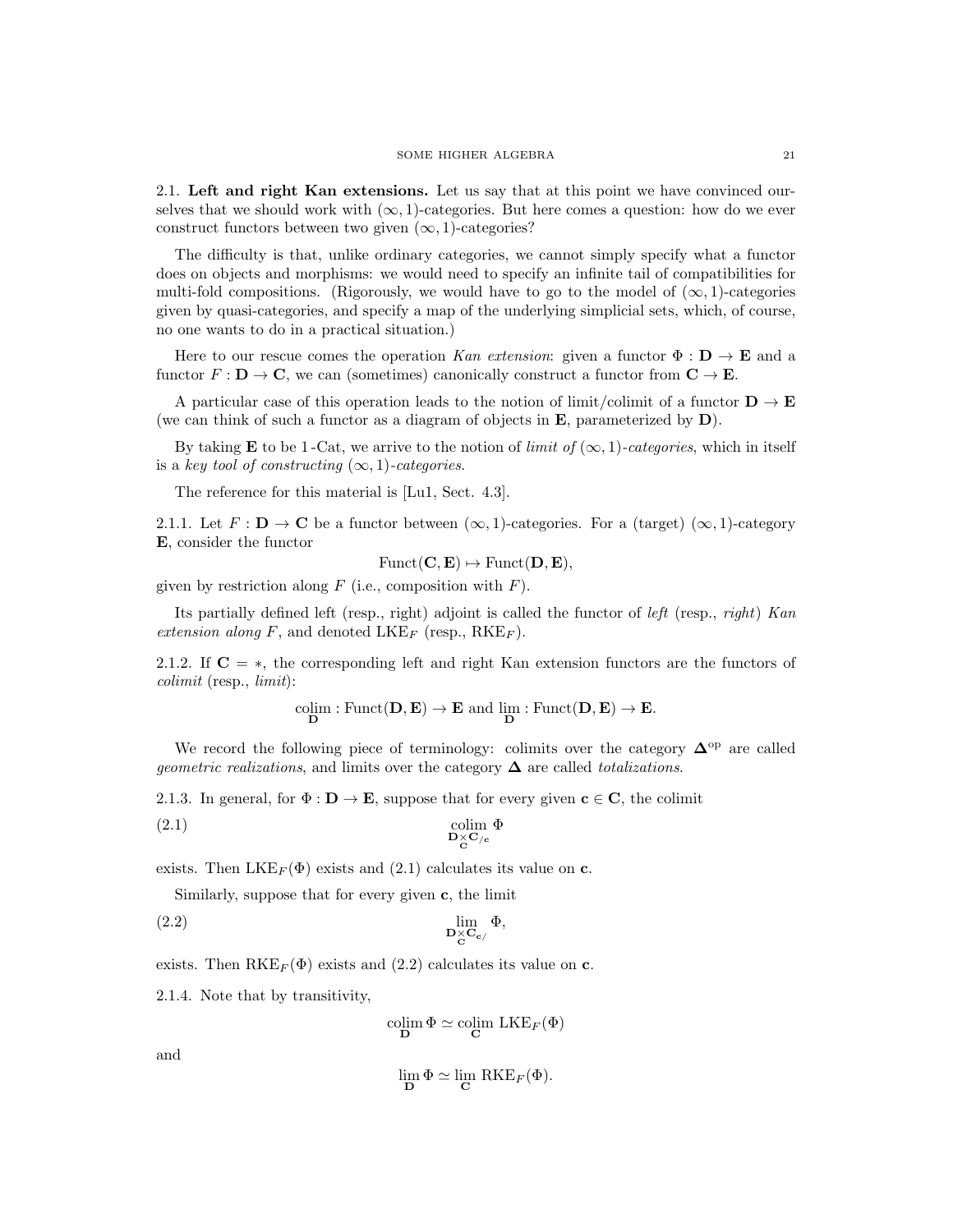## 2.1. Left and right Kan extensions.

Let us say that at this point we have convinced ourselves that we should work with $(\infty,1)$-categories. But here comes a question: how do we ever construct functors between two given $(\infty,1)$-categories?

The difficulty is that, unlike ordinary categories, we cannot simply specify what a functor does on objects and morphisms: we would need to specify an infinite tail of compatibilities for multi-fold compositions. (Rigorously, we would have to go to the model of $(\infty,1)$-categories given by quasi-categories, and specify a map of the underlying simplicial sets, which, of course, no one wants to do in a practical situation.)

Here to our rescue comes the operation *Kan extension*: given a functor $\Phi : \mathbf{D} \to \mathbf{E}$ and a functor $F : \mathbf{D} \to \mathbf{C}$, we can (sometimes) canonically construct a functor from $\mathbf{C} \to \mathbf{E}$.

A particular case of this operation leads to the notion of limit/colimit of a functor $\mathbf{D} \to \mathbf{E}$ (we can think of such a functor as a diagram of objects in $\mathbf{E}$, parameterized by $\mathbf{D}$).

By taking $\mathbf{E}$ to be 1-Cat, we arrive to the notion of *limit of* $(\infty,1)$*-categories*, which in itself is a *key tool of constructing* $(\infty,1)$*-categories*.

The reference for this material is [Lu1, Sect. 4.3].

2.1.1. Let $F : \mathbf{D} \to \mathbf{C}$ be a functor between $(\infty,1)$-categories. For a (target) $(\infty,1)$-category $\mathbf{E}$, consider the functor

$$\mathrm{Funct}(\mathbf{C},\mathbf{E}) \mapsto \mathrm{Funct}(\mathbf{D},\mathbf{E}),$$

given by restriction along $F$ (i.e., composition with $F$).

Its partially defined left (resp., right) adjoint is called the functor of *left* (resp., *right*) *Kan extension along* $F$, and denoted $\mathrm{LKE}_F$ (resp., $\mathrm{RKE}_F$).

2.1.2. If $\mathbf{C} = *$, the corresponding left and right Kan extension functors are the functors of *colimit* (resp., *limit*):

$$\underset{\mathbf{D}}{\mathrm{colim}} : \mathrm{Funct}(\mathbf{D},\mathbf{E}) \to \mathbf{E} \text{ and } \underset{\mathbf{D}}{\lim} : \mathrm{Funct}(\mathbf{D},\mathbf{E}) \to \mathbf{E}.$$

We record the following piece of terminology: colimits over the category $\mathbf{\Delta}^{\mathrm{op}}$ are called *geometric realizations*, and limits over the category $\mathbf{\Delta}$ are called *totalizations*.

2.1.3. In general, for $\Phi : \mathbf{D} \to \mathbf{E}$, suppose that for every given $\mathbf{c} \in \mathbf{C}$, the colimit

$$\underset{\mathbf{D} \underset{\mathbf{C}}{\times} \mathbf{C}_{/\mathbf{c}}}{\mathrm{colim}}\ \Phi \tag{2.1}$$

exists. Then $\mathrm{LKE}_F(\Phi)$ exists and (2.1) calculates its value on $\mathbf{c}$.

Similarly, suppose that for every given $\mathbf{c}$, the limit

$$\underset{\mathbf{D} \underset{\mathbf{C}}{\times} \mathbf{C}_{\mathbf{c}/}}{\lim}\ \Phi, \tag{2.2}$$

exists. Then $\mathrm{RKE}_F(\Phi)$ exists and (2.2) calculates its value on $\mathbf{c}$.

2.1.4. Note that by transitivity,

$$\underset{\mathbf{D}}{\mathrm{colim}}\ \Phi \simeq \underset{\mathbf{C}}{\mathrm{colim}}\ \mathrm{LKE}_F(\Phi)$$

and

$$\underset{\mathbf{D}}{\lim}\ \Phi \simeq \underset{\mathbf{C}}{\lim}\ \mathrm{RKE}_F(\Phi).$$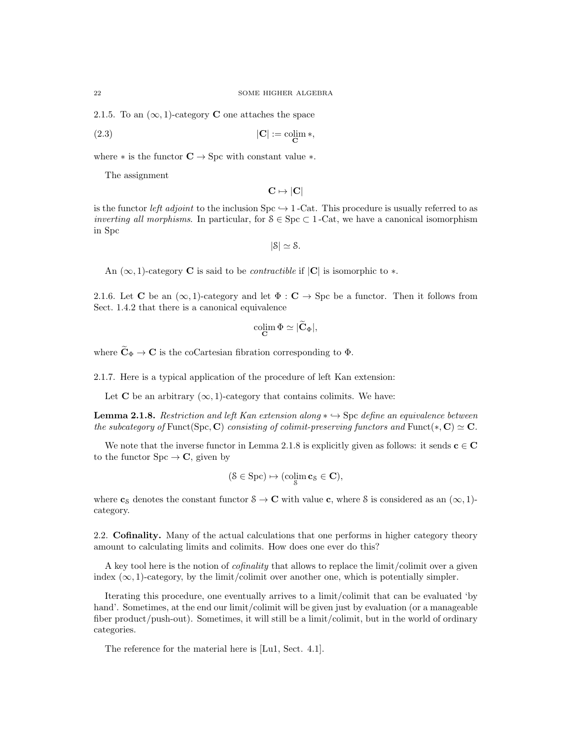2.1.5. To an $(\infty, 1)$-category $\mathbf{C}$ one attaches the space

$$|\mathbf{C}| := \underset{\mathbf{C}}{\operatorname{colim}} *, \tag{2.3}$$

where $*$ is the functor $\mathbf{C} \to \operatorname{Spc}$ with constant value $*$.

The assignment

$$\mathbf{C} \mapsto |\mathbf{C}|$$

is the functor *left adjoint* to the inclusion $\operatorname{Spc} \hookrightarrow 1\text{-Cat}$. This procedure is usually referred to as *inverting all morphisms*. In particular, for $\mathcal{S} \in \operatorname{Spc} \subset 1\text{-Cat}$, we have a canonical isomorphism in Spc

$$|\mathcal{S}| \simeq \mathcal{S}.$$

An $(\infty, 1)$-category $\mathbf{C}$ is said to be *contractible* if $|\mathbf{C}|$ is isomorphic to $*$.

2.1.6. Let $\mathbf{C}$ be an $(\infty, 1)$-category and let $\Phi : \mathbf{C} \to \operatorname{Spc}$ be a functor. Then it follows from Sect. 1.4.2 that there is a canonical equivalence

$$\underset{\mathbf{C}}{\operatorname{colim}} \Phi \simeq |\widetilde{\mathbf{C}}_\Phi|,$$

where $\widetilde{\mathbf{C}}_\Phi \to \mathbf{C}$ is the coCartesian fibration corresponding to $\Phi$.

2.1.7. Here is a typical application of the procedure of left Kan extension:

Let $\mathbf{C}$ be an arbitrary $(\infty, 1)$-category that contains colimits. We have:

**Lemma 2.1.8.** *Restriction and left Kan extension along* $* \hookrightarrow \operatorname{Spc}$ *define an equivalence between the subcategory of* $\operatorname{Funct}(\operatorname{Spc}, \mathbf{C})$ *consisting of colimit-preserving functors and* $\operatorname{Funct}(*, \mathbf{C}) \simeq \mathbf{C}$.

We note that the inverse functor in Lemma 2.1.8 is explicitly given as follows: it sends $\mathbf{c} \in \mathbf{C}$ to the functor $\operatorname{Spc} \to \mathbf{C}$, given by

$$(\mathcal{S} \in \operatorname{Spc}) \mapsto (\underset{\mathcal{S}}{\operatorname{colim}} \, \mathbf{c}_\mathcal{S} \in \mathbf{C}),$$

where $\mathbf{c}_\mathcal{S}$ denotes the constant functor $\mathcal{S} \to \mathbf{C}$ with value $\mathbf{c}$, where $\mathcal{S}$ is considered as an $(\infty, 1)$-category.

2.2. **Cofinality.** Many of the actual calculations that one performs in higher category theory amount to calculating limits and colimits. How does one ever do this?

A key tool here is the notion of *cofinality* that allows to replace the limit/colimit over a given index $(\infty, 1)$-category, by the limit/colimit over another one, which is potentially simpler.

Iterating this procedure, one eventually arrives to a limit/colimit that can be evaluated 'by hand'. Sometimes, at the end our limit/colimit will be given just by evaluation (or a manageable fiber product/push-out). Sometimes, it will still be a limit/colimit, but in the world of ordinary categories.

The reference for the material here is [Lu1, Sect. 4.1].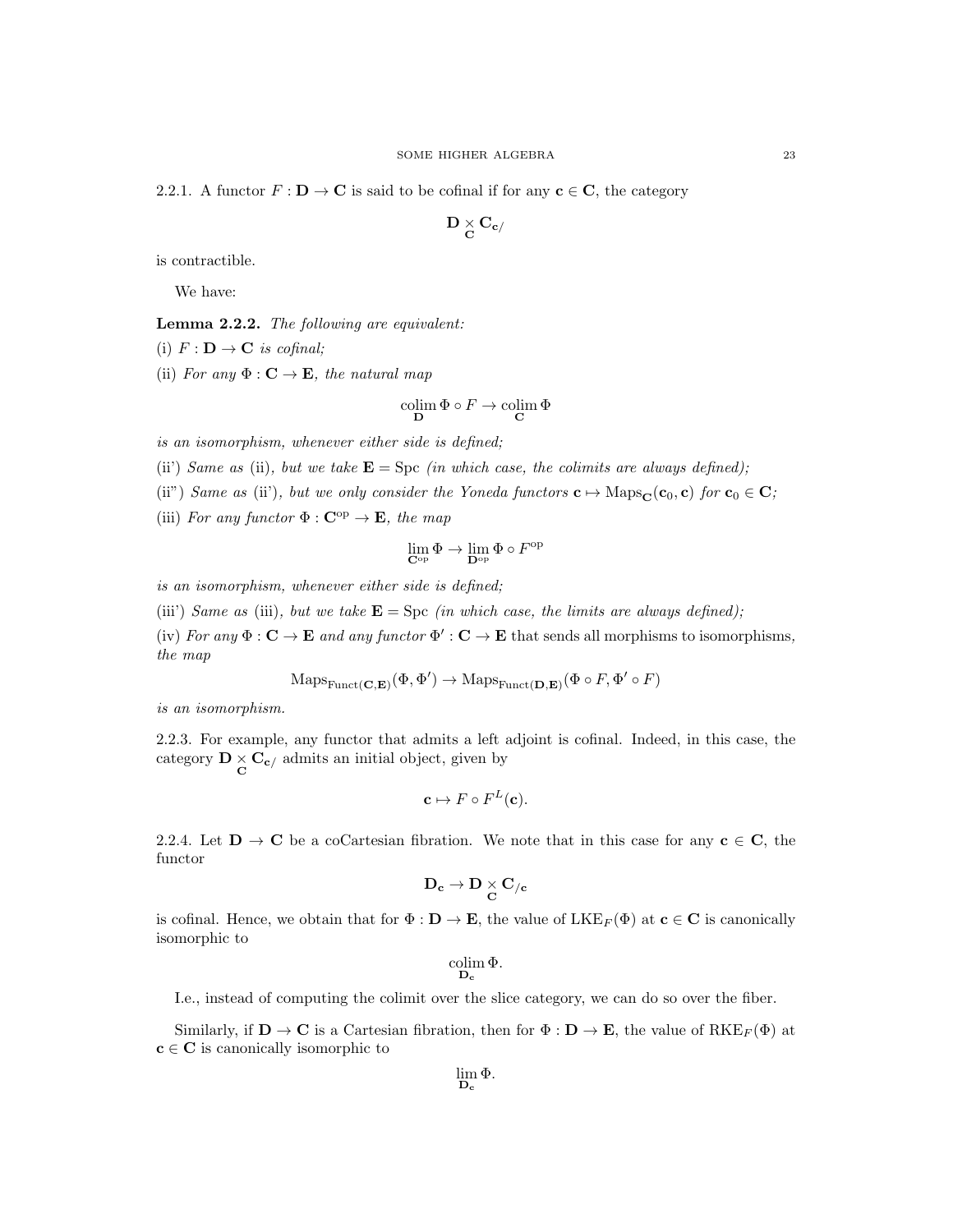2.2.1. A functor $F : \mathbf{D} \to \mathbf{C}$ is said to be cofinal if for any $\mathbf{c} \in \mathbf{C}$, the category

$$\mathbf{D} \underset{\mathbf{C}}{\times} \mathbf{C}_{\mathbf{c}/}$$

is contractible.

We have:

**Lemma 2.2.2.** *The following are equivalent:*

(i) *$F : \mathbf{D} \to \mathbf{C}$ is cofinal;*

(ii) *For any $\Phi : \mathbf{C} \to \mathbf{E}$, the natural map*

$$\underset{\mathbf{D}}{\operatorname{colim}}\, \Phi \circ F \to \underset{\mathbf{C}}{\operatorname{colim}}\, \Phi$$

*is an isomorphism, whenever either side is defined;*

(ii') *Same as* (ii)*, but we take $\mathbf{E} = \operatorname{Spc}$ (in which case, the colimits are always defined);*

(ii") *Same as* (ii')*, but we only consider the Yoneda functors $\mathbf{c} \mapsto \operatorname{Maps}_{\mathbf{C}}(\mathbf{c}_0, \mathbf{c})$ for $\mathbf{c}_0 \in \mathbf{C}$;*

(iii) *For any functor $\Phi : \mathbf{C}^{\mathrm{op}} \to \mathbf{E}$, the map*

$$\underset{\mathbf{C}^{\mathrm{op}}}{\lim}\, \Phi \to \underset{\mathbf{D}^{\mathrm{op}}}{\lim}\, \Phi \circ F^{\mathrm{op}}$$

*is an isomorphism, whenever either side is defined;*

(iii') *Same as* (iii)*, but we take $\mathbf{E} = \operatorname{Spc}$ (in which case, the limits are always defined);*

(iv) *For any $\Phi : \mathbf{C} \to \mathbf{E}$ and any functor $\Phi' : \mathbf{C} \to \mathbf{E}$* that sends all morphisms to isomorphisms*, the map*

$$\operatorname{Maps}_{\operatorname{Funct}(\mathbf{C},\mathbf{E})}(\Phi, \Phi') \to \operatorname{Maps}_{\operatorname{Funct}(\mathbf{D},\mathbf{E})}(\Phi \circ F, \Phi' \circ F)$$

*is an isomorphism.*

2.2.3. For example, any functor that admits a left adjoint is cofinal. Indeed, in this case, the category $\mathbf{D} \underset{\mathbf{C}}{\times} \mathbf{C}_{\mathbf{c}/}$ admits an initial object, given by

$$\mathbf{c} \mapsto F \circ F^L(\mathbf{c}).$$

2.2.4. Let $\mathbf{D} \to \mathbf{C}$ be a coCartesian fibration. We note that in this case for any $\mathbf{c} \in \mathbf{C}$, the functor

$$\mathbf{D}_{\mathbf{c}} \to \mathbf{D} \underset{\mathbf{C}}{\times} \mathbf{C}_{/\mathbf{c}}$$

is cofinal. Hence, we obtain that for $\Phi : \mathbf{D} \to \mathbf{E}$, the value of $\operatorname{LKE}_F(\Phi)$ at $\mathbf{c} \in \mathbf{C}$ is canonically isomorphic to

$$\underset{\mathbf{D}_{\mathbf{c}}}{\operatorname{colim}}\, \Phi.$$

I.e., instead of computing the colimit over the slice category, we can do so over the fiber.

Similarly, if $\mathbf{D} \to \mathbf{C}$ is a Cartesian fibration, then for $\Phi : \mathbf{D} \to \mathbf{E}$, the value of $\operatorname{RKE}_F(\Phi)$ at $\mathbf{c} \in \mathbf{C}$ is canonically isomorphic to

$$\underset{\mathbf{D}_{\mathbf{c}}}{\lim}\, \Phi.$$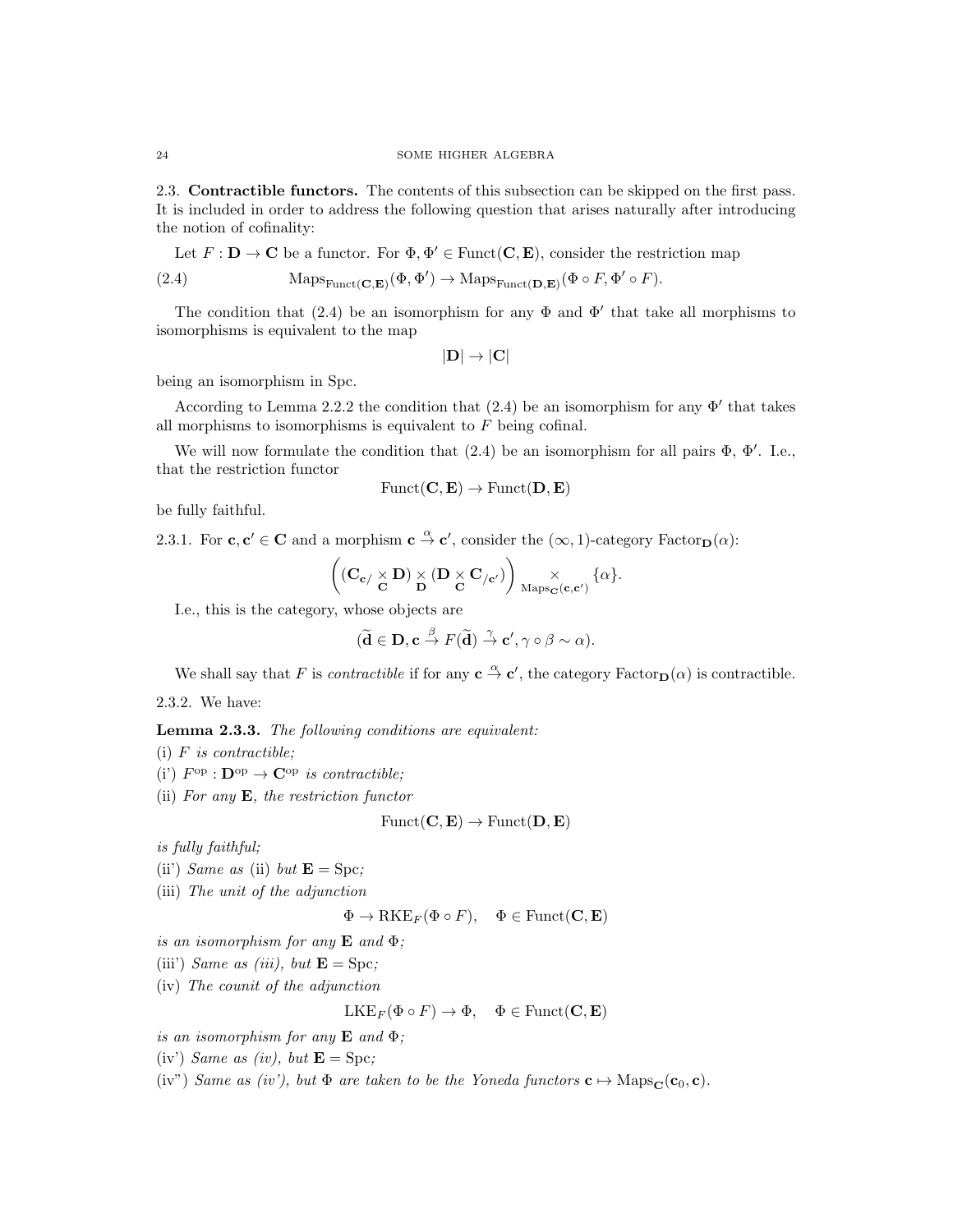## 2.3. **Contractible functors.**

The contents of this subsection can be skipped on the first pass. It is included in order to address the following question that arises naturally after introducing the notion of cofinality:

Let $F : \mathbf{D} \to \mathbf{C}$ be a functor. For $\Phi, \Phi' \in \text{Funct}(\mathbf{C}, \mathbf{E})$, consider the restriction map

$$\text{Maps}_{\text{Funct}(\mathbf{C},\mathbf{E})}(\Phi, \Phi') \to \text{Maps}_{\text{Funct}(\mathbf{D},\mathbf{E})}(\Phi \circ F, \Phi' \circ F). \tag{2.4}$$

The condition that (2.4) be an isomorphism for any $\Phi$ and $\Phi'$ that take all morphisms to isomorphisms is equivalent to the map

$$|\mathbf{D}| \to |\mathbf{C}|$$

being an isomorphism in Spc.

According to Lemma 2.2.2 the condition that (2.4) be an isomorphism for any $\Phi'$ that takes all morphisms to isomorphisms is equivalent to $F$ being cofinal.

We will now formulate the condition that (2.4) be an isomorphism for all pairs $\Phi$, $\Phi'$. I.e., that the restriction functor

$$\text{Funct}(\mathbf{C}, \mathbf{E}) \to \text{Funct}(\mathbf{D}, \mathbf{E})$$

be fully faithful.

2.3.1. For $\mathbf{c}, \mathbf{c}' \in \mathbf{C}$ and a morphism $\mathbf{c} \overset{\alpha}{\to} \mathbf{c}'$, consider the $(\infty,1)$-category $\text{Factor}_{\mathbf{D}}(\alpha)$:

$$\left( (\mathbf{C}_{\mathbf{c}/} \underset{\mathbf{C}}{\times} \mathbf{D}) \underset{\mathbf{D}}{\times} (\mathbf{D} \underset{\mathbf{C}}{\times} \mathbf{C}_{/\mathbf{c}'}) \right) \underset{\text{Maps}_{\mathbf{C}}(\mathbf{c},\mathbf{c}')}{\times} \{\alpha\}.$$

I.e., this is the category, whose objects are

$$(\widetilde{\mathbf{d}} \in \mathbf{D}, \mathbf{c} \overset{\beta}{\to} F(\widetilde{\mathbf{d}}) \overset{\gamma}{\to} \mathbf{c}', \gamma \circ \beta \sim \alpha).$$

We shall say that $F$ is *contractible* if for any $\mathbf{c} \overset{\alpha}{\to} \mathbf{c}'$, the category $\text{Factor}_{\mathbf{D}}(\alpha)$ is contractible.

2.3.2. We have:

**Lemma 2.3.3.** *The following conditions are equivalent:*

(i) *$F$ is contractible;*

(i') *$F^{\text{op}} : \mathbf{D}^{\text{op}} \to \mathbf{C}^{\text{op}}$ is contractible;*

(ii) *For any $\mathbf{E}$, the restriction functor*

$$\text{Funct}(\mathbf{C}, \mathbf{E}) \to \text{Funct}(\mathbf{D}, \mathbf{E})$$

*is fully faithful;*

(ii') *Same as* (ii) *but $\mathbf{E} = \text{Spc}$;*

(iii) *The unit of the adjunction*

$$\Phi \to \text{RKE}_F(\Phi \circ F), \quad \Phi \in \text{Funct}(\mathbf{C}, \mathbf{E})$$

*is an isomorphism for any $\mathbf{E}$ and $\Phi$;*

(iii') *Same as (iii), but $\mathbf{E} = \text{Spc}$;*

(iv) *The counit of the adjunction*

$$\text{LKE}_F(\Phi \circ F) \to \Phi, \quad \Phi \in \text{Funct}(\mathbf{C}, \mathbf{E})$$

*is an isomorphism for any $\mathbf{E}$ and $\Phi$;*

(iv') *Same as (iv), but $\mathbf{E} = \text{Spc}$;*

(iv") *Same as (iv'), but $\Phi$ are taken to be the Yoneda functors $\mathbf{c} \mapsto \text{Maps}_{\mathbf{C}}(\mathbf{c}_0, \mathbf{c})$.*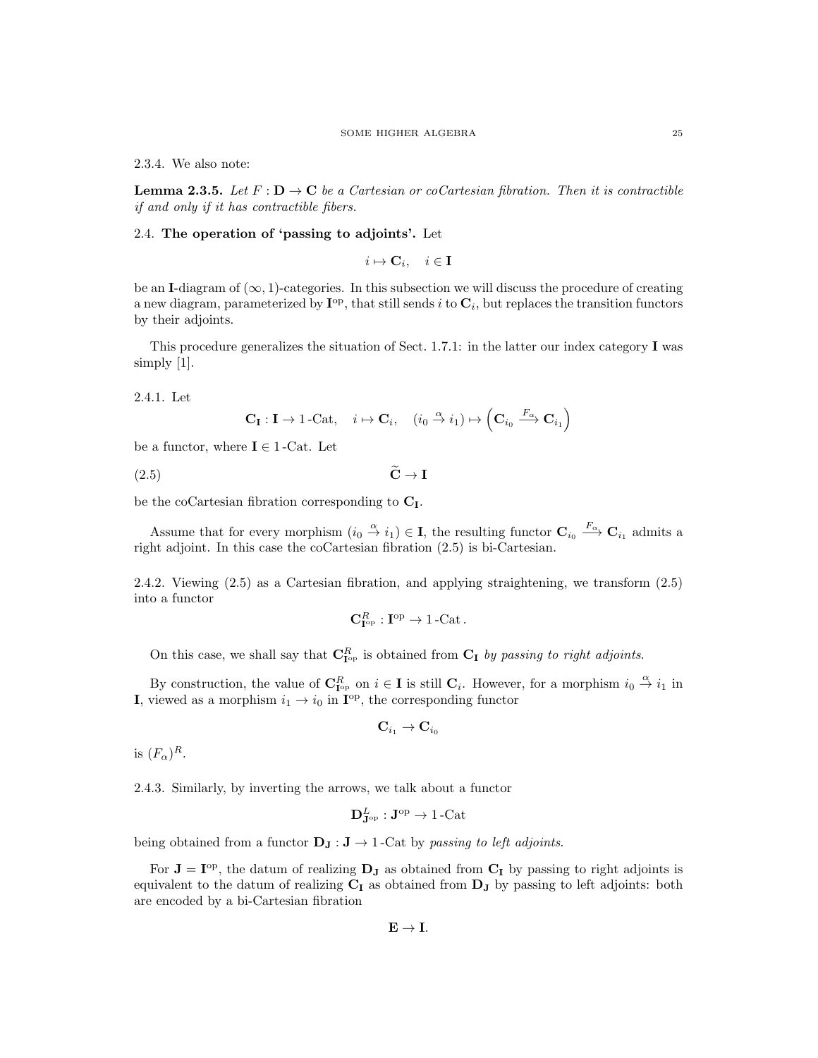2.3.4. We also note:

**Lemma 2.3.5.** *Let $F : \mathbf{D} \to \mathbf{C}$ be a Cartesian or coCartesian fibration. Then it is contractible if and only if it has contractible fibers.*

## 2.4. The operation of 'passing to adjoints'.

Let

$$i \mapsto \mathbf{C}_i, \quad i \in \mathbf{I}$$

be an $\mathbf{I}$-diagram of $(\infty, 1)$-categories. In this subsection we will discuss the procedure of creating a new diagram, parameterized by $\mathbf{I}^{\mathrm{op}}$, that still sends $i$ to $\mathbf{C}_i$, but replaces the transition functors by their adjoints.

This procedure generalizes the situation of Sect. 1.7.1: in the latter our index category $\mathbf{I}$ was simply $[1]$.

2.4.1. Let

$$\mathbf{C}_{\mathbf{I}} : \mathbf{I} \to 1\text{-Cat}, \quad i \mapsto \mathbf{C}_i, \quad (i_0 \xrightarrow{\alpha} i_1) \mapsto \left(\mathbf{C}_{i_0} \xrightarrow{F_\alpha} \mathbf{C}_{i_1}\right)$$

be a functor, where $\mathbf{I} \in 1\text{-Cat}$. Let

$$\widetilde{\mathbf{C}} \to \mathbf{I} \tag{2.5}$$

be the coCartesian fibration corresponding to $\mathbf{C}_{\mathbf{I}}$.

Assume that for every morphism $(i_0 \xrightarrow{\alpha} i_1) \in \mathbf{I}$, the resulting functor $\mathbf{C}_{i_0} \xrightarrow{F_\alpha} \mathbf{C}_{i_1}$ admits a right adjoint. In this case the coCartesian fibration (2.5) is bi-Cartesian.

2.4.2. Viewing (2.5) as a Cartesian fibration, and applying straightening, we transform (2.5) into a functor

$$\mathbf{C}^R_{\mathbf{I}^{\mathrm{op}}} : \mathbf{I}^{\mathrm{op}} \to 1\text{-Cat}.$$

On this case, we shall say that $\mathbf{C}^R_{\mathbf{I}^{\mathrm{op}}}$ is obtained from $\mathbf{C}_{\mathbf{I}}$ *by passing to right adjoints*.

By construction, the value of $\mathbf{C}^R_{\mathbf{I}^{\mathrm{op}}}$ on $i \in \mathbf{I}$ is still $\mathbf{C}_i$. However, for a morphism $i_0 \xrightarrow{\alpha} i_1$ in $\mathbf{I}$, viewed as a morphism $i_1 \to i_0$ in $\mathbf{I}^{\mathrm{op}}$, the corresponding functor

$$\mathbf{C}_{i_1} \to \mathbf{C}_{i_0}$$

is $(F_\alpha)^R$.

2.4.3. Similarly, by inverting the arrows, we talk about a functor

$$\mathbf{D}^L_{\mathbf{J}^{\mathrm{op}}} : \mathbf{J}^{\mathrm{op}} \to 1\text{-Cat}$$

being obtained from a functor $\mathbf{D}_{\mathbf{J}} : \mathbf{J} \to 1\text{-Cat}$ by *passing to left adjoints*.

For $\mathbf{J} = \mathbf{I}^{\mathrm{op}}$, the datum of realizing $\mathbf{D}_{\mathbf{J}}$ as obtained from $\mathbf{C}_{\mathbf{I}}$ by passing to right adjoints is equivalent to the datum of realizing $\mathbf{C}_{\mathbf{I}}$ as obtained from $\mathbf{D}_{\mathbf{J}}$ by passing to left adjoints: both are encoded by a bi-Cartesian fibration

$$\mathbf{E} \to \mathbf{I}.$$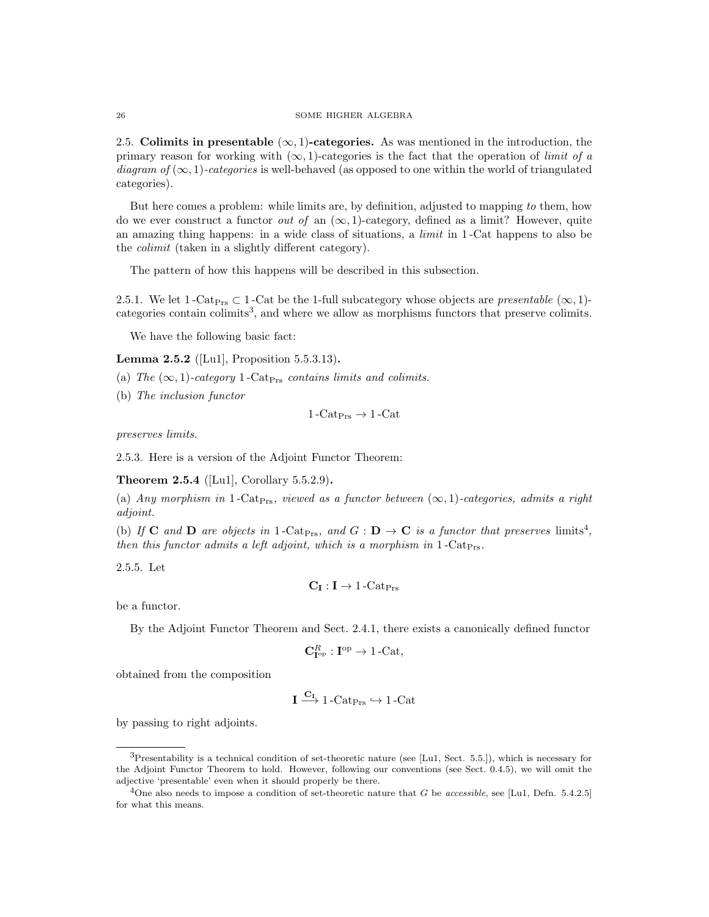2.5. **Colimits in presentable $(\infty,1)$-categories.** As was mentioned in the introduction, the primary reason for working with $(\infty,1)$-categories is the fact that the operation of *limit of a diagram of $(\infty,1)$-categories* is well-behaved (as opposed to one within the world of triangulated categories).

But here comes a problem: while limits are, by definition, adjusted to mapping *to* them, how do we ever construct a functor *out of* an $(\infty,1)$-category, defined as a limit? However, quite an amazing thing happens: in a wide class of situations, a *limit* in $1\text{-Cat}$ happens to also be the *colimit* (taken in a slightly different category).

The pattern of how this happens will be described in this subsection.

2.5.1. We let $1\text{-Cat}_{\mathrm{Prs}} \subset 1\text{-Cat}$ be the 1-full subcategory whose objects are *presentable* $(\infty,1)$-categories contain colimits[3], and where we allow as morphisms functors that preserve colimits.

We have the following basic fact:

**Lemma 2.5.2** ([Lu1], Proposition 5.5.3.13)**.**

(a) *The $(\infty,1)$-category $1\text{-Cat}_{\mathrm{Prs}}$ contains limits and colimits.*

(b) *The inclusion functor*

$$1\text{-Cat}_{\mathrm{Prs}} \to 1\text{-Cat}$$

*preserves limits.*

2.5.3. Here is a version of the Adjoint Functor Theorem:

**Theorem 2.5.4** ([Lu1], Corollary 5.5.2.9)**.**

(a) *Any morphism in $1\text{-Cat}_{\mathrm{Prs}}$, viewed as a functor between $(\infty,1)$-categories, admits a right adjoint.*

(b) *If $\mathbf{C}$ and $\mathbf{D}$ are objects in $1\text{-Cat}_{\mathrm{Prs}}$, and $G:\mathbf{D}\to\mathbf{C}$ is a functor that preserves* limits[4]*, then this functor admits a left adjoint, which is a morphism in $1\text{-Cat}_{\mathrm{Prs}}$.*

2.5.5. Let

$$\mathbf{C}_{\mathbf{I}}:\mathbf{I}\to 1\text{-Cat}_{\mathrm{Prs}}$$

be a functor.

By the Adjoint Functor Theorem and Sect. 2.4.1, there exists a canonically defined functor

$$\mathbf{C}^R_{\mathbf{I}^{\mathrm{op}}}:\mathbf{I}^{\mathrm{op}}\to 1\text{-Cat},$$

obtained from the composition

$$\mathbf{I}\xrightarrow{\mathbf{C}_{\mathbf{I}}} 1\text{-Cat}_{\mathrm{Prs}} \hookrightarrow 1\text{-Cat}$$

by passing to right adjoints.

---

[3] Presentability is a technical condition of set-theoretic nature (see [Lu1, Sect. 5.5.]), which is necessary for the Adjoint Functor Theorem to hold. However, following our conventions (see Sect. 0.4.5), we will omit the adjective 'presentable' even when it should properly be there.

[4] One also needs to impose a condition of set-theoretic nature that $G$ be *accessible*, see [Lu1, Defn. 5.4.2.5] for what this means.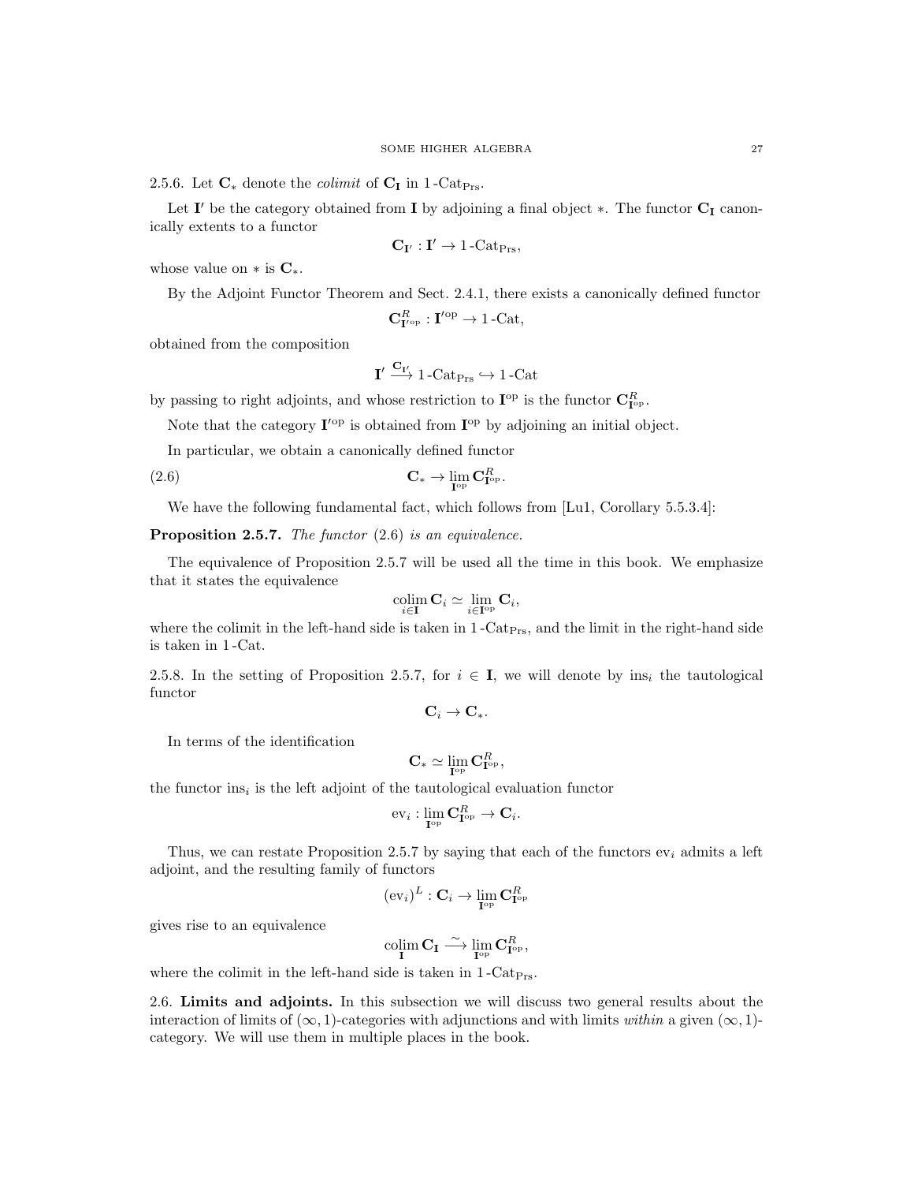2.5.6. Let $\mathbf{C}_*$ denote the *colimit* of $\mathbf{C}_\mathbf{I}$ in $1\text{-Cat}_{\mathrm{Prs}}$.

Let $\mathbf{I}'$ be the category obtained from $\mathbf{I}$ by adjoining a final object $*$. The functor $\mathbf{C}_\mathbf{I}$ canonically extents to a functor

$$\mathbf{C}_{\mathbf{I}'} : \mathbf{I}' \to 1\text{-Cat}_{\mathrm{Prs}},$$

whose value on $*$ is $\mathbf{C}_*$.

By the Adjoint Functor Theorem and Sect. 2.4.1, there exists a canonically defined functor

$$\mathbf{C}^R_{\mathbf{I}'^{\mathrm{op}}} : \mathbf{I}'^{\mathrm{op}} \to 1\text{-Cat},$$

obtained from the composition

$$\mathbf{I}' \xrightarrow{\mathbf{C}_{\mathbf{I}'}} 1\text{-Cat}_{\mathrm{Prs}} \hookrightarrow 1\text{-Cat}$$

by passing to right adjoints, and whose restriction to $\mathbf{I}^{\mathrm{op}}$ is the functor $\mathbf{C}^R_{\mathbf{I}^{\mathrm{op}}}$.

Note that the category $\mathbf{I}'^{\mathrm{op}}$ is obtained from $\mathbf{I}^{\mathrm{op}}$ by adjoining an initial object.

In particular, we obtain a canonically defined functor

$$\mathbf{C}_* \to \lim_{\mathbf{I}^{\mathrm{op}}} \mathbf{C}^R_{\mathbf{I}^{\mathrm{op}}}. \tag{2.6}$$

We have the following fundamental fact, which follows from [Lu1, Corollary 5.5.3.4]:

**Proposition 2.5.7.** *The functor* (2.6) *is an equivalence.*

The equivalence of Proposition 2.5.7 will be used all the time in this book. We emphasize that it states the equivalence

$$\operatorname*{colim}_{i\in\mathbf{I}} \mathbf{C}_i \simeq \lim_{i\in\mathbf{I}^{\mathrm{op}}} \mathbf{C}_i,$$

where the colimit in the left-hand side is taken in $1\text{-Cat}_{\mathrm{Prs}}$, and the limit in the right-hand side is taken in $1\text{-Cat}$.

2.5.8. In the setting of Proposition 2.5.7, for $i \in \mathbf{I}$, we will denote by $\mathrm{ins}_i$ the tautological functor

$$\mathbf{C}_i \to \mathbf{C}_*.$$

In terms of the identification

$$\mathbf{C}_* \simeq \lim_{\mathbf{I}^{\mathrm{op}}} \mathbf{C}^R_{\mathbf{I}^{\mathrm{op}}},$$

the functor $\mathrm{ins}_i$ is the left adjoint of the tautological evaluation functor

$$\mathrm{ev}_i : \lim_{\mathbf{I}^{\mathrm{op}}} \mathbf{C}^R_{\mathbf{I}^{\mathrm{op}}} \to \mathbf{C}_i.$$

Thus, we can restate Proposition 2.5.7 by saying that each of the functors $\mathrm{ev}_i$ admits a left adjoint, and the resulting family of functors

$$(\mathrm{ev}_i)^L : \mathbf{C}_i \to \lim_{\mathbf{I}^{\mathrm{op}}} \mathbf{C}^R_{\mathbf{I}^{\mathrm{op}}}$$

gives rise to an equivalence

$$\operatorname*{colim}_{\mathbf{I}} \mathbf{C}_\mathbf{I} \xrightarrow{\sim} \lim_{\mathbf{I}^{\mathrm{op}}} \mathbf{C}^R_{\mathbf{I}^{\mathrm{op}}},$$

where the colimit in the left-hand side is taken in $1\text{-Cat}_{\mathrm{Prs}}$.

2.6. **Limits and adjoints.** In this subsection we will discuss two general results about the interaction of limits of $(\infty, 1)$-categories with adjunctions and with limits *within* a given $(\infty, 1)$-category. We will use them in multiple places in the book.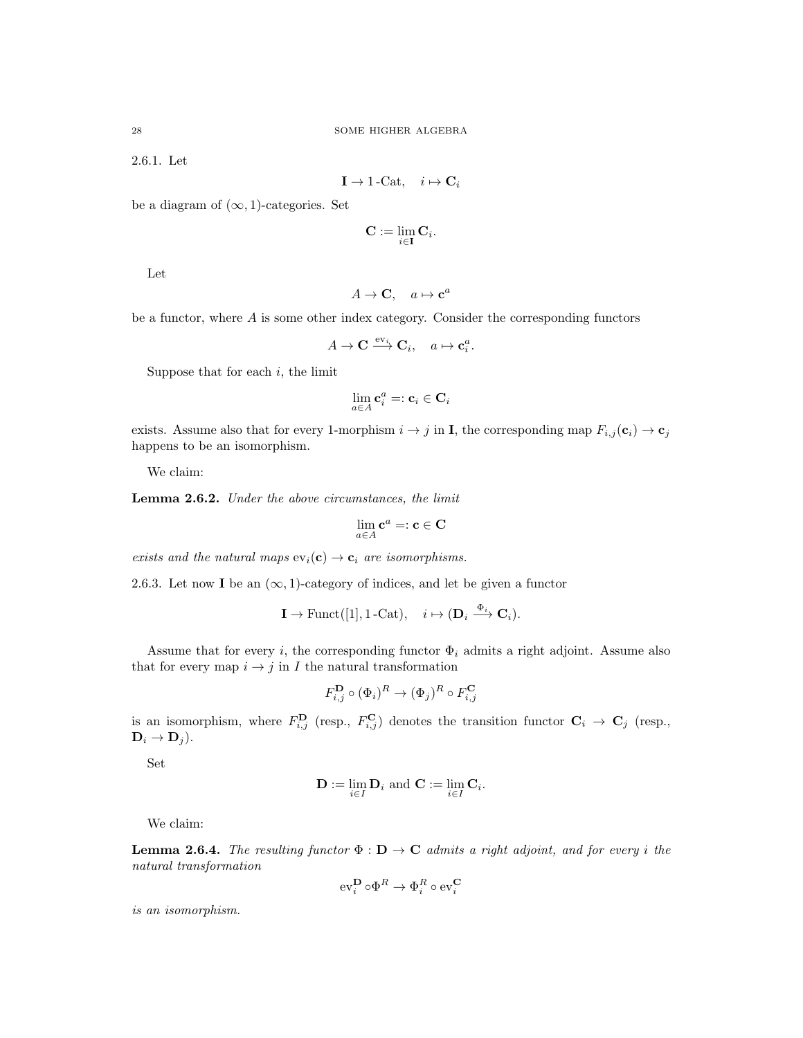2.6.1. Let

$$\mathbf{I} \to 1\text{-Cat}, \quad i \mapsto \mathbf{C}_i$$

be a diagram of $(\infty, 1)$-categories. Set

$$\mathbf{C} := \lim_{i \in \mathbf{I}} \mathbf{C}_i.$$

Let

$$A \to \mathbf{C}, \quad a \mapsto \mathbf{c}^a$$

be a functor, where $A$ is some other index category. Consider the corresponding functors

$$A \to \mathbf{C} \xrightarrow{\mathrm{ev}_i} \mathbf{C}_i, \quad a \mapsto \mathbf{c}_i^a.$$

Suppose that for each $i$, the limit

$$\lim_{a \in A} \mathbf{c}_i^a =: \mathbf{c}_i \in \mathbf{C}_i$$

exists. Assume also that for every 1-morphism $i \to j$ in $\mathbf{I}$, the corresponding map $F_{i,j}(\mathbf{c}_i) \to \mathbf{c}_j$ happens to be an isomorphism.

We claim:

**Lemma 2.6.2.** *Under the above circumstances, the limit*

$$\lim_{a \in A} \mathbf{c}^a =: \mathbf{c} \in \mathbf{C}$$

*exists and the natural maps $\mathrm{ev}_i(\mathbf{c}) \to \mathbf{c}_i$ are isomorphisms.*

2.6.3. Let now $\mathbf{I}$ be an $(\infty, 1)$-category of indices, and let be given a functor

$$\mathbf{I} \to \mathrm{Funct}([1], 1\text{-Cat}), \quad i \mapsto (\mathbf{D}_i \xrightarrow{\Phi_i} \mathbf{C}_i).$$

Assume that for every $i$, the corresponding functor $\Phi_i$ admits a right adjoint. Assume also that for every map $i \to j$ in $I$ the natural transformation

$$F_{i,j}^{\mathbf{D}} \circ (\Phi_i)^R \to (\Phi_j)^R \circ F_{i,j}^{\mathbf{C}}$$

is an isomorphism, where $F_{i,j}^{\mathbf{D}}$ (resp., $F_{i,j}^{\mathbf{C}}$) denotes the transition functor $\mathbf{C}_i \to \mathbf{C}_j$ (resp., $\mathbf{D}_i \to \mathbf{D}_j$).

Set

$$\mathbf{D} := \lim_{i \in I} \mathbf{D}_i \text{ and } \mathbf{C} := \lim_{i \in I} \mathbf{C}_i.$$

We claim:

**Lemma 2.6.4.** *The resulting functor $\Phi : \mathbf{D} \to \mathbf{C}$ admits a right adjoint, and for every $i$ the natural transformation*

$$\mathrm{ev}_i^{\mathbf{D}} \circ \Phi^R \to \Phi_i^R \circ \mathrm{ev}_i^{\mathbf{C}}$$

*is an isomorphism.*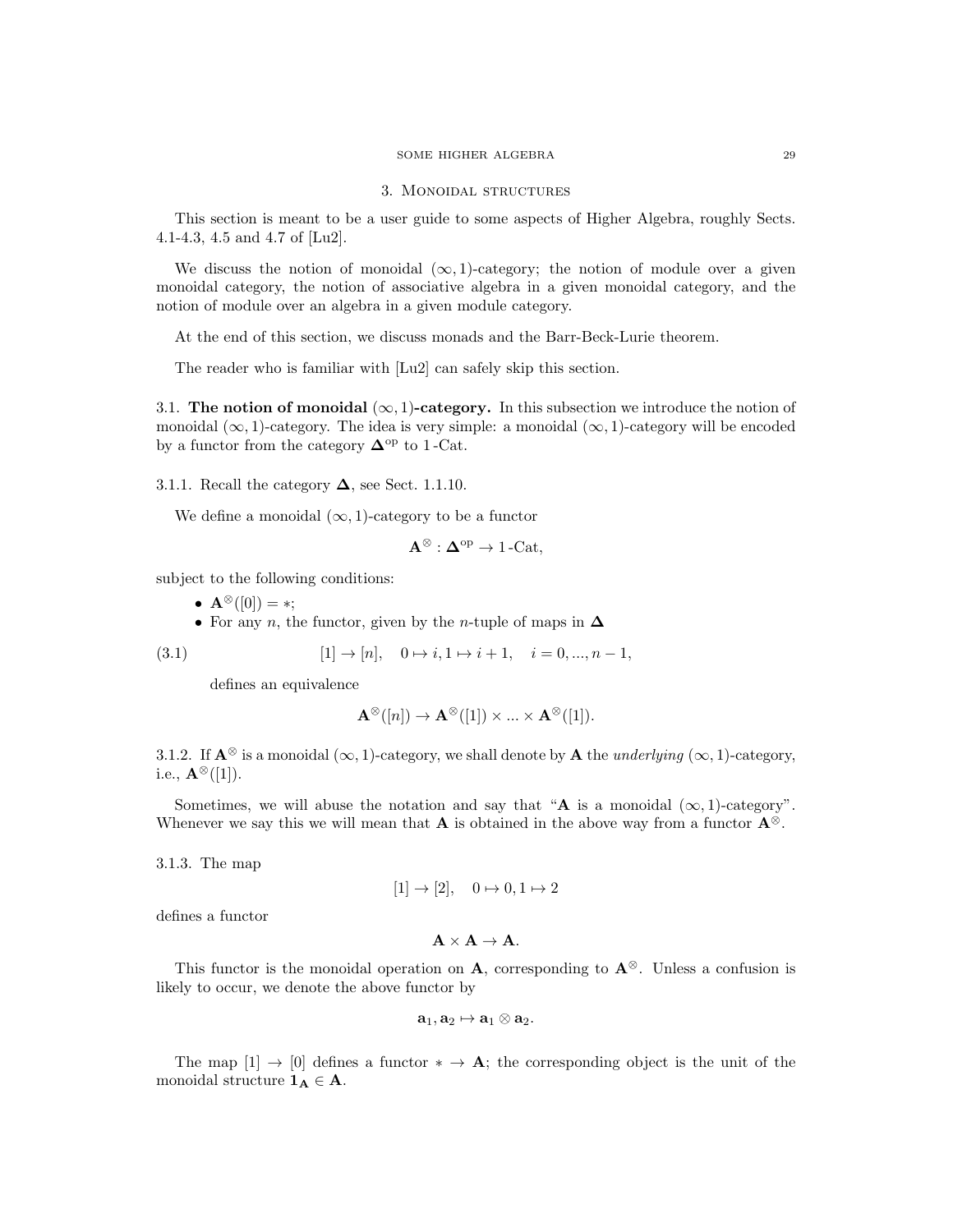# 3. Monoidal structures

This section is meant to be a user guide to some aspects of Higher Algebra, roughly Sects. 4.1-4.3, 4.5 and 4.7 of [Lu2].

We discuss the notion of monoidal $(\infty,1)$-category; the notion of module over a given monoidal category, the notion of associative algebra in a given monoidal category, and the notion of module over an algebra in a given module category.

At the end of this section, we discuss monads and the Barr-Beck-Lurie theorem.

The reader who is familiar with [Lu2] can safely skip this section.

## 3.1. The notion of monoidal $(\infty,1)$-category.

In this subsection we introduce the notion of monoidal $(\infty,1)$-category. The idea is very simple: a monoidal $(\infty,1)$-category will be encoded by a functor from the category $\mathbf{\Delta}^{\mathrm{op}}$ to $1\text{-Cat}$.

3.1.1. Recall the category $\mathbf{\Delta}$, see Sect. 1.1.10.

We define a monoidal $(\infty,1)$-category to be a functor

$$\mathbf{A}^{\otimes}:\mathbf{\Delta}^{\mathrm{op}}\to 1\text{-Cat},$$

subject to the following conditions:

- $\mathbf{A}^{\otimes}([0])=*$;
- For any $n$, the functor, given by the $n$-tuple of maps in $\mathbf{\Delta}$

$$[1]\to[n],\quad 0\mapsto i, 1\mapsto i+1,\quad i=0,...,n-1, \tag{3.1}$$

  defines an equivalence

$$\mathbf{A}^{\otimes}([n])\to\mathbf{A}^{\otimes}([1])\times...\times\mathbf{A}^{\otimes}([1]).$$

3.1.2. If $\mathbf{A}^{\otimes}$ is a monoidal $(\infty,1)$-category, we shall denote by $\mathbf{A}$ the *underlying* $(\infty,1)$-category, i.e., $\mathbf{A}^{\otimes}([1])$.

Sometimes, we will abuse the notation and say that "$\mathbf{A}$ is a monoidal $(\infty,1)$-category". Whenever we say this we will mean that $\mathbf{A}$ is obtained in the above way from a functor $\mathbf{A}^{\otimes}$.

3.1.3. The map

$$[1]\to[2],\quad 0\mapsto 0, 1\mapsto 2$$

defines a functor

$$\mathbf{A}\times\mathbf{A}\to\mathbf{A}.$$

This functor is the monoidal operation on $\mathbf{A}$, corresponding to $\mathbf{A}^{\otimes}$. Unless a confusion is likely to occur, we denote the above functor by

$$\mathbf{a}_1,\mathbf{a}_2\mapsto\mathbf{a}_1\otimes\mathbf{a}_2.$$

The map $[1]\to[0]$ defines a functor $*\to\mathbf{A}$; the corresponding object is the unit of the monoidal structure $\mathbf{1}_{\mathbf{A}}\in\mathbf{A}$.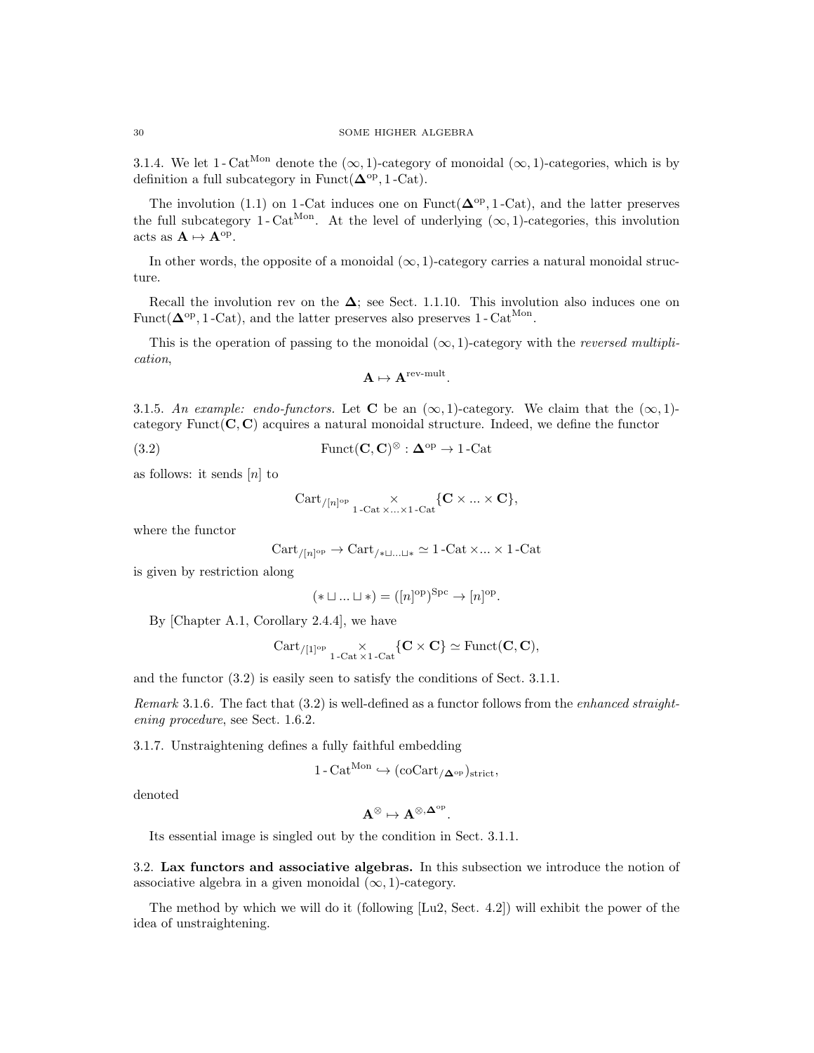3.1.4. We let $1\text{-}\mathrm{Cat}^{\mathrm{Mon}}$ denote the $(\infty,1)$-category of monoidal $(\infty,1)$-categories, which is by definition a full subcategory in $\mathrm{Funct}(\mathbf{\Delta}^{\mathrm{op}}, 1\text{-}\mathrm{Cat})$.

The involution (1.1) on $1\text{-}\mathrm{Cat}$ induces one on $\mathrm{Funct}(\mathbf{\Delta}^{\mathrm{op}}, 1\text{-}\mathrm{Cat})$, and the latter preserves the full subcategory $1\text{-}\mathrm{Cat}^{\mathrm{Mon}}$. At the level of underlying $(\infty,1)$-categories, this involution acts as $\mathbf{A} \mapsto \mathbf{A}^{\mathrm{op}}$.

In other words, the opposite of a monoidal $(\infty,1)$-category carries a natural monoidal structure.

Recall the involution rev on the $\mathbf{\Delta}$; see Sect. 1.1.10. This involution also induces one on $\mathrm{Funct}(\mathbf{\Delta}^{\mathrm{op}}, 1\text{-}\mathrm{Cat})$, and the latter preserves also preserves $1\text{-}\mathrm{Cat}^{\mathrm{Mon}}$.

This is the operation of passing to the monoidal $(\infty,1)$-category with the *reversed multiplication*,

$$\mathbf{A} \mapsto \mathbf{A}^{\text{rev-mult}}.$$

3.1.5. *An example: endo-functors.* Let $\mathbf{C}$ be an $(\infty,1)$-category. We claim that the $(\infty,1)$-category $\mathrm{Funct}(\mathbf{C},\mathbf{C})$ acquires a natural monoidal structure. Indeed, we define the functor

$$\mathrm{Funct}(\mathbf{C},\mathbf{C})^{\otimes} : \mathbf{\Delta}^{\mathrm{op}} \to 1\text{-}\mathrm{Cat} \tag{3.2}$$

as follows: it sends $[n]$ to

$$\mathrm{Cart}_{/[n]^{\mathrm{op}}} \underset{1\text{-}\mathrm{Cat}\times ... \times 1\text{-}\mathrm{Cat}}{\times} \{\mathbf{C} \times ... \times \mathbf{C}\},$$

where the functor

$$\mathrm{Cart}_{/[n]^{\mathrm{op}}} \to \mathrm{Cart}_{/*\sqcup ... \sqcup *} \simeq 1\text{-}\mathrm{Cat} \times ... \times 1\text{-}\mathrm{Cat}$$

is given by restriction along

$$(* \sqcup ... \sqcup *) = ([n]^{\mathrm{op}})^{\mathrm{Spc}} \to [n]^{\mathrm{op}}.$$

By [Chapter A.1, Corollary 2.4.4], we have

$$\mathrm{Cart}_{/[1]^{\mathrm{op}}} \underset{1\text{-}\mathrm{Cat}\times 1\text{-}\mathrm{Cat}}{\times} \{\mathbf{C} \times \mathbf{C}\} \simeq \mathrm{Funct}(\mathbf{C},\mathbf{C}),$$

and the functor (3.2) is easily seen to satisfy the conditions of Sect. 3.1.1.

*Remark* 3.1.6. The fact that (3.2) is well-defined as a functor follows from the *enhanced straightening procedure*, see Sect. 1.6.2.

3.1.7. Unstraightening defines a fully faithful embedding

$$1\text{-}\mathrm{Cat}^{\mathrm{Mon}} \hookrightarrow (\mathrm{coCart}_{/\mathbf{\Delta}^{\mathrm{op}}})_{\mathrm{strict}},$$

denoted

$$\mathbf{A}^{\otimes} \mapsto \mathbf{A}^{\otimes,\mathbf{\Delta}^{\mathrm{op}}}.$$

Its essential image is singled out by the condition in Sect. 3.1.1.

## 3.2. **Lax functors and associative algebras.**

In this subsection we introduce the notion of associative algebra in a given monoidal $(\infty,1)$-category.

The method by which we will do it (following [Lu2, Sect. 4.2]) will exhibit the power of the idea of unstraightening.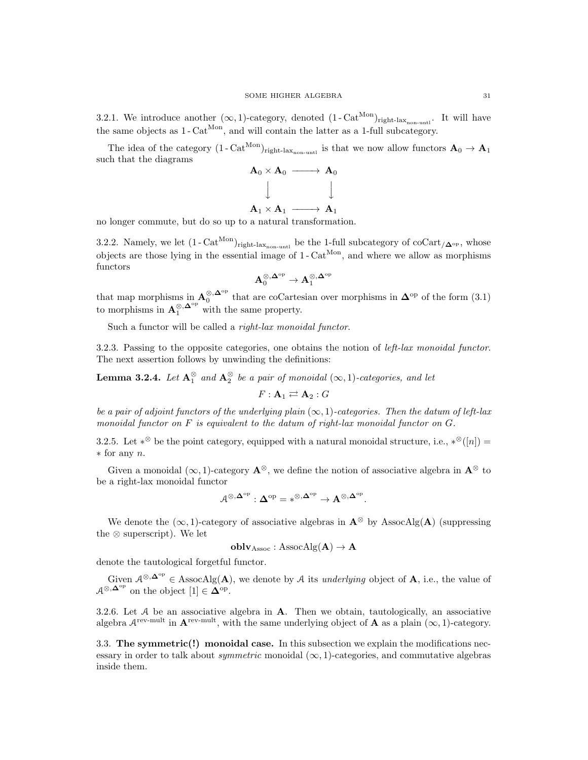3.2.1. We introduce another $(\infty,1)$-category, denoted $(1\text{-}\mathrm{Cat}^{\mathrm{Mon}})_{\text{right-lax}_{\text{non-untl}}}$. It will have the same objects as $1\text{-}\mathrm{Cat}^{\mathrm{Mon}}$, and will contain the latter as a 1-full subcategory.

The idea of the category $(1\text{-}\mathrm{Cat}^{\mathrm{Mon}})_{\text{right-lax}_{\text{non-untl}}}$ is that we now allow functors $\mathbf{A}_0 \to \mathbf{A}_1$ such that the diagrams

$$\begin{array}{ccc} \mathbf{A}_0 \times \mathbf{A}_0 & \longrightarrow & \mathbf{A}_0 \\ \downarrow & & \downarrow \\ \mathbf{A}_1 \times \mathbf{A}_1 & \longrightarrow & \mathbf{A}_1 \end{array}$$

no longer commute, but do so up to a natural transformation.

3.2.2. Namely, we let $(1\text{-}\mathrm{Cat}^{\mathrm{Mon}})_{\text{right-lax}_{\text{non-untl}}}$ be the 1-full subcategory of $\mathrm{coCart}_{/\mathbf{\Delta}^{\mathrm{op}}}$, whose objects are those lying in the essential image of $1\text{-}\mathrm{Cat}^{\mathrm{Mon}}$, and where we allow as morphisms functors

$$\mathbf{A}_0^{\otimes,\mathbf{\Delta}^{\mathrm{op}}} \to \mathbf{A}_1^{\otimes,\mathbf{\Delta}^{\mathrm{op}}}$$

that map morphisms in $\mathbf{A}_0^{\otimes,\mathbf{\Delta}^{\mathrm{op}}}$ that are coCartesian over morphisms in $\mathbf{\Delta}^{\mathrm{op}}$ of the form (3.1) to morphisms in $\mathbf{A}_1^{\otimes,\mathbf{\Delta}^{\mathrm{op}}}$ with the same property.

Such a functor will be called a *right-lax monoidal functor*.

3.2.3. Passing to the opposite categories, one obtains the notion of *left-lax monoidal functor*. The next assertion follows by unwinding the definitions:

**Lemma 3.2.4.** *Let $\mathbf{A}_1^{\otimes}$ and $\mathbf{A}_2^{\otimes}$ be a pair of monoidal $(\infty,1)$-categories, and let*

$$F : \mathbf{A}_1 \rightleftarrows \mathbf{A}_2 : G$$

*be a pair of adjoint functors of the underlying plain $(\infty,1)$-categories. Then the datum of left-lax monoidal functor on $F$ is equivalent to the datum of right-lax monoidal functor on $G$.*

3.2.5. Let $*^{\otimes}$ be the point category, equipped with a natural monoidal structure, i.e., $*^{\otimes}([n]) = *$ for any $n$.

Given a monoidal $(\infty,1)$-category $\mathbf{A}^{\otimes}$, we define the notion of associative algebra in $\mathbf{A}^{\otimes}$ to be a right-lax monoidal functor

$$\mathcal{A}^{\otimes,\mathbf{\Delta}^{\mathrm{op}}} : \mathbf{\Delta}^{\mathrm{op}} = *^{\otimes,\mathbf{\Delta}^{\mathrm{op}}} \to \mathbf{A}^{\otimes,\mathbf{\Delta}^{\mathrm{op}}}.$$

We denote the $(\infty,1)$-category of associative algebras in $\mathbf{A}^{\otimes}$ by $\mathrm{AssocAlg}(\mathbf{A})$ (suppressing the $\otimes$ superscript). We let

$$\mathbf{oblv}_{\mathrm{Assoc}} : \mathrm{AssocAlg}(\mathbf{A}) \to \mathbf{A}$$

denote the tautological forgetful functor.

Given $\mathcal{A}^{\otimes,\mathbf{\Delta}^{\mathrm{op}}} \in \mathrm{AssocAlg}(\mathbf{A})$, we denote by $\mathcal{A}$ its *underlying* object of $\mathbf{A}$, i.e., the value of $\mathcal{A}^{\otimes,\mathbf{\Delta}^{\mathrm{op}}}$ on the object $[1] \in \mathbf{\Delta}^{\mathrm{op}}$.

3.2.6. Let $\mathcal{A}$ be an associative algebra in $\mathbf{A}$. Then we obtain, tautologically, an associative algebra $\mathcal{A}^{\text{rev-mult}}$ in $\mathbf{A}^{\text{rev-mult}}$, with the same underlying object of $\mathbf{A}$ as a plain $(\infty,1)$-category.

3.3. **The symmetric(!) monoidal case.** In this subsection we explain the modifications necessary in order to talk about *symmetric* monoidal $(\infty,1)$-categories, and commutative algebras inside them.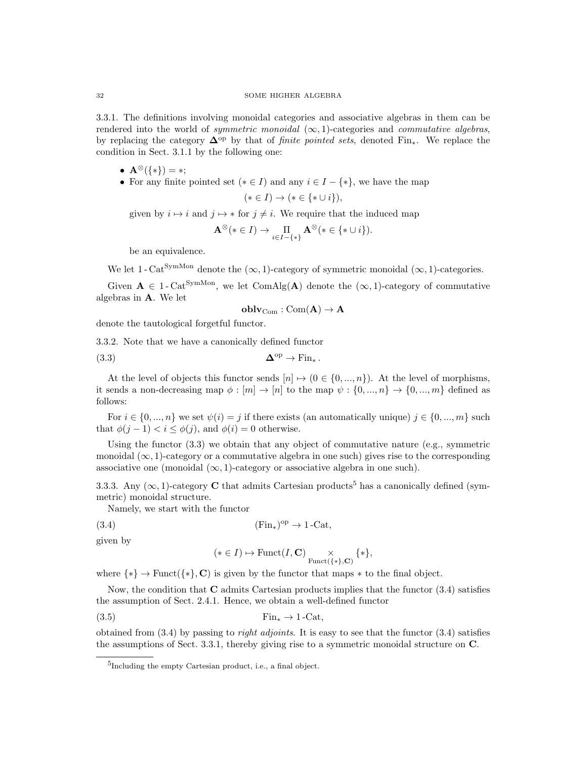3.3.1. The definitions involving monoidal categories and associative algebras in them can be rendered into the world of *symmetric monoidal* $(\infty, 1)$-categories and *commutative algebras*, by replacing the category $\mathbf{\Delta}^{\mathrm{op}}$ by that of *finite pointed sets*, denoted $\mathrm{Fin}_*$. We replace the condition in Sect. 3.1.1 by the following one:

- $\mathbf{A}^{\otimes}(\{*\}) = *$;
- For any finite pointed set $(* \in I)$ and any $i \in I - \{*\}$, we have the map

$$(* \in I) \to (* \in \{* \cup i\}),$$

given by $i \mapsto i$ and $j \mapsto *$ for $j \neq i$. We require that the induced map

$$\mathbf{A}^{\otimes}(* \in I) \to \underset{i \in I - \{*\}}{\Pi} \mathbf{A}^{\otimes}(* \in \{* \cup i\}).$$

be an equivalence.

We let $1\text{-}\mathrm{Cat}^{\mathrm{SymMon}}$ denote the $(\infty, 1)$-category of symmetric monoidal $(\infty, 1)$-categories.

Given $\mathbf{A} \in 1\text{-}\mathrm{Cat}^{\mathrm{SymMon}}$, we let $\mathrm{ComAlg}(\mathbf{A})$ denote the $(\infty, 1)$-category of commutative algebras in $\mathbf{A}$. We let

$$\mathbf{oblv}_{\mathrm{Com}} : \mathrm{Com}(\mathbf{A}) \to \mathbf{A}$$

denote the tautological forgetful functor.

3.3.2. Note that we have a canonically defined functor

$$\mathbf{\Delta}^{\mathrm{op}} \to \mathrm{Fin}_* . \tag{3.3}$$

At the level of objects this functor sends $[n] \mapsto (0 \in \{0, ..., n\})$. At the level of morphisms, it sends a non-decreasing map $\phi : [m] \to [n]$ to the map $\psi : \{0, ..., n\} \to \{0, ..., m\}$ defined as follows:

For $i \in \{0, ..., n\}$ we set $\psi(i) = j$ if there exists (an automatically unique) $j \in \{0, ..., m\}$ such that $\phi(j - 1) < i \leq \phi(j)$, and $\phi(i) = 0$ otherwise.

Using the functor (3.3) we obtain that any object of commutative nature (e.g., symmetric monoidal $(\infty, 1)$-category or a commutative algebra in one such) gives rise to the corresponding associative one (monoidal $(\infty, 1)$-category or associative algebra in one such).

3.3.3. Any $(\infty, 1)$-category $\mathbf{C}$ that admits Cartesian products[5] has a canonically defined (symmetric) monoidal structure.

Namely, we start with the functor

$$(\mathrm{Fin}_*)^{\mathrm{op}} \to 1\text{-}\mathrm{Cat}, \tag{3.4}$$

given by

$$(* \in I) \mapsto \mathrm{Funct}(I, \mathbf{C}) \underset{\mathrm{Funct}(\{*\}, \mathbf{C})}{\times} \{*\},$$

where $\{*\} \to \mathrm{Funct}(\{*\}, \mathbf{C})$ is given by the functor that maps $*$ to the final object.

Now, the condition that $\mathbf{C}$ admits Cartesian products implies that the functor (3.4) satisfies the assumption of Sect. 2.4.1. Hence, we obtain a well-defined functor

$$\mathrm{Fin}_* \to 1\text{-}\mathrm{Cat}, \tag{3.5}$$

obtained from (3.4) by passing to *right adjoints*. It is easy to see that the functor (3.4) satisfies the assumptions of Sect. 3.3.1, thereby giving rise to a symmetric monoidal structure on $\mathbf{C}$.

---

[5] Including the empty Cartesian product, i.e., a final object.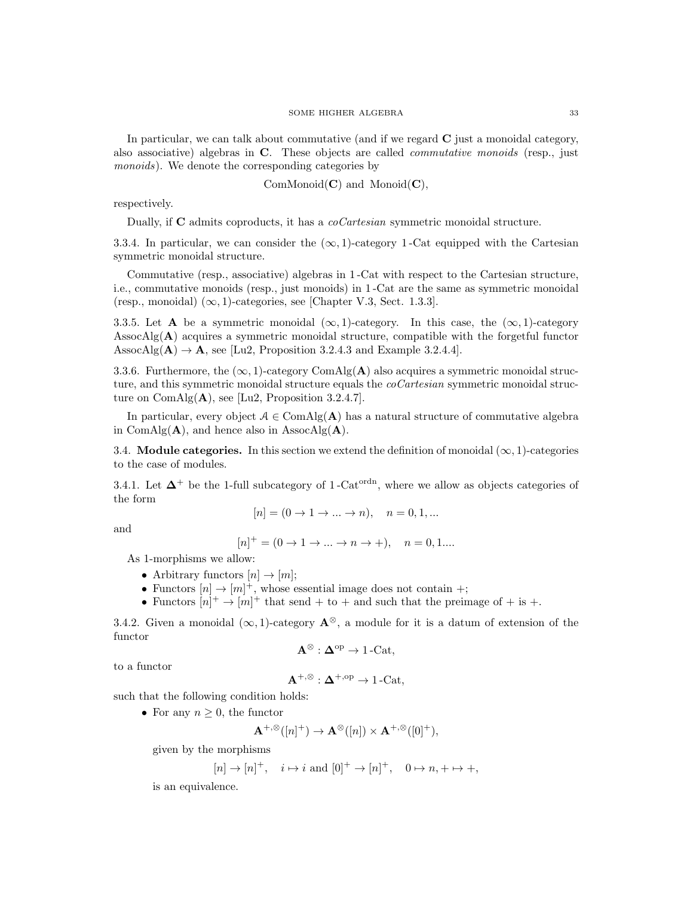In particular, we can talk about commutative (and if we regard $\mathbf{C}$ just a monoidal category, also associative) algebras in $\mathbf{C}$. These objects are called *commutative monoids* (resp., just *monoids*). We denote the corresponding categories by

$$\text{ComMonoid}(\mathbf{C}) \text{ and } \text{Monoid}(\mathbf{C}),$$

respectively.

Dually, if $\mathbf{C}$ admits coproducts, it has a *coCartesian* symmetric monoidal structure.

3.3.4. In particular, we can consider the $(\infty, 1)$-category 1-Cat equipped with the Cartesian symmetric monoidal structure.

Commutative (resp., associative) algebras in 1-Cat with respect to the Cartesian structure, i.e., commutative monoids (resp., just monoids) in 1-Cat are the same as symmetric monoidal (resp., monoidal) $(\infty, 1)$-categories, see [Chapter V.3, Sect. 1.3.3].

3.3.5. Let $\mathbf{A}$ be a symmetric monoidal $(\infty, 1)$-category. In this case, the $(\infty, 1)$-category $\text{AssocAlg}(\mathbf{A})$ acquires a symmetric monoidal structure, compatible with the forgetful functor $\text{AssocAlg}(\mathbf{A}) \to \mathbf{A}$, see [Lu2, Proposition 3.2.4.3 and Example 3.2.4.4].

3.3.6. Furthermore, the $(\infty, 1)$-category $\text{ComAlg}(\mathbf{A})$ also acquires a symmetric monoidal structure, and this symmetric monoidal structure equals the *coCartesian* symmetric monoidal structure on $\text{ComAlg}(\mathbf{A})$, see [Lu2, Proposition 3.2.4.7].

In particular, every object $\mathcal{A} \in \text{ComAlg}(\mathbf{A})$ has a natural structure of commutative algebra in $\text{ComAlg}(\mathbf{A})$, and hence also in $\text{AssocAlg}(\mathbf{A})$.

## 3.4. Module categories.

In this section we extend the definition of monoidal $(\infty, 1)$-categories to the case of modules.

3.4.1. Let $\mathbf{\Delta}^+$ be the 1-full subcategory of $1\text{-Cat}^{\text{ordn}}$, where we allow as objects categories of the form

$$[n] = (0 \to 1 \to ... \to n), \quad n = 0, 1, ...$$

and

$$[n]^+ = (0 \to 1 \to ... \to n \to +), \quad n = 0, 1....$$

As 1-morphisms we allow:

- Arbitrary functors $[n] \to [m]$;
- Functors $[n] \to [m]^+$, whose essential image does not contain $+$;
- Functors $[n]^+ \to [m]^+$ that send $+$ to $+$ and such that the preimage of $+$ is $+$.

3.4.2. Given a monoidal $(\infty, 1)$-category $\mathbf{A}^{\otimes}$, a module for it is a datum of extension of the functor

$$\mathbf{A}^{\otimes} : \mathbf{\Delta}^{\text{op}} \to 1\text{-Cat},$$

to a functor

$$\mathbf{A}^{+,\otimes} : \mathbf{\Delta}^{+,\text{op}} \to 1\text{-Cat},$$

such that the following condition holds:

- For any $n \geq 0$, the functor
$$\mathbf{A}^{+,\otimes}([n]^+) \to \mathbf{A}^{\otimes}([n]) \times \mathbf{A}^{+,\otimes}([0]^+),$$
given by the morphisms
$$[n] \to [n]^+, \quad i \mapsto i \text{ and } [0]^+ \to [n]^+, \quad 0 \mapsto n, + \mapsto +,$$
is an equivalence.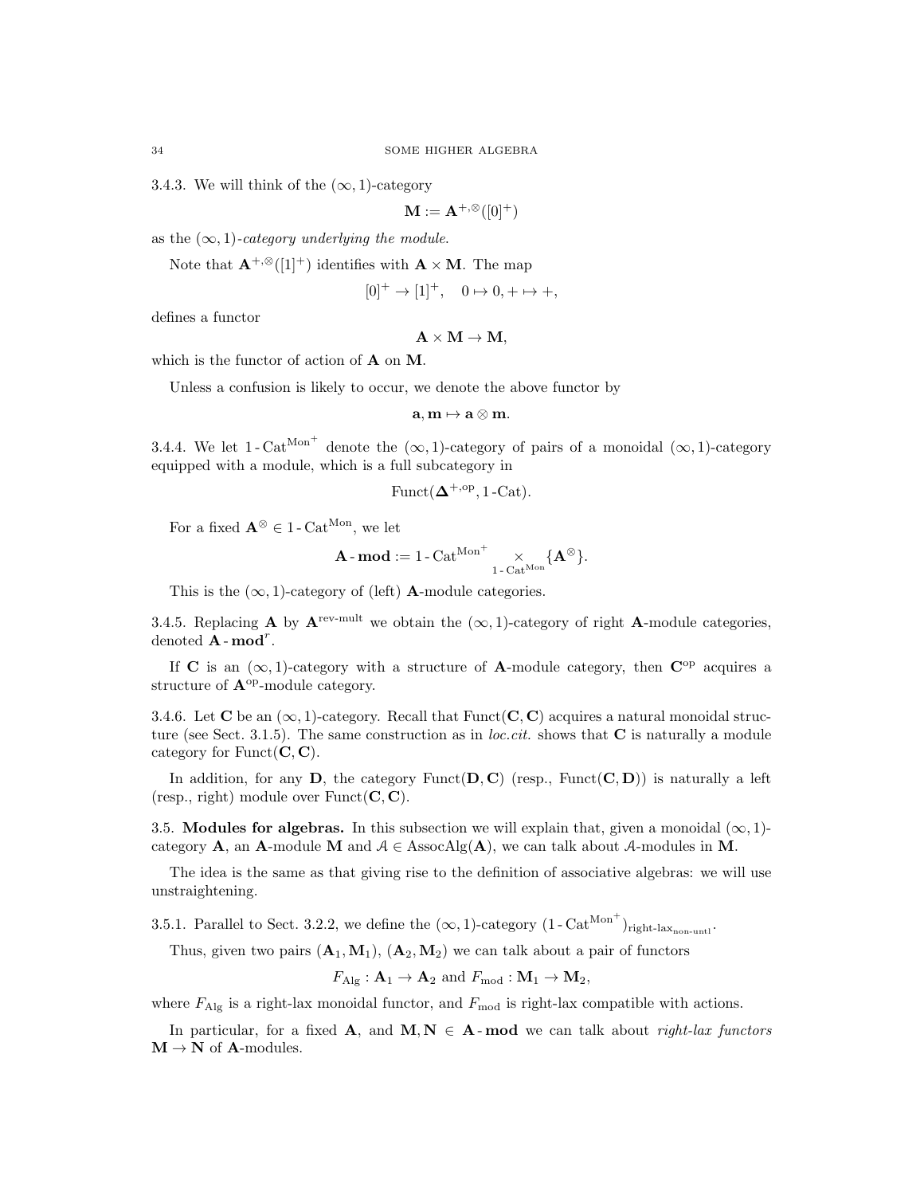3.4.3. We will think of the $(\infty,1)$-category

$$\mathbf{M} := \mathbf{A}^{+,\otimes}([0]^+)$$

as the $(\infty,1)$-*category underlying the module*.

Note that $\mathbf{A}^{+,\otimes}([1]^+)$ identifies with $\mathbf{A} \times \mathbf{M}$. The map

$$[0]^+ \to [1]^+, \quad 0 \mapsto 0, + \mapsto +,$$

defines a functor

$$\mathbf{A} \times \mathbf{M} \to \mathbf{M},$$

which is the functor of action of $\mathbf{A}$ on $\mathbf{M}$.

Unless a confusion is likely to occur, we denote the above functor by

$$\mathbf{a}, \mathbf{m} \mapsto \mathbf{a} \otimes \mathbf{m}.$$

3.4.4. We let $1\text{-}\mathrm{Cat}^{\mathrm{Mon}^+}$ denote the $(\infty,1)$-category of pairs of a monoidal $(\infty,1)$-category equipped with a module, which is a full subcategory in

$$\mathrm{Funct}(\mathbf{\Delta}^{+,\mathrm{op}}, 1\text{-}\mathrm{Cat}).$$

For a fixed $\mathbf{A}^{\otimes} \in 1\text{-}\mathrm{Cat}^{\mathrm{Mon}}$, we let

$$\mathbf{A}\text{-}\mathbf{mod} := 1\text{-}\mathrm{Cat}^{\mathrm{Mon}^+} \underset{1\text{-}\mathrm{Cat}^{\mathrm{Mon}}}{\times} \{\mathbf{A}^{\otimes}\}.$$

This is the $(\infty,1)$-category of (left) $\mathbf{A}$-module categories.

3.4.5. Replacing $\mathbf{A}$ by $\mathbf{A}^{\text{rev-mult}}$ we obtain the $(\infty,1)$-category of right $\mathbf{A}$-module categories, denoted $\mathbf{A}\text{-}\mathbf{mod}^r$.

If $\mathbf{C}$ is an $(\infty,1)$-category with a structure of $\mathbf{A}$-module category, then $\mathbf{C}^{\mathrm{op}}$ acquires a structure of $\mathbf{A}^{\mathrm{op}}$-module category.

3.4.6. Let $\mathbf{C}$ be an $(\infty,1)$-category. Recall that $\mathrm{Funct}(\mathbf{C},\mathbf{C})$ acquires a natural monoidal structure (see Sect. 3.1.5). The same construction as in *loc.cit.* shows that $\mathbf{C}$ is naturally a module category for $\mathrm{Funct}(\mathbf{C},\mathbf{C})$.

In addition, for any $\mathbf{D}$, the category $\mathrm{Funct}(\mathbf{D},\mathbf{C})$ (resp., $\mathrm{Funct}(\mathbf{C},\mathbf{D})$) is naturally a left (resp., right) module over $\mathrm{Funct}(\mathbf{C},\mathbf{C})$.

## 3.5. Modules for algebras.

In this subsection we will explain that, given a monoidal $(\infty,1)$-category $\mathbf{A}$, an $\mathbf{A}$-module $\mathbf{M}$ and $\mathcal{A} \in \mathrm{AssocAlg}(\mathbf{A})$, we can talk about $\mathcal{A}$-modules in $\mathbf{M}$.

The idea is the same as that giving rise to the definition of associative algebras: we will use unstraightening.

3.5.1. Parallel to Sect. 3.2.2, we define the $(\infty,1)$-category $(1\text{-}\mathrm{Cat}^{\mathrm{Mon}^+})_{\text{right-lax}_{\text{non-untl}}}$.

Thus, given two pairs $(\mathbf{A}_1,\mathbf{M}_1)$, $(\mathbf{A}_2,\mathbf{M}_2)$ we can talk about a pair of functors

$$F_{\mathrm{Alg}} : \mathbf{A}_1 \to \mathbf{A}_2 \text{ and } F_{\mathrm{mod}} : \mathbf{M}_1 \to \mathbf{M}_2,$$

where $F_{\mathrm{Alg}}$ is a right-lax monoidal functor, and $F_{\mathrm{mod}}$ is right-lax compatible with actions.

In particular, for a fixed $\mathbf{A}$, and $\mathbf{M},\mathbf{N} \in \mathbf{A}\text{-}\mathbf{mod}$ we can talk about *right-lax functors* $\mathbf{M} \to \mathbf{N}$ of $\mathbf{A}$-modules.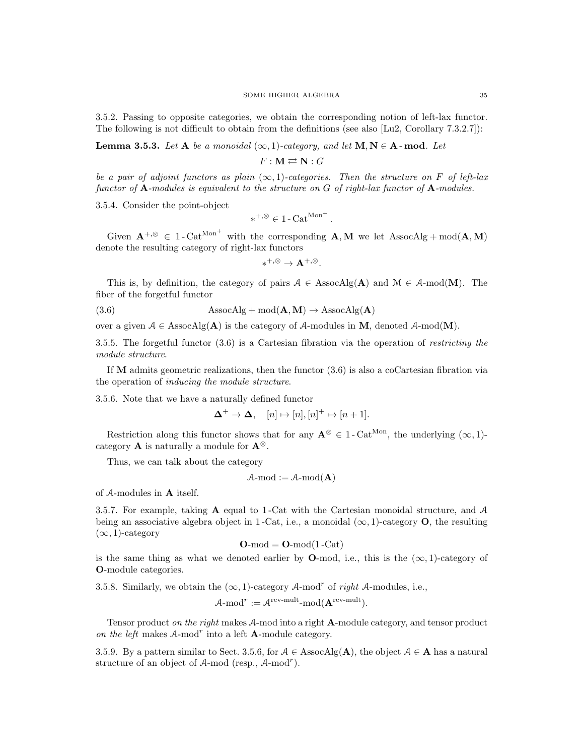3.5.2. Passing to opposite categories, we obtain the corresponding notion of left-lax functor. The following is not difficult to obtain from the definitions (see also [Lu2, Corollary 7.3.2.7]):

**Lemma 3.5.3.** *Let* $\mathbf{A}$ *be a monoidal* $(\infty,1)$*-category, and let* $\mathbf{M}, \mathbf{N} \in \mathbf{A}\text{-}\mathbf{mod}$*. Let*

$$F : \mathbf{M} \rightleftarrows \mathbf{N} : G$$

*be a pair of adjoint functors as plain* $(\infty,1)$*-categories. Then the structure on* $F$ *of left-lax functor of* $\mathbf{A}$*-modules is equivalent to the structure on* $G$ *of right-lax functor of* $\mathbf{A}$*-modules.*

3.5.4. Consider the point-object

$$*^{+,\otimes} \in 1\text{-}\mathrm{Cat}^{\mathrm{Mon}^+}.$$

Given $\mathbf{A}^{+,\otimes} \in 1\text{-}\mathrm{Cat}^{\mathrm{Mon}^+}$ with the corresponding $\mathbf{A}, \mathbf{M}$ we let $\mathrm{AssocAlg}+\mathrm{mod}(\mathbf{A}, \mathbf{M})$ denote the resulting category of right-lax functors

$$*^{+,\otimes} \to \mathbf{A}^{+,\otimes}.$$

This is, by definition, the category of pairs $\mathcal{A} \in \mathrm{AssocAlg}(\mathbf{A})$ and $\mathcal{M} \in \mathcal{A}\text{-mod}(\mathbf{M})$. The fiber of the forgetful functor

$$\mathrm{AssocAlg}+\mathrm{mod}(\mathbf{A}, \mathbf{M}) \to \mathrm{AssocAlg}(\mathbf{A}) \tag{3.6}$$

over a given $\mathcal{A} \in \mathrm{AssocAlg}(\mathbf{A})$ is the category of $\mathcal{A}$-modules in $\mathbf{M}$, denoted $\mathcal{A}\text{-mod}(\mathbf{M})$.

3.5.5. The forgetful functor (3.6) is a Cartesian fibration via the operation of *restricting the module structure*.

If $\mathbf{M}$ admits geometric realizations, then the functor (3.6) is also a coCartesian fibration via the operation of *inducing the module structure*.

3.5.6. Note that we have a naturally defined functor

$$\mathbf{\Delta}^+ \to \mathbf{\Delta}, \quad [n] \mapsto [n], [n]^+ \mapsto [n+1].$$

Restriction along this functor shows that for any $\mathbf{A}^{\otimes} \in 1\text{-}\mathrm{Cat}^{\mathrm{Mon}}$, the underlying $(\infty,1)$-category $\mathbf{A}$ is naturally a module for $\mathbf{A}^{\otimes}$.

Thus, we can talk about the category

$$\mathcal{A}\text{-mod} := \mathcal{A}\text{-mod}(\mathbf{A})$$

of $\mathcal{A}$-modules in $\mathbf{A}$ itself.

3.5.7. For example, taking $\mathbf{A}$ equal to $1\text{-Cat}$ with the Cartesian monoidal structure, and $\mathcal{A}$ being an associative algebra object in $1\text{-Cat}$, i.e., a monoidal $(\infty,1)$-category $\mathbf{O}$, the resulting $(\infty,1)$-category

$$\mathbf{O}\text{-mod} = \mathbf{O}\text{-mod}(1\text{-Cat})$$

is the same thing as what we denoted earlier by $\mathbf{O}$-mod, i.e., this is the $(\infty,1)$-category of $\mathbf{O}$-module categories.

3.5.8. Similarly, we obtain the $(\infty,1)$-category $\mathcal{A}\text{-mod}^r$ of *right* $\mathcal{A}$-modules, i.e.,

$$\mathcal{A}\text{-mod}^r := \mathcal{A}^{\text{rev-mult}}\text{-mod}(\mathbf{A}^{\text{rev-mult}}).$$

Tensor product *on the right* makes $\mathcal{A}$-mod into a right $\mathbf{A}$-module category, and tensor product *on the left* makes $\mathcal{A}\text{-mod}^r$ into a left $\mathbf{A}$-module category.

3.5.9. By a pattern similar to Sect. 3.5.6, for $\mathcal{A} \in \mathrm{AssocAlg}(\mathbf{A})$, the object $\mathcal{A} \in \mathbf{A}$ has a natural structure of an object of $\mathcal{A}$-mod (resp., $\mathcal{A}\text{-mod}^r$).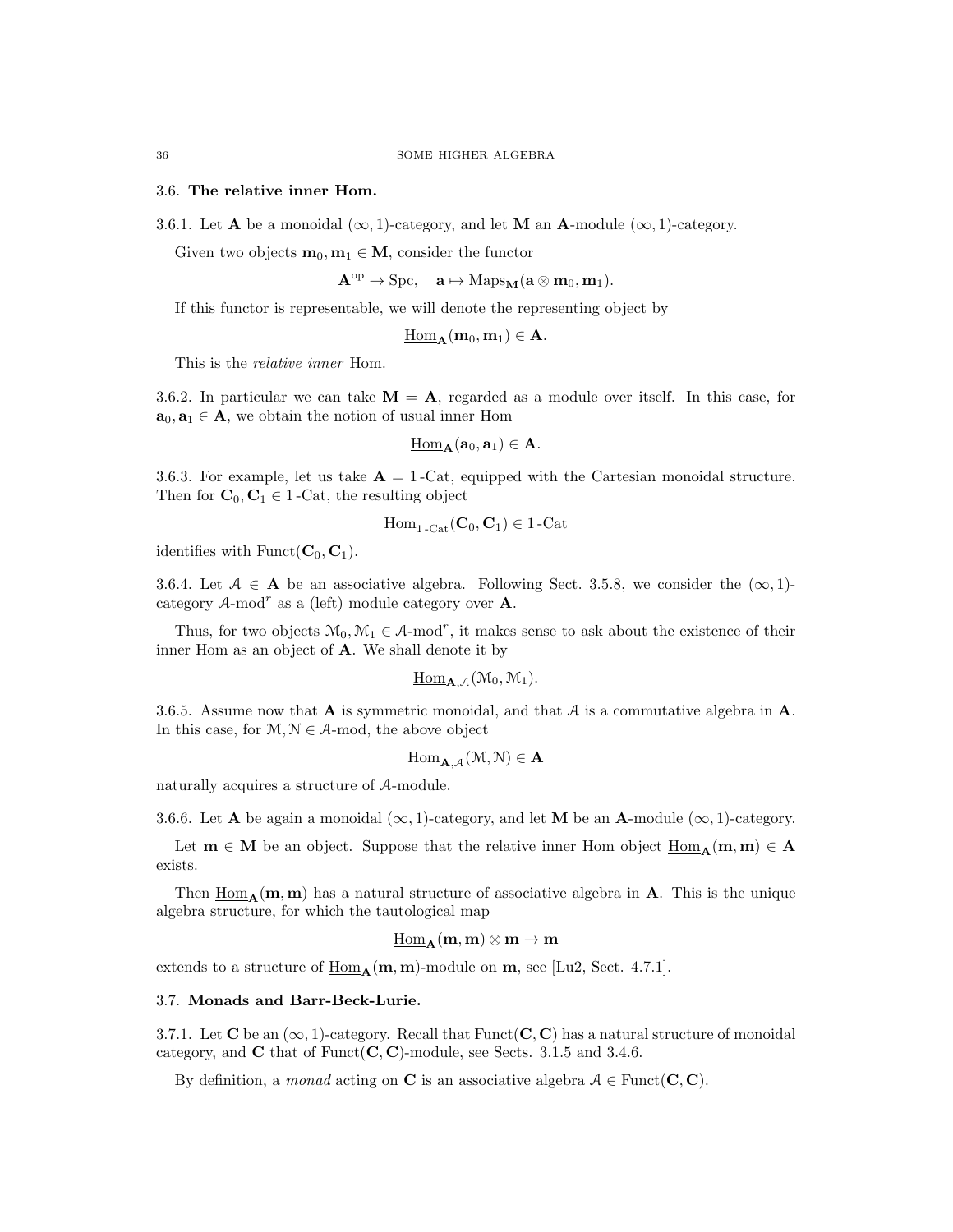### 3.6. **The relative inner Hom.**

3.6.1. Let $\mathbf{A}$ be a monoidal $(\infty, 1)$-category, and let $\mathbf{M}$ an $\mathbf{A}$-module $(\infty, 1)$-category.

Given two objects $\mathbf{m}_0, \mathbf{m}_1 \in \mathbf{M}$, consider the functor

$$\mathbf{A}^{\mathrm{op}} \to \mathrm{Spc}, \quad \mathbf{a} \mapsto \mathrm{Maps}_{\mathbf{M}}(\mathbf{a} \otimes \mathbf{m}_0, \mathbf{m}_1).$$

If this functor is representable, we will denote the representing object by

$$\underline{\mathrm{Hom}}_{\mathbf{A}}(\mathbf{m}_0, \mathbf{m}_1) \in \mathbf{A}.$$

This is the *relative inner* Hom.

3.6.2. In particular we can take $\mathbf{M} = \mathbf{A}$, regarded as a module over itself. In this case, for $\mathbf{a}_0, \mathbf{a}_1 \in \mathbf{A}$, we obtain the notion of usual inner Hom

$$\underline{\mathrm{Hom}}_{\mathbf{A}}(\mathbf{a}_0, \mathbf{a}_1) \in \mathbf{A}.$$

3.6.3. For example, let us take $\mathbf{A} = 1\text{-Cat}$, equipped with the Cartesian monoidal structure. Then for $\mathbf{C}_0, \mathbf{C}_1 \in 1\text{-Cat}$, the resulting object

$$\underline{\mathrm{Hom}}_{1\text{-Cat}}(\mathbf{C}_0, \mathbf{C}_1) \in 1\text{-Cat}$$

identifies with $\mathrm{Funct}(\mathbf{C}_0, \mathbf{C}_1)$.

3.6.4. Let $\mathcal{A} \in \mathbf{A}$ be an associative algebra. Following Sect. 3.5.8, we consider the $(\infty, 1)$-category $\mathcal{A}\text{-mod}^r$ as a (left) module category over $\mathbf{A}$.

Thus, for two objects $\mathcal{M}_0, \mathcal{M}_1 \in \mathcal{A}\text{-mod}^r$, it makes sense to ask about the existence of their inner Hom as an object of $\mathbf{A}$. We shall denote it by

$$\underline{\mathrm{Hom}}_{\mathbf{A},\mathcal{A}}(\mathcal{M}_0, \mathcal{M}_1).$$

3.6.5. Assume now that $\mathbf{A}$ is symmetric monoidal, and that $\mathcal{A}$ is a commutative algebra in $\mathbf{A}$. In this case, for $\mathcal{M}, \mathcal{N} \in \mathcal{A}\text{-mod}$, the above object

$$\underline{\mathrm{Hom}}_{\mathbf{A},\mathcal{A}}(\mathcal{M}, \mathcal{N}) \in \mathbf{A}$$

naturally acquires a structure of $\mathcal{A}$-module.

3.6.6. Let $\mathbf{A}$ be again a monoidal $(\infty, 1)$-category, and let $\mathbf{M}$ be an $\mathbf{A}$-module $(\infty, 1)$-category.

Let $\mathbf{m} \in \mathbf{M}$ be an object. Suppose that the relative inner Hom object $\underline{\mathrm{Hom}}_{\mathbf{A}}(\mathbf{m}, \mathbf{m}) \in \mathbf{A}$ exists.

Then $\underline{\mathrm{Hom}}_{\mathbf{A}}(\mathbf{m}, \mathbf{m})$ has a natural structure of associative algebra in $\mathbf{A}$. This is the unique algebra structure, for which the tautological map

$$\underline{\mathrm{Hom}}_{\mathbf{A}}(\mathbf{m}, \mathbf{m}) \otimes \mathbf{m} \to \mathbf{m}$$

extends to a structure of $\underline{\mathrm{Hom}}_{\mathbf{A}}(\mathbf{m}, \mathbf{m})$-module on $\mathbf{m}$, see [Lu2, Sect. 4.7.1].

### 3.7. **Monads and Barr-Beck-Lurie.**

3.7.1. Let $\mathbf{C}$ be an $(\infty, 1)$-category. Recall that $\mathrm{Funct}(\mathbf{C}, \mathbf{C})$ has a natural structure of monoidal category, and $\mathbf{C}$ that of $\mathrm{Funct}(\mathbf{C}, \mathbf{C})$-module, see Sects. 3.1.5 and 3.4.6.

By definition, a *monad* acting on $\mathbf{C}$ is an associative algebra $\mathcal{A} \in \mathrm{Funct}(\mathbf{C}, \mathbf{C})$.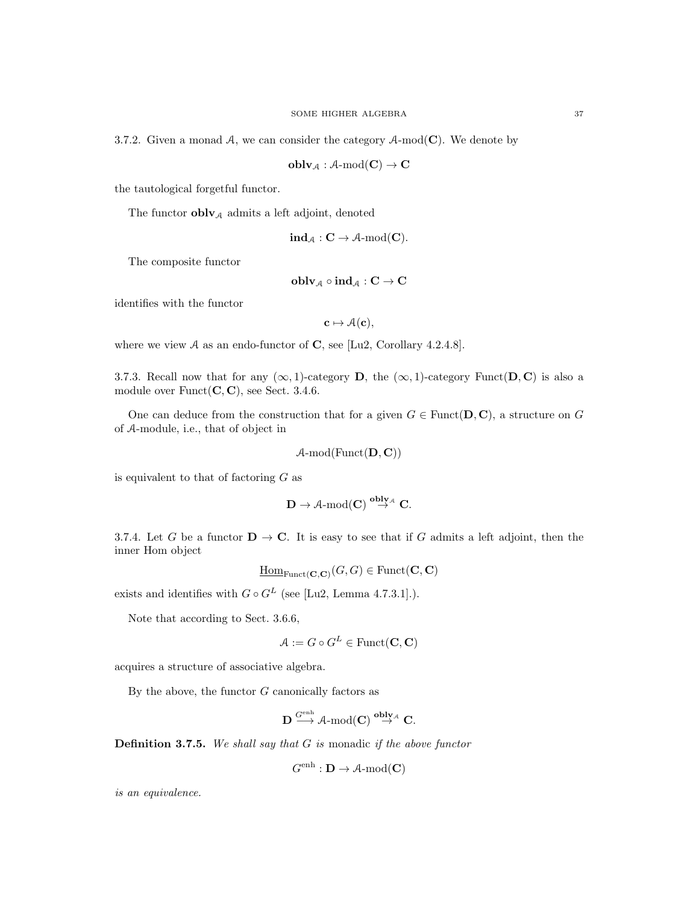3.7.2. Given a monad $\mathcal{A}$, we can consider the category $\mathcal{A}\text{-mod}(\mathbf{C})$. We denote by

$$\mathbf{oblv}_{\mathcal{A}} : \mathcal{A}\text{-mod}(\mathbf{C}) \to \mathbf{C}$$

the tautological forgetful functor.

The functor $\mathbf{oblv}_{\mathcal{A}}$ admits a left adjoint, denoted

$$\mathbf{ind}_{\mathcal{A}} : \mathbf{C} \to \mathcal{A}\text{-mod}(\mathbf{C}).$$

The composite functor

$$\mathbf{oblv}_{\mathcal{A}} \circ \mathbf{ind}_{\mathcal{A}} : \mathbf{C} \to \mathbf{C}$$

identifies with the functor

$$\mathbf{c} \mapsto \mathcal{A}(\mathbf{c}),$$

where we view $\mathcal{A}$ as an endo-functor of $\mathbf{C}$, see [Lu2, Corollary 4.2.4.8].

3.7.3. Recall now that for any $(\infty, 1)$-category $\mathbf{D}$, the $(\infty, 1)$-category $\text{Funct}(\mathbf{D}, \mathbf{C})$ is also a module over $\text{Funct}(\mathbf{C}, \mathbf{C})$, see Sect. 3.4.6.

One can deduce from the construction that for a given $G \in \text{Funct}(\mathbf{D}, \mathbf{C})$, a structure on $G$ of $\mathcal{A}$-module, i.e., that of object in

$$\mathcal{A}\text{-mod}(\text{Funct}(\mathbf{D}, \mathbf{C}))$$

is equivalent to that of factoring $G$ as

$$\mathbf{D} \to \mathcal{A}\text{-mod}(\mathbf{C}) \overset{\mathbf{oblv}_{\mathcal{A}}}{\to} \mathbf{C}.$$

3.7.4. Let $G$ be a functor $\mathbf{D} \to \mathbf{C}$. It is easy to see that if $G$ admits a left adjoint, then the inner Hom object

$$\underline{\text{Hom}}_{\text{Funct}(\mathbf{C},\mathbf{C})}(G, G) \in \text{Funct}(\mathbf{C}, \mathbf{C})$$

exists and identifies with $G \circ G^L$ (see [Lu2, Lemma 4.7.3.1].).

Note that according to Sect. 3.6.6,

$$\mathcal{A} := G \circ G^L \in \text{Funct}(\mathbf{C}, \mathbf{C})$$

acquires a structure of associative algebra.

By the above, the functor $G$ canonically factors as

$$\mathbf{D} \overset{G^{\text{enh}}}{\longrightarrow} \mathcal{A}\text{-mod}(\mathbf{C}) \overset{\mathbf{oblv}_{\mathcal{A}}}{\to} \mathbf{C}.$$

**Definition 3.7.5.** *We shall say that $G$ is* monadic *if the above functor*

$$G^{\text{enh}} : \mathbf{D} \to \mathcal{A}\text{-mod}(\mathbf{C})$$

*is an equivalence.*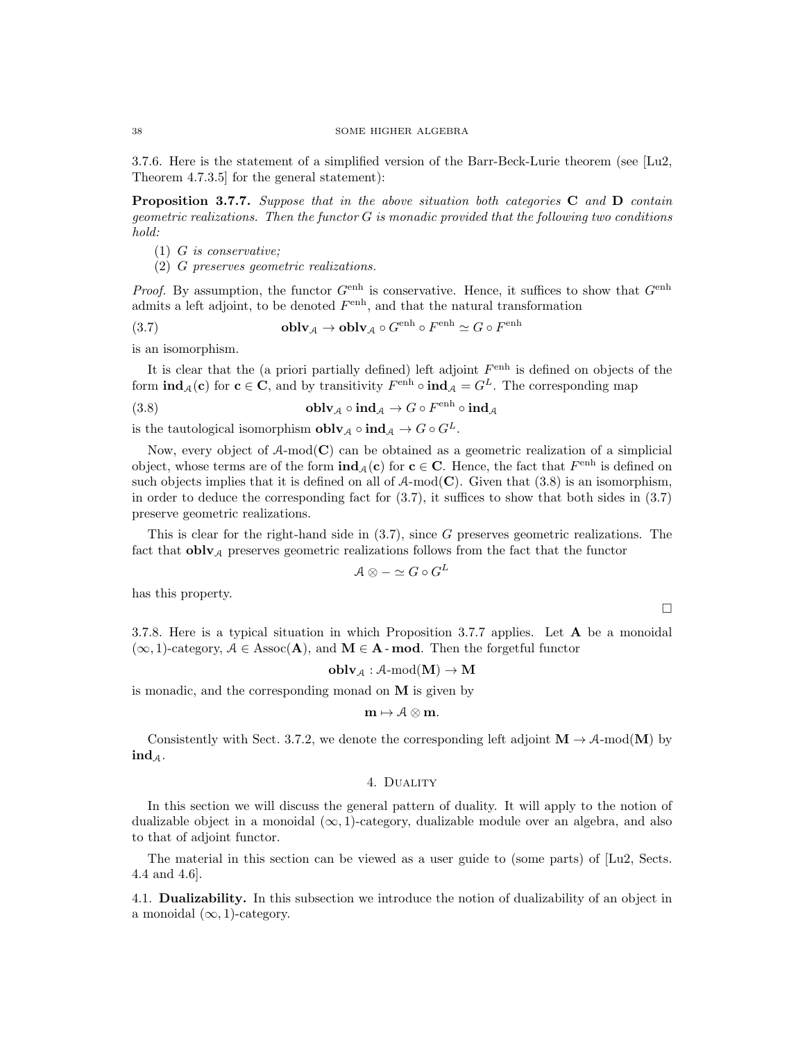3.7.6. Here is the statement of a simplified version of the Barr-Beck-Lurie theorem (see [Lu2, Theorem 4.7.3.5] for the general statement):

**Proposition 3.7.7.** *Suppose that in the above situation both categories* $\mathbf{C}$ *and* $\mathbf{D}$ *contain geometric realizations. Then the functor* $G$ *is monadic provided that the following two conditions hold:*

(1) $G$ *is conservative;*
(2) $G$ *preserves geometric realizations.*

*Proof.* By assumption, the functor $G^{\mathrm{enh}}$ is conservative. Hence, it suffices to show that $G^{\mathrm{enh}}$ admits a left adjoint, to be denoted $F^{\mathrm{enh}}$, and that the natural transformation

$$\mathbf{oblv}_{\mathcal{A}} \to \mathbf{oblv}_{\mathcal{A}} \circ G^{\mathrm{enh}} \circ F^{\mathrm{enh}} \simeq G \circ F^{\mathrm{enh}} \tag{3.7}$$

is an isomorphism.

It is clear that the (a priori partially defined) left adjoint $F^{\mathrm{enh}}$ is defined on objects of the form $\mathbf{ind}_{\mathcal{A}}(\mathbf{c})$ for $\mathbf{c} \in \mathbf{C}$, and by transitivity $F^{\mathrm{enh}} \circ \mathbf{ind}_{\mathcal{A}} = G^L$. The corresponding map

$$\mathbf{oblv}_{\mathcal{A}} \circ \mathbf{ind}_{\mathcal{A}} \to G \circ F^{\mathrm{enh}} \circ \mathbf{ind}_{\mathcal{A}} \tag{3.8}$$

is the tautological isomorphism $\mathbf{oblv}_{\mathcal{A}} \circ \mathbf{ind}_{\mathcal{A}} \to G \circ G^L$.

Now, every object of $\mathcal{A}\text{-mod}(\mathbf{C})$ can be obtained as a geometric realization of a simplicial object, whose terms are of the form $\mathbf{ind}_{\mathcal{A}}(\mathbf{c})$ for $\mathbf{c} \in \mathbf{C}$. Hence, the fact that $F^{\mathrm{enh}}$ is defined on such objects implies that it is defined on all of $\mathcal{A}\text{-mod}(\mathbf{C})$. Given that (3.8) is an isomorphism, in order to deduce the corresponding fact for (3.7), it suffices to show that both sides in (3.7) preserve geometric realizations.

This is clear for the right-hand side in (3.7), since $G$ preserves geometric realizations. The fact that $\mathbf{oblv}_{\mathcal{A}}$ preserves geometric realizations follows from the fact that the functor

$$\mathcal{A} \otimes - \simeq G \circ G^L$$

has this property.

□

3.7.8. Here is a typical situation in which Proposition 3.7.7 applies. Let $\mathbf{A}$ be a monoidal $(\infty, 1)$-category, $\mathcal{A} \in \mathrm{Assoc}(\mathbf{A})$, and $\mathbf{M} \in \mathbf{A}\text{-}\mathbf{mod}$. Then the forgetful functor

$$\mathbf{oblv}_{\mathcal{A}} : \mathcal{A}\text{-mod}(\mathbf{M}) \to \mathbf{M}$$

is monadic, and the corresponding monad on $\mathbf{M}$ is given by

$$\mathbf{m} \mapsto \mathcal{A} \otimes \mathbf{m}.$$

Consistently with Sect. 3.7.2, we denote the corresponding left adjoint $\mathbf{M} \to \mathcal{A}\text{-mod}(\mathbf{M})$ by $\mathbf{ind}_{\mathcal{A}}$.

# 4. Duality

In this section we will discuss the general pattern of duality. It will apply to the notion of dualizable object in a monoidal $(\infty, 1)$-category, dualizable module over an algebra, and also to that of adjoint functor.

The material in this section can be viewed as a user guide to (some parts) of [Lu2, Sects. 4.4 and 4.6].

## 4.1. Dualizability.

In this subsection we introduce the notion of dualizability of an object in a monoidal $(\infty, 1)$-category.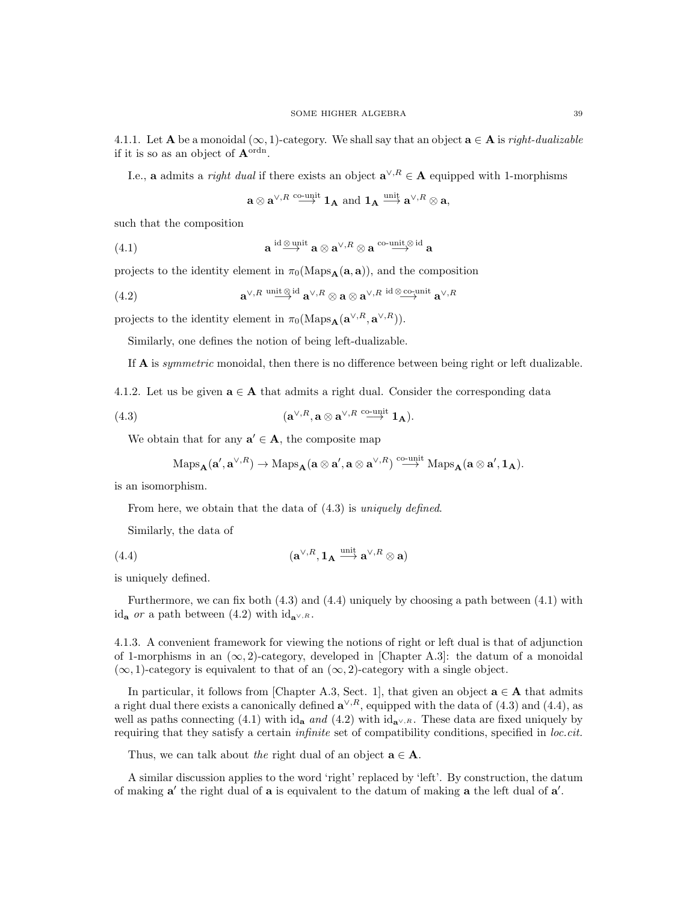4.1.1. Let $\mathbf{A}$ be a monoidal $(\infty,1)$-category. We shall say that an object $\mathbf{a} \in \mathbf{A}$ is *right-dualizable* if it is so as an object of $\mathbf{A}^{\text{ordn}}$.

I.e., $\mathbf{a}$ admits a *right dual* if there exists an object $\mathbf{a}^{\vee,R} \in \mathbf{A}$ equipped with 1-morphisms

$$\mathbf{a} \otimes \mathbf{a}^{\vee,R} \overset{\text{co-unit}}{\longrightarrow} \mathbf{1_A} \text{ and } \mathbf{1_A} \overset{\text{unit}}{\longrightarrow} \mathbf{a}^{\vee,R} \otimes \mathbf{a},$$

such that the composition

$$\mathbf{a} \overset{\text{id} \otimes \text{unit}}{\longrightarrow} \mathbf{a} \otimes \mathbf{a}^{\vee,R} \otimes \mathbf{a} \overset{\text{co-unit} \otimes \text{id}}{\longrightarrow} \mathbf{a} \tag{4.1}$$

projects to the identity element in $\pi_0(\text{Maps}_{\mathbf{A}}(\mathbf{a},\mathbf{a}))$, and the composition

$$\mathbf{a}^{\vee,R} \overset{\text{unit} \otimes \text{id}}{\longrightarrow} \mathbf{a}^{\vee,R} \otimes \mathbf{a} \otimes \mathbf{a}^{\vee,R} \overset{\text{id} \otimes \text{co-unit}}{\longrightarrow} \mathbf{a}^{\vee,R} \tag{4.2}$$

projects to the identity element in $\pi_0(\text{Maps}_{\mathbf{A}}(\mathbf{a}^{\vee,R},\mathbf{a}^{\vee,R}))$.

Similarly, one defines the notion of being left-dualizable.

If $\mathbf{A}$ is *symmetric* monoidal, then there is no difference between being right or left dualizable.

4.1.2. Let us be given $\mathbf{a} \in \mathbf{A}$ that admits a right dual. Consider the corresponding data

$$(\mathbf{a}^{\vee,R}, \mathbf{a} \otimes \mathbf{a}^{\vee,R} \overset{\text{co-unit}}{\longrightarrow} \mathbf{1_A}). \tag{4.3}$$

We obtain that for any $\mathbf{a}' \in \mathbf{A}$, the composite map

$$\text{Maps}_{\mathbf{A}}(\mathbf{a}', \mathbf{a}^{\vee,R}) \to \text{Maps}_{\mathbf{A}}(\mathbf{a} \otimes \mathbf{a}', \mathbf{a} \otimes \mathbf{a}^{\vee,R}) \overset{\text{co-unit}}{\longrightarrow} \text{Maps}_{\mathbf{A}}(\mathbf{a} \otimes \mathbf{a}', \mathbf{1_A}).$$

is an isomorphism.

From here, we obtain that the data of (4.3) is *uniquely defined*.

Similarly, the data of

$$(\mathbf{a}^{\vee,R}, \mathbf{1_A} \overset{\text{unit}}{\longrightarrow} \mathbf{a}^{\vee,R} \otimes \mathbf{a}) \tag{4.4}$$

is uniquely defined.

Furthermore, we can fix both (4.3) and (4.4) uniquely by choosing a path between (4.1) with $\text{id}_{\mathbf{a}}$ *or* a path between (4.2) with $\text{id}_{\mathbf{a}^{\vee,R}}$.

4.1.3. A convenient framework for viewing the notions of right or left dual is that of adjunction of 1-morphisms in an $(\infty,2)$-category, developed in [Chapter A.3]: the datum of a monoidal $(\infty,1)$-category is equivalent to that of an $(\infty,2)$-category with a single object.

In particular, it follows from [Chapter A.3, Sect. 1], that given an object $\mathbf{a} \in \mathbf{A}$ that admits a right dual there exists a canonically defined $\mathbf{a}^{\vee,R}$, equipped with the data of (4.3) and (4.4), as well as paths connecting (4.1) with $\text{id}_{\mathbf{a}}$ *and* (4.2) with $\text{id}_{\mathbf{a}^{\vee,R}}$. These data are fixed uniquely by requiring that they satisfy a certain *infinite* set of compatibility conditions, specified in *loc.cit.*

Thus, we can talk about *the* right dual of an object $\mathbf{a} \in \mathbf{A}$.

A similar discussion applies to the word 'right' replaced by 'left'. By construction, the datum of making $\mathbf{a}'$ the right dual of $\mathbf{a}$ is equivalent to the datum of making $\mathbf{a}$ the left dual of $\mathbf{a}'$.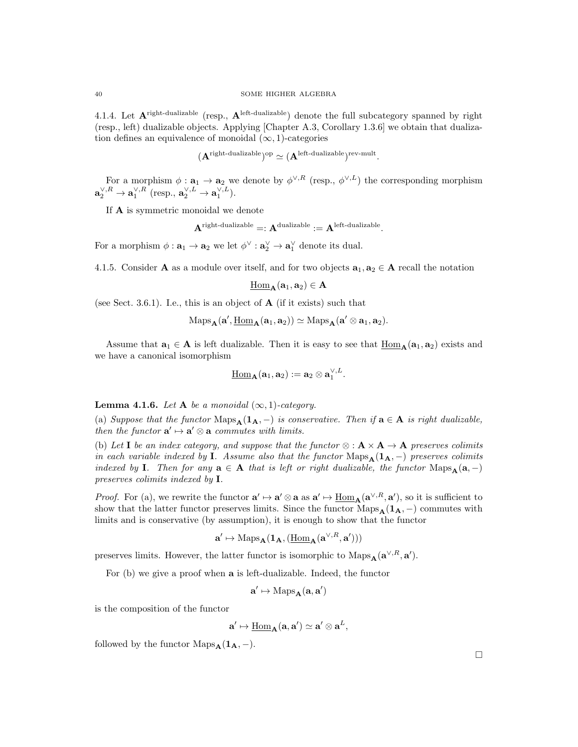4.1.4. Let $\mathbf{A}^{\text{right-dualizable}}$ (resp., $\mathbf{A}^{\text{left-dualizable}}$) denote the full subcategory spanned by right (resp., left) dualizable objects. Applying [Chapter A.3, Corollary 1.3.6] we obtain that dualization defines an equivalence of monoidal $(\infty, 1)$-categories

$$(\mathbf{A}^{\text{right-dualizable}})^{\text{op}} \simeq (\mathbf{A}^{\text{left-dualizable}})^{\text{rev-mult}}.$$

For a morphism $\phi : \mathbf{a}_1 \to \mathbf{a}_2$ we denote by $\phi^{\vee,R}$ (resp., $\phi^{\vee,L}$) the corresponding morphism $\mathbf{a}_2^{\vee,R} \to \mathbf{a}_1^{\vee,R}$ (resp., $\mathbf{a}_2^{\vee,L} \to \mathbf{a}_1^{\vee,L}$).

If $\mathbf{A}$ is symmetric monoidal we denote

$$\mathbf{A}^{\text{right-dualizable}} =: \mathbf{A}^{\text{dualizable}} := \mathbf{A}^{\text{left-dualizable}}.$$

For a morphism $\phi : \mathbf{a}_1 \to \mathbf{a}_2$ we let $\phi^\vee : \mathbf{a}_2^\vee \to \mathbf{a}_1^\vee$ denote its dual.

4.1.5. Consider $\mathbf{A}$ as a module over itself, and for two objects $\mathbf{a}_1, \mathbf{a}_2 \in \mathbf{A}$ recall the notation

$$\underline{\text{Hom}}_{\mathbf{A}}(\mathbf{a}_1, \mathbf{a}_2) \in \mathbf{A}$$

(see Sect. 3.6.1). I.e., this is an object of $\mathbf{A}$ (if it exists) such that

$$\text{Maps}_{\mathbf{A}}(\mathbf{a}', \underline{\text{Hom}}_{\mathbf{A}}(\mathbf{a}_1, \mathbf{a}_2)) \simeq \text{Maps}_{\mathbf{A}}(\mathbf{a}' \otimes \mathbf{a}_1, \mathbf{a}_2).$$

Assume that $\mathbf{a}_1 \in \mathbf{A}$ is left dualizable. Then it is easy to see that $\underline{\text{Hom}}_{\mathbf{A}}(\mathbf{a}_1, \mathbf{a}_2)$ exists and we have a canonical isomorphism

$$\underline{\text{Hom}}_{\mathbf{A}}(\mathbf{a}_1, \mathbf{a}_2) := \mathbf{a}_2 \otimes \mathbf{a}_1^{\vee,L}.$$

**Lemma 4.1.6.** *Let $\mathbf{A}$ be a monoidal $(\infty, 1)$-category.*

(a) *Suppose that the functor $\text{Maps}_{\mathbf{A}}(\mathbf{1}_{\mathbf{A}}, -)$ is conservative. Then if $\mathbf{a} \in \mathbf{A}$ is right dualizable, then the functor $\mathbf{a}' \mapsto \mathbf{a}' \otimes \mathbf{a}$ commutes with limits.*

(b) *Let $\mathbf{I}$ be an index category, and suppose that the functor $\otimes : \mathbf{A} \times \mathbf{A} \to \mathbf{A}$ preserves colimits in each variable indexed by $\mathbf{I}$. Assume also that the functor $\text{Maps}_{\mathbf{A}}(\mathbf{1}_{\mathbf{A}}, -)$ preserves colimits indexed by $\mathbf{I}$. Then for any $\mathbf{a} \in \mathbf{A}$ that is left or right dualizable, the functor $\text{Maps}_{\mathbf{A}}(\mathbf{a}, -)$ preserves colimits indexed by $\mathbf{I}$.*

*Proof.* For (a), we rewrite the functor $\mathbf{a}' \mapsto \mathbf{a}' \otimes \mathbf{a}$ as $\mathbf{a}' \mapsto \underline{\text{Hom}}_{\mathbf{A}}(\mathbf{a}^{\vee,R}, \mathbf{a}')$, so it is sufficient to show that the latter functor preserves limits. Since the functor $\text{Maps}_{\mathbf{A}}(\mathbf{1}_{\mathbf{A}}, -)$ commutes with limits and is conservative (by assumption), it is enough to show that the functor

$$\mathbf{a}' \mapsto \text{Maps}_{\mathbf{A}}(\mathbf{1}_{\mathbf{A}}, (\underline{\text{Hom}}_{\mathbf{A}}(\mathbf{a}^{\vee,R}, \mathbf{a}')))$$

preserves limits. However, the latter functor is isomorphic to $\text{Maps}_{\mathbf{A}}(\mathbf{a}^{\vee,R}, \mathbf{a}')$.

For (b) we give a proof when $\mathbf{a}$ is left-dualizable. Indeed, the functor

$$\mathbf{a}' \mapsto \text{Maps}_{\mathbf{A}}(\mathbf{a}, \mathbf{a}')$$

is the composition of the functor

$$\mathbf{a}' \mapsto \underline{\text{Hom}}_{\mathbf{A}}(\mathbf{a}, \mathbf{a}') \simeq \mathbf{a}' \otimes \mathbf{a}^L,$$

followed by the functor $\text{Maps}_{\mathbf{A}}(\mathbf{1}_{\mathbf{A}}, -)$.

□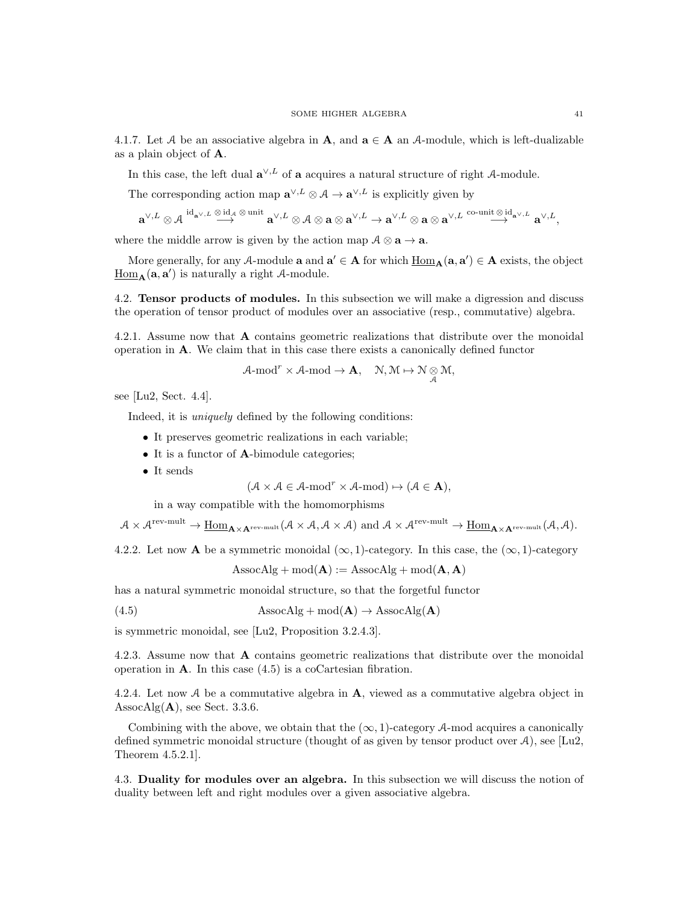4.1.7. Let $\mathcal{A}$ be an associative algebra in $\mathbf{A}$, and $\mathbf{a} \in \mathbf{A}$ an $\mathcal{A}$-module, which is left-dualizable as a plain object of $\mathbf{A}$.

In this case, the left dual $\mathbf{a}^{\vee,L}$ of $\mathbf{a}$ acquires a natural structure of right $\mathcal{A}$-module.

The corresponding action map $\mathbf{a}^{\vee,L} \otimes \mathcal{A} \to \mathbf{a}^{\vee,L}$ is explicitly given by

$$\mathbf{a}^{\vee,L} \otimes \mathcal{A} \overset{\mathrm{id}_{\mathbf{a}^{\vee,L}} \otimes \mathrm{id}_{\mathcal{A}} \otimes \mathrm{unit}}{\longrightarrow} \mathbf{a}^{\vee,L} \otimes \mathcal{A} \otimes \mathbf{a} \otimes \mathbf{a}^{\vee,L} \to \mathbf{a}^{\vee,L} \otimes \mathbf{a} \otimes \mathbf{a}^{\vee,L} \overset{\text{co-unit} \otimes \mathrm{id}_{\mathbf{a}^{\vee,L}}}{\longrightarrow} \mathbf{a}^{\vee,L},$$

where the middle arrow is given by the action map $\mathcal{A} \otimes \mathbf{a} \to \mathbf{a}$.

More generally, for any $\mathcal{A}$-module $\mathbf{a}$ and $\mathbf{a}' \in \mathbf{A}$ for which $\underline{\mathrm{Hom}}_{\mathbf{A}}(\mathbf{a}, \mathbf{a}') \in \mathbf{A}$ exists, the object $\underline{\mathrm{Hom}}_{\mathbf{A}}(\mathbf{a}, \mathbf{a}')$ is naturally a right $\mathcal{A}$-module.

4.2. **Tensor products of modules.** In this subsection we will make a digression and discuss the operation of tensor product of modules over an associative (resp., commutative) algebra.

4.2.1. Assume now that $\mathbf{A}$ contains geometric realizations that distribute over the monoidal operation in $\mathbf{A}$. We claim that in this case there exists a canonically defined functor

$$\mathcal{A}\text{-mod}^r \times \mathcal{A}\text{-mod} \to \mathbf{A}, \quad \mathcal{N}, \mathcal{M} \mapsto \mathcal{N} \underset{\mathcal{A}}{\otimes} \mathcal{M},$$

see [Lu2, Sect. 4.4].

Indeed, it is *uniquely* defined by the following conditions:

- It preserves geometric realizations in each variable;
- It is a functor of $\mathbf{A}$-bimodule categories;
- It sends

$$(\mathcal{A} \times \mathcal{A} \in \mathcal{A}\text{-mod}^r \times \mathcal{A}\text{-mod}) \mapsto (\mathcal{A} \in \mathbf{A}),$$

in a way compatible with the homomorphisms

$$\mathcal{A} \times \mathcal{A}^{\text{rev-mult}} \to \underline{\mathrm{Hom}}_{\mathbf{A} \times \mathbf{A}^{\text{rev-mult}}}(\mathcal{A} \times \mathcal{A}, \mathcal{A} \times \mathcal{A}) \text{ and } \mathcal{A} \times \mathcal{A}^{\text{rev-mult}} \to \underline{\mathrm{Hom}}_{\mathbf{A} \times \mathbf{A}^{\text{rev-mult}}}(\mathcal{A}, \mathcal{A}).$$

4.2.2. Let now $\mathbf{A}$ be a symmetric monoidal $(\infty, 1)$-category. In this case, the $(\infty, 1)$-category

$$\mathrm{AssocAlg} + \mathrm{mod}(\mathbf{A}) := \mathrm{AssocAlg} + \mathrm{mod}(\mathbf{A}, \mathbf{A})$$

has a natural symmetric monoidal structure, so that the forgetful functor

$$\mathrm{AssocAlg} + \mathrm{mod}(\mathbf{A}) \to \mathrm{AssocAlg}(\mathbf{A}) \tag{4.5}$$

is symmetric monoidal, see [Lu2, Proposition 3.2.4.3].

4.2.3. Assume now that $\mathbf{A}$ contains geometric realizations that distribute over the monoidal operation in $\mathbf{A}$. In this case (4.5) is a coCartesian fibration.

4.2.4. Let now $\mathcal{A}$ be a commutative algebra in $\mathbf{A}$, viewed as a commutative algebra object in $\mathrm{AssocAlg}(\mathbf{A})$, see Sect. 3.3.6.

Combining with the above, we obtain that the $(\infty, 1)$-category $\mathcal{A}$-mod acquires a canonically defined symmetric monoidal structure (thought of as given by tensor product over $\mathcal{A}$), see [Lu2, Theorem 4.5.2.1].

4.3. **Duality for modules over an algebra.** In this subsection we will discuss the notion of duality between left and right modules over a given associative algebra.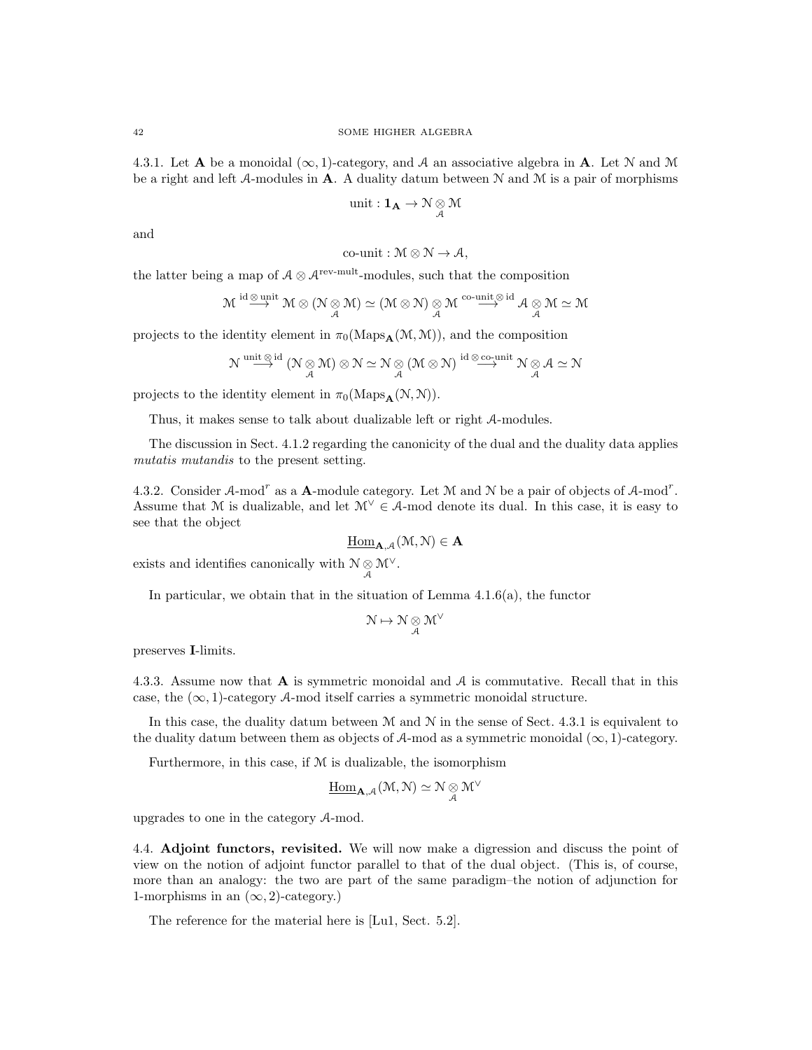4.3.1. Let $\mathbf{A}$ be a monoidal $(\infty,1)$-category, and $\mathcal{A}$ an associative algebra in $\mathbf{A}$. Let $\mathcal{N}$ and $\mathcal{M}$ be a right and left $\mathcal{A}$-modules in $\mathbf{A}$. A duality datum between $\mathcal{N}$ and $\mathcal{M}$ is a pair of morphisms

$$\text{unit} : \mathbf{1}_{\mathbf{A}} \to \mathcal{N} \underset{\mathcal{A}}{\otimes} \mathcal{M}$$

and

$$\text{co-unit} : \mathcal{M} \otimes \mathcal{N} \to \mathcal{A},$$

the latter being a map of $\mathcal{A} \otimes \mathcal{A}^{\text{rev-mult}}$-modules, such that the composition

$$\mathcal{M} \overset{\text{id} \otimes \text{unit}}{\longrightarrow} \mathcal{M} \otimes (\mathcal{N} \underset{\mathcal{A}}{\otimes} \mathcal{M}) \simeq (\mathcal{M} \otimes \mathcal{N}) \underset{\mathcal{A}}{\otimes} \mathcal{M} \overset{\text{co-unit} \otimes \text{id}}{\longrightarrow} \mathcal{A} \underset{\mathcal{A}}{\otimes} \mathcal{M} \simeq \mathcal{M}$$

projects to the identity element in $\pi_0(\text{Maps}_{\mathbf{A}}(\mathcal{M}, \mathcal{M}))$, and the composition

$$\mathcal{N} \overset{\text{unit} \otimes \text{id}}{\longrightarrow} (\mathcal{N} \underset{\mathcal{A}}{\otimes} \mathcal{M}) \otimes \mathcal{N} \simeq \mathcal{N} \underset{\mathcal{A}}{\otimes} (\mathcal{M} \otimes \mathcal{N}) \overset{\text{id} \otimes \text{co-unit}}{\longrightarrow} \mathcal{N} \underset{\mathcal{A}}{\otimes} \mathcal{A} \simeq \mathcal{N}$$

projects to the identity element in $\pi_0(\text{Maps}_{\mathbf{A}}(\mathcal{N}, \mathcal{N}))$.

Thus, it makes sense to talk about dualizable left or right $\mathcal{A}$-modules.

The discussion in Sect. 4.1.2 regarding the canonicity of the dual and the duality data applies *mutatis mutandis* to the present setting.

4.3.2. Consider $\mathcal{A}\text{-mod}^r$ as a $\mathbf{A}$-module category. Let $\mathcal{M}$ and $\mathcal{N}$ be a pair of objects of $\mathcal{A}\text{-mod}^r$. Assume that $\mathcal{M}$ is dualizable, and let $\mathcal{M}^\vee \in \mathcal{A}\text{-mod}$ denote its dual. In this case, it is easy to see that the object

$$\underline{\text{Hom}}_{\mathbf{A},\mathcal{A}}(\mathcal{M}, \mathcal{N}) \in \mathbf{A}$$

exists and identifies canonically with $\mathcal{N} \underset{\mathcal{A}}{\otimes} \mathcal{M}^\vee$.

In particular, we obtain that in the situation of Lemma 4.1.6(a), the functor

$$\mathcal{N} \mapsto \mathcal{N} \underset{\mathcal{A}}{\otimes} \mathcal{M}^\vee$$

preserves $\mathbf{I}$-limits.

4.3.3. Assume now that $\mathbf{A}$ is symmetric monoidal and $\mathcal{A}$ is commutative. Recall that in this case, the $(\infty,1)$-category $\mathcal{A}$-mod itself carries a symmetric monoidal structure.

In this case, the duality datum between $\mathcal{M}$ and $\mathcal{N}$ in the sense of Sect. 4.3.1 is equivalent to the duality datum between them as objects of $\mathcal{A}$-mod as a symmetric monoidal $(\infty,1)$-category.

Furthermore, in this case, if $\mathcal{M}$ is dualizable, the isomorphism

$$\underline{\text{Hom}}_{\mathbf{A},\mathcal{A}}(\mathcal{M}, \mathcal{N}) \simeq \mathcal{N} \underset{\mathcal{A}}{\otimes} \mathcal{M}^\vee$$

upgrades to one in the category $\mathcal{A}$-mod.

4.4. **Adjoint functors, revisited.** We will now make a digression and discuss the point of view on the notion of adjoint functor parallel to that of the dual object. (This is, of course, more than an analogy: the two are part of the same paradigm–the notion of adjunction for 1-morphisms in an $(\infty,2)$-category.)

The reference for the material here is [Lu1, Sect. 5.2].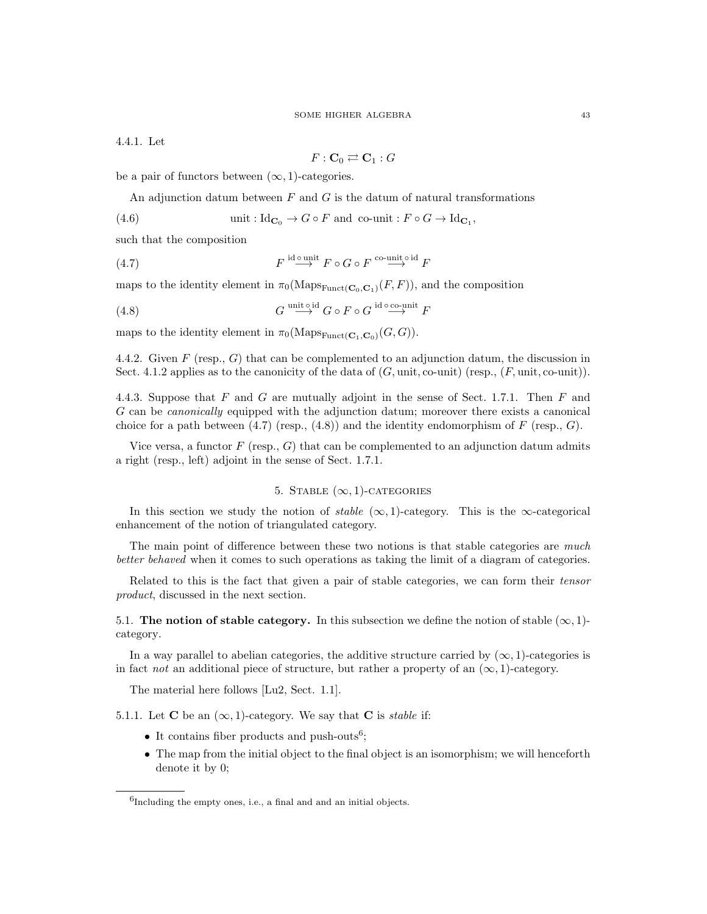4.4.1. Let

$$F : \mathbf{C}_0 \rightleftarrows \mathbf{C}_1 : G$$

be a pair of functors between $(\infty, 1)$-categories.

An adjunction datum between $F$ and $G$ is the datum of natural transformations

$$\text{unit} : \text{Id}_{\mathbf{C}_0} \to G \circ F \text{ and co-unit} : F \circ G \to \text{Id}_{\mathbf{C}_1}, \tag{4.6}$$

such that the composition

$$F \overset{\text{id} \circ \text{unit}}{\longrightarrow} F \circ G \circ F \overset{\text{co-unit} \circ \text{id}}{\longrightarrow} F \tag{4.7}$$

maps to the identity element in $\pi_0(\text{Maps}_{\text{Funct}(\mathbf{C}_0, \mathbf{C}_1)}(F, F))$, and the composition

$$G \overset{\text{unit} \circ \text{id}}{\longrightarrow} G \circ F \circ G \overset{\text{id} \circ \text{co-unit}}{\longrightarrow} F \tag{4.8}$$

maps to the identity element in $\pi_0(\text{Maps}_{\text{Funct}(\mathbf{C}_1, \mathbf{C}_0)}(G, G))$.

4.4.2. Given $F$ (resp., $G$) that can be complemented to an adjunction datum, the discussion in Sect. 4.1.2 applies as to the canonicity of the data of $(G, \text{unit}, \text{co-unit})$ (resp., $(F, \text{unit}, \text{co-unit})$).

4.4.3. Suppose that $F$ and $G$ are mutually adjoint in the sense of Sect. 1.7.1. Then $F$ and $G$ can be *canonically* equipped with the adjunction datum; moreover there exists a canonical choice for a path between (4.7) (resp., (4.8)) and the identity endomorphism of $F$ (resp., $G$).

Vice versa, a functor $F$ (resp., $G$) that can be complemented to an adjunction datum admits a right (resp., left) adjoint in the sense of Sect. 1.7.1.

## 5. Stable $(\infty, 1)$-categories

In this section we study the notion of *stable* $(\infty, 1)$-category. This is the $\infty$-categorical enhancement of the notion of triangulated category.

The main point of difference between these two notions is that stable categories are *much better behaved* when it comes to such operations as taking the limit of a diagram of categories.

Related to this is the fact that given a pair of stable categories, we can form their *tensor product*, discussed in the next section.

### 5.1. The notion of stable category.

In this subsection we define the notion of stable $(\infty, 1)$-category.

In a way parallel to abelian categories, the additive structure carried by $(\infty, 1)$-categories is in fact *not* an additional piece of structure, but rather a property of an $(\infty, 1)$-category.

The material here follows [Lu2, Sect. 1.1].

5.1.1. Let $\mathbf{C}$ be an $(\infty, 1)$-category. We say that $\mathbf{C}$ is *stable* if:

- It contains fiber products and push-outs[6];
- The map from the initial object to the final object is an isomorphism; we will henceforth denote it by 0;

[6] Including the empty ones, i.e., a final and and an initial objects.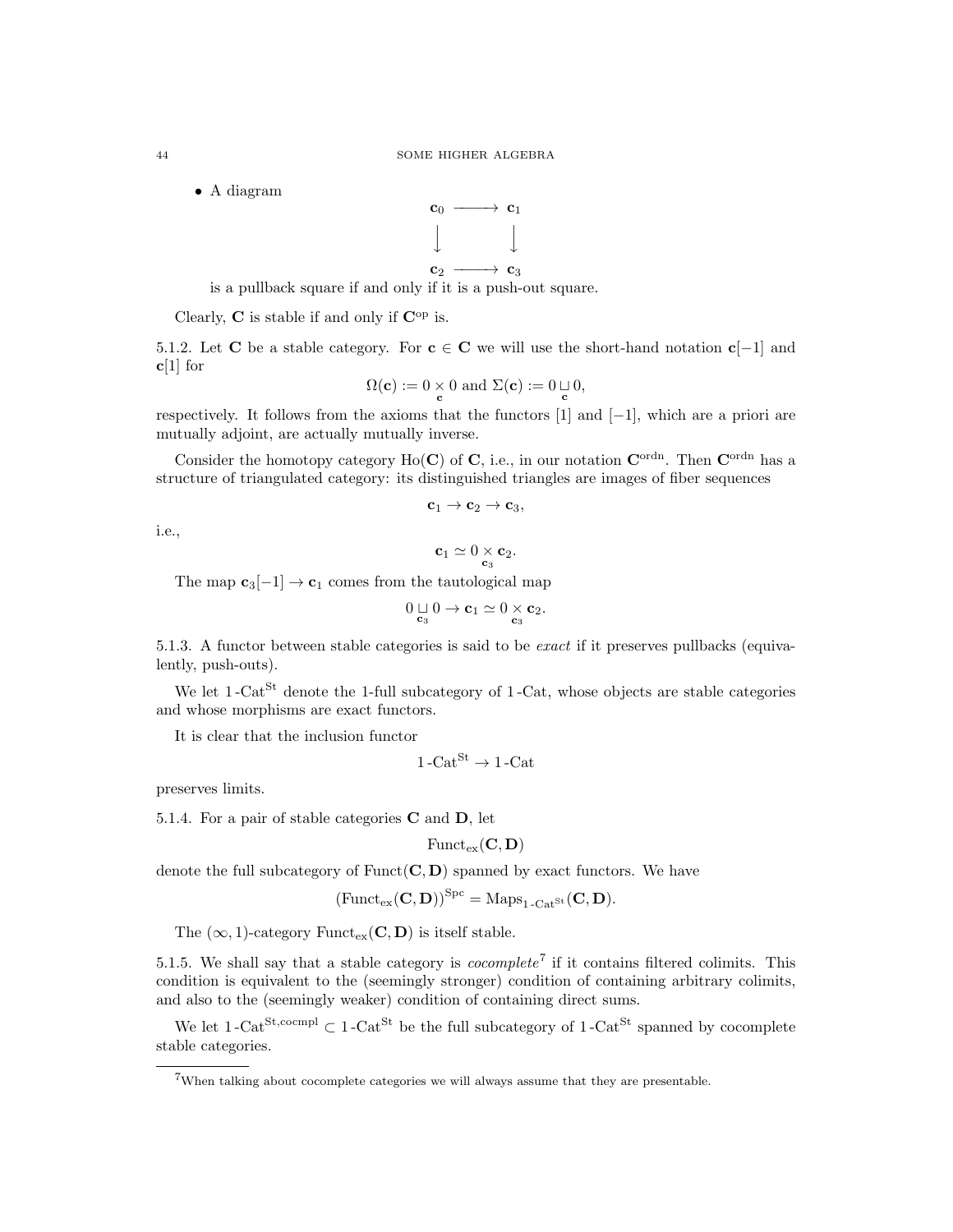- A diagram

$$\begin{array}{ccc} \mathbf{c}_0 & \longrightarrow & \mathbf{c}_1 \\ \downarrow & & \downarrow \\ \mathbf{c}_2 & \longrightarrow & \mathbf{c}_3 \end{array}$$

  is a pullback square if and only if it is a push-out square.

Clearly, $\mathbf{C}$ is stable if and only if $\mathbf{C}^{\mathrm{op}}$ is.

5.1.2. Let $\mathbf{C}$ be a stable category. For $\mathbf{c} \in \mathbf{C}$ we will use the short-hand notation $\mathbf{c}[-1]$ and $\mathbf{c}[1]$ for

$$\Omega(\mathbf{c}) := 0 \underset{\mathbf{c}}{\times} 0 \text{ and } \Sigma(\mathbf{c}) := 0 \underset{\mathbf{c}}{\sqcup} 0,$$

respectively. It follows from the axioms that the functors [1] and [−1], which are a priori are mutually adjoint, are actually mutually inverse.

Consider the homotopy category $\mathrm{Ho}(\mathbf{C})$ of $\mathbf{C}$, i.e., in our notation $\mathbf{C}^{\mathrm{ordn}}$. Then $\mathbf{C}^{\mathrm{ordn}}$ has a structure of triangulated category: its distinguished triangles are images of fiber sequences

$$\mathbf{c}_1 \to \mathbf{c}_2 \to \mathbf{c}_3,$$

i.e.,

$$\mathbf{c}_1 \simeq 0 \underset{\mathbf{c}_3}{\times} \mathbf{c}_2.$$

The map $\mathbf{c}_3[-1] \to \mathbf{c}_1$ comes from the tautological map

$$0 \underset{\mathbf{c}_3}{\sqcup} 0 \to \mathbf{c}_1 \simeq 0 \underset{\mathbf{c}_3}{\times} \mathbf{c}_2.$$

5.1.3. A functor between stable categories is said to be *exact* if it preserves pullbacks (equivalently, push-outs).

We let $1\text{-}\mathrm{Cat}^{\mathrm{St}}$ denote the 1-full subcategory of $1\text{-}\mathrm{Cat}$, whose objects are stable categories and whose morphisms are exact functors.

It is clear that the inclusion functor

$$1\text{-}\mathrm{Cat}^{\mathrm{St}} \to 1\text{-}\mathrm{Cat}$$

preserves limits.

5.1.4. For a pair of stable categories $\mathbf{C}$ and $\mathbf{D}$, let

$$\mathrm{Funct}_{\mathrm{ex}}(\mathbf{C}, \mathbf{D})$$

denote the full subcategory of $\mathrm{Funct}(\mathbf{C}, \mathbf{D})$ spanned by exact functors. We have

$$(\mathrm{Funct}_{\mathrm{ex}}(\mathbf{C}, \mathbf{D}))^{\mathrm{Spc}} = \mathrm{Maps}_{1\text{-}\mathrm{Cat}^{\mathrm{St}}}(\mathbf{C}, \mathbf{D}).$$

The $(\infty, 1)$-category $\mathrm{Funct}_{\mathrm{ex}}(\mathbf{C}, \mathbf{D})$ is itself stable.

5.1.5. We shall say that a stable category is *cocomplete*[7] if it contains filtered colimits. This condition is equivalent to the (seemingly stronger) condition of containing arbitrary colimits, and also to the (seemingly weaker) condition of containing direct sums.

We let $1\text{-}\mathrm{Cat}^{\mathrm{St,cocmpl}} \subset 1\text{-}\mathrm{Cat}^{\mathrm{St}}$ be the full subcategory of $1\text{-}\mathrm{Cat}^{\mathrm{St}}$ spanned by cocomplete stable categories.

---

[7] When talking about cocomplete categories we will always assume that they are presentable.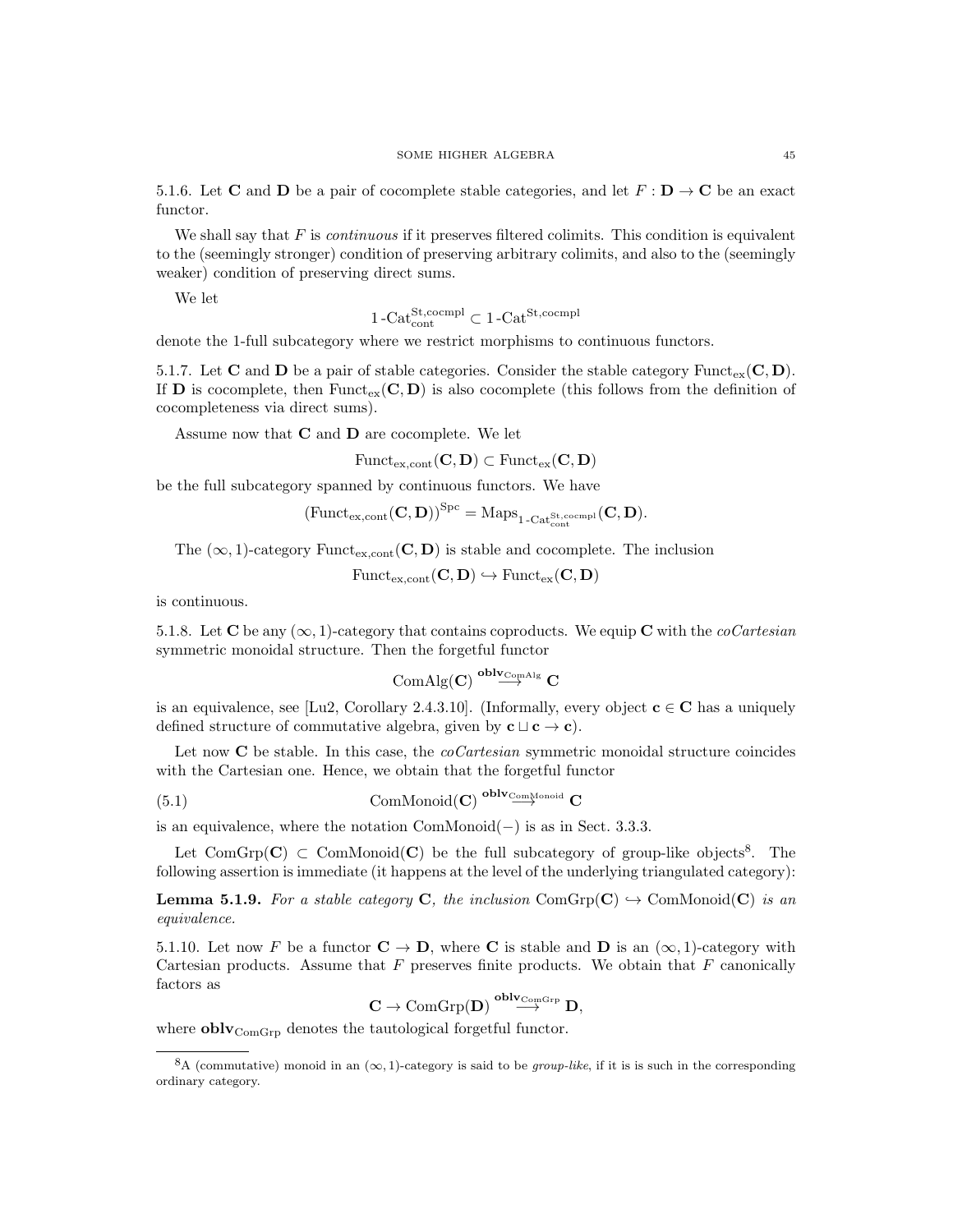5.1.6. Let $\mathbf{C}$ and $\mathbf{D}$ be a pair of cocomplete stable categories, and let $F : \mathbf{D} \to \mathbf{C}$ be an exact functor.

We shall say that $F$ is *continuous* if it preserves filtered colimits. This condition is equivalent to the (seemingly stronger) condition of preserving arbitrary colimits, and also to the (seemingly weaker) condition of preserving direct sums.

We let

$$1\text{-}\mathrm{Cat}^{\mathrm{St,cocmpl}}_{\mathrm{cont}} \subset 1\text{-}\mathrm{Cat}^{\mathrm{St,cocmpl}}$$

denote the 1-full subcategory where we restrict morphisms to continuous functors.

5.1.7. Let $\mathbf{C}$ and $\mathbf{D}$ be a pair of stable categories. Consider the stable category $\mathrm{Funct}_{\mathrm{ex}}(\mathbf{C}, \mathbf{D})$. If $\mathbf{D}$ is cocomplete, then $\mathrm{Funct}_{\mathrm{ex}}(\mathbf{C}, \mathbf{D})$ is also cocomplete (this follows from the definition of cocompleteness via direct sums).

Assume now that $\mathbf{C}$ and $\mathbf{D}$ are cocomplete. We let

$$\mathrm{Funct}_{\mathrm{ex,cont}}(\mathbf{C}, \mathbf{D}) \subset \mathrm{Funct}_{\mathrm{ex}}(\mathbf{C}, \mathbf{D})$$

be the full subcategory spanned by continuous functors. We have

$$(\mathrm{Funct}_{\mathrm{ex,cont}}(\mathbf{C}, \mathbf{D}))^{\mathrm{Spc}} = \mathrm{Maps}_{1\text{-}\mathrm{Cat}^{\mathrm{St,cocmpl}}_{\mathrm{cont}}}(\mathbf{C}, \mathbf{D}).$$

The $(\infty,1)$-category $\mathrm{Funct}_{\mathrm{ex,cont}}(\mathbf{C}, \mathbf{D})$ is stable and cocomplete. The inclusion

$$\mathrm{Funct}_{\mathrm{ex,cont}}(\mathbf{C}, \mathbf{D}) \hookrightarrow \mathrm{Funct}_{\mathrm{ex}}(\mathbf{C}, \mathbf{D})$$

is continuous.

5.1.8. Let $\mathbf{C}$ be any $(\infty,1)$-category that contains coproducts. We equip $\mathbf{C}$ with the *coCartesian* symmetric monoidal structure. Then the forgetful functor

$$\mathrm{ComAlg}(\mathbf{C}) \overset{\mathbf{oblv}_{\mathrm{ComAlg}}}{\longrightarrow} \mathbf{C}$$

is an equivalence, see [Lu2, Corollary 2.4.3.10]. (Informally, every object $\mathbf{c} \in \mathbf{C}$ has a uniquely defined structure of commutative algebra, given by $\mathbf{c} \sqcup \mathbf{c} \to \mathbf{c}$).

Let now $\mathbf{C}$ be stable. In this case, the *coCartesian* symmetric monoidal structure coincides with the Cartesian one. Hence, we obtain that the forgetful functor

$$\mathrm{ComMonoid}(\mathbf{C}) \overset{\mathbf{oblv}_{\mathrm{ComMonoid}}}{\longrightarrow} \mathbf{C} \tag{5.1}$$

is an equivalence, where the notation $\mathrm{ComMonoid}(-)$ is as in Sect. 3.3.3.

Let $\mathrm{ComGrp}(\mathbf{C}) \subset \mathrm{ComMonoid}(\mathbf{C})$ be the full subcategory of group-like objects[8]. The following assertion is immediate (it happens at the level of the underlying triangulated category):

**Lemma 5.1.9.** *For a stable category* $\mathbf{C}$*, the inclusion* $\mathrm{ComGrp}(\mathbf{C}) \hookrightarrow \mathrm{ComMonoid}(\mathbf{C})$ *is an equivalence.*

5.1.10. Let now $F$ be a functor $\mathbf{C} \to \mathbf{D}$, where $\mathbf{C}$ is stable and $\mathbf{D}$ is an $(\infty,1)$-category with Cartesian products. Assume that $F$ preserves finite products. We obtain that $F$ canonically factors as

$$\mathbf{C} \to \mathrm{ComGrp}(\mathbf{D}) \overset{\mathbf{oblv}_{\mathrm{ComGrp}}}{\longrightarrow} \mathbf{D},$$

where $\mathbf{oblv}_{\mathrm{ComGrp}}$ denotes the tautological forgetful functor.

[8] A (commutative) monoid in an $(\infty,1)$-category is said to be *group-like*, if it is is such in the corresponding ordinary category.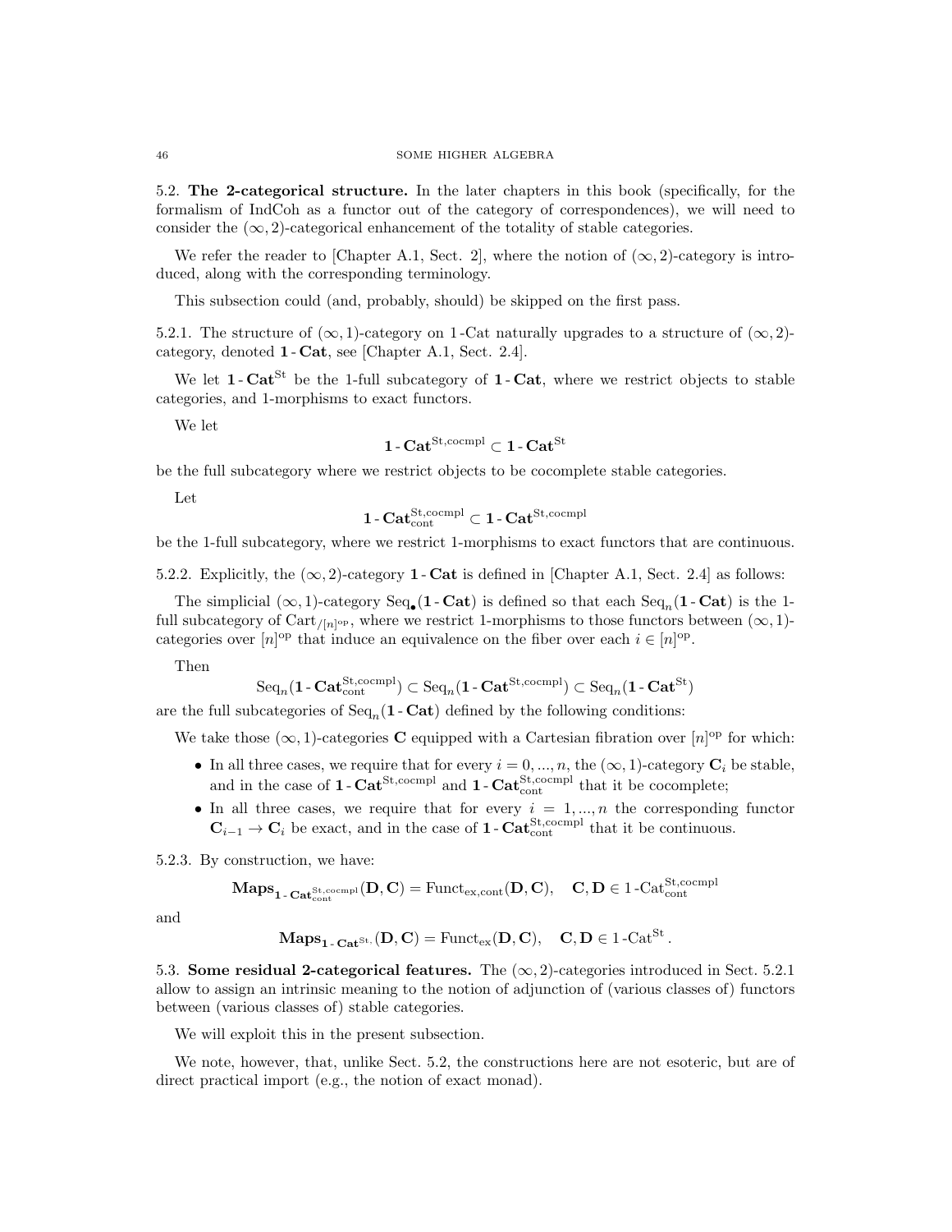**5.2. The 2-categorical structure.** In the later chapters in this book (specifically, for the formalism of IndCoh as a functor out of the category of correspondences), we will need to consider the $(\infty, 2)$-categorical enhancement of the totality of stable categories.

We refer the reader to [Chapter A.1, Sect. 2], where the notion of $(\infty, 2)$-category is introduced, along with the corresponding terminology.

This subsection could (and, probably, should) be skipped on the first pass.

5.2.1. The structure of $(\infty, 1)$-category on 1-Cat naturally upgrades to a structure of $(\infty, 2)$-category, denoted $\mathbf{1}\text{-}\mathbf{Cat}$, see [Chapter A.1, Sect. 2.4].

We let $\mathbf{1}\text{-}\mathbf{Cat}^{\text{St}}$ be the 1-full subcategory of $\mathbf{1}\text{-}\mathbf{Cat}$, where we restrict objects to stable categories, and 1-morphisms to exact functors.

We let

$$\mathbf{1}\text{-}\mathbf{Cat}^{\text{St,cocmpl}} \subset \mathbf{1}\text{-}\mathbf{Cat}^{\text{St}}$$

be the full subcategory where we restrict objects to be cocomplete stable categories.

Let

$$\mathbf{1}\text{-}\mathbf{Cat}^{\text{St,cocmpl}}_{\text{cont}} \subset \mathbf{1}\text{-}\mathbf{Cat}^{\text{St,cocmpl}}$$

be the 1-full subcategory, where we restrict 1-morphisms to exact functors that are continuous.

5.2.2. Explicitly, the $(\infty, 2)$-category $\mathbf{1}\text{-}\mathbf{Cat}$ is defined in [Chapter A.1, Sect. 2.4] as follows:

The simplicial $(\infty, 1)$-category $\text{Seq}_\bullet(\mathbf{1}\text{-}\mathbf{Cat})$ is defined so that each $\text{Seq}_n(\mathbf{1}\text{-}\mathbf{Cat})$ is the 1-full subcategory of $\text{Cart}_{/[n]^{\text{op}}}$, where we restrict 1-morphisms to those functors between $(\infty, 1)$-categories over $[n]^{\text{op}}$ that induce an equivalence on the fiber over each $i \in [n]^{\text{op}}$.

Then

$$\text{Seq}_n(\mathbf{1}\text{-}\mathbf{Cat}^{\text{St,cocmpl}}_{\text{cont}}) \subset \text{Seq}_n(\mathbf{1}\text{-}\mathbf{Cat}^{\text{St,cocmpl}}) \subset \text{Seq}_n(\mathbf{1}\text{-}\mathbf{Cat}^{\text{St}})$$

are the full subcategories of $\text{Seq}_n(\mathbf{1}\text{-}\mathbf{Cat})$ defined by the following conditions:

We take those $(\infty, 1)$-categories $\mathbf{C}$ equipped with a Cartesian fibration over $[n]^{\text{op}}$ for which:

- In all three cases, we require that for every $i = 0, ..., n$, the $(\infty, 1)$-category $\mathbf{C}_i$ be stable, and in the case of $\mathbf{1}\text{-}\mathbf{Cat}^{\text{St,cocmpl}}$ and $\mathbf{1}\text{-}\mathbf{Cat}^{\text{St,cocmpl}}_{\text{cont}}$ that it be cocomplete;
- In all three cases, we require that for every $i = 1, ..., n$ the corresponding functor $\mathbf{C}_{i-1} \to \mathbf{C}_i$ be exact, and in the case of $\mathbf{1}\text{-}\mathbf{Cat}^{\text{St,cocmpl}}_{\text{cont}}$ that it be continuous.

5.2.3. By construction, we have:

$$\mathbf{Maps}_{\mathbf{1}\text{-}\mathbf{Cat}^{\text{St,cocmpl}}_{\text{cont}}}(\mathbf{D}, \mathbf{C}) = \text{Funct}_{\text{ex,cont}}(\mathbf{D}, \mathbf{C}), \quad \mathbf{C}, \mathbf{D} \in 1\text{-Cat}^{\text{St,cocmpl}}_{\text{cont}}$$

and

$$\mathbf{Maps}_{\mathbf{1}\text{-}\mathbf{Cat}^{\text{St,}}}(\mathbf{D}, \mathbf{C}) = \text{Funct}_{\text{ex}}(\mathbf{D}, \mathbf{C}), \quad \mathbf{C}, \mathbf{D} \in 1\text{-Cat}^{\text{St}}.$$

**5.3. Some residual 2-categorical features.** The $(\infty, 2)$-categories introduced in Sect. 5.2.1 allow to assign an intrinsic meaning to the notion of adjunction of (various classes of) functors between (various classes of) stable categories.

We will exploit this in the present subsection.

We note, however, that, unlike Sect. 5.2, the constructions here are not esoteric, but are of direct practical import (e.g., the notion of exact monad).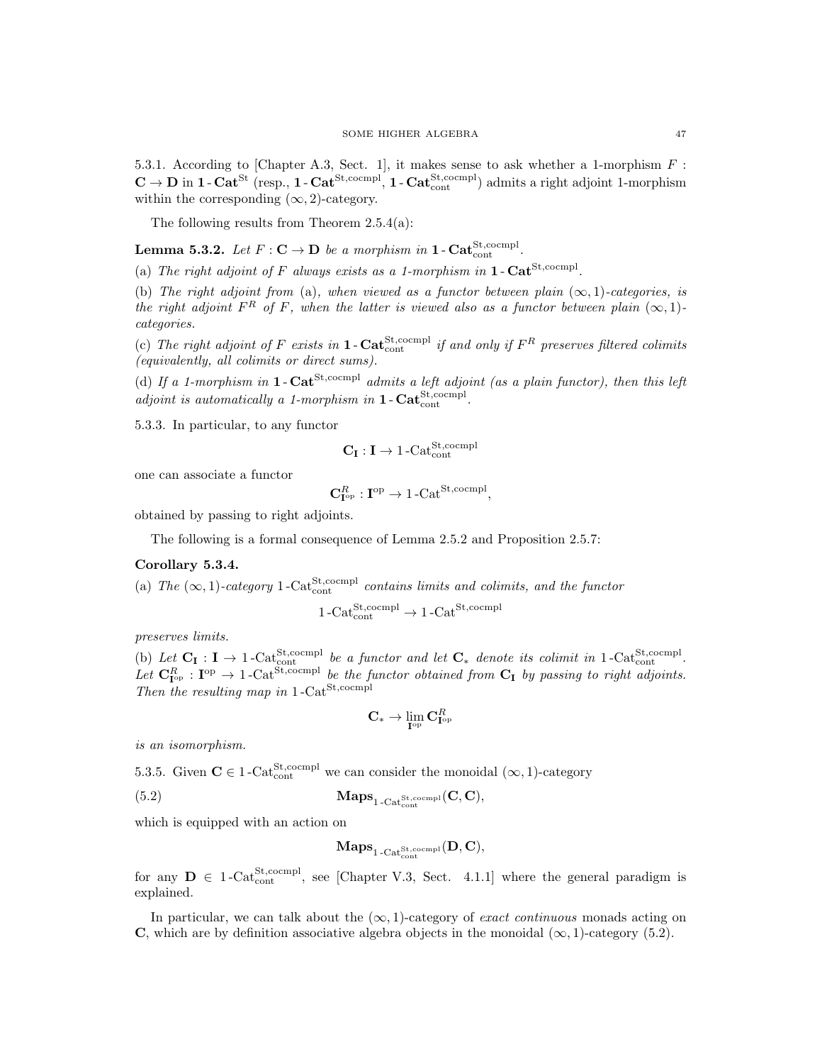5.3.1. According to [Chapter A.3, Sect. 1], it makes sense to ask whether a 1-morphism $F : \mathbf{C} \to \mathbf{D}$ in $\mathbf{1}\text{-}\mathbf{Cat}^{\mathrm{St}}$ (resp., $\mathbf{1}\text{-}\mathbf{Cat}^{\mathrm{St,cocmpl}}$, $\mathbf{1}\text{-}\mathbf{Cat}^{\mathrm{St,cocmpl}}_{\mathrm{cont}}$) admits a right adjoint 1-morphism within the corresponding $(\infty, 2)$-category.

The following results from Theorem 2.5.4(a):

**Lemma 5.3.2.** *Let $F : \mathbf{C} \to \mathbf{D}$ be a morphism in $\mathbf{1}\text{-}\mathbf{Cat}^{\mathrm{St,cocmpl}}_{\mathrm{cont}}$.*

(a) *The right adjoint of $F$ always exists as a 1-morphism in $\mathbf{1}\text{-}\mathbf{Cat}^{\mathrm{St,cocmpl}}$.*

(b) *The right adjoint from* (a)*, when viewed as a functor between plain $(\infty, 1)$-categories, is the right adjoint $F^R$ of $F$, when the latter is viewed also as a functor between plain $(\infty, 1)$-categories.*

(c) *The right adjoint of $F$ exists in $\mathbf{1}\text{-}\mathbf{Cat}^{\mathrm{St,cocmpl}}_{\mathrm{cont}}$ if and only if $F^R$ preserves filtered colimits (equivalently, all colimits or direct sums).*

(d) *If a 1-morphism in $\mathbf{1}\text{-}\mathbf{Cat}^{\mathrm{St,cocmpl}}$ admits a left adjoint (as a plain functor), then this left adjoint is automatically a 1-morphism in $\mathbf{1}\text{-}\mathbf{Cat}^{\mathrm{St,cocmpl}}_{\mathrm{cont}}$.*

5.3.3. In particular, to any functor

$$\mathbf{C}_{\mathbf{I}} : \mathbf{I} \to 1\text{-}\mathrm{Cat}^{\mathrm{St,cocmpl}}_{\mathrm{cont}}$$

one can associate a functor

$$\mathbf{C}^R_{\mathbf{I}^{\mathrm{op}}} : \mathbf{I}^{\mathrm{op}} \to 1\text{-}\mathrm{Cat}^{\mathrm{St,cocmpl}},$$

obtained by passing to right adjoints.

The following is a formal consequence of Lemma 2.5.2 and Proposition 2.5.7:

**Corollary 5.3.4.**

(a) *The $(\infty, 1)$-category $1\text{-}\mathrm{Cat}^{\mathrm{St,cocmpl}}_{\mathrm{cont}}$ contains limits and colimits, and the functor*

$$1\text{-}\mathrm{Cat}^{\mathrm{St,cocmpl}}_{\mathrm{cont}} \to 1\text{-}\mathrm{Cat}^{\mathrm{St,cocmpl}}$$

*preserves limits.*

(b) *Let $\mathbf{C}_{\mathbf{I}} : \mathbf{I} \to 1\text{-}\mathrm{Cat}^{\mathrm{St,cocmpl}}_{\mathrm{cont}}$ be a functor and let $\mathbf{C}_*$ denote its colimit in $1\text{-}\mathrm{Cat}^{\mathrm{St,cocmpl}}_{\mathrm{cont}}$. Let $\mathbf{C}^R_{\mathbf{I}^{\mathrm{op}}} : \mathbf{I}^{\mathrm{op}} \to 1\text{-}\mathrm{Cat}^{\mathrm{St,cocmpl}}$ be the functor obtained from $\mathbf{C}_{\mathbf{I}}$ by passing to right adjoints. Then the resulting map in $1\text{-}\mathrm{Cat}^{\mathrm{St,cocmpl}}$*

$$\mathbf{C}_* \to \lim_{\mathbf{I}^{\mathrm{op}}} \mathbf{C}^R_{\mathbf{I}^{\mathrm{op}}}$$

*is an isomorphism.*

5.3.5. Given $\mathbf{C} \in 1\text{-}\mathrm{Cat}^{\mathrm{St,cocmpl}}_{\mathrm{cont}}$ we can consider the monoidal $(\infty, 1)$-category

$$\mathbf{Maps}_{1\text{-}\mathrm{Cat}^{\mathrm{St,cocmpl}}_{\mathrm{cont}}}(\mathbf{C}, \mathbf{C}), \tag{5.2}$$

which is equipped with an action on

$$\mathbf{Maps}_{1\text{-}\mathrm{Cat}^{\mathrm{St,cocmpl}}_{\mathrm{cont}}}(\mathbf{D}, \mathbf{C}),$$

for any $\mathbf{D} \in 1\text{-}\mathrm{Cat}^{\mathrm{St,cocmpl}}_{\mathrm{cont}}$, see [Chapter V.3, Sect. 4.1.1] where the general paradigm is explained.

In particular, we can talk about the $(\infty, 1)$-category of *exact continuous* monads acting on $\mathbf{C}$, which are by definition associative algebra objects in the monoidal $(\infty, 1)$-category (5.2).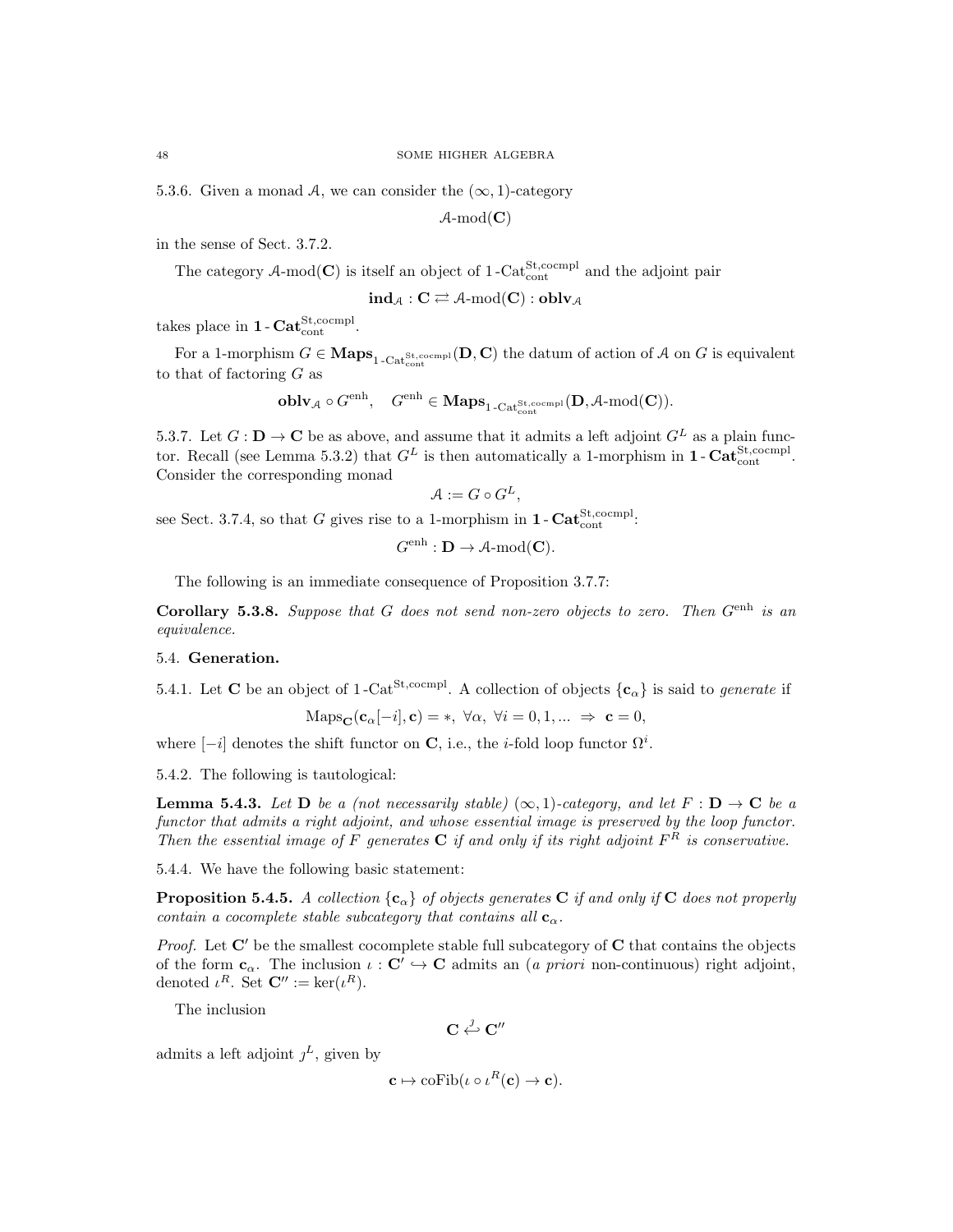5.3.6. Given a monad $\mathcal{A}$, we can consider the $(\infty, 1)$-category

$$\mathcal{A}\text{-mod}(\mathbf{C})$$

in the sense of Sect. 3.7.2.

The category $\mathcal{A}\text{-mod}(\mathbf{C})$ is itself an object of $1\text{-Cat}^{\text{St,cocmpl}}_{\text{cont}}$ and the adjoint pair

$$\mathbf{ind}_{\mathcal{A}} : \mathbf{C} \rightleftarrows \mathcal{A}\text{-mod}(\mathbf{C}) : \mathbf{oblv}_{\mathcal{A}}$$

takes place in $\mathbf{1}\text{-}\mathbf{Cat}^{\text{St,cocmpl}}_{\text{cont}}$.

For a 1-morphism $G \in \mathbf{Maps}_{1\text{-Cat}^{\text{St,cocmpl}}_{\text{cont}}}(\mathbf{D}, \mathbf{C})$ the datum of action of $\mathcal{A}$ on $G$ is equivalent to that of factoring $G$ as

$$\mathbf{oblv}_{\mathcal{A}} \circ G^{\text{enh}}, \quad G^{\text{enh}} \in \mathbf{Maps}_{1\text{-Cat}^{\text{St,cocmpl}}_{\text{cont}}}(\mathbf{D}, \mathcal{A}\text{-mod}(\mathbf{C})).$$

5.3.7. Let $G : \mathbf{D} \to \mathbf{C}$ be as above, and assume that it admits a left adjoint $G^L$ as a plain functor. Recall (see Lemma 5.3.2) that $G^L$ is then automatically a 1-morphism in $\mathbf{1}\text{-}\mathbf{Cat}^{\text{St,cocmpl}}_{\text{cont}}$. Consider the corresponding monad

$$\mathcal{A} := G \circ G^L,$$

see Sect. 3.7.4, so that $G$ gives rise to a 1-morphism in $\mathbf{1}\text{-}\mathbf{Cat}^{\text{St,cocmpl}}_{\text{cont}}$:

$$G^{\text{enh}} : \mathbf{D} \to \mathcal{A}\text{-mod}(\mathbf{C}).$$

The following is an immediate consequence of Proposition 3.7.7:

**Corollary 5.3.8.** *Suppose that $G$ does not send non-zero objects to zero. Then $G^{\text{enh}}$ is an equivalence.*

## 5.4. Generation.

5.4.1. Let $\mathbf{C}$ be an object of $1\text{-Cat}^{\text{St,cocmpl}}$. A collection of objects $\{\mathbf{c}_\alpha\}$ is said to *generate* if

$$\text{Maps}_{\mathbf{C}}(\mathbf{c}_\alpha[-i], \mathbf{c}) = *, \ \forall \alpha, \ \forall i = 0, 1, ... \ \Rightarrow \ \mathbf{c} = 0,$$

where $[-i]$ denotes the shift functor on $\mathbf{C}$, i.e., the $i$-fold loop functor $\Omega^i$.

5.4.2. The following is tautological:

**Lemma 5.4.3.** *Let $\mathbf{D}$ be a (not necessarily stable) $(\infty, 1)$-category, and let $F : \mathbf{D} \to \mathbf{C}$ be a functor that admits a right adjoint, and whose essential image is preserved by the loop functor. Then the essential image of $F$ generates $\mathbf{C}$ if and only if its right adjoint $F^R$ is conservative.*

5.4.4. We have the following basic statement:

**Proposition 5.4.5.** *A collection $\{\mathbf{c}_\alpha\}$ of objects generates $\mathbf{C}$ if and only if $\mathbf{C}$ does not properly contain a cocomplete stable subcategory that contains all $\mathbf{c}_\alpha$.*

*Proof.* Let $\mathbf{C}'$ be the smallest cocomplete stable full subcategory of $\mathbf{C}$ that contains the objects of the form $\mathbf{c}_\alpha$. The inclusion $\iota : \mathbf{C}' \hookrightarrow \mathbf{C}$ admits an (*a priori* non-continuous) right adjoint, denoted $\iota^R$. Set $\mathbf{C}'' := \ker(\iota^R)$.

The inclusion

$$\mathbf{C} \overset{\jmath}{\hookleftarrow} \mathbf{C}''$$

admits a left adjoint $\jmath^L$, given by

$$\mathbf{c} \mapsto \text{coFib}(\iota \circ \iota^R(\mathbf{c}) \to \mathbf{c}).$$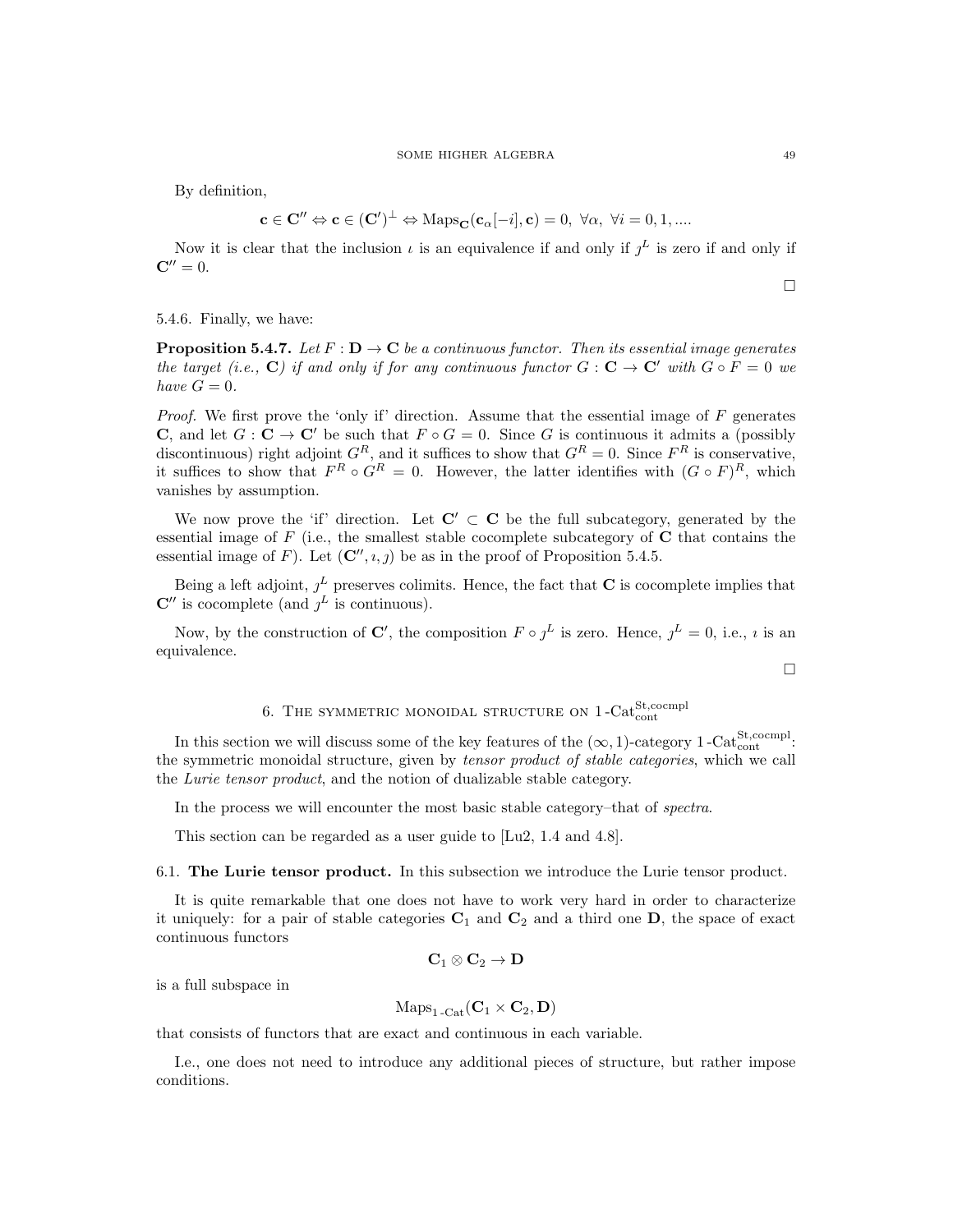By definition,

$$\mathbf{c} \in \mathbf{C}'' \Leftrightarrow \mathbf{c} \in (\mathbf{C}')^{\perp} \Leftrightarrow \mathrm{Maps}_{\mathbf{C}}(\mathbf{c}_\alpha[-i], \mathbf{c}) = 0, \ \forall \alpha, \ \forall i = 0, 1, ....$$

Now it is clear that the inclusion $\imath$ is an equivalence if and only if $\jmath^L$ is zero if and only if $\mathbf{C}'' = 0$.

□

5.4.6. Finally, we have:

**Proposition 5.4.7.** *Let $F : \mathbf{D} \to \mathbf{C}$ be a continuous functor. Then its essential image generates the target (i.e., $\mathbf{C}$) if and only if for any continuous functor $G : \mathbf{C} \to \mathbf{C}'$ with $G \circ F = 0$ we have $G = 0$.*

*Proof.* We first prove the 'only if' direction. Assume that the essential image of $F$ generates $\mathbf{C}$, and let $G : \mathbf{C} \to \mathbf{C}'$ be such that $F \circ G = 0$. Since $G$ is continuous it admits a (possibly discontinuous) right adjoint $G^R$, and it suffices to show that $G^R = 0$. Since $F^R$ is conservative, it suffices to show that $F^R \circ G^R = 0$. However, the latter identifies with $(G \circ F)^R$, which vanishes by assumption.

We now prove the 'if' direction. Let $\mathbf{C}' \subset \mathbf{C}$ be the full subcategory, generated by the essential image of $F$ (i.e., the smallest stable cocomplete subcategory of $\mathbf{C}$ that contains the essential image of $F$). Let $(\mathbf{C}'', \imath, \jmath)$ be as in the proof of Proposition 5.4.5.

Being a left adjoint, $\jmath^L$ preserves colimits. Hence, the fact that $\mathbf{C}$ is cocomplete implies that $\mathbf{C}''$ is cocomplete (and $\jmath^L$ is continuous).

Now, by the construction of $\mathbf{C}'$, the composition $F \circ \jmath^L$ is zero. Hence, $\jmath^L = 0$, i.e., $\imath$ is an equivalence.

□

# 6. The symmetric monoidal structure on $1\text{-}\mathrm{Cat}^{\mathrm{St,cocmpl}}_{\mathrm{cont}}$

In this section we will discuss some of the key features of the $(\infty, 1)$-category $1\text{-}\mathrm{Cat}^{\mathrm{St,cocmpl}}_{\mathrm{cont}}$: the symmetric monoidal structure, given by *tensor product of stable categories*, which we call the *Lurie tensor product*, and the notion of dualizable stable category.

In the process we will encounter the most basic stable category–that of *spectra*.

This section can be regarded as a user guide to [Lu2, 1.4 and 4.8].

## 6.1. The Lurie tensor product.

In this subsection we introduce the Lurie tensor product.

It is quite remarkable that one does not have to work very hard in order to characterize it uniquely: for a pair of stable categories $\mathbf{C}_1$ and $\mathbf{C}_2$ and a third one $\mathbf{D}$, the space of exact continuous functors

$$\mathbf{C}_1 \otimes \mathbf{C}_2 \to \mathbf{D}$$

is a full subspace in

$$\mathrm{Maps}_{1\text{-}\mathrm{Cat}}(\mathbf{C}_1 \times \mathbf{C}_2, \mathbf{D})$$

that consists of functors that are exact and continuous in each variable.

I.e., one does not need to introduce any additional pieces of structure, but rather impose conditions.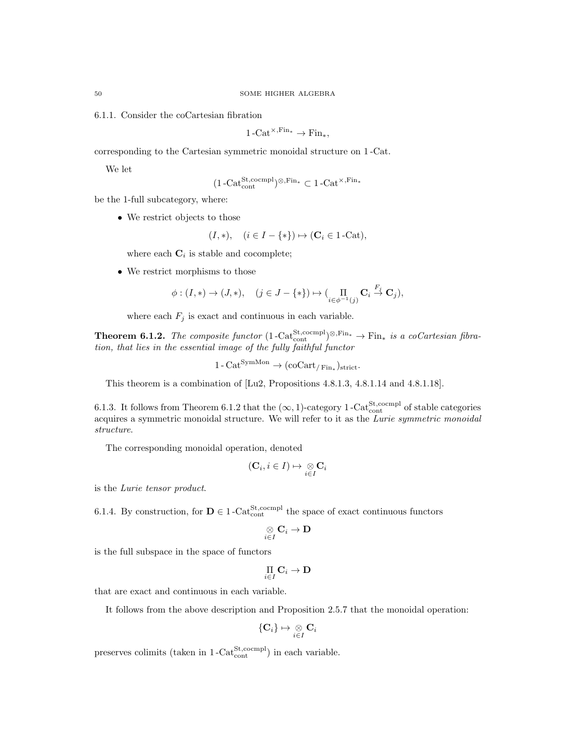6.1.1. Consider the coCartesian fibration

$$1\text{-Cat}^{\times,\text{Fin}_*} \to \text{Fin}_*,$$

corresponding to the Cartesian symmetric monoidal structure on 1-Cat.

We let

$$(1\text{-Cat}^{\text{St,cocmpl}}_{\text{cont}})^{\otimes,\text{Fin}_*} \subset 1\text{-Cat}^{\times,\text{Fin}_*}$$

be the 1-full subcategory, where:

- We restrict objects to those

$$(I,*), \quad (i \in I - \{*\}) \mapsto (\mathbf{C}_i \in 1\text{-Cat}),$$

  where each $\mathbf{C}_i$ is stable and cocomplete;

- We restrict morphisms to those

$$\phi : (I,*) \to (J,*), \quad (j \in J - \{*\}) \mapsto (\underset{i\in\phi^{-1}(j)}{\Pi} \mathbf{C}_i \overset{F_j}{\to} \mathbf{C}_j),$$

  where each $F_j$ is exact and continuous in each variable.

**Theorem 6.1.2.** *The composite functor $(1\text{-Cat}^{\text{St,cocmpl}}_{\text{cont}})^{\otimes,\text{Fin}_*} \to \text{Fin}_*$ is a coCartesian fibration, that lies in the essential image of the fully faithful functor*

$$1\text{-Cat}^{\text{SymMon}} \to (\text{coCart}_{/\text{Fin}_*})_{\text{strict}}.$$

This theorem is a combination of [Lu2, Propositions 4.8.1.3, 4.8.1.14 and 4.8.1.18].

6.1.3. It follows from Theorem 6.1.2 that the $(\infty,1)$-category $1\text{-Cat}^{\text{St,cocmpl}}_{\text{cont}}$ of stable categories acquires a symmetric monoidal structure. We will refer to it as the *Lurie symmetric monoidal structure*.

The corresponding monoidal operation, denoted

$$(\mathbf{C}_i, i \in I) \mapsto \underset{i\in I}{\otimes} \mathbf{C}_i$$

is the *Lurie tensor product*.

6.1.4. By construction, for $\mathbf{D} \in 1\text{-Cat}^{\text{St,cocmpl}}_{\text{cont}}$ the space of exact continuous functors

$$\underset{i\in I}{\otimes} \mathbf{C}_i \to \mathbf{D}$$

is the full subspace in the space of functors

$$\underset{i\in I}{\Pi} \mathbf{C}_i \to \mathbf{D}$$

that are exact and continuous in each variable.

It follows from the above description and Proposition 2.5.7 that the monoidal operation:

$$\{\mathbf{C}_i\} \mapsto \underset{i\in I}{\otimes} \mathbf{C}_i$$

preserves colimits (taken in $1\text{-Cat}^{\text{St,cocmpl}}_{\text{cont}}$) in each variable.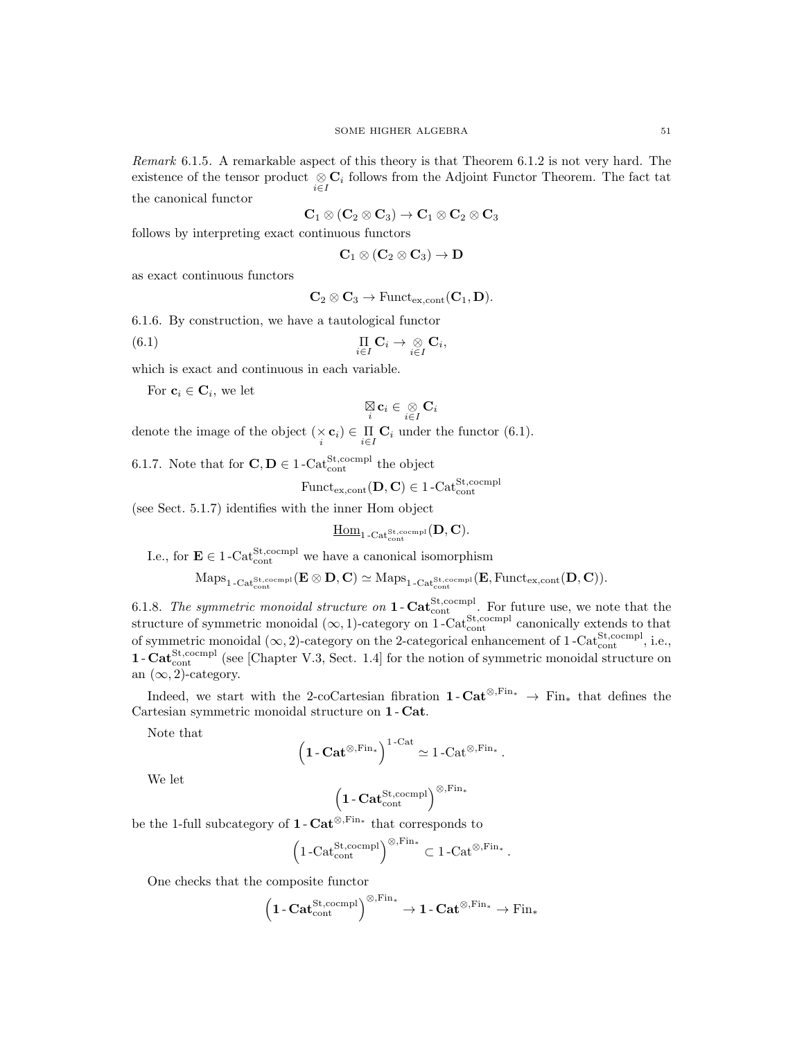*Remark* 6.1.5. A remarkable aspect of this theory is that Theorem 6.1.2 is not very hard. The existence of the tensor product $\underset{i\in I}{\otimes} \mathbf{C}_i$ follows from the Adjoint Functor Theorem. The fact tat the canonical functor

$$\mathbf{C}_1 \otimes (\mathbf{C}_2 \otimes \mathbf{C}_3) \to \mathbf{C}_1 \otimes \mathbf{C}_2 \otimes \mathbf{C}_3$$

follows by interpreting exact continuous functors

$$\mathbf{C}_1 \otimes (\mathbf{C}_2 \otimes \mathbf{C}_3) \to \mathbf{D}$$

as exact continuous functors

$$\mathbf{C}_2 \otimes \mathbf{C}_3 \to \mathrm{Funct}_{\mathrm{ex,cont}}(\mathbf{C}_1, \mathbf{D}).$$

6.1.6. By construction, we have a tautological functor

$$\underset{i\in I}{\Pi} \mathbf{C}_i \to \underset{i\in I}{\otimes} \mathbf{C}_i, \tag{6.1}$$

which is exact and continuous in each variable.

For $\mathbf{c}_i \in \mathbf{C}_i$, we let

$$\underset{i}{\boxtimes} \mathbf{c}_i \in \underset{i\in I}{\otimes} \mathbf{C}_i$$

denote the image of the object $(\underset{i}{\times} \mathbf{c}_i) \in \underset{i\in I}{\Pi} \mathbf{C}_i$ under the functor (6.1).

6.1.7. Note that for $\mathbf{C}, \mathbf{D} \in 1\text{-}\mathrm{Cat}^{\mathrm{St,cocmpl}}_{\mathrm{cont}}$ the object

$$\mathrm{Funct}_{\mathrm{ex,cont}}(\mathbf{D}, \mathbf{C}) \in 1\text{-}\mathrm{Cat}^{\mathrm{St,cocmpl}}_{\mathrm{cont}}$$

(see Sect. 5.1.7) identifies with the inner Hom object

$$\underline{\mathrm{Hom}}_{1\text{-}\mathrm{Cat}^{\mathrm{St,cocmpl}}_{\mathrm{cont}}}(\mathbf{D}, \mathbf{C}).$$

I.e., for $\mathbf{E} \in 1\text{-}\mathrm{Cat}^{\mathrm{St,cocmpl}}_{\mathrm{cont}}$ we have a canonical isomorphism

$$\mathrm{Maps}_{1\text{-}\mathrm{Cat}^{\mathrm{St,cocmpl}}_{\mathrm{cont}}}(\mathbf{E} \otimes \mathbf{D}, \mathbf{C}) \simeq \mathrm{Maps}_{1\text{-}\mathrm{Cat}^{\mathrm{St,cocmpl}}_{\mathrm{cont}}}(\mathbf{E}, \mathrm{Funct}_{\mathrm{ex,cont}}(\mathbf{D}, \mathbf{C})).$$

6.1.8. *The symmetric monoidal structure on* $\mathbf{1}\text{-}\mathbf{Cat}^{\mathrm{St,cocmpl}}_{\mathrm{cont}}$. For future use, we note that the structure of symmetric monoidal $(\infty,1)$-category on $1\text{-}\mathrm{Cat}^{\mathrm{St,cocmpl}}_{\mathrm{cont}}$ canonically extends to that of symmetric monoidal $(\infty,2)$-category on the 2-categorical enhancement of $1\text{-}\mathrm{Cat}^{\mathrm{St,cocmpl}}_{\mathrm{cont}}$, i.e., $\mathbf{1}\text{-}\mathbf{Cat}^{\mathrm{St,cocmpl}}_{\mathrm{cont}}$ (see [Chapter V.3, Sect. 1.4] for the notion of symmetric monoidal structure on an $(\infty,2)$-category.

Indeed, we start with the 2-coCartesian fibration $\mathbf{1}\text{-}\mathbf{Cat}^{\otimes,\mathrm{Fin}_*} \to \mathrm{Fin}_*$ that defines the Cartesian symmetric monoidal structure on $\mathbf{1}\text{-}\mathbf{Cat}$.

Note that

$$\left(\mathbf{1}\text{-}\mathbf{Cat}^{\otimes,\mathrm{Fin}_*}\right)^{1\text{-}\mathrm{Cat}} \simeq 1\text{-}\mathrm{Cat}^{\otimes,\mathrm{Fin}_*}.$$

We let

$$\left(\mathbf{1}\text{-}\mathbf{Cat}^{\mathrm{St,cocmpl}}_{\mathrm{cont}}\right)^{\otimes,\mathrm{Fin}_*}$$

be the 1-full subcategory of $\mathbf{1}\text{-}\mathbf{Cat}^{\otimes,\mathrm{Fin}_*}$ that corresponds to

$$\left(1\text{-}\mathrm{Cat}^{\mathrm{St,cocmpl}}_{\mathrm{cont}}\right)^{\otimes,\mathrm{Fin}_*} \subset 1\text{-}\mathrm{Cat}^{\otimes,\mathrm{Fin}_*}.$$

One checks that the composite functor

$$\left(\mathbf{1}\text{-}\mathbf{Cat}^{\mathrm{St,cocmpl}}_{\mathrm{cont}}\right)^{\otimes,\mathrm{Fin}_*} \to \mathbf{1}\text{-}\mathbf{Cat}^{\otimes,\mathrm{Fin}_*} \to \mathrm{Fin}_*$$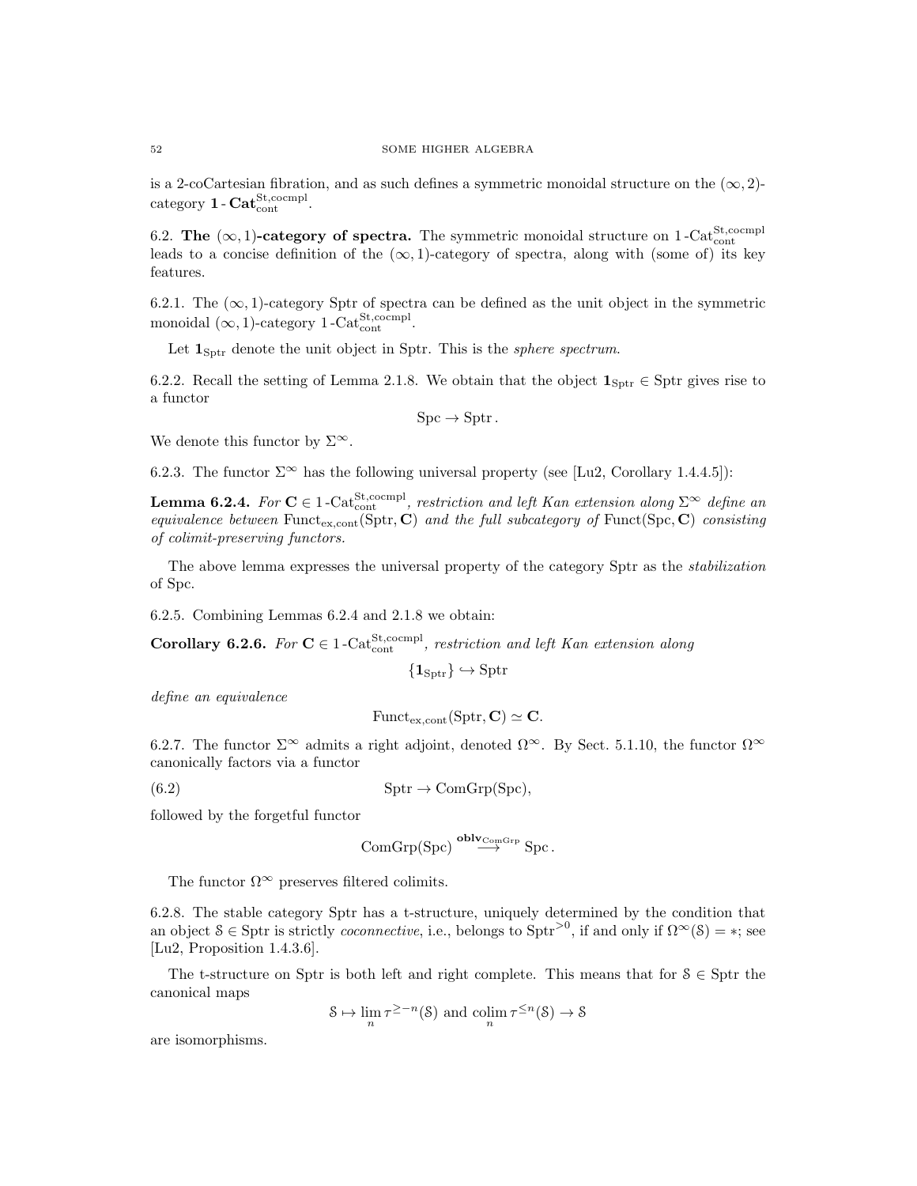is a 2-coCartesian fibration, and as such defines a symmetric monoidal structure on the $(\infty, 2)$-category $\mathbf{1}\text{-}\mathbf{Cat}^{\text{St,cocmpl}}_{\text{cont}}$.

6.2. **The $(\infty, 1)$-category of spectra.** The symmetric monoidal structure on $1\text{-Cat}^{\text{St,cocmpl}}_{\text{cont}}$ leads to a concise definition of the $(\infty, 1)$-category of spectra, along with (some of) its key features.

6.2.1. The $(\infty, 1)$-category Sptr of spectra can be defined as the unit object in the symmetric monoidal $(\infty, 1)$-category $1\text{-Cat}^{\text{St,cocmpl}}_{\text{cont}}$.

Let $\mathbf{1}_{\text{Sptr}}$ denote the unit object in Sptr. This is the *sphere spectrum*.

6.2.2. Recall the setting of Lemma 2.1.8. We obtain that the object $\mathbf{1}_{\text{Sptr}} \in \text{Sptr}$ gives rise to a functor

$$\text{Spc} \to \text{Sptr}\,.$$

We denote this functor by $\Sigma^\infty$.

6.2.3. The functor $\Sigma^\infty$ has the following universal property (see [Lu2, Corollary 1.4.4.5]):

**Lemma 6.2.4.** *For $\mathbf{C} \in 1\text{-Cat}^{\text{St,cocmpl}}_{\text{cont}}$, restriction and left Kan extension along $\Sigma^\infty$ define an equivalence between $\text{Funct}_{\text{ex,cont}}(\text{Sptr}, \mathbf{C})$ and the full subcategory of $\text{Funct}(\text{Spc}, \mathbf{C})$ consisting of colimit-preserving functors.*

The above lemma expresses the universal property of the category Sptr as the *stabilization* of Spc.

6.2.5. Combining Lemmas 6.2.4 and 2.1.8 we obtain:

**Corollary 6.2.6.** *For $\mathbf{C} \in 1\text{-Cat}^{\text{St,cocmpl}}_{\text{cont}}$, restriction and left Kan extension along*

$$\{\mathbf{1}_{\text{Sptr}}\} \hookrightarrow \text{Sptr}$$

*define an equivalence*

$$\text{Funct}_{\text{ex,cont}}(\text{Sptr}, \mathbf{C}) \simeq \mathbf{C}.$$

6.2.7. The functor $\Sigma^\infty$ admits a right adjoint, denoted $\Omega^\infty$. By Sect. 5.1.10, the functor $\Omega^\infty$ canonically factors via a functor

$$\text{Sptr} \to \text{ComGrp}(\text{Spc}), \tag{6.2}$$

followed by the forgetful functor

$$\text{ComGrp}(\text{Spc}) \overset{\mathbf{oblv}_{\text{ComGrp}}}{\longrightarrow} \text{Spc}\,.$$

The functor $\Omega^\infty$ preserves filtered colimits.

6.2.8. The stable category Sptr has a t-structure, uniquely determined by the condition that an object $\mathcal{S} \in \text{Sptr}$ is strictly *coconnective*, i.e., belongs to $\text{Sptr}^{>0}$, if and only if $\Omega^\infty(\mathcal{S}) = *$; see [Lu2, Proposition 1.4.3.6].

The t-structure on Sptr is both left and right complete. This means that for $\mathcal{S} \in \text{Sptr}$ the canonical maps

$$\mathcal{S} \mapsto \lim_n \tau^{\geq -n}(\mathcal{S}) \text{ and } \underset{n}{\text{colim}}\, \tau^{\leq n}(\mathcal{S}) \to \mathcal{S}$$

are isomorphisms.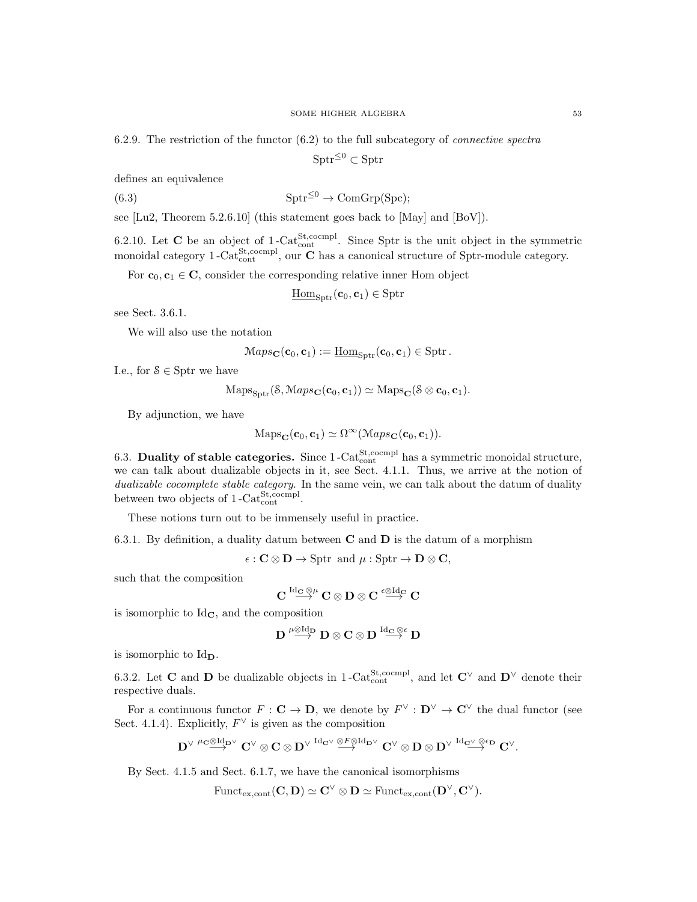6.2.9. The restriction of the functor (6.2) to the full subcategory of *connective spectra*

$$\mathrm{Sptr}^{\leq 0} \subset \mathrm{Sptr}$$

defines an equivalence

$$\mathrm{Sptr}^{\leq 0} \to \mathrm{ComGrp}(\mathrm{Spc}); \tag{6.3}$$

see [Lu2, Theorem 5.2.6.10] (this statement goes back to [May] and [BoV]).

6.2.10. Let $\mathbf{C}$ be an object of $1\text{-}\mathrm{Cat}^{\mathrm{St,cocmpl}}_{\mathrm{cont}}$. Since Sptr is the unit object in the symmetric monoidal category $1\text{-}\mathrm{Cat}^{\mathrm{St,cocmpl}}_{\mathrm{cont}}$, our $\mathbf{C}$ has a canonical structure of Sptr-module category.

For $\mathbf{c}_0, \mathbf{c}_1 \in \mathbf{C}$, consider the corresponding relative inner Hom object

$$\underline{\mathrm{Hom}}_{\mathrm{Sptr}}(\mathbf{c}_0, \mathbf{c}_1) \in \mathrm{Sptr}$$

see Sect. 3.6.1.

We will also use the notation

$$\mathcal{M}aps_{\mathbf{C}}(\mathbf{c}_0, \mathbf{c}_1) := \underline{\mathrm{Hom}}_{\mathrm{Sptr}}(\mathbf{c}_0, \mathbf{c}_1) \in \mathrm{Sptr}.$$

I.e., for $\mathcal{S} \in \mathrm{Sptr}$ we have

$$\mathrm{Maps}_{\mathrm{Sptr}}(\mathcal{S}, \mathcal{M}aps_{\mathbf{C}}(\mathbf{c}_0, \mathbf{c}_1)) \simeq \mathrm{Maps}_{\mathbf{C}}(\mathcal{S} \otimes \mathbf{c}_0, \mathbf{c}_1).$$

By adjunction, we have

$$\mathrm{Maps}_{\mathbf{C}}(\mathbf{c}_0, \mathbf{c}_1) \simeq \Omega^\infty(\mathcal{M}aps_{\mathbf{C}}(\mathbf{c}_0, \mathbf{c}_1)).$$

6.3. **Duality of stable categories.** Since $1\text{-}\mathrm{Cat}^{\mathrm{St,cocmpl}}_{\mathrm{cont}}$ has a symmetric monoidal structure, we can talk about dualizable objects in it, see Sect. 4.1.1. Thus, we arrive at the notion of *dualizable cocomplete stable category*. In the same vein, we can talk about the datum of duality between two objects of $1\text{-}\mathrm{Cat}^{\mathrm{St,cocmpl}}_{\mathrm{cont}}$.

These notions turn out to be immensely useful in practice.

6.3.1. By definition, a duality datum between $\mathbf{C}$ and $\mathbf{D}$ is the datum of a morphism

$$\epsilon : \mathbf{C} \otimes \mathbf{D} \to \mathrm{Sptr} \text{ and } \mu : \mathrm{Sptr} \to \mathbf{D} \otimes \mathbf{C},$$

such that the composition

$$\mathbf{C} \overset{\mathrm{Id}_{\mathbf{C}} \otimes \mu}{\longrightarrow} \mathbf{C} \otimes \mathbf{D} \otimes \mathbf{C} \overset{\epsilon \otimes \mathrm{Id}_{\mathbf{C}}}{\longrightarrow} \mathbf{C}$$

is isomorphic to $\mathrm{Id}_{\mathbf{C}}$, and the composition

$$\mathbf{D} \overset{\mu \otimes \mathrm{Id}_{\mathbf{D}}}{\longrightarrow} \mathbf{D} \otimes \mathbf{C} \otimes \mathbf{D} \overset{\mathrm{Id}_{\mathbf{C}} \otimes \epsilon}{\longrightarrow} \mathbf{D}$$

is isomorphic to $\mathrm{Id}_{\mathbf{D}}$.

6.3.2. Let $\mathbf{C}$ and $\mathbf{D}$ be dualizable objects in $1\text{-}\mathrm{Cat}^{\mathrm{St,cocmpl}}_{\mathrm{cont}}$, and let $\mathbf{C}^\vee$ and $\mathbf{D}^\vee$ denote their respective duals.

For a continuous functor $F : \mathbf{C} \to \mathbf{D}$, we denote by $F^\vee : \mathbf{D}^\vee \to \mathbf{C}^\vee$ the dual functor (see Sect. 4.1.4). Explicitly, $F^\vee$ is given as the composition

$$\mathbf{D}^\vee \overset{\mu_{\mathbf{C}} \otimes \mathrm{Id}_{\mathbf{D}^\vee}}{\longrightarrow} \mathbf{C}^\vee \otimes \mathbf{C} \otimes \mathbf{D}^\vee \overset{\mathrm{Id}_{\mathbf{C}^\vee} \otimes F \otimes \mathrm{Id}_{\mathbf{D}^\vee}}{\longrightarrow} \mathbf{C}^\vee \otimes \mathbf{D} \otimes \mathbf{D}^\vee \overset{\mathrm{Id}_{\mathbf{C}^\vee} \otimes \epsilon_{\mathbf{D}}}{\longrightarrow} \mathbf{C}^\vee.$$

By Sect. 4.1.5 and Sect. 6.1.7, we have the canonical isomorphisms

$$\mathrm{Funct}_{\mathrm{ex,cont}}(\mathbf{C}, \mathbf{D}) \simeq \mathbf{C}^\vee \otimes \mathbf{D} \simeq \mathrm{Funct}_{\mathrm{ex,cont}}(\mathbf{D}^\vee, \mathbf{C}^\vee).$$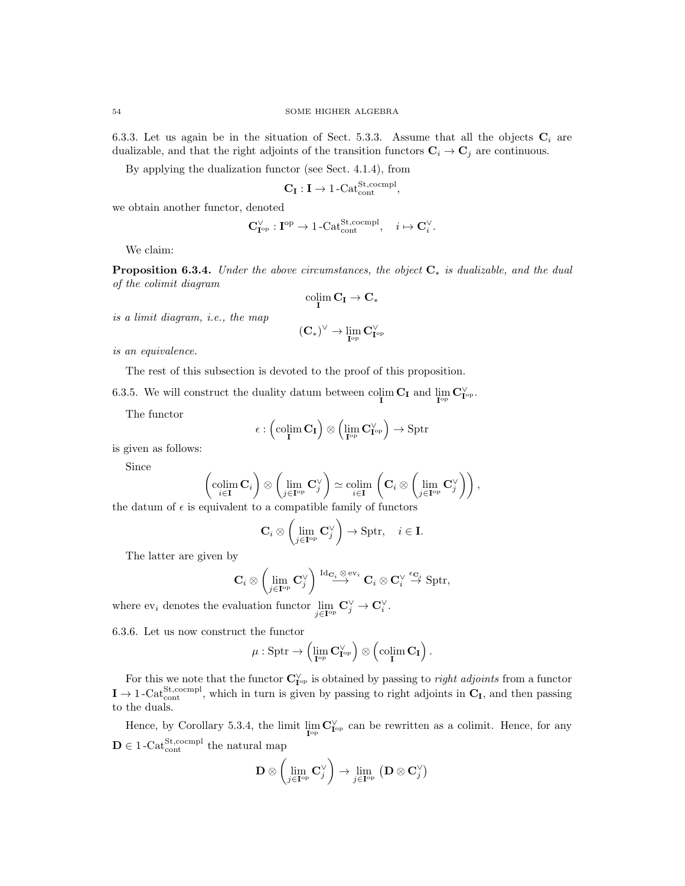6.3.3. Let us again be in the situation of Sect. 5.3.3. Assume that all the objects $\mathbf{C}_i$ are dualizable, and that the right adjoints of the transition functors $\mathbf{C}_i \to \mathbf{C}_j$ are continuous.

By applying the dualization functor (see Sect. 4.1.4), from

$$\mathbf{C}_{\mathbf{I}} : \mathbf{I} \to 1\text{-}\mathrm{Cat}^{\mathrm{St,cocmpl}}_{\mathrm{cont}},$$

we obtain another functor, denoted

$$\mathbf{C}^{\vee}_{\mathbf{I}^{\mathrm{op}}} : \mathbf{I}^{\mathrm{op}} \to 1\text{-}\mathrm{Cat}^{\mathrm{St,cocmpl}}_{\mathrm{cont}}, \quad i \mapsto \mathbf{C}^{\vee}_i.$$

We claim:

**Proposition 6.3.4.** *Under the above circumstances, the object $\mathbf{C}_*$ is dualizable, and the dual of the colimit diagram*

$$\underset{\mathbf{I}}{\mathrm{colim}}\, \mathbf{C}_{\mathbf{I}} \to \mathbf{C}_*$$

*is a limit diagram, i.e., the map*

$$(\mathbf{C}_*)^{\vee} \to \underset{\mathbf{I}^{\mathrm{op}}}{\lim}\, \mathbf{C}^{\vee}_{\mathbf{I}^{\mathrm{op}}}$$

*is an equivalence.*

The rest of this subsection is devoted to the proof of this proposition.

6.3.5. We will construct the duality datum between $\underset{\mathbf{I}}{\mathrm{colim}}\, \mathbf{C}_{\mathbf{I}}$ and $\underset{\mathbf{I}^{\mathrm{op}}}{\lim}\, \mathbf{C}^{\vee}_{\mathbf{I}^{\mathrm{op}}}$.

The functor

$$\epsilon : \left(\underset{\mathbf{I}}{\mathrm{colim}}\, \mathbf{C}_{\mathbf{I}}\right) \otimes \left(\underset{\mathbf{I}^{\mathrm{op}}}{\lim}\, \mathbf{C}^{\vee}_{\mathbf{I}^{\mathrm{op}}}\right) \to \mathrm{Sptr}$$

is given as follows:

Since

$$\left(\underset{i\in\mathbf{I}}{\mathrm{colim}}\, \mathbf{C}_i\right) \otimes \left(\underset{j\in\mathbf{I}^{\mathrm{op}}}{\lim}\, \mathbf{C}^{\vee}_j\right) \simeq \underset{i\in\mathbf{I}}{\mathrm{colim}}\, \left(\mathbf{C}_i \otimes \left(\underset{j\in\mathbf{I}^{\mathrm{op}}}{\lim}\, \mathbf{C}^{\vee}_j\right)\right),$$

the datum of $\epsilon$ is equivalent to a compatible family of functors

$$\mathbf{C}_i \otimes \left(\underset{j\in\mathbf{I}^{\mathrm{op}}}{\lim}\, \mathbf{C}^{\vee}_j\right) \to \mathrm{Sptr}, \quad i \in \mathbf{I}.$$

The latter are given by

$$\mathbf{C}_i \otimes \left(\underset{j\in\mathbf{I}^{\mathrm{op}}}{\lim}\, \mathbf{C}^{\vee}_j\right) \overset{\mathrm{Id}_{\mathbf{C}_i}\otimes \mathrm{ev}_i}{\longrightarrow} \mathbf{C}_i \otimes \mathbf{C}^{\vee}_i \overset{\epsilon_{\mathbf{C}_i}}{\to} \mathrm{Sptr},$$

where $\mathrm{ev}_i$ denotes the evaluation functor $\underset{j\in\mathbf{I}^{\mathrm{op}}}{\lim}\, \mathbf{C}^{\vee}_j \to \mathbf{C}^{\vee}_i$.

6.3.6. Let us now construct the functor

$$\mu : \mathrm{Sptr} \to \left(\underset{\mathbf{I}^{\mathrm{op}}}{\lim}\, \mathbf{C}^{\vee}_{\mathbf{I}^{\mathrm{op}}}\right) \otimes \left(\underset{\mathbf{I}}{\mathrm{colim}}\, \mathbf{C}_{\mathbf{I}}\right).$$

For this we note that the functor $\mathbf{C}^{\vee}_{\mathbf{I}^{\mathrm{op}}}$ is obtained by passing to *right adjoints* from a functor $\mathbf{I} \to 1\text{-}\mathrm{Cat}^{\mathrm{St,cocmpl}}_{\mathrm{cont}}$, which in turn is given by passing to right adjoints in $\mathbf{C}_{\mathbf{I}}$, and then passing to the duals.

Hence, by Corollary 5.3.4, the limit $\underset{\mathbf{I}^{\mathrm{op}}}{\lim}\, \mathbf{C}^{\vee}_{\mathbf{I}^{\mathrm{op}}}$ can be rewritten as a colimit. Hence, for any $\mathbf{D} \in 1\text{-}\mathrm{Cat}^{\mathrm{St,cocmpl}}_{\mathrm{cont}}$ the natural map

$$\mathbf{D} \otimes \left(\underset{j\in\mathbf{I}^{\mathrm{op}}}{\lim}\, \mathbf{C}^{\vee}_j\right) \to \underset{j\in\mathbf{I}^{\mathrm{op}}}{\lim}\, \left(\mathbf{D} \otimes \mathbf{C}^{\vee}_j\right)$$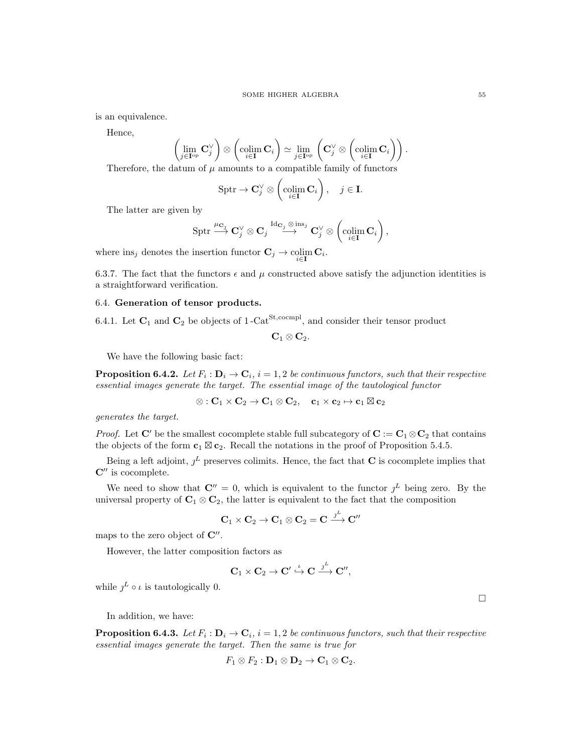is an equivalence.

Hence,

$$\left(\lim_{j\in \mathbf{I}^{\mathrm{op}}} \mathbf{C}_j^\vee\right) \otimes \left(\underset{i\in\mathbf{I}}{\operatorname{colim}} \mathbf{C}_i\right) \simeq \lim_{j\in\mathbf{I}^{\mathrm{op}}} \left(\mathbf{C}_j^\vee \otimes \left(\underset{i\in\mathbf{I}}{\operatorname{colim}} \mathbf{C}_i\right)\right).$$

Therefore, the datum of $\mu$ amounts to a compatible family of functors

$$\mathrm{Sptr} \to \mathbf{C}_j^\vee \otimes \left(\underset{i\in\mathbf{I}}{\operatorname{colim}} \mathbf{C}_i\right), \quad j \in \mathbf{I}.$$

The latter are given by

$$\mathrm{Sptr} \overset{\mu_{\mathbf{C}_j}}{\longrightarrow} \mathbf{C}_j^\vee \otimes \mathbf{C}_j \overset{\mathrm{Id}_{\mathbf{C}_j}\otimes \mathrm{ins}_j}{\longrightarrow} \mathbf{C}_j^\vee \otimes \left(\underset{i\in\mathbf{I}}{\operatorname{colim}} \mathbf{C}_i\right),$$

where $\mathrm{ins}_j$ denotes the insertion functor $\mathbf{C}_j \to \underset{i\in\mathbf{I}}{\operatorname{colim}} \mathbf{C}_i$.

6.3.7. The fact that the functors $\epsilon$ and $\mu$ constructed above satisfy the adjunction identities is a straightforward verification.

## 6.4. Generation of tensor products.

6.4.1. Let $\mathbf{C}_1$ and $\mathbf{C}_2$ be objects of $1\text{-}\mathrm{Cat}^{\mathrm{St,cocmpl}}$, and consider their tensor product

$$\mathbf{C}_1 \otimes \mathbf{C}_2.$$

We have the following basic fact:

**Proposition 6.4.2.** *Let $F_i : \mathbf{D}_i \to \mathbf{C}_i$, $i = 1, 2$ be continuous functors, such that their respective essential images generate the target. The essential image of the tautological functor*

$$\otimes : \mathbf{C}_1 \times \mathbf{C}_2 \to \mathbf{C}_1 \otimes \mathbf{C}_2, \quad \mathbf{c}_1 \times \mathbf{c}_2 \mapsto \mathbf{c}_1 \boxtimes \mathbf{c}_2$$

*generates the target.*

*Proof.* Let $\mathbf{C}'$ be the smallest cocomplete stable full subcategory of $\mathbf{C} := \mathbf{C}_1 \otimes \mathbf{C}_2$ that contains the objects of the form $\mathbf{c}_1 \boxtimes \mathbf{c}_2$. Recall the notations in the proof of Proposition 5.4.5.

Being a left adjoint, $\jmath^L$ preserves colimits. Hence, the fact that $\mathbf{C}$ is cocomplete implies that $\mathbf{C}''$ is cocomplete.

We need to show that $\mathbf{C}'' = 0$, which is equivalent to the functor $\jmath^L$ being zero. By the universal property of $\mathbf{C}_1 \otimes \mathbf{C}_2$, the latter is equivalent to the fact that the composition

$$\mathbf{C}_1 \times \mathbf{C}_2 \to \mathbf{C}_1 \otimes \mathbf{C}_2 = \mathbf{C} \overset{\jmath^L}{\longrightarrow} \mathbf{C}''$$

maps to the zero object of $\mathbf{C}''$.

However, the latter composition factors as

$$\mathbf{C}_1 \times \mathbf{C}_2 \to \mathbf{C}' \overset{\iota}{\hookrightarrow} \mathbf{C} \overset{\jmath^L}{\longrightarrow} \mathbf{C}'',$$

while $\jmath^L \circ \iota$ is tautologically 0.

□

In addition, we have:

**Proposition 6.4.3.** *Let $F_i : \mathbf{D}_i \to \mathbf{C}_i$, $i = 1, 2$ be continuous functors, such that their respective essential images generate the target. Then the same is true for*

$$F_1 \otimes F_2 : \mathbf{D}_1 \otimes \mathbf{D}_2 \to \mathbf{C}_1 \otimes \mathbf{C}_2.$$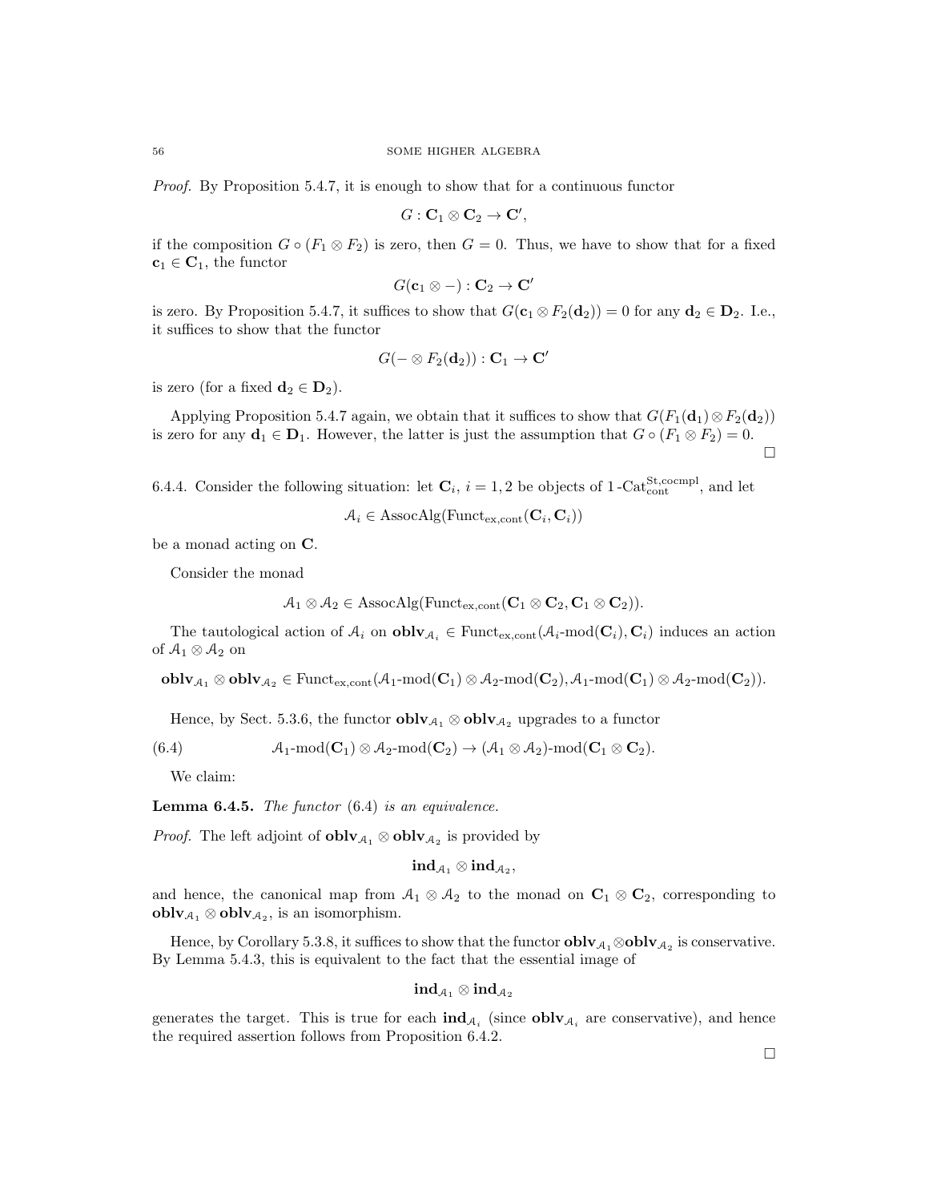*Proof.* By Proposition 5.4.7, it is enough to show that for a continuous functor

$$G : \mathbf{C}_1 \otimes \mathbf{C}_2 \to \mathbf{C}',$$

if the composition $G \circ (F_1 \otimes F_2)$ is zero, then $G = 0$. Thus, we have to show that for a fixed $\mathbf{c}_1 \in \mathbf{C}_1$, the functor

$$G(\mathbf{c}_1 \otimes -) : \mathbf{C}_2 \to \mathbf{C}'$$

is zero. By Proposition 5.4.7, it suffices to show that $G(\mathbf{c}_1 \otimes F_2(\mathbf{d}_2)) = 0$ for any $\mathbf{d}_2 \in \mathbf{D}_2$. I.e., it suffices to show that the functor

$$G(- \otimes F_2(\mathbf{d}_2)) : \mathbf{C}_1 \to \mathbf{C}'$$

is zero (for a fixed $\mathbf{d}_2 \in \mathbf{D}_2$).

Applying Proposition 5.4.7 again, we obtain that it suffices to show that $G(F_1(\mathbf{d}_1) \otimes F_2(\mathbf{d}_2))$ is zero for any $\mathbf{d}_1 \in \mathbf{D}_1$. However, the latter is just the assumption that $G \circ (F_1 \otimes F_2) = 0$. $\square$

6.4.4. Consider the following situation: let $\mathbf{C}_i$, $i = 1, 2$ be objects of $1\text{-Cat}^{\text{St,cocmpl}}_{\text{cont}}$, and let

$$\mathcal{A}_i \in \text{AssocAlg}(\text{Funct}_{\text{ex,cont}}(\mathbf{C}_i, \mathbf{C}_i))$$

be a monad acting on $\mathbf{C}$.

Consider the monad

$$\mathcal{A}_1 \otimes \mathcal{A}_2 \in \text{AssocAlg}(\text{Funct}_{\text{ex,cont}}(\mathbf{C}_1 \otimes \mathbf{C}_2, \mathbf{C}_1 \otimes \mathbf{C}_2)).$$

The tautological action of $\mathcal{A}_i$ on $\mathbf{oblv}_{\mathcal{A}_i} \in \text{Funct}_{\text{ex,cont}}(\mathcal{A}_i\text{-mod}(\mathbf{C}_i), \mathbf{C}_i)$ induces an action of $\mathcal{A}_1 \otimes \mathcal{A}_2$ on

$$\mathbf{oblv}_{\mathcal{A}_1} \otimes \mathbf{oblv}_{\mathcal{A}_2} \in \text{Funct}_{\text{ex,cont}}(\mathcal{A}_1\text{-mod}(\mathbf{C}_1) \otimes \mathcal{A}_2\text{-mod}(\mathbf{C}_2), \mathcal{A}_1\text{-mod}(\mathbf{C}_1) \otimes \mathcal{A}_2\text{-mod}(\mathbf{C}_2)).$$

Hence, by Sect. 5.3.6, the functor $\mathbf{oblv}_{\mathcal{A}_1} \otimes \mathbf{oblv}_{\mathcal{A}_2}$ upgrades to a functor

$$\mathcal{A}_1\text{-mod}(\mathbf{C}_1) \otimes \mathcal{A}_2\text{-mod}(\mathbf{C}_2) \to (\mathcal{A}_1 \otimes \mathcal{A}_2)\text{-mod}(\mathbf{C}_1 \otimes \mathbf{C}_2). \tag{6.4}$$

We claim:

**Lemma 6.4.5.** *The functor* (6.4) *is an equivalence.*

*Proof.* The left adjoint of $\mathbf{oblv}_{\mathcal{A}_1} \otimes \mathbf{oblv}_{\mathcal{A}_2}$ is provided by

$$\mathbf{ind}_{\mathcal{A}_1} \otimes \mathbf{ind}_{\mathcal{A}_2},$$

and hence, the canonical map from $\mathcal{A}_1 \otimes \mathcal{A}_2$ to the monad on $\mathbf{C}_1 \otimes \mathbf{C}_2$, corresponding to $\mathbf{oblv}_{\mathcal{A}_1} \otimes \mathbf{oblv}_{\mathcal{A}_2}$, is an isomorphism.

Hence, by Corollary 5.3.8, it suffices to show that the functor $\mathbf{oblv}_{\mathcal{A}_1} \otimes \mathbf{oblv}_{\mathcal{A}_2}$ is conservative. By Lemma 5.4.3, this is equivalent to the fact that the essential image of

$$\mathbf{ind}_{\mathcal{A}_1} \otimes \mathbf{ind}_{\mathcal{A}_2}$$

generates the target. This is true for each $\mathbf{ind}_{\mathcal{A}_i}$ (since $\mathbf{oblv}_{\mathcal{A}_i}$ are conservative), and hence the required assertion follows from Proposition 6.4.2. $\square$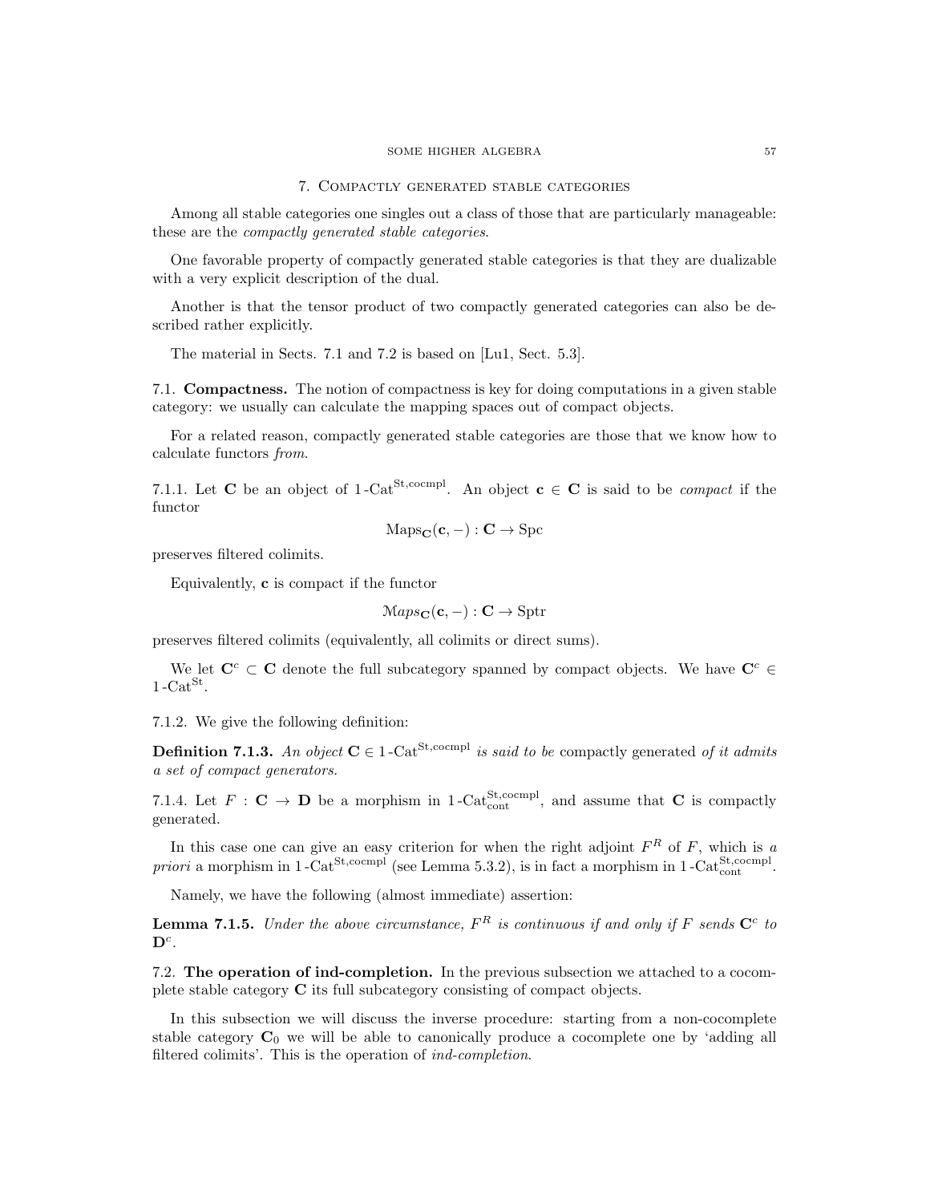## 7. Compactly generated stable categories

Among all stable categories one singles out a class of those that are particularly manageable: these are the *compactly generated stable categories*.

One favorable property of compactly generated stable categories is that they are dualizable with a very explicit description of the dual.

Another is that the tensor product of two compactly generated categories can also be described rather explicitly.

The material in Sects. 7.1 and 7.2 is based on [Lu1, Sect. 5.3].

### 7.1. Compactness.

The notion of compactness is key for doing computations in a given stable category: we usually can calculate the mapping spaces out of compact objects.

For a related reason, compactly generated stable categories are those that we know how to calculate functors *from*.

7.1.1. Let $\mathbf{C}$ be an object of $1\text{-Cat}^{\mathrm{St,cocmpl}}$. An object $\mathbf{c} \in \mathbf{C}$ is said to be *compact* if the functor

$$\mathrm{Maps}_{\mathbf{C}}(\mathbf{c}, -) : \mathbf{C} \to \mathrm{Spc}$$

preserves filtered colimits.

Equivalently, $\mathbf{c}$ is compact if the functor

$$\mathcal{M}aps_{\mathbf{C}}(\mathbf{c}, -) : \mathbf{C} \to \mathrm{Sptr}$$

preserves filtered colimits (equivalently, all colimits or direct sums).

We let $\mathbf{C}^c \subset \mathbf{C}$ denote the full subcategory spanned by compact objects. We have $\mathbf{C}^c \in 1\text{-Cat}^{\mathrm{St}}$.

7.1.2. We give the following definition:

**Definition 7.1.3.** *An object $\mathbf{C} \in 1\text{-Cat}^{\mathrm{St,cocmpl}}$ is said to be* compactly generated *of it admits a set of compact generators.*

7.1.4. Let $F : \mathbf{C} \to \mathbf{D}$ be a morphism in $1\text{-Cat}^{\mathrm{St,cocmpl}}_{\mathrm{cont}}$, and assume that $\mathbf{C}$ is compactly generated.

In this case one can give an easy criterion for when the right adjoint $F^R$ of $F$, which is *a priori* a morphism in $1\text{-Cat}^{\mathrm{St,cocmpl}}$ (see Lemma 5.3.2), is in fact a morphism in $1\text{-Cat}^{\mathrm{St,cocmpl}}_{\mathrm{cont}}$.

Namely, we have the following (almost immediate) assertion:

**Lemma 7.1.5.** *Under the above circumstance, $F^R$ is continuous if and only if $F$ sends $\mathbf{C}^c$ to $\mathbf{D}^c$.*

### 7.2. The operation of ind-completion.

In the previous subsection we attached to a cocomplete stable category $\mathbf{C}$ its full subcategory consisting of compact objects.

In this subsection we will discuss the inverse procedure: starting from a non-cocomplete stable category $\mathbf{C}_0$ we will be able to canonically produce a cocomplete one by 'adding all filtered colimits'. This is the operation of *ind-completion*.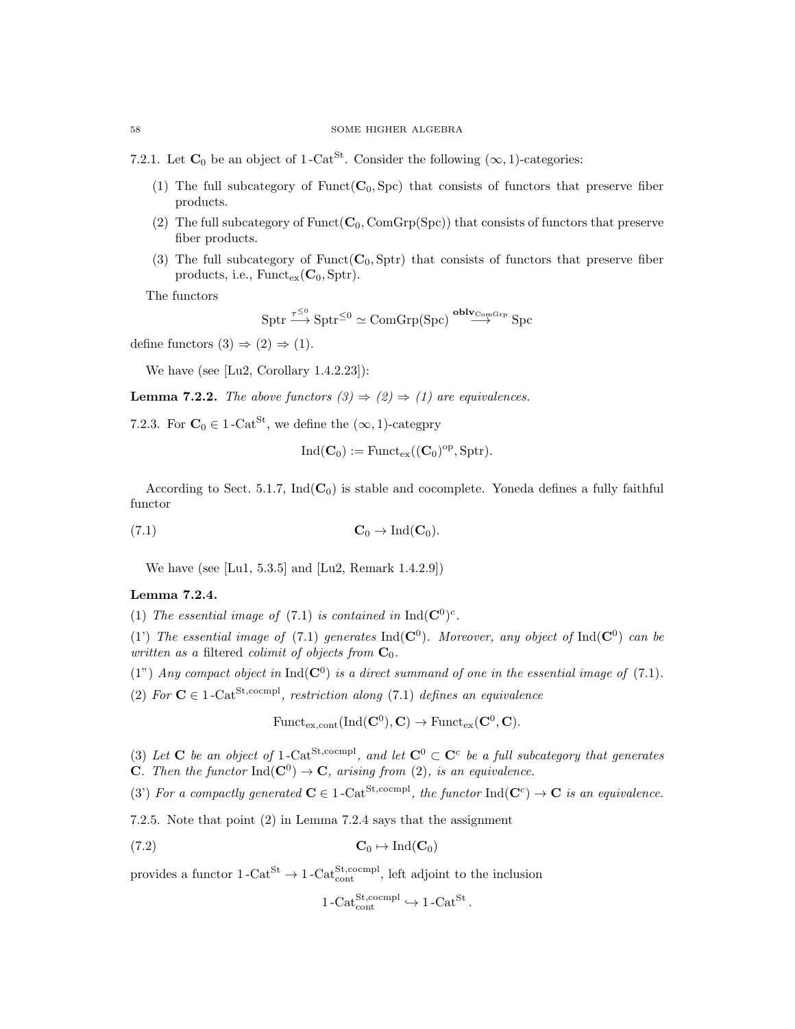7.2.1. Let $\mathbf{C}_0$ be an object of $1\text{-Cat}^{\mathrm{St}}$. Consider the following $(\infty,1)$-categories:

(1) The full subcategory of $\mathrm{Funct}(\mathbf{C}_0, \mathrm{Spc})$ that consists of functors that preserve fiber products.

(2) The full subcategory of $\mathrm{Funct}(\mathbf{C}_0, \mathrm{ComGrp}(\mathrm{Spc}))$ that consists of functors that preserve fiber products.

(3) The full subcategory of $\mathrm{Funct}(\mathbf{C}_0, \mathrm{Sptr})$ that consists of functors that preserve fiber products, i.e., $\mathrm{Funct}_{\mathrm{ex}}(\mathbf{C}_0, \mathrm{Sptr})$.

The functors

$$\mathrm{Sptr} \xrightarrow{\tau^{\leq 0}} \mathrm{Sptr}^{\leq 0} \simeq \mathrm{ComGrp}(\mathrm{Spc}) \xrightarrow{\mathbf{oblv}_{\mathrm{ComGrp}}} \mathrm{Spc}$$

define functors (3) $\Rightarrow$ (2) $\Rightarrow$ (1).

We have (see [Lu2, Corollary 1.4.2.23]):

**Lemma 7.2.2.** *The above functors (3) $\Rightarrow$ (2) $\Rightarrow$ (1) are equivalences.*

7.2.3. For $\mathbf{C}_0 \in 1\text{-Cat}^{\mathrm{St}}$, we define the $(\infty,1)$-categpry

$$\mathrm{Ind}(\mathbf{C}_0) := \mathrm{Funct}_{\mathrm{ex}}((\mathbf{C}_0)^{\mathrm{op}}, \mathrm{Sptr}).$$

According to Sect. 5.1.7, $\mathrm{Ind}(\mathbf{C}_0)$ is stable and cocomplete. Yoneda defines a fully faithful functor

$$\mathbf{C}_0 \to \mathrm{Ind}(\mathbf{C}_0). \tag{7.1}$$

We have (see [Lu1, 5.3.5] and [Lu2, Remark 1.4.2.9])

**Lemma 7.2.4.**

(1) *The essential image of* (7.1) *is contained in* $\mathrm{Ind}(\mathbf{C}^0)^c$.

(1') *The essential image of* (7.1) *generates* $\mathrm{Ind}(\mathbf{C}^0)$. *Moreover, any object of* $\mathrm{Ind}(\mathbf{C}^0)$ *can be written as a* filtered *colimit of objects from* $\mathbf{C}_0$.

(1") *Any compact object in* $\mathrm{Ind}(\mathbf{C}^0)$ *is a direct summand of one in the essential image of* (7.1).

(2) *For* $\mathbf{C} \in 1\text{-Cat}^{\mathrm{St,cocmpl}}$, *restriction along* (7.1) *defines an equivalence*

$$\mathrm{Funct}_{\mathrm{ex,cont}}(\mathrm{Ind}(\mathbf{C}^0), \mathbf{C}) \to \mathrm{Funct}_{\mathrm{ex}}(\mathbf{C}^0, \mathbf{C}).$$

(3) *Let* $\mathbf{C}$ *be an object of* $1\text{-Cat}^{\mathrm{St,cocmpl}}$, *and let* $\mathbf{C}^0 \subset \mathbf{C}^c$ *be a full subcategory that generates* $\mathbf{C}$. *Then the functor* $\mathrm{Ind}(\mathbf{C}^0) \to \mathbf{C}$, *arising from* (2), *is an equivalence.*

(3') *For a compactly generated* $\mathbf{C} \in 1\text{-Cat}^{\mathrm{St,cocmpl}}$, *the functor* $\mathrm{Ind}(\mathbf{C}^c) \to \mathbf{C}$ *is an equivalence.*

7.2.5. Note that point (2) in Lemma 7.2.4 says that the assignment

$$\mathbf{C}_0 \mapsto \mathrm{Ind}(\mathbf{C}_0) \tag{7.2}$$

provides a functor $1\text{-Cat}^{\mathrm{St}} \to 1\text{-Cat}^{\mathrm{St,cocmpl}}_{\mathrm{cont}}$, left adjoint to the inclusion

$$1\text{-Cat}^{\mathrm{St,cocmpl}}_{\mathrm{cont}} \hookrightarrow 1\text{-Cat}^{\mathrm{St}}.$$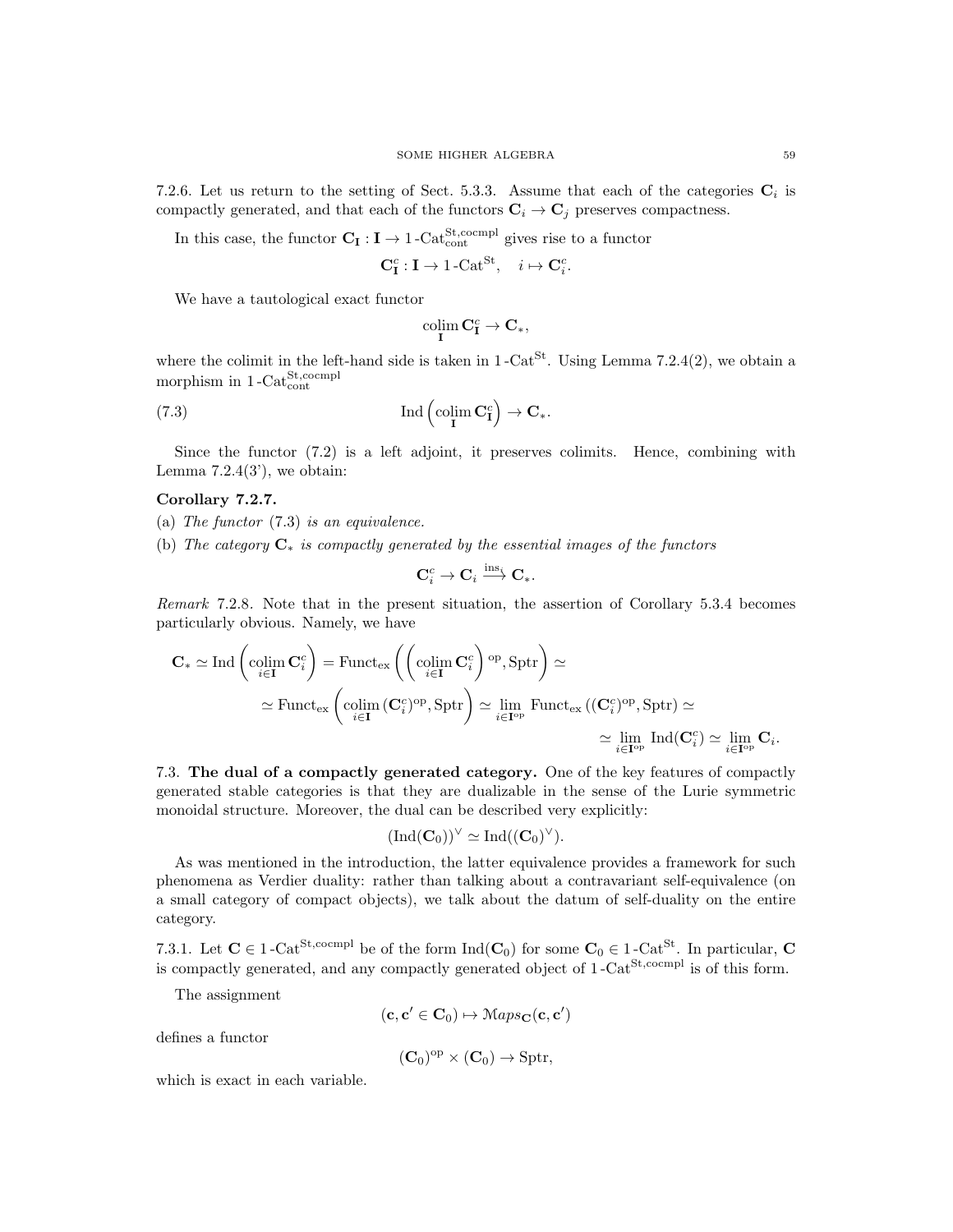7.2.6. Let us return to the setting of Sect. 5.3.3. Assume that each of the categories $\mathbf{C}_i$ is compactly generated, and that each of the functors $\mathbf{C}_i \to \mathbf{C}_j$ preserves compactness.

In this case, the functor $\mathbf{C}_\mathbf{I} : \mathbf{I} \to 1\text{-Cat}^{\text{St,cocmpl}}_{\text{cont}}$ gives rise to a functor

$$\mathbf{C}^c_\mathbf{I} : \mathbf{I} \to 1\text{-Cat}^{\text{St}}, \quad i \mapsto \mathbf{C}^c_i.$$

We have a tautological exact functor

$$\underset{\mathbf{I}}{\operatorname{colim}}\, \mathbf{C}^c_\mathbf{I} \to \mathbf{C}_*,$$

where the colimit in the left-hand side is taken in $1\text{-Cat}^{\text{St}}$. Using Lemma 7.2.4(2), we obtain a morphism in $1\text{-Cat}^{\text{St,cocmpl}}_{\text{cont}}$

$$\operatorname{Ind}\left(\underset{\mathbf{I}}{\operatorname{colim}}\, \mathbf{C}^c_\mathbf{I}\right) \to \mathbf{C}_*. \tag{7.3}$$

Since the functor (7.2) is a left adjoint, it preserves colimits. Hence, combining with Lemma 7.2.4(3'), we obtain:

**Corollary 7.2.7.**

(a) *The functor* (7.3) *is an equivalence.*

(b) *The category* $\mathbf{C}_*$ *is compactly generated by the essential images of the functors*

$$\mathbf{C}^c_i \to \mathbf{C}_i \xrightarrow{\text{ins}_i} \mathbf{C}_*.$$

*Remark* 7.2.8. Note that in the present situation, the assertion of Corollary 5.3.4 becomes particularly obvious. Namely, we have

$$\begin{aligned}
\mathbf{C}_* \simeq \operatorname{Ind}\left(\underset{i\in\mathbf{I}}{\operatorname{colim}}\, \mathbf{C}^c_i\right) = \operatorname{Funct}_{\text{ex}}\left(\left(\underset{i\in\mathbf{I}}{\operatorname{colim}}\, \mathbf{C}^c_i\right)^{\text{op}}, \text{Sptr}\right) \simeq \\
\simeq \operatorname{Funct}_{\text{ex}}\left(\underset{i\in\mathbf{I}}{\operatorname{colim}}\, (\mathbf{C}^c_i)^{\text{op}}, \text{Sptr}\right) \simeq \underset{i\in\mathbf{I}^{\text{op}}}{\lim}\, \operatorname{Funct}_{\text{ex}}((\mathbf{C}^c_i)^{\text{op}}, \text{Sptr}) \simeq \\
\simeq \underset{i\in\mathbf{I}^{\text{op}}}{\lim}\, \operatorname{Ind}(\mathbf{C}^c_i) \simeq \underset{i\in\mathbf{I}^{\text{op}}}{\lim}\, \mathbf{C}_i.
\end{aligned}$$

7.3. **The dual of a compactly generated category.** One of the key features of compactly generated stable categories is that they are dualizable in the sense of the Lurie symmetric monoidal structure. Moreover, the dual can be described very explicitly:

$$(\operatorname{Ind}(\mathbf{C}_0))^\vee \simeq \operatorname{Ind}((\mathbf{C}_0)^\vee).$$

As was mentioned in the introduction, the latter equivalence provides a framework for such phenomena as Verdier duality: rather than talking about a contravariant self-equivalence (on a small category of compact objects), we talk about the datum of self-duality on the entire category.

7.3.1. Let $\mathbf{C} \in 1\text{-Cat}^{\text{St,cocmpl}}$ be of the form $\operatorname{Ind}(\mathbf{C}_0)$ for some $\mathbf{C}_0 \in 1\text{-Cat}^{\text{St}}$. In particular, $\mathbf{C}$ is compactly generated, and any compactly generated object of $1\text{-Cat}^{\text{St,cocmpl}}$ is of this form.

The assignment

$$(\mathbf{c}, \mathbf{c}' \in \mathbf{C}_0) \mapsto \mathcal{M}aps_\mathbf{C}(\mathbf{c}, \mathbf{c}')$$

defines a functor

$$(\mathbf{C}_0)^{\text{op}} \times (\mathbf{C}_0) \to \text{Sptr},$$

which is exact in each variable.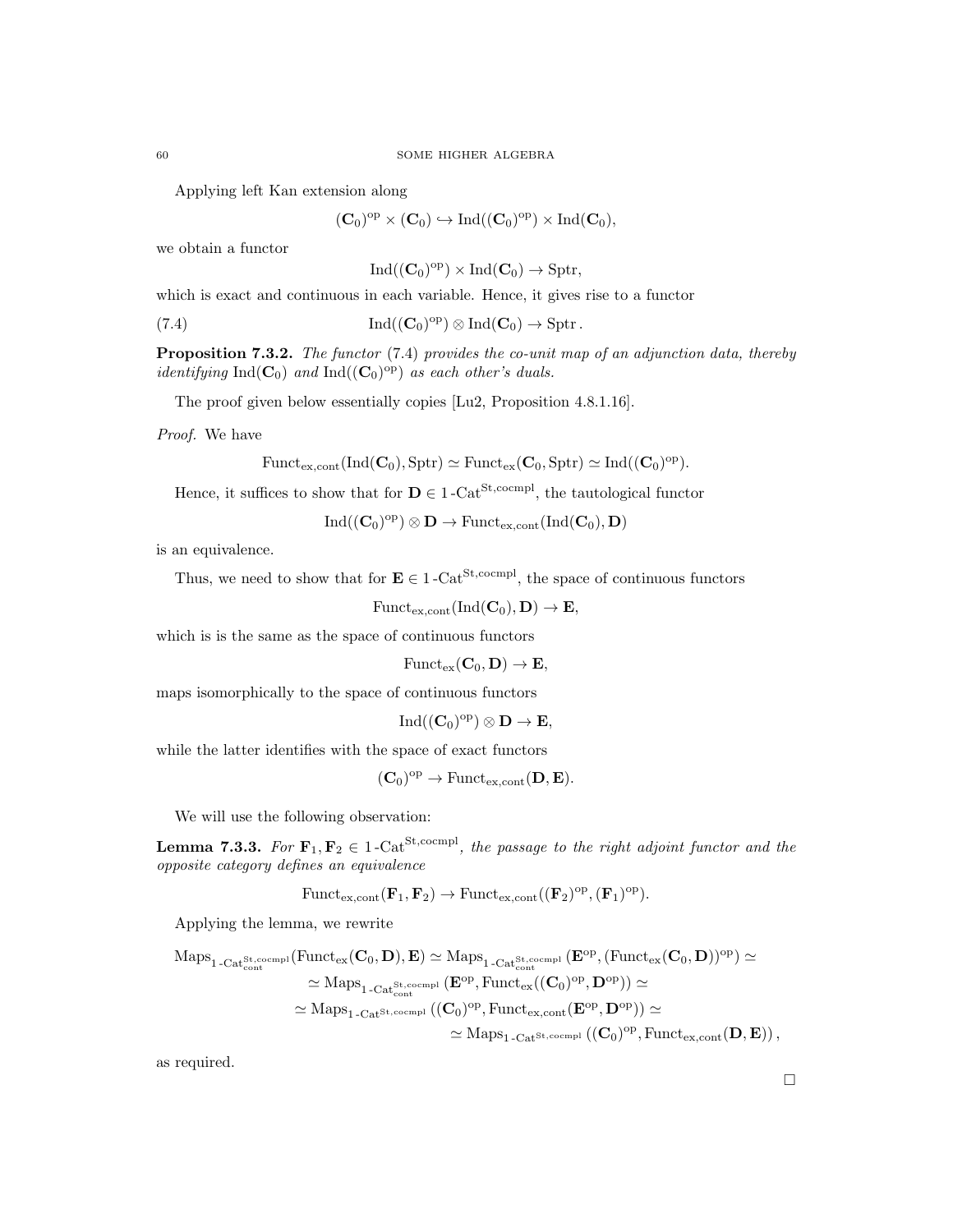Applying left Kan extension along

$$(\mathbf{C}_0)^{\mathrm{op}} \times (\mathbf{C}_0) \hookrightarrow \mathrm{Ind}((\mathbf{C}_0)^{\mathrm{op}}) \times \mathrm{Ind}(\mathbf{C}_0),$$

we obtain a functor

$$\mathrm{Ind}((\mathbf{C}_0)^{\mathrm{op}}) \times \mathrm{Ind}(\mathbf{C}_0) \to \mathrm{Sptr},$$

which is exact and continuous in each variable. Hence, it gives rise to a functor

$$\mathrm{Ind}((\mathbf{C}_0)^{\mathrm{op}}) \otimes \mathrm{Ind}(\mathbf{C}_0) \to \mathrm{Sptr}\,. \tag{7.4}$$

**Proposition 7.3.2.** *The functor* (7.4) *provides the co-unit map of an adjunction data, thereby identifying* $\mathrm{Ind}(\mathbf{C}_0)$ *and* $\mathrm{Ind}((\mathbf{C}_0)^{\mathrm{op}})$ *as each other's duals.*

The proof given below essentially copies [Lu2, Proposition 4.8.1.16].

*Proof.* We have

$$\mathrm{Funct}_{\mathrm{ex,cont}}(\mathrm{Ind}(\mathbf{C}_0), \mathrm{Sptr}) \simeq \mathrm{Funct}_{\mathrm{ex}}(\mathbf{C}_0, \mathrm{Sptr}) \simeq \mathrm{Ind}((\mathbf{C}_0)^{\mathrm{op}}).$$

Hence, it suffices to show that for $\mathbf{D} \in 1\text{-}\mathrm{Cat}^{\mathrm{St,cocmpl}}$, the tautological functor

$$\mathrm{Ind}((\mathbf{C}_0)^{\mathrm{op}}) \otimes \mathbf{D} \to \mathrm{Funct}_{\mathrm{ex,cont}}(\mathrm{Ind}(\mathbf{C}_0), \mathbf{D})$$

is an equivalence.

Thus, we need to show that for $\mathbf{E} \in 1\text{-}\mathrm{Cat}^{\mathrm{St,cocmpl}}$, the space of continuous functors

$$\mathrm{Funct}_{\mathrm{ex,cont}}(\mathrm{Ind}(\mathbf{C}_0), \mathbf{D}) \to \mathbf{E},$$

which is is the same as the space of continuous functors

$$\mathrm{Funct}_{\mathrm{ex}}(\mathbf{C}_0, \mathbf{D}) \to \mathbf{E},$$

maps isomorphically to the space of continuous functors

$$\mathrm{Ind}((\mathbf{C}_0)^{\mathrm{op}}) \otimes \mathbf{D} \to \mathbf{E},$$

while the latter identifies with the space of exact functors

$$(\mathbf{C}_0)^{\mathrm{op}} \to \mathrm{Funct}_{\mathrm{ex,cont}}(\mathbf{D}, \mathbf{E}).$$

We will use the following observation:

**Lemma 7.3.3.** *For* $\mathbf{F}_1, \mathbf{F}_2 \in 1\text{-}\mathrm{Cat}^{\mathrm{St,cocmpl}}$*, the passage to the right adjoint functor and the opposite category defines an equivalence*

$$\mathrm{Funct}_{\mathrm{ex,cont}}(\mathbf{F}_1, \mathbf{F}_2) \to \mathrm{Funct}_{\mathrm{ex,cont}}((\mathbf{F}_2)^{\mathrm{op}}, (\mathbf{F}_1)^{\mathrm{op}}).$$

Applying the lemma, we rewrite

$$\begin{aligned}
\mathrm{Maps}_{1\text{-}\mathrm{Cat}^{\mathrm{St,cocmpl}}_{\mathrm{cont}}}(\mathrm{Funct}_{\mathrm{ex}}(\mathbf{C}_0, \mathbf{D}), \mathbf{E}) &\simeq \mathrm{Maps}_{1\text{-}\mathrm{Cat}^{\mathrm{St,cocmpl}}_{\mathrm{cont}}}(\mathbf{E}^{\mathrm{op}}, (\mathrm{Funct}_{\mathrm{ex}}(\mathbf{C}_0, \mathbf{D}))^{\mathrm{op}}) \simeq \\
&\simeq \mathrm{Maps}_{1\text{-}\mathrm{Cat}^{\mathrm{St,cocmpl}}_{\mathrm{cont}}}(\mathbf{E}^{\mathrm{op}}, \mathrm{Funct}_{\mathrm{ex}}((\mathbf{C}_0)^{\mathrm{op}}, \mathbf{D}^{\mathrm{op}})) \simeq \\
&\simeq \mathrm{Maps}_{1\text{-}\mathrm{Cat}^{\mathrm{St,cocmpl}}}((\mathbf{C}_0)^{\mathrm{op}}, \mathrm{Funct}_{\mathrm{ex,cont}}(\mathbf{E}^{\mathrm{op}}, \mathbf{D}^{\mathrm{op}})) \simeq \\
&\simeq \mathrm{Maps}_{1\text{-}\mathrm{Cat}^{\mathrm{St,cocmpl}}}((\mathbf{C}_0)^{\mathrm{op}}, \mathrm{Funct}_{\mathrm{ex,cont}}(\mathbf{D}, \mathbf{E}))\,,
\end{aligned}$$

as required. $\square$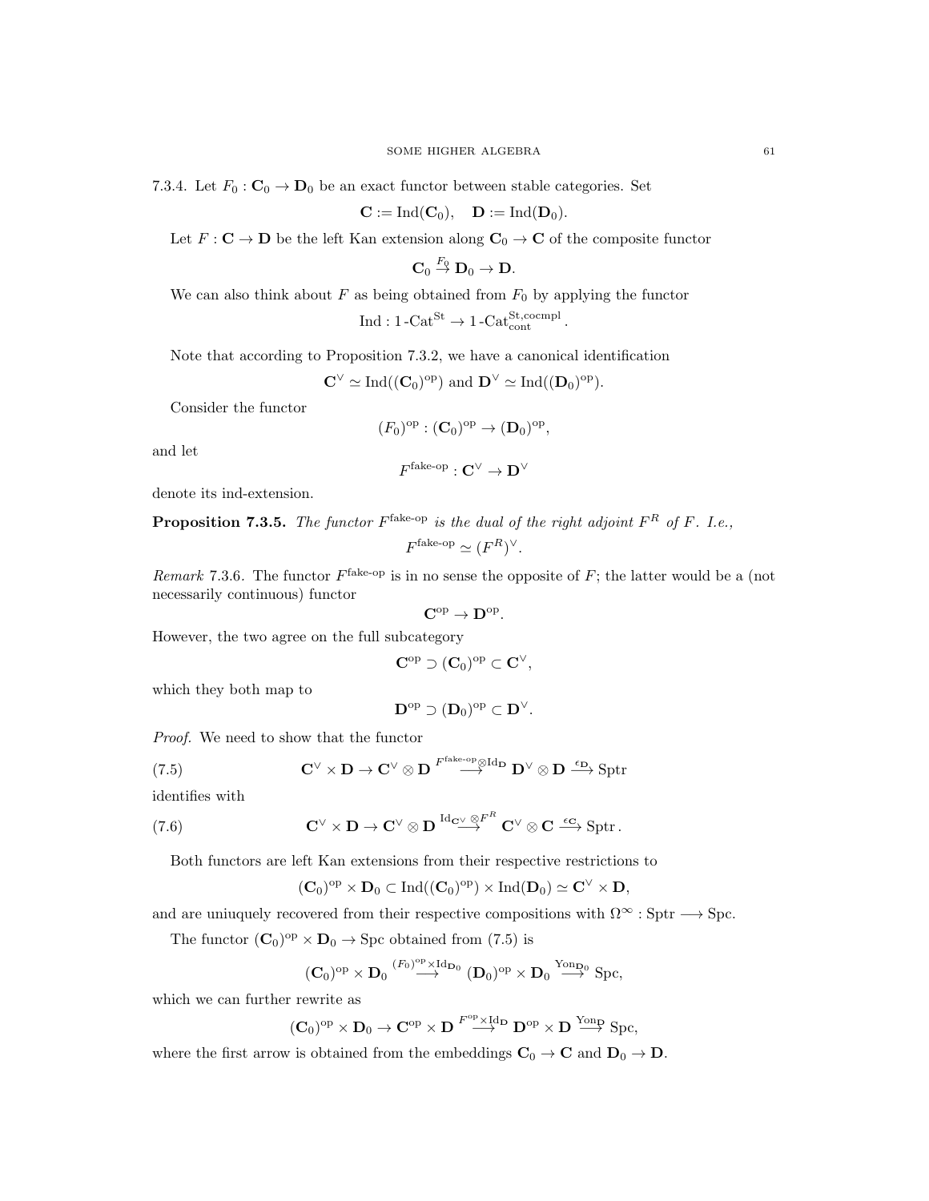7.3.4. Let $F_0 : \mathbf{C}_0 \to \mathbf{D}_0$ be an exact functor between stable categories. Set

$$\mathbf{C} := \mathrm{Ind}(\mathbf{C}_0), \quad \mathbf{D} := \mathrm{Ind}(\mathbf{D}_0).$$

Let $F : \mathbf{C} \to \mathbf{D}$ be the left Kan extension along $\mathbf{C}_0 \to \mathbf{C}$ of the composite functor

$$\mathbf{C}_0 \overset{F_0}{\to} \mathbf{D}_0 \to \mathbf{D}.$$

We can also think about $F$ as being obtained from $F_0$ by applying the functor

$$\mathrm{Ind} : 1\text{-}\mathrm{Cat}^{\mathrm{St}} \to 1\text{-}\mathrm{Cat}^{\mathrm{St,cocmpl}}_{\mathrm{cont}}.$$

Note that according to Proposition 7.3.2, we have a canonical identification

$$\mathbf{C}^\vee \simeq \mathrm{Ind}((\mathbf{C}_0)^{\mathrm{op}}) \text{ and } \mathbf{D}^\vee \simeq \mathrm{Ind}((\mathbf{D}_0)^{\mathrm{op}}).$$

Consider the functor

$$(F_0)^{\mathrm{op}} : (\mathbf{C}_0)^{\mathrm{op}} \to (\mathbf{D}_0)^{\mathrm{op}},$$

and let

$$F^{\text{fake-op}} : \mathbf{C}^\vee \to \mathbf{D}^\vee$$

denote its ind-extension.

**Proposition 7.3.5.** *The functor $F^{\text{fake-op}}$ is the dual of the right adjoint $F^R$ of $F$. I.e.,*

$$F^{\text{fake-op}} \simeq (F^R)^\vee.$$

*Remark* 7.3.6. The functor $F^{\text{fake-op}}$ is in no sense the opposite of $F$; the latter would be a (not necessarily continuous) functor

$$\mathbf{C}^{\mathrm{op}} \to \mathbf{D}^{\mathrm{op}}.$$

However, the two agree on the full subcategory

$$\mathbf{C}^{\mathrm{op}} \supset (\mathbf{C}_0)^{\mathrm{op}} \subset \mathbf{C}^\vee,$$

which they both map to

$$\mathbf{D}^{\mathrm{op}} \supset (\mathbf{D}_0)^{\mathrm{op}} \subset \mathbf{D}^\vee.$$

*Proof.* We need to show that the functor

$$\mathbf{C}^\vee \times \mathbf{D} \to \mathbf{C}^\vee \otimes \mathbf{D} \overset{F^{\text{fake-op}} \otimes \mathrm{Id}_{\mathbf{D}}}{\longrightarrow} \mathbf{D}^\vee \otimes \mathbf{D} \overset{\epsilon_{\mathbf{D}}}{\longrightarrow} \mathrm{Sptr} \tag{7.5}$$

identifies with

$$\mathbf{C}^\vee \times \mathbf{D} \to \mathbf{C}^\vee \otimes \mathbf{D} \overset{\mathrm{Id}_{\mathbf{C}^\vee} \otimes F^R}{\longrightarrow} \mathbf{C}^\vee \otimes \mathbf{C} \overset{\epsilon_{\mathbf{C}}}{\longrightarrow} \mathrm{Sptr}. \tag{7.6}$$

Both functors are left Kan extensions from their respective restrictions to

$$(\mathbf{C}_0)^{\mathrm{op}} \times \mathbf{D}_0 \subset \mathrm{Ind}((\mathbf{C}_0)^{\mathrm{op}}) \times \mathrm{Ind}(\mathbf{D}_0) \simeq \mathbf{C}^\vee \times \mathbf{D},$$

and are uniuquely recovered from their respective compositions with $\Omega^\infty : \mathrm{Sptr} \longrightarrow \mathrm{Spc}$.

The functor $(\mathbf{C}_0)^{\mathrm{op}} \times \mathbf{D}_0 \to \mathrm{Spc}$ obtained from (7.5) is

$$(\mathbf{C}_0)^{\mathrm{op}} \times \mathbf{D}_0 \overset{(F_0)^{\mathrm{op}} \times \mathrm{Id}_{\mathbf{D}_0}}{\longrightarrow} (\mathbf{D}_0)^{\mathrm{op}} \times \mathbf{D}_0 \overset{\mathrm{Yon}_{\mathbf{D}_0}}{\longrightarrow} \mathrm{Spc},$$

which we can further rewrite as

$$(\mathbf{C}_0)^{\mathrm{op}} \times \mathbf{D}_0 \to \mathbf{C}^{\mathrm{op}} \times \mathbf{D} \overset{F^{\mathrm{op}} \times \mathrm{Id}_{\mathbf{D}}}{\longrightarrow} \mathbf{D}^{\mathrm{op}} \times \mathbf{D} \overset{\mathrm{Yon}_{\mathbf{D}}}{\longrightarrow} \mathrm{Spc},$$

where the first arrow is obtained from the embeddings $\mathbf{C}_0 \to \mathbf{C}$ and $\mathbf{D}_0 \to \mathbf{D}$.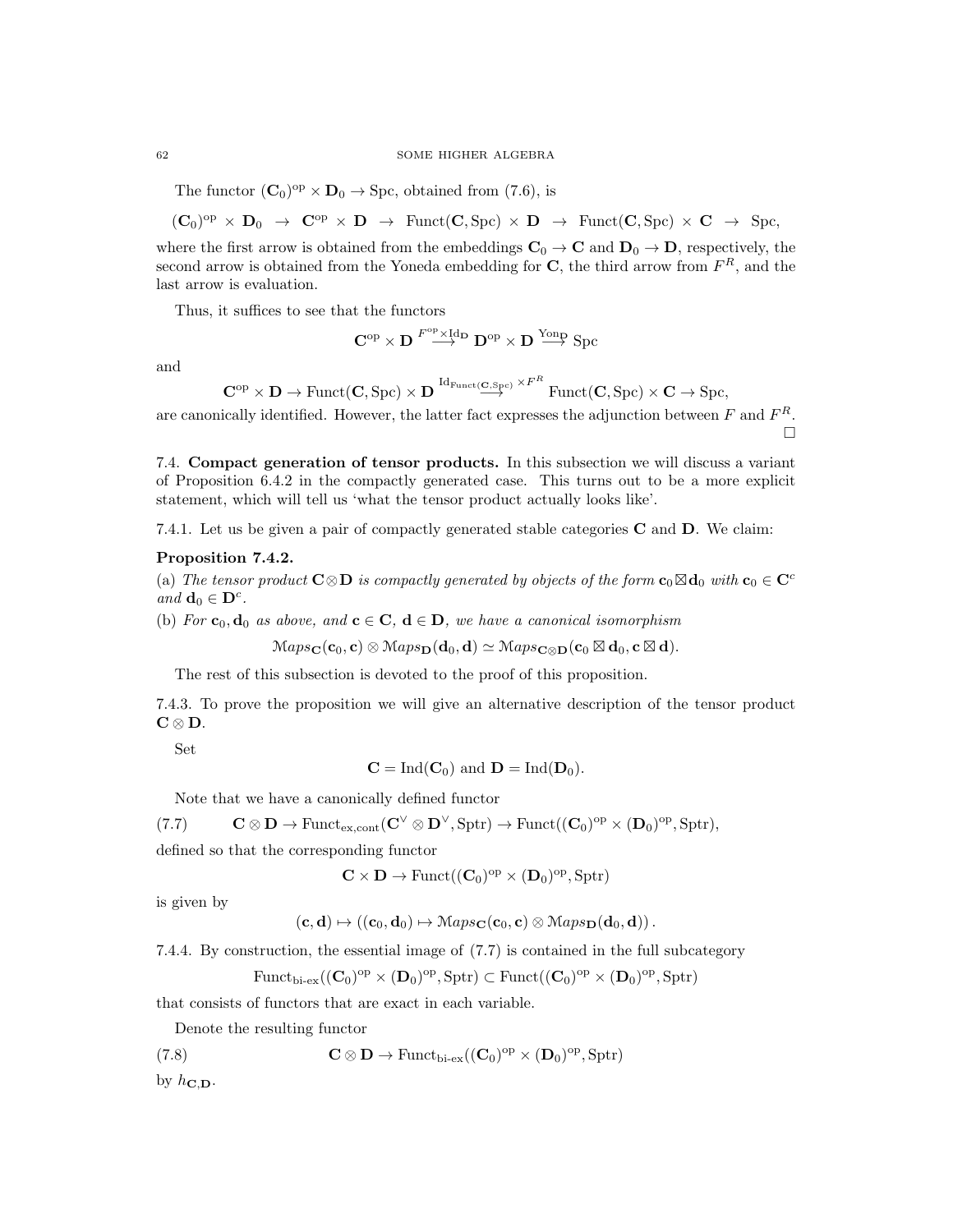The functor $(\mathbf{C}_0)^{\mathrm{op}} \times \mathbf{D}_0 \to \mathrm{Spc}$, obtained from (7.6), is

$$(\mathbf{C}_0)^{\mathrm{op}} \times \mathbf{D}_0 \to \mathbf{C}^{\mathrm{op}} \times \mathbf{D} \to \mathrm{Funct}(\mathbf{C}, \mathrm{Spc}) \times \mathbf{D} \to \mathrm{Funct}(\mathbf{C}, \mathrm{Spc}) \times \mathbf{C} \to \mathrm{Spc},$$

where the first arrow is obtained from the embeddings $\mathbf{C}_0 \to \mathbf{C}$ and $\mathbf{D}_0 \to \mathbf{D}$, respectively, the second arrow is obtained from the Yoneda embedding for $\mathbf{C}$, the third arrow from $F^R$, and the last arrow is evaluation.

Thus, it suffices to see that the functors

$$\mathbf{C}^{\mathrm{op}} \times \mathbf{D} \overset{F^{\mathrm{op}} \times \mathrm{Id}_{\mathbf{D}}}{\longrightarrow} \mathbf{D}^{\mathrm{op}} \times \mathbf{D} \overset{\mathrm{Yon}_{\mathbf{D}}}{\longrightarrow} \mathrm{Spc}$$

and

$$\mathbf{C}^{\mathrm{op}} \times \mathbf{D} \to \mathrm{Funct}(\mathbf{C}, \mathrm{Spc}) \times \mathbf{D} \overset{\mathrm{Id}_{\mathrm{Funct}(\mathbf{C},\mathrm{Spc})} \times F^R}{\longrightarrow} \mathrm{Funct}(\mathbf{C}, \mathrm{Spc}) \times \mathbf{C} \to \mathrm{Spc},$$

are canonically identified. However, the latter fact expresses the adjunction between $F$ and $F^R$. □

## 7.4. Compact generation of tensor products.

In this subsection we will discuss a variant of Proposition 6.4.2 in the compactly generated case. This turns out to be a more explicit statement, which will tell us 'what the tensor product actually looks like'.

7.4.1. Let us be given a pair of compactly generated stable categories $\mathbf{C}$ and $\mathbf{D}$. We claim:

**Proposition 7.4.2.**

(a) *The tensor product $\mathbf{C} \otimes \mathbf{D}$ is compactly generated by objects of the form $\mathbf{c}_0 \boxtimes \mathbf{d}_0$ with $\mathbf{c}_0 \in \mathbf{C}^c$ and $\mathbf{d}_0 \in \mathbf{D}^c$.*

(b) *For $\mathbf{c}_0, \mathbf{d}_0$ as above, and $\mathbf{c} \in \mathbf{C}$, $\mathbf{d} \in \mathbf{D}$, we have a canonical isomorphism*

$$\mathcal{M}aps_{\mathbf{C}}(\mathbf{c}_0, \mathbf{c}) \otimes \mathcal{M}aps_{\mathbf{D}}(\mathbf{d}_0, \mathbf{d}) \simeq \mathcal{M}aps_{\mathbf{C} \otimes \mathbf{D}}(\mathbf{c}_0 \boxtimes \mathbf{d}_0, \mathbf{c} \boxtimes \mathbf{d}).$$

The rest of this subsection is devoted to the proof of this proposition.

7.4.3. To prove the proposition we will give an alternative description of the tensor product $\mathbf{C} \otimes \mathbf{D}$.

Set

$$\mathbf{C} = \mathrm{Ind}(\mathbf{C}_0) \text{ and } \mathbf{D} = \mathrm{Ind}(\mathbf{D}_0).$$

Note that we have a canonically defined functor

$$\mathbf{C} \otimes \mathbf{D} \to \mathrm{Funct}_{\mathrm{ex,cont}}(\mathbf{C}^\vee \otimes \mathbf{D}^\vee, \mathrm{Sptr}) \to \mathrm{Funct}((\mathbf{C}_0)^{\mathrm{op}} \times (\mathbf{D}_0)^{\mathrm{op}}, \mathrm{Sptr}), \tag{7.7}$$

defined so that the corresponding functor

$$\mathbf{C} \times \mathbf{D} \to \mathrm{Funct}((\mathbf{C}_0)^{\mathrm{op}} \times (\mathbf{D}_0)^{\mathrm{op}}, \mathrm{Sptr})$$

is given by

$$(\mathbf{c}, \mathbf{d}) \mapsto ((\mathbf{c}_0, \mathbf{d}_0) \mapsto \mathcal{M}aps_{\mathbf{C}}(\mathbf{c}_0, \mathbf{c}) \otimes \mathcal{M}aps_{\mathbf{D}}(\mathbf{d}_0, \mathbf{d})).$$

7.4.4. By construction, the essential image of (7.7) is contained in the full subcategory

$$\mathrm{Funct}_{\text{bi-ex}}((\mathbf{C}_0)^{\mathrm{op}} \times (\mathbf{D}_0)^{\mathrm{op}}, \mathrm{Sptr}) \subset \mathrm{Funct}((\mathbf{C}_0)^{\mathrm{op}} \times (\mathbf{D}_0)^{\mathrm{op}}, \mathrm{Sptr})$$

that consists of functors that are exact in each variable.

Denote the resulting functor

$$\mathbf{C} \otimes \mathbf{D} \to \mathrm{Funct}_{\text{bi-ex}}((\mathbf{C}_0)^{\mathrm{op}} \times (\mathbf{D}_0)^{\mathrm{op}}, \mathrm{Sptr}) \tag{7.8}$$

by $h_{\mathbf{C},\mathbf{D}}$.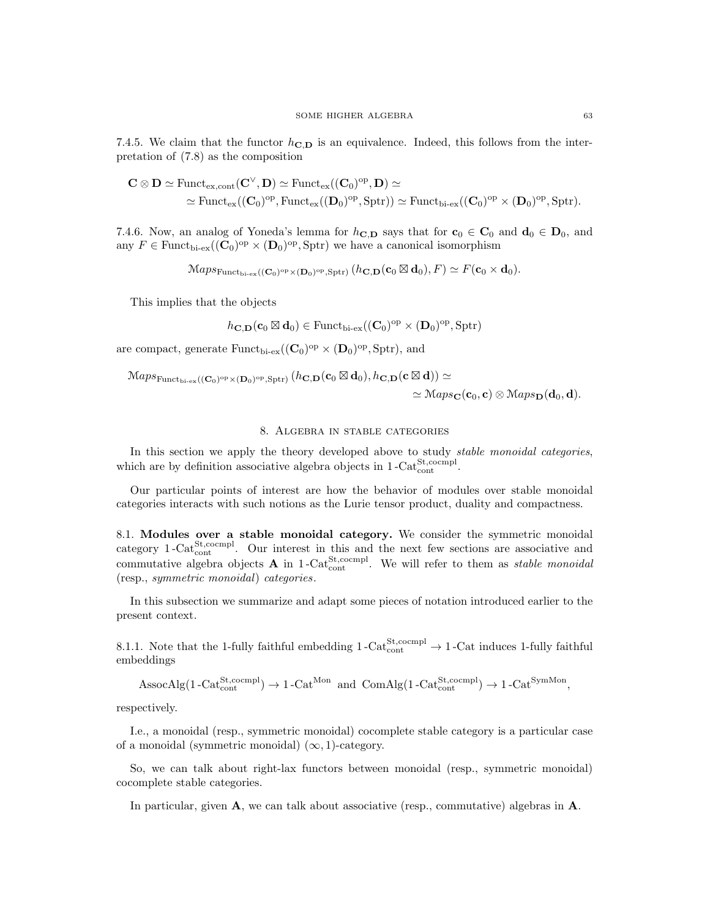7.4.5. We claim that the functor $h_{\mathbf{C},\mathbf{D}}$ is an equivalence. Indeed, this follows from the interpretation of (7.8) as the composition

$$\mathbf{C} \otimes \mathbf{D} \simeq \mathrm{Funct}_{\mathrm{ex},\mathrm{cont}}(\mathbf{C}^\vee, \mathbf{D}) \simeq \mathrm{Funct}_{\mathrm{ex}}((\mathbf{C}_0)^{\mathrm{op}}, \mathbf{D}) \simeq$$
$$\simeq \mathrm{Funct}_{\mathrm{ex}}((\mathbf{C}_0)^{\mathrm{op}}, \mathrm{Funct}_{\mathrm{ex}}((\mathbf{D}_0)^{\mathrm{op}}, \mathrm{Sptr})) \simeq \mathrm{Funct}_{\mathrm{bi\text{-}ex}}((\mathbf{C}_0)^{\mathrm{op}} \times (\mathbf{D}_0)^{\mathrm{op}}, \mathrm{Sptr}).$$

7.4.6. Now, an analog of Yoneda's lemma for $h_{\mathbf{C},\mathbf{D}}$ says that for $\mathbf{c}_0 \in \mathbf{C}_0$ and $\mathbf{d}_0 \in \mathbf{D}_0$, and any $F \in \mathrm{Funct}_{\mathrm{bi\text{-}ex}}((\mathbf{C}_0)^{\mathrm{op}} \times (\mathbf{D}_0)^{\mathrm{op}}, \mathrm{Sptr})$ we have a canonical isomorphism

$$\mathcal{M}aps_{\mathrm{Funct}_{\mathrm{bi\text{-}ex}}((\mathbf{C}_0)^{\mathrm{op}} \times (\mathbf{D}_0)^{\mathrm{op}}, \mathrm{Sptr})}\left(h_{\mathbf{C},\mathbf{D}}(\mathbf{c}_0 \boxtimes \mathbf{d}_0), F\right) \simeq F(\mathbf{c}_0 \times \mathbf{d}_0).$$

This implies that the objects

$$h_{\mathbf{C},\mathbf{D}}(\mathbf{c}_0 \boxtimes \mathbf{d}_0) \in \mathrm{Funct}_{\mathrm{bi\text{-}ex}}((\mathbf{C}_0)^{\mathrm{op}} \times (\mathbf{D}_0)^{\mathrm{op}}, \mathrm{Sptr})$$

are compact, generate $\mathrm{Funct}_{\mathrm{bi\text{-}ex}}((\mathbf{C}_0)^{\mathrm{op}} \times (\mathbf{D}_0)^{\mathrm{op}}, \mathrm{Sptr})$, and

$$\mathcal{M}aps_{\mathrm{Funct}_{\mathrm{bi\text{-}ex}}((\mathbf{C}_0)^{\mathrm{op}} \times (\mathbf{D}_0)^{\mathrm{op}}, \mathrm{Sptr})}\left(h_{\mathbf{C},\mathbf{D}}(\mathbf{c}_0 \boxtimes \mathbf{d}_0), h_{\mathbf{C},\mathbf{D}}(\mathbf{c} \boxtimes \mathbf{d})\right) \simeq$$
$$\simeq \mathcal{M}aps_{\mathbf{C}}(\mathbf{c}_0, \mathbf{c}) \otimes \mathcal{M}aps_{\mathbf{D}}(\mathbf{d}_0, \mathbf{d}).$$

## 8. Algebra in stable categories

In this section we apply the theory developed above to study *stable monoidal categories*, which are by definition associative algebra objects in $1\text{-}\mathrm{Cat}^{\mathrm{St,cocmpl}}_{\mathrm{cont}}$.

Our particular points of interest are how the behavior of modules over stable monoidal categories interacts with such notions as the Lurie tensor product, duality and compactness.

8.1. **Modules over a stable monoidal category.** We consider the symmetric monoidal category $1\text{-}\mathrm{Cat}^{\mathrm{St,cocmpl}}_{\mathrm{cont}}$. Our interest in this and the next few sections are associative and commutative algebra objects $\mathbf{A}$ in $1\text{-}\mathrm{Cat}^{\mathrm{St,cocmpl}}_{\mathrm{cont}}$. We will refer to them as *stable monoidal* (resp., *symmetric monoidal*) *categories*.

In this subsection we summarize and adapt some pieces of notation introduced earlier to the present context.

8.1.1. Note that the 1-fully faithful embedding $1\text{-}\mathrm{Cat}^{\mathrm{St,cocmpl}}_{\mathrm{cont}} \to 1\text{-}\mathrm{Cat}$ induces 1-fully faithful embeddings

$$\mathrm{AssocAlg}(1\text{-}\mathrm{Cat}^{\mathrm{St,cocmpl}}_{\mathrm{cont}}) \to 1\text{-}\mathrm{Cat}^{\mathrm{Mon}} \text{ and } \mathrm{ComAlg}(1\text{-}\mathrm{Cat}^{\mathrm{St,cocmpl}}_{\mathrm{cont}}) \to 1\text{-}\mathrm{Cat}^{\mathrm{SymMon}},$$

respectively.

I.e., a monoidal (resp., symmetric monoidal) cocomplete stable category is a particular case of a monoidal (symmetric monoidal) $(\infty, 1)$-category.

So, we can talk about right-lax functors between monoidal (resp., symmetric monoidal) cocomplete stable categories.

In particular, given $\mathbf{A}$, we can talk about associative (resp., commutative) algebras in $\mathbf{A}$.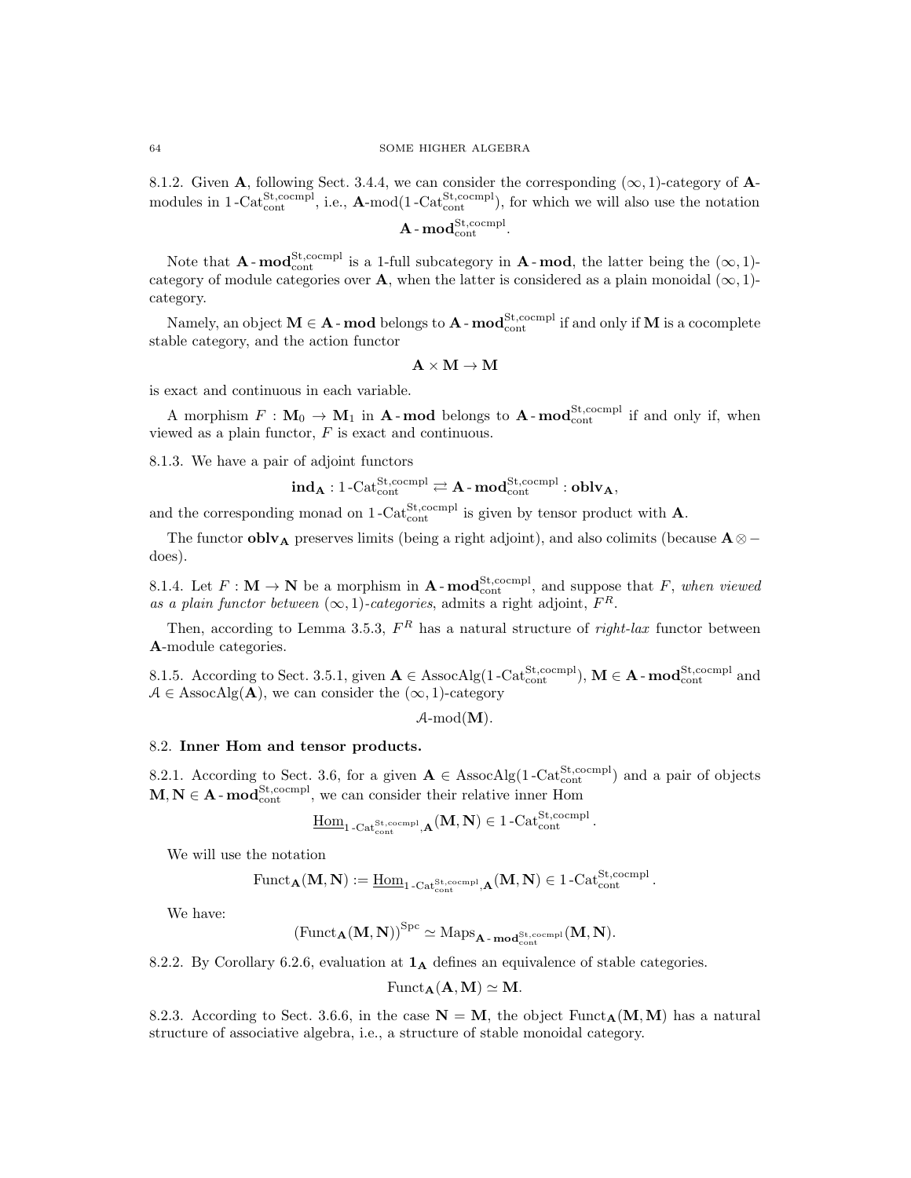8.1.2. Given $\mathbf{A}$, following Sect. 3.4.4, we can consider the corresponding $(\infty,1)$-category of $\mathbf{A}$-modules in $1\text{-Cat}^{\text{St,cocmpl}}_{\text{cont}}$, i.e., $\mathbf{A}\text{-mod}(1\text{-Cat}^{\text{St,cocmpl}}_{\text{cont}})$, for which we will also use the notation

$$\mathbf{A}\text{-}\mathbf{mod}^{\text{St,cocmpl}}_{\text{cont}}.$$

Note that $\mathbf{A}\text{-}\mathbf{mod}^{\text{St,cocmpl}}_{\text{cont}}$ is a 1-full subcategory in $\mathbf{A}\text{-}\mathbf{mod}$, the latter being the $(\infty,1)$-category of module categories over $\mathbf{A}$, when the latter is considered as a plain monoidal $(\infty,1)$-category.

Namely, an object $\mathbf{M} \in \mathbf{A}\text{-}\mathbf{mod}$ belongs to $\mathbf{A}\text{-}\mathbf{mod}^{\text{St,cocmpl}}_{\text{cont}}$ if and only if $\mathbf{M}$ is a cocomplete stable category, and the action functor

$$\mathbf{A} \times \mathbf{M} \to \mathbf{M}$$

is exact and continuous in each variable.

A morphism $F : \mathbf{M}_0 \to \mathbf{M}_1$ in $\mathbf{A}\text{-}\mathbf{mod}$ belongs to $\mathbf{A}\text{-}\mathbf{mod}^{\text{St,cocmpl}}_{\text{cont}}$ if and only if, when viewed as a plain functor, $F$ is exact and continuous.

8.1.3. We have a pair of adjoint functors

$$\mathbf{ind}_{\mathbf{A}} : 1\text{-Cat}^{\text{St,cocmpl}}_{\text{cont}} \rightleftarrows \mathbf{A}\text{-}\mathbf{mod}^{\text{St,cocmpl}}_{\text{cont}} : \mathbf{oblv}_{\mathbf{A}},$$

and the corresponding monad on $1\text{-Cat}^{\text{St,cocmpl}}_{\text{cont}}$ is given by tensor product with $\mathbf{A}$.

The functor $\mathbf{oblv}_{\mathbf{A}}$ preserves limits (being a right adjoint), and also colimits (because $\mathbf{A} \otimes -$ does).

8.1.4. Let $F : \mathbf{M} \to \mathbf{N}$ be a morphism in $\mathbf{A}\text{-}\mathbf{mod}^{\text{St,cocmpl}}_{\text{cont}}$, and suppose that $F$, *when viewed as a plain functor between* $(\infty,1)$*-categories*, admits a right adjoint, $F^R$.

Then, according to Lemma 3.5.3, $F^R$ has a natural structure of *right-lax* functor between $\mathbf{A}$-module categories.

8.1.5. According to Sect. 3.5.1, given $\mathbf{A} \in \text{AssocAlg}(1\text{-Cat}^{\text{St,cocmpl}}_{\text{cont}})$, $\mathbf{M} \in \mathbf{A}\text{-}\mathbf{mod}^{\text{St,cocmpl}}_{\text{cont}}$ and $\mathcal{A} \in \text{AssocAlg}(\mathbf{A})$, we can consider the $(\infty,1)$-category

$$\mathcal{A}\text{-mod}(\mathbf{M}).$$

## 8.2. Inner Hom and tensor products.

8.2.1. According to Sect. 3.6, for a given $\mathbf{A} \in \text{AssocAlg}(1\text{-Cat}^{\text{St,cocmpl}}_{\text{cont}})$ and a pair of objects $\mathbf{M}, \mathbf{N} \in \mathbf{A}\text{-}\mathbf{mod}^{\text{St,cocmpl}}_{\text{cont}}$, we can consider their relative inner Hom

$$\underline{\text{Hom}}_{1\text{-Cat}^{\text{St,cocmpl}}_{\text{cont}},\mathbf{A}}(\mathbf{M}, \mathbf{N}) \in 1\text{-Cat}^{\text{St,cocmpl}}_{\text{cont}}.$$

We will use the notation

$$\text{Funct}_{\mathbf{A}}(\mathbf{M}, \mathbf{N}) := \underline{\text{Hom}}_{1\text{-Cat}^{\text{St,cocmpl}}_{\text{cont}},\mathbf{A}}(\mathbf{M}, \mathbf{N}) \in 1\text{-Cat}^{\text{St,cocmpl}}_{\text{cont}}.$$

We have:

$$(\text{Funct}_{\mathbf{A}}(\mathbf{M}, \mathbf{N}))^{\text{Spc}} \simeq \text{Maps}_{\mathbf{A}\text{-}\mathbf{mod}^{\text{St,cocmpl}}_{\text{cont}}}(\mathbf{M}, \mathbf{N}).$$

8.2.2. By Corollary 6.2.6, evaluation at $\mathbf{1}_{\mathbf{A}}$ defines an equivalence of stable categories.

$$\text{Funct}_{\mathbf{A}}(\mathbf{A}, \mathbf{M}) \simeq \mathbf{M}.$$

8.2.3. According to Sect. 3.6.6, in the case $\mathbf{N} = \mathbf{M}$, the object $\text{Funct}_{\mathbf{A}}(\mathbf{M}, \mathbf{M})$ has a natural structure of associative algebra, i.e., a structure of stable monoidal category.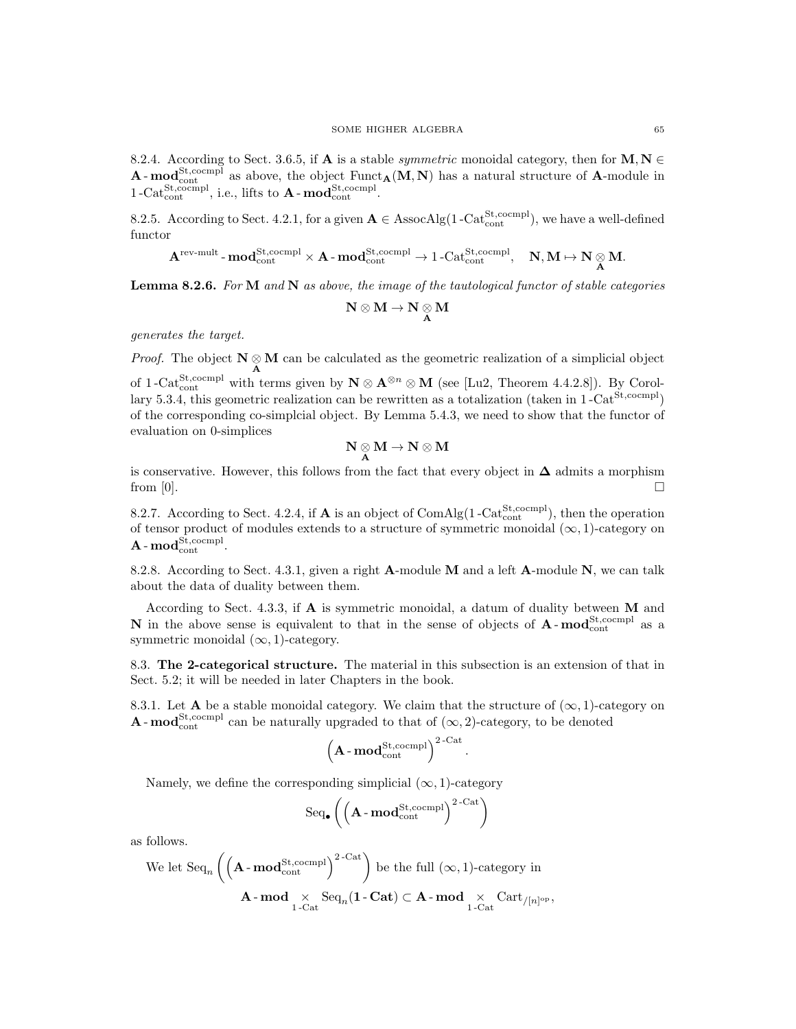8.2.4. According to Sect. 3.6.5, if $\mathbf{A}$ is a stable *symmetric* monoidal category, then for $\mathbf{M}, \mathbf{N} \in \mathbf{A}\text{-}\mathbf{mod}^{\text{St,cocmpl}}_{\text{cont}}$ as above, the object $\text{Funct}_{\mathbf{A}}(\mathbf{M}, \mathbf{N})$ has a natural structure of $\mathbf{A}$-module in $1\text{-Cat}^{\text{St,cocmpl}}_{\text{cont}}$, i.e., lifts to $\mathbf{A}\text{-}\mathbf{mod}^{\text{St,cocmpl}}_{\text{cont}}$.

8.2.5. According to Sect. 4.2.1, for a given $\mathbf{A} \in \text{AssocAlg}(1\text{-Cat}^{\text{St,cocmpl}}_{\text{cont}})$, we have a well-defined functor

$$\mathbf{A}^{\text{rev-mult}}\text{-}\mathbf{mod}^{\text{St,cocmpl}}_{\text{cont}} \times \mathbf{A}\text{-}\mathbf{mod}^{\text{St,cocmpl}}_{\text{cont}} \to 1\text{-Cat}^{\text{St,cocmpl}}_{\text{cont}}, \quad \mathbf{N}, \mathbf{M} \mapsto \mathbf{N} \underset{\mathbf{A}}{\otimes} \mathbf{M}.$$

**Lemma 8.2.6.** *For $\mathbf{M}$ and $\mathbf{N}$ as above, the image of the tautological functor of stable categories*

$$\mathbf{N} \otimes \mathbf{M} \to \mathbf{N} \underset{\mathbf{A}}{\otimes} \mathbf{M}$$

*generates the target.*

*Proof.* The object $\mathbf{N} \underset{\mathbf{A}}{\otimes} \mathbf{M}$ can be calculated as the geometric realization of a simplicial object of $1\text{-Cat}^{\text{St,cocmpl}}_{\text{cont}}$ with terms given by $\mathbf{N} \otimes \mathbf{A}^{\otimes n} \otimes \mathbf{M}$ (see [Lu2, Theorem 4.4.2.8]). By Corollary 5.3.4, this geometric realization can be rewritten as a totalization (taken in $1\text{-Cat}^{\text{St,cocmpl}}$) of the corresponding co-simplcial object. By Lemma 5.4.3, we need to show that the functor of evaluation on 0-simplices

$$\mathbf{N} \underset{\mathbf{A}}{\otimes} \mathbf{M} \to \mathbf{N} \otimes \mathbf{M}$$

is conservative. However, this follows from the fact that every object in $\mathbf{\Delta}$ admits a morphism from $[0]$. $\square$

8.2.7. According to Sect. 4.2.4, if $\mathbf{A}$ is an object of $\text{ComAlg}(1\text{-Cat}^{\text{St,cocmpl}}_{\text{cont}})$, then the operation of tensor product of modules extends to a structure of symmetric monoidal $(\infty, 1)$-category on $\mathbf{A}\text{-}\mathbf{mod}^{\text{St,cocmpl}}_{\text{cont}}$.

8.2.8. According to Sect. 4.3.1, given a right $\mathbf{A}$-module $\mathbf{M}$ and a left $\mathbf{A}$-module $\mathbf{N}$, we can talk about the data of duality between them.

According to Sect. 4.3.3, if $\mathbf{A}$ is symmetric monoidal, a datum of duality between $\mathbf{M}$ and $\mathbf{N}$ in the above sense is equivalent to that in the sense of objects of $\mathbf{A}\text{-}\mathbf{mod}^{\text{St,cocmpl}}_{\text{cont}}$ as a symmetric monoidal $(\infty, 1)$-category.

8.3. **The 2-categorical structure.** The material in this subsection is an extension of that in Sect. 5.2; it will be needed in later Chapters in the book.

8.3.1. Let $\mathbf{A}$ be a stable monoidal category. We claim that the structure of $(\infty, 1)$-category on $\mathbf{A}\text{-}\mathbf{mod}^{\text{St,cocmpl}}_{\text{cont}}$ can be naturally upgraded to that of $(\infty, 2)$-category, to be denoted

$$\left(\mathbf{A}\text{-}\mathbf{mod}^{\text{St,cocmpl}}_{\text{cont}}\right)^{2\text{-Cat}}.$$

Namely, we define the corresponding simplicial $(\infty, 1)$-category

$$\text{Seq}_{\bullet}\left(\left(\mathbf{A}\text{-}\mathbf{mod}^{\text{St,cocmpl}}_{\text{cont}}\right)^{2\text{-Cat}}\right)$$

as follows.

We let $\text{Seq}_n\left(\left(\mathbf{A}\text{-}\mathbf{mod}^{\text{St,cocmpl}}_{\text{cont}}\right)^{2\text{-Cat}}\right)$ be the full $(\infty, 1)$-category in

$$\mathbf{A}\text{-}\mathbf{mod} \underset{1\text{-Cat}}{\times} \text{Seq}_n(\mathbf{1}\text{-}\mathbf{Cat}) \subset \mathbf{A}\text{-}\mathbf{mod} \underset{1\text{-Cat}}{\times} \text{Cart}_{/[n]^{\text{op}}},$$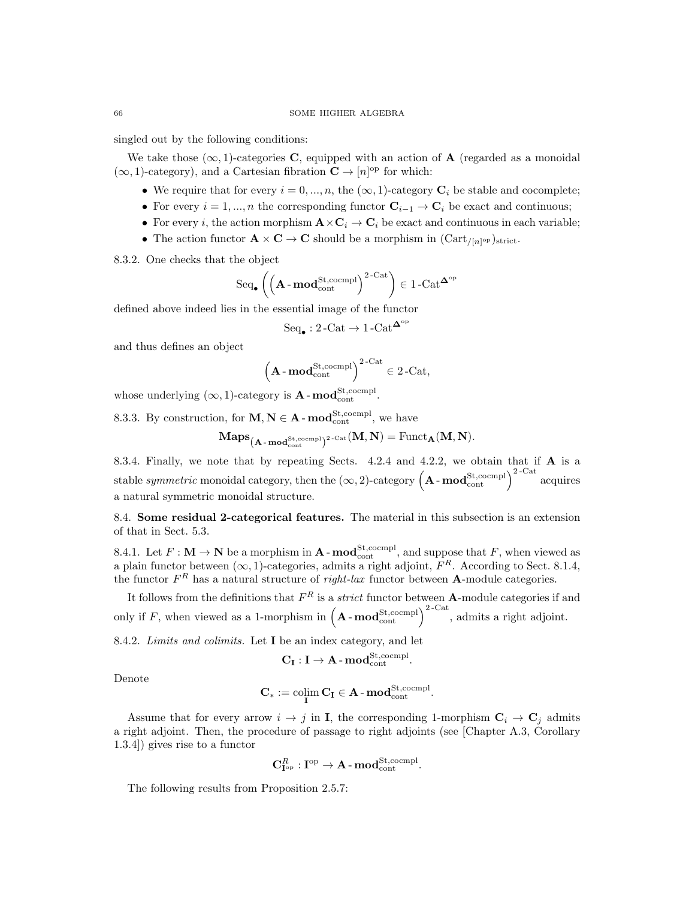singled out by the following conditions:

We take those $(\infty, 1)$-categories $\mathbf{C}$, equipped with an action of $\mathbf{A}$ (regarded as a monoidal $(\infty, 1)$-category), and a Cartesian fibration $\mathbf{C} \to [n]^{\mathrm{op}}$ for which:

- We require that for every $i = 0, ..., n$, the $(\infty, 1)$-category $\mathbf{C}_i$ be stable and cocomplete;
- For every $i = 1, ..., n$ the corresponding functor $\mathbf{C}_{i-1} \to \mathbf{C}_i$ be exact and continuous;
- For every $i$, the action morphism $\mathbf{A} \times \mathbf{C}_i \to \mathbf{C}_i$ be exact and continuous in each variable;
- The action functor $\mathbf{A} \times \mathbf{C} \to \mathbf{C}$ should be a morphism in $(\mathrm{Cart}_{/[n]^{\mathrm{op}}})_{\mathrm{strict}}$.

8.3.2. One checks that the object

$$\mathrm{Seq}_\bullet\left(\left(\mathbf{A}\text{-}\mathbf{mod}^{\mathrm{St,cocmpl}}_{\mathrm{cont}}\right)^{2\text{-}\mathrm{Cat}}\right) \in 1\text{-}\mathrm{Cat}^{\mathbf{\Delta}^{\mathrm{op}}}$$

defined above indeed lies in the essential image of the functor

$$\mathrm{Seq}_\bullet : 2\text{-}\mathrm{Cat} \to 1\text{-}\mathrm{Cat}^{\mathbf{\Delta}^{\mathrm{op}}}$$

and thus defines an object

$$\left(\mathbf{A}\text{-}\mathbf{mod}^{\mathrm{St,cocmpl}}_{\mathrm{cont}}\right)^{2\text{-}\mathrm{Cat}} \in 2\text{-}\mathrm{Cat},$$

whose underlying $(\infty, 1)$-category is $\mathbf{A}\text{-}\mathbf{mod}^{\mathrm{St,cocmpl}}_{\mathrm{cont}}$.

8.3.3. By construction, for $\mathbf{M}, \mathbf{N} \in \mathbf{A}\text{-}\mathbf{mod}^{\mathrm{St,cocmpl}}_{\mathrm{cont}}$, we have

$$\mathbf{Maps}_{\left(\mathbf{A}\text{-}\mathbf{mod}^{\mathrm{St,cocmpl}}_{\mathrm{cont}}\right)^{2\text{-}\mathrm{Cat}}}(\mathbf{M}, \mathbf{N}) = \mathrm{Funct}_{\mathbf{A}}(\mathbf{M}, \mathbf{N}).$$

8.3.4. Finally, we note that by repeating Sects. 4.2.4 and 4.2.2, we obtain that if $\mathbf{A}$ is a stable *symmetric* monoidal category, then the $(\infty, 2)$-category $\left(\mathbf{A}\text{-}\mathbf{mod}^{\mathrm{St,cocmpl}}_{\mathrm{cont}}\right)^{2\text{-}\mathrm{Cat}}$ acquires a natural symmetric monoidal structure.

## 8.4. Some residual 2-categorical features.

The material in this subsection is an extension of that in Sect. 5.3.

8.4.1. Let $F : \mathbf{M} \to \mathbf{N}$ be a morphism in $\mathbf{A}\text{-}\mathbf{mod}^{\mathrm{St,cocmpl}}_{\mathrm{cont}}$, and suppose that $F$, when viewed as a plain functor between $(\infty, 1)$-categories, admits a right adjoint, $F^R$. According to Sect. 8.1.4, the functor $F^R$ has a natural structure of *right-lax* functor between $\mathbf{A}$-module categories.

It follows from the definitions that $F^R$ is a *strict* functor between $\mathbf{A}$-module categories if and only if $F$, when viewed as a 1-morphism in $\left(\mathbf{A}\text{-}\mathbf{mod}^{\mathrm{St,cocmpl}}_{\mathrm{cont}}\right)^{2\text{-}\mathrm{Cat}}$, admits a right adjoint.

8.4.2. *Limits and colimits.* Let $\mathbf{I}$ be an index category, and let

$$\mathbf{C}_{\mathbf{I}} : \mathbf{I} \to \mathbf{A}\text{-}\mathbf{mod}^{\mathrm{St,cocmpl}}_{\mathrm{cont}}.$$

Denote

$$\mathbf{C}_* := \underset{\mathbf{I}}{\mathrm{colim}}\, \mathbf{C}_{\mathbf{I}} \in \mathbf{A}\text{-}\mathbf{mod}^{\mathrm{St,cocmpl}}_{\mathrm{cont}}.$$

Assume that for every arrow $i \to j$ in $\mathbf{I}$, the corresponding 1-morphism $\mathbf{C}_i \to \mathbf{C}_j$ admits a right adjoint. Then, the procedure of passage to right adjoints (see [Chapter A.3, Corollary 1.3.4]) gives rise to a functor

$$\mathbf{C}^R_{\mathbf{I}^{\mathrm{op}}} : \mathbf{I}^{\mathrm{op}} \to \mathbf{A}\text{-}\mathbf{mod}^{\mathrm{St,cocmpl}}_{\mathrm{cont}}.$$

The following results from Proposition 2.5.7: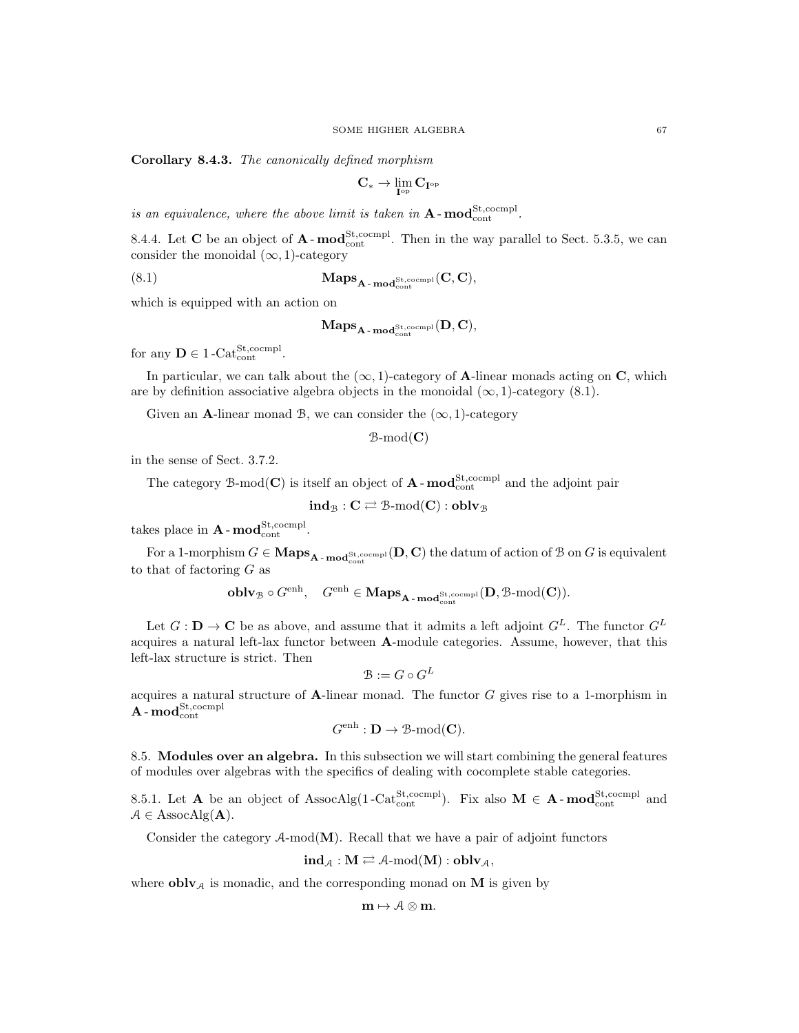**Corollary 8.4.3.** *The canonically defined morphism*

$$\mathbf{C}_* \to \lim_{\mathbf{I}^{\mathrm{op}}} \mathbf{C}_{\mathbf{I}^{\mathrm{op}}}$$

*is an equivalence, where the above limit is taken in* $\mathbf{A}\text{-}\mathbf{mod}^{\mathrm{St,cocmpl}}_{\mathrm{cont}}$.

8.4.4. Let $\mathbf{C}$ be an object of $\mathbf{A}\text{-}\mathbf{mod}^{\mathrm{St,cocmpl}}_{\mathrm{cont}}$. Then in the way parallel to Sect. 5.3.5, we can consider the monoidal $(\infty,1)$-category

$$\mathbf{Maps}_{\mathbf{A}\text{-}\mathbf{mod}^{\mathrm{St,cocmpl}}_{\mathrm{cont}}}(\mathbf{C},\mathbf{C}), \tag{8.1}$$

which is equipped with an action on

$$\mathbf{Maps}_{\mathbf{A}\text{-}\mathbf{mod}^{\mathrm{St,cocmpl}}_{\mathrm{cont}}}(\mathbf{D},\mathbf{C}),$$

for any $\mathbf{D} \in 1\text{-}\mathrm{Cat}^{\mathrm{St,cocmpl}}_{\mathrm{cont}}$.

In particular, we can talk about the $(\infty,1)$-category of $\mathbf{A}$-linear monads acting on $\mathbf{C}$, which are by definition associative algebra objects in the monoidal $(\infty,1)$-category (8.1).

Given an $\mathbf{A}$-linear monad $\mathcal{B}$, we can consider the $(\infty,1)$-category

$$\mathcal{B}\text{-mod}(\mathbf{C})$$

in the sense of Sect. 3.7.2.

The category $\mathcal{B}\text{-mod}(\mathbf{C})$ is itself an object of $\mathbf{A}\text{-}\mathbf{mod}^{\mathrm{St,cocmpl}}_{\mathrm{cont}}$ and the adjoint pair

$$\mathbf{ind}_{\mathcal{B}} : \mathbf{C} \rightleftarrows \mathcal{B}\text{-mod}(\mathbf{C}) : \mathbf{oblv}_{\mathcal{B}}$$

takes place in $\mathbf{A}\text{-}\mathbf{mod}^{\mathrm{St,cocmpl}}_{\mathrm{cont}}$.

For a 1-morphism $G \in \mathbf{Maps}_{\mathbf{A}\text{-}\mathbf{mod}^{\mathrm{St,cocmpl}}_{\mathrm{cont}}}(\mathbf{D},\mathbf{C})$ the datum of action of $\mathcal{B}$ on $G$ is equivalent to that of factoring $G$ as

$$\mathbf{oblv}_{\mathcal{B}} \circ G^{\mathrm{enh}}, \quad G^{\mathrm{enh}} \in \mathbf{Maps}_{\mathbf{A}\text{-}\mathbf{mod}^{\mathrm{St,cocmpl}}_{\mathrm{cont}}}(\mathbf{D},\mathcal{B}\text{-mod}(\mathbf{C})).$$

Let $G : \mathbf{D} \to \mathbf{C}$ be as above, and assume that it admits a left adjoint $G^L$. The functor $G^L$ acquires a natural left-lax functor between $\mathbf{A}$-module categories. Assume, however, that this left-lax structure is strict. Then

$$\mathcal{B} := G \circ G^L$$

acquires a natural structure of $\mathbf{A}$-linear monad. The functor $G$ gives rise to a 1-morphism in $\mathbf{A}\text{-}\mathbf{mod}^{\mathrm{St,cocmpl}}_{\mathrm{cont}}$

$$G^{\mathrm{enh}} : \mathbf{D} \to \mathcal{B}\text{-mod}(\mathbf{C}).$$

8.5. **Modules over an algebra.** In this subsection we will start combining the general features of modules over algebras with the specifics of dealing with cocomplete stable categories.

8.5.1. Let $\mathbf{A}$ be an object of $\mathrm{AssocAlg}(1\text{-}\mathrm{Cat}^{\mathrm{St,cocmpl}}_{\mathrm{cont}})$. Fix also $\mathbf{M} \in \mathbf{A}\text{-}\mathbf{mod}^{\mathrm{St,cocmpl}}_{\mathrm{cont}}$ and $\mathcal{A} \in \mathrm{AssocAlg}(\mathbf{A})$.

Consider the category $\mathcal{A}\text{-mod}(\mathbf{M})$. Recall that we have a pair of adjoint functors

$$\mathbf{ind}_{\mathcal{A}} : \mathbf{M} \rightleftarrows \mathcal{A}\text{-mod}(\mathbf{M}) : \mathbf{oblv}_{\mathcal{A}},$$

where $\mathbf{oblv}_{\mathcal{A}}$ is monadic, and the corresponding monad on $\mathbf{M}$ is given by

$$\mathbf{m} \mapsto \mathcal{A} \otimes \mathbf{m}.$$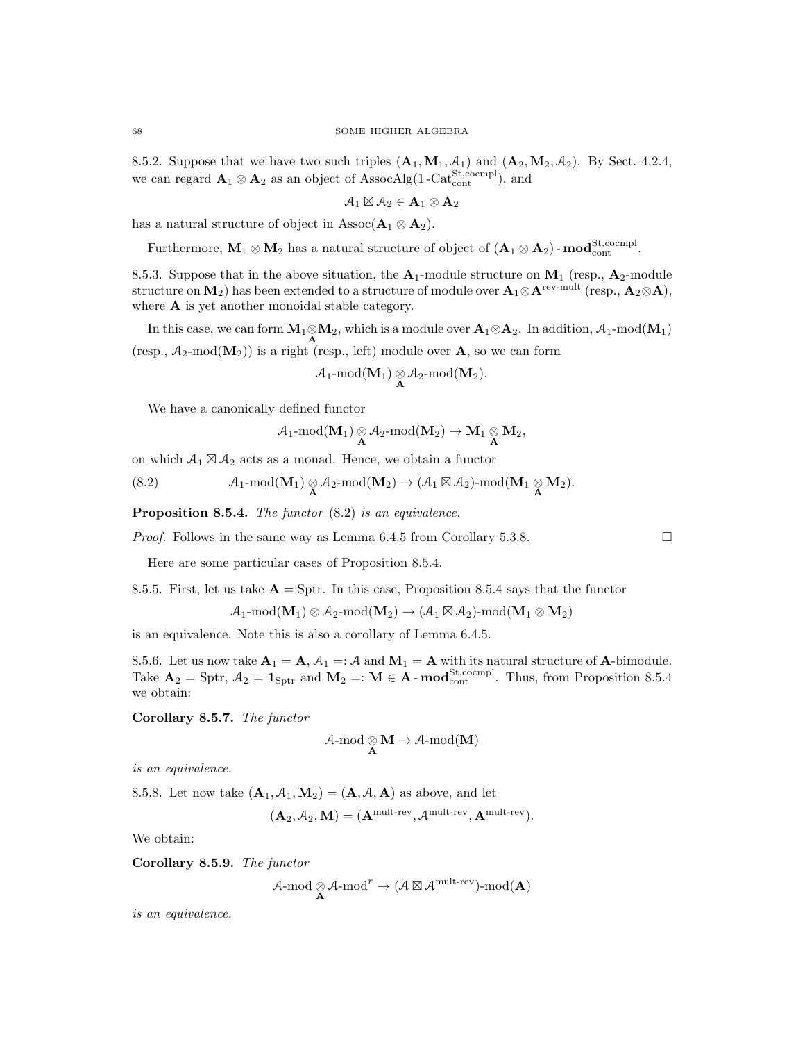8.5.2. Suppose that we have two such triples $(\mathbf{A}_1, \mathbf{M}_1, \mathcal{A}_1)$ and $(\mathbf{A}_2, \mathbf{M}_2, \mathcal{A}_2)$. By Sect. 4.2.4, we can regard $\mathbf{A}_1 \otimes \mathbf{A}_2$ as an object of $\text{AssocAlg}(1\text{-Cat}^{\text{St,cocmpl}}_{\text{cont}})$, and

$$\mathcal{A}_1 \boxtimes \mathcal{A}_2 \in \mathbf{A}_1 \otimes \mathbf{A}_2$$

has a natural structure of object in $\text{Assoc}(\mathbf{A}_1 \otimes \mathbf{A}_2)$.

Furthermore, $\mathbf{M}_1 \otimes \mathbf{M}_2$ has a natural structure of object of $(\mathbf{A}_1 \otimes \mathbf{A}_2)\text{-}\mathbf{mod}^{\text{St,cocmpl}}_{\text{cont}}$.

8.5.3. Suppose that in the above situation, the $\mathbf{A}_1$-module structure on $\mathbf{M}_1$ (resp., $\mathbf{A}_2$-module structure on $\mathbf{M}_2$) has been extended to a structure of module over $\mathbf{A}_1 \otimes \mathbf{A}^{\text{rev-mult}}$ (resp., $\mathbf{A}_2 \otimes \mathbf{A}$), where $\mathbf{A}$ is yet another monoidal stable category.

In this case, we can form $\mathbf{M}_1 \underset{\mathbf{A}}{\otimes} \mathbf{M}_2$, which is a module over $\mathbf{A}_1 \otimes \mathbf{A}_2$. In addition, $\mathcal{A}_1\text{-mod}(\mathbf{M}_1)$ (resp., $\mathcal{A}_2\text{-mod}(\mathbf{M}_2)$) is a right (resp., left) module over $\mathbf{A}$, so we can form

$$\mathcal{A}_1\text{-mod}(\mathbf{M}_1) \underset{\mathbf{A}}{\otimes} \mathcal{A}_2\text{-mod}(\mathbf{M}_2).$$

We have a canonically defined functor

$$\mathcal{A}_1\text{-mod}(\mathbf{M}_1) \underset{\mathbf{A}}{\otimes} \mathcal{A}_2\text{-mod}(\mathbf{M}_2) \to \mathbf{M}_1 \underset{\mathbf{A}}{\otimes} \mathbf{M}_2,$$

on which $\mathcal{A}_1 \boxtimes \mathcal{A}_2$ acts as a monad. Hence, we obtain a functor

$$\mathcal{A}_1\text{-mod}(\mathbf{M}_1) \underset{\mathbf{A}}{\otimes} \mathcal{A}_2\text{-mod}(\mathbf{M}_2) \to (\mathcal{A}_1 \boxtimes \mathcal{A}_2)\text{-mod}(\mathbf{M}_1 \underset{\mathbf{A}}{\otimes} \mathbf{M}_2). \tag{8.2}$$

**Proposition 8.5.4.** *The functor* (8.2) *is an equivalence.*

*Proof.* Follows in the same way as Lemma 6.4.5 from Corollary 5.3.8. □

Here are some particular cases of Proposition 8.5.4.

8.5.5. First, let us take $\mathbf{A} = \text{Sptr}$. In this case, Proposition 8.5.4 says that the functor

$$\mathcal{A}_1\text{-mod}(\mathbf{M}_1) \otimes \mathcal{A}_2\text{-mod}(\mathbf{M}_2) \to (\mathcal{A}_1 \boxtimes \mathcal{A}_2)\text{-mod}(\mathbf{M}_1 \otimes \mathbf{M}_2)$$

is an equivalence. Note this is also a corollary of Lemma 6.4.5.

8.5.6. Let us now take $\mathbf{A}_1 = \mathbf{A}$, $\mathcal{A}_1 =: \mathcal{A}$ and $\mathbf{M}_1 = \mathbf{A}$ with its natural structure of $\mathbf{A}$-bimodule. Take $\mathbf{A}_2 = \text{Sptr}$, $\mathcal{A}_2 = \mathbf{1}_{\text{Sptr}}$ and $\mathbf{M}_2 =: \mathbf{M} \in \mathbf{A}\text{-}\mathbf{mod}^{\text{St,cocmpl}}_{\text{cont}}$. Thus, from Proposition 8.5.4 we obtain:

**Corollary 8.5.7.** *The functor*

$$\mathcal{A}\text{-mod} \underset{\mathbf{A}}{\otimes} \mathbf{M} \to \mathcal{A}\text{-mod}(\mathbf{M})$$

*is an equivalence.*

8.5.8. Let now take $(\mathbf{A}_1, \mathcal{A}_1, \mathbf{M}_2) = (\mathbf{A}, \mathcal{A}, \mathbf{A})$ as above, and let

$$(\mathbf{A}_2, \mathcal{A}_2, \mathbf{M}) = (\mathbf{A}^{\text{mult-rev}}, \mathcal{A}^{\text{mult-rev}}, \mathbf{A}^{\text{mult-rev}}).$$

We obtain:

**Corollary 8.5.9.** *The functor*

$$\mathcal{A}\text{-mod} \underset{\mathbf{A}}{\otimes} \mathcal{A}\text{-mod}^r \to (\mathcal{A} \boxtimes \mathcal{A}^{\text{mult-rev}})\text{-mod}(\mathbf{A})$$

*is an equivalence.*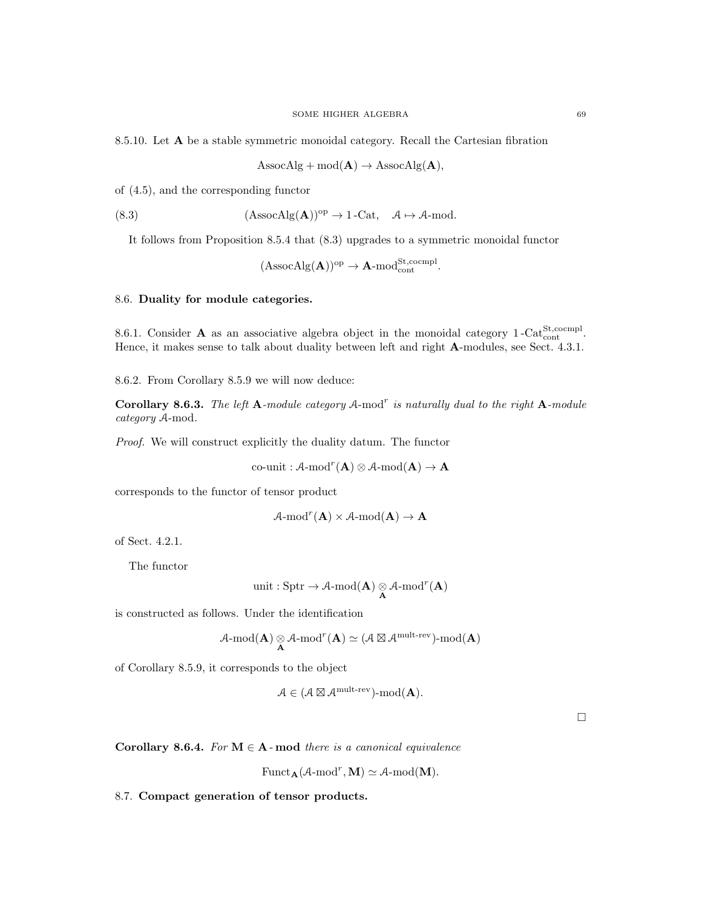8.5.10. Let $\mathbf{A}$ be a stable symmetric monoidal category. Recall the Cartesian fibration

$$\text{AssocAlg} + \text{mod}(\mathbf{A}) \to \text{AssocAlg}(\mathbf{A}),$$

of (4.5), and the corresponding functor

$$(\text{AssocAlg}(\mathbf{A}))^{\text{op}} \to 1\text{-Cat}, \quad \mathcal{A} \mapsto \mathcal{A}\text{-mod}. \tag{8.3}$$

It follows from Proposition 8.5.4 that (8.3) upgrades to a symmetric monoidal functor

$$(\text{AssocAlg}(\mathbf{A}))^{\text{op}} \to \mathbf{A}\text{-mod}^{\text{St,cocmpl}}_{\text{cont}}.$$

## 8.6. Duality for module categories.

8.6.1. Consider $\mathbf{A}$ as an associative algebra object in the monoidal category $1\text{-Cat}^{\text{St,cocmpl}}_{\text{cont}}$. Hence, it makes sense to talk about duality between left and right $\mathbf{A}$-modules, see Sect. 4.3.1.

8.6.2. From Corollary 8.5.9 we will now deduce:

**Corollary 8.6.3.** *The left* $\mathbf{A}$*-module category* $\mathcal{A}\text{-mod}^r$ *is naturally dual to the right* $\mathbf{A}$*-module category* $\mathcal{A}\text{-mod}$*.*

*Proof.* We will construct explicitly the duality datum. The functor

$$\text{co-unit} : \mathcal{A}\text{-mod}^r(\mathbf{A}) \otimes \mathcal{A}\text{-mod}(\mathbf{A}) \to \mathbf{A}$$

corresponds to the functor of tensor product

$$\mathcal{A}\text{-mod}^r(\mathbf{A}) \times \mathcal{A}\text{-mod}(\mathbf{A}) \to \mathbf{A}$$

of Sect. 4.2.1.

The functor

$$\text{unit} : \text{Sptr} \to \mathcal{A}\text{-mod}(\mathbf{A}) \underset{\mathbf{A}}{\otimes} \mathcal{A}\text{-mod}^r(\mathbf{A})$$

is constructed as follows. Under the identification

$$\mathcal{A}\text{-mod}(\mathbf{A}) \underset{\mathbf{A}}{\otimes} \mathcal{A}\text{-mod}^r(\mathbf{A}) \simeq (\mathcal{A} \boxtimes \mathcal{A}^{\text{mult-rev}})\text{-mod}(\mathbf{A})$$

of Corollary 8.5.9, it corresponds to the object

$$\mathcal{A} \in (\mathcal{A} \boxtimes \mathcal{A}^{\text{mult-rev}})\text{-mod}(\mathbf{A}).$$

□

**Corollary 8.6.4.** *For* $\mathbf{M} \in \mathbf{A}\text{-}\mathbf{mod}$ *there is a canonical equivalence*

$$\text{Funct}_{\mathbf{A}}(\mathcal{A}\text{-mod}^r, \mathbf{M}) \simeq \mathcal{A}\text{-mod}(\mathbf{M}).$$

## 8.7. Compact generation of tensor products.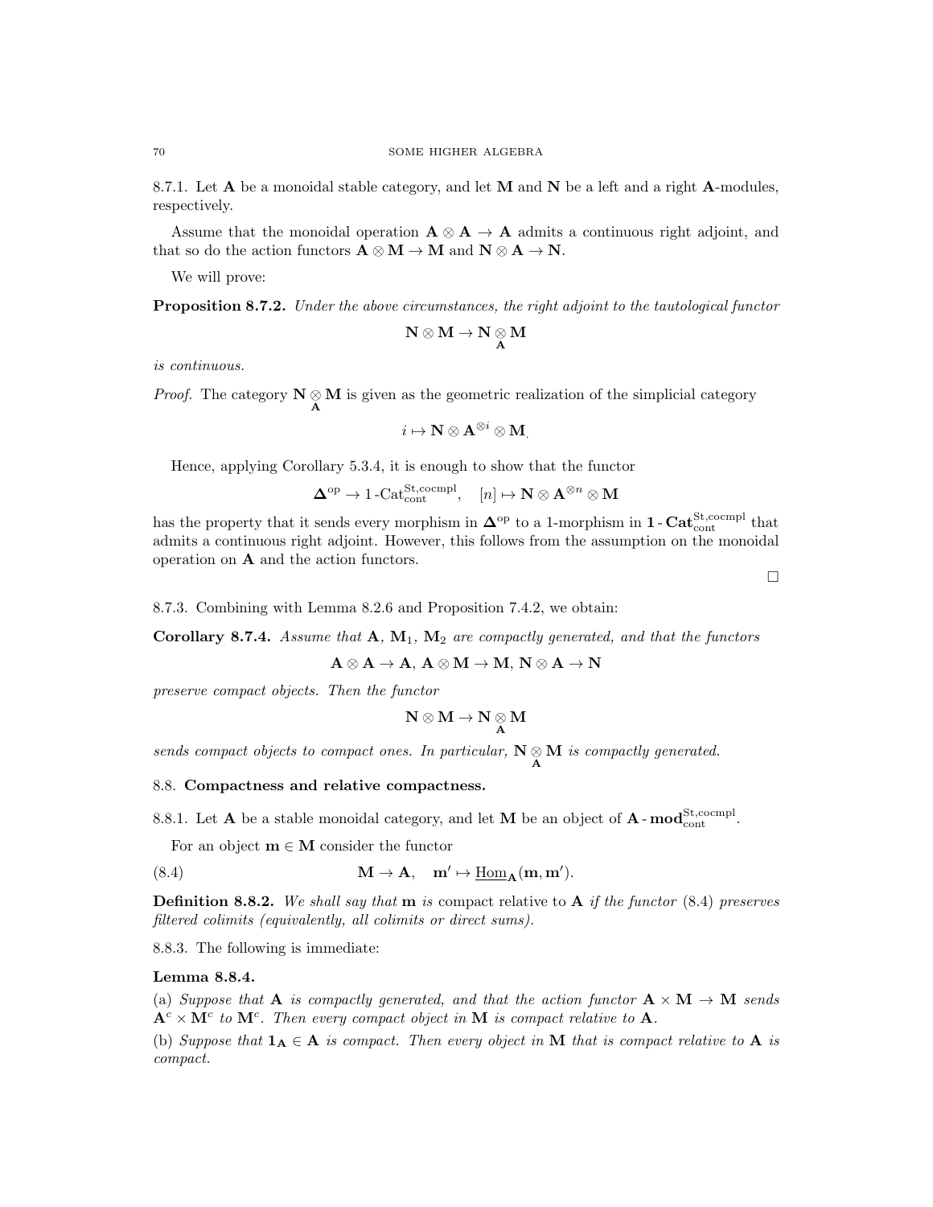8.7.1. Let $\mathbf{A}$ be a monoidal stable category, and let $\mathbf{M}$ and $\mathbf{N}$ be a left and a right $\mathbf{A}$-modules, respectively.

Assume that the monoidal operation $\mathbf{A} \otimes \mathbf{A} \to \mathbf{A}$ admits a continuous right adjoint, and that so do the action functors $\mathbf{A} \otimes \mathbf{M} \to \mathbf{M}$ and $\mathbf{N} \otimes \mathbf{A} \to \mathbf{N}$.

We will prove:

**Proposition 8.7.2.** *Under the above circumstances, the right adjoint to the tautological functor*

$$\mathbf{N} \otimes \mathbf{M} \to \mathbf{N} \underset{\mathbf{A}}{\otimes} \mathbf{M}$$

*is continuous.*

*Proof.* The category $\mathbf{N} \underset{\mathbf{A}}{\otimes} \mathbf{M}$ is given as the geometric realization of the simplicial category

$$i \mapsto \mathbf{N} \otimes \mathbf{A}^{\otimes i} \otimes \mathbf{M}.$$

Hence, applying Corollary 5.3.4, it is enough to show that the functor

$$\mathbf{\Delta}^{\mathrm{op}} \to 1\text{-}\mathrm{Cat}^{\mathrm{St,cocmpl}}_{\mathrm{cont}}, \quad [n] \mapsto \mathbf{N} \otimes \mathbf{A}^{\otimes n} \otimes \mathbf{M}$$

has the property that it sends every morphism in $\mathbf{\Delta}^{\mathrm{op}}$ to a 1-morphism in $\mathbf{1}\text{-}\mathbf{Cat}^{\mathrm{St,cocmpl}}_{\mathrm{cont}}$ that admits a continuous right adjoint. However, this follows from the assumption on the monoidal operation on $\mathbf{A}$ and the action functors.

□

8.7.3. Combining with Lemma 8.2.6 and Proposition 7.4.2, we obtain:

**Corollary 8.7.4.** *Assume that $\mathbf{A}$, $\mathbf{M}_1$, $\mathbf{M}_2$ are compactly generated, and that the functors*

$$\mathbf{A} \otimes \mathbf{A} \to \mathbf{A},\ \mathbf{A} \otimes \mathbf{M} \to \mathbf{M},\ \mathbf{N} \otimes \mathbf{A} \to \mathbf{N}$$

*preserve compact objects. Then the functor*

$$\mathbf{N} \otimes \mathbf{M} \to \mathbf{N} \underset{\mathbf{A}}{\otimes} \mathbf{M}$$

*sends compact objects to compact ones. In particular, $\mathbf{N} \underset{\mathbf{A}}{\otimes} \mathbf{M}$ is compactly generated.*

## 8.8. Compactness and relative compactness.

8.8.1. Let $\mathbf{A}$ be a stable monoidal category, and let $\mathbf{M}$ be an object of $\mathbf{A}\text{-}\mathbf{mod}^{\mathrm{St,cocmpl}}_{\mathrm{cont}}$.

For an object $\mathbf{m} \in \mathbf{M}$ consider the functor

$$\mathbf{M} \to \mathbf{A}, \quad \mathbf{m}' \mapsto \underline{\mathrm{Hom}}_{\mathbf{A}}(\mathbf{m}, \mathbf{m}'). \tag{8.4}$$

**Definition 8.8.2.** *We shall say that $\mathbf{m}$ is* compact relative to $\mathbf{A}$ *if the functor (8.4) preserves filtered colimits (equivalently, all colimits or direct sums).*

8.8.3. The following is immediate:

**Lemma 8.8.4.**

(a) *Suppose that $\mathbf{A}$ is compactly generated, and that the action functor $\mathbf{A} \times \mathbf{M} \to \mathbf{M}$ sends $\mathbf{A}^c \times \mathbf{M}^c$ to $\mathbf{M}^c$. Then every compact object in $\mathbf{M}$ is compact relative to $\mathbf{A}$.*

(b) *Suppose that $\mathbf{1}_{\mathbf{A}} \in \mathbf{A}$ is compact. Then every object in $\mathbf{M}$ that is compact relative to $\mathbf{A}$ is compact.*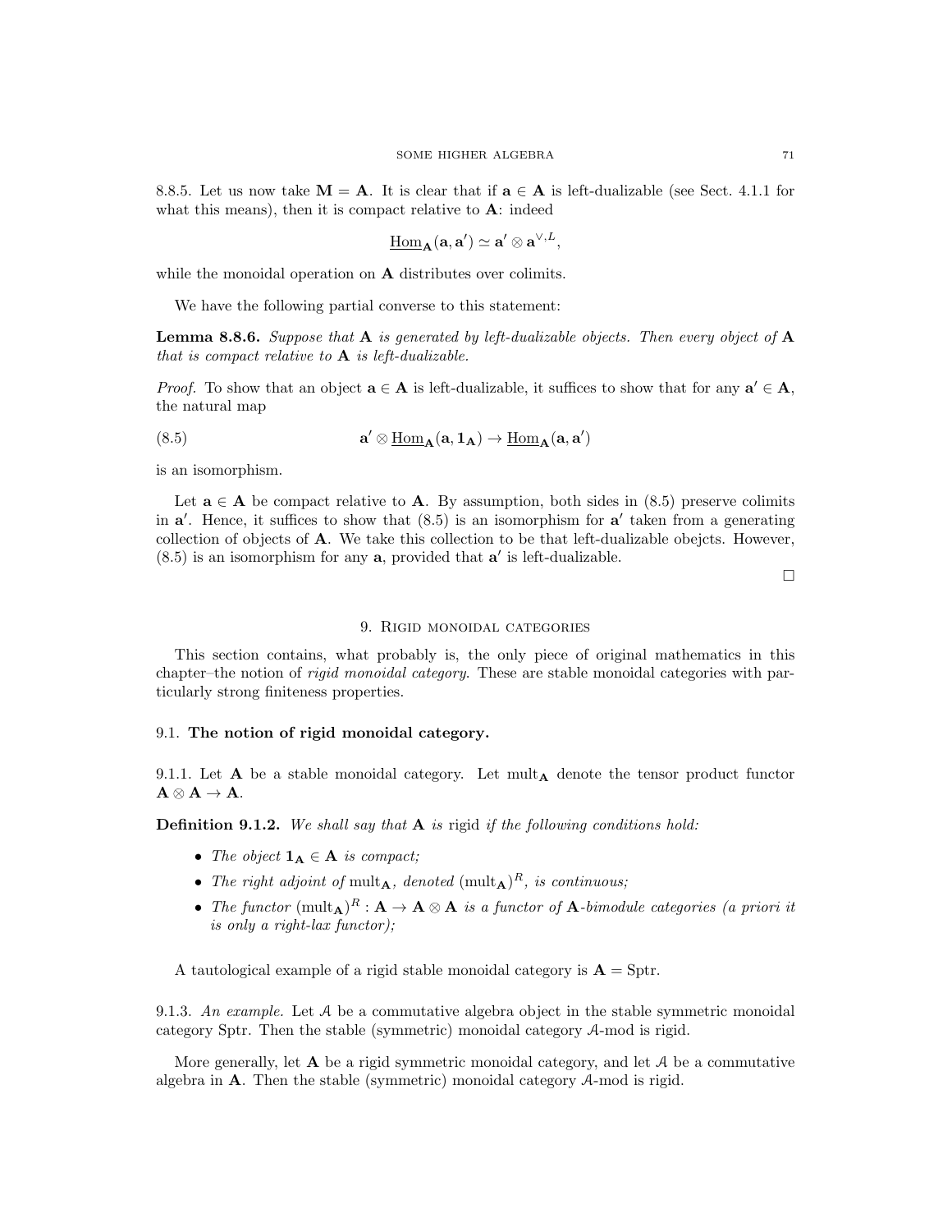8.8.5. Let us now take $\mathbf{M} = \mathbf{A}$. It is clear that if $\mathbf{a} \in \mathbf{A}$ is left-dualizable (see Sect. 4.1.1 for what this means), then it is compact relative to $\mathbf{A}$: indeed

$$\underline{\mathrm{Hom}}_{\mathbf{A}}(\mathbf{a}, \mathbf{a}') \simeq \mathbf{a}' \otimes \mathbf{a}^{\vee,L},$$

while the monoidal operation on $\mathbf{A}$ distributes over colimits.

We have the following partial converse to this statement:

**Lemma 8.8.6.** *Suppose that $\mathbf{A}$ is generated by left-dualizable objects. Then every object of $\mathbf{A}$ that is compact relative to $\mathbf{A}$ is left-dualizable.*

*Proof.* To show that an object $\mathbf{a} \in \mathbf{A}$ is left-dualizable, it suffices to show that for any $\mathbf{a}' \in \mathbf{A}$, the natural map

$$\mathbf{a}' \otimes \underline{\mathrm{Hom}}_{\mathbf{A}}(\mathbf{a}, \mathbf{1}_{\mathbf{A}}) \to \underline{\mathrm{Hom}}_{\mathbf{A}}(\mathbf{a}, \mathbf{a}') \tag{8.5}$$

is an isomorphism.

Let $\mathbf{a} \in \mathbf{A}$ be compact relative to $\mathbf{A}$. By assumption, both sides in (8.5) preserve colimits in $\mathbf{a}'$. Hence, it suffices to show that (8.5) is an isomorphism for $\mathbf{a}'$ taken from a generating collection of objects of $\mathbf{A}$. We take this collection to be that left-dualizable obejcts. However, (8.5) is an isomorphism for any $\mathbf{a}$, provided that $\mathbf{a}'$ is left-dualizable.

□

## 9. Rigid monoidal categories

This section contains, what probably is, the only piece of original mathematics in this chapter–the notion of *rigid monoidal category*. These are stable monoidal categories with particularly strong finiteness properties.

### 9.1. The notion of rigid monoidal category.

9.1.1. Let $\mathbf{A}$ be a stable monoidal category. Let $\mathrm{mult}_{\mathbf{A}}$ denote the tensor product functor $\mathbf{A} \otimes \mathbf{A} \to \mathbf{A}$.

**Definition 9.1.2.** *We shall say that $\mathbf{A}$ is* rigid *if the following conditions hold:*

- *The object $\mathbf{1}_{\mathbf{A}} \in \mathbf{A}$ is compact;*
- *The right adjoint of $\mathrm{mult}_{\mathbf{A}}$, denoted $(\mathrm{mult}_{\mathbf{A}})^R$, is continuous;*
- *The functor $(\mathrm{mult}_{\mathbf{A}})^R : \mathbf{A} \to \mathbf{A} \otimes \mathbf{A}$ is a functor of $\mathbf{A}$-bimodule categories (a priori it is only a right-lax functor);*

A tautological example of a rigid stable monoidal category is $\mathbf{A} = \mathrm{Sptr}$.

9.1.3. *An example.* Let $\mathcal{A}$ be a commutative algebra object in the stable symmetric monoidal category Sptr. Then the stable (symmetric) monoidal category $\mathcal{A}$-mod is rigid.

More generally, let $\mathbf{A}$ be a rigid symmetric monoidal category, and let $\mathcal{A}$ be a commutative algebra in $\mathbf{A}$. Then the stable (symmetric) monoidal category $\mathcal{A}$-mod is rigid.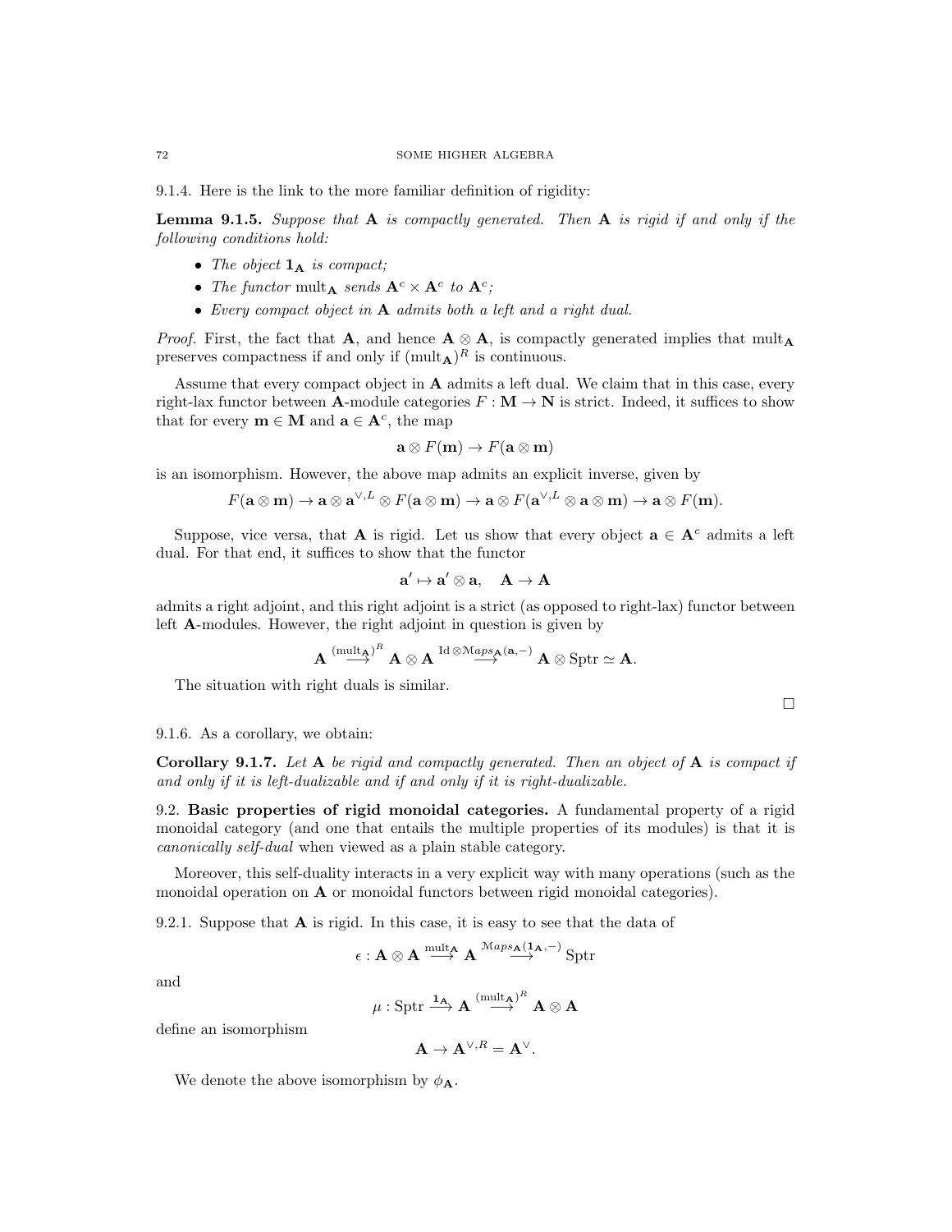9.1.4. Here is the link to the more familiar definition of rigidity:

**Lemma 9.1.5.** *Suppose that* $\mathbf{A}$ *is compactly generated. Then* $\mathbf{A}$ *is rigid if and only if the following conditions hold:*

- *The object* $\mathbf{1}_{\mathbf{A}}$ *is compact;*
- *The functor* $\text{mult}_{\mathbf{A}}$ *sends* $\mathbf{A}^c \times \mathbf{A}^c$ *to* $\mathbf{A}^c$*;*
- *Every compact object in* $\mathbf{A}$ *admits both a left and a right dual.*

*Proof.* First, the fact that $\mathbf{A}$, and hence $\mathbf{A} \otimes \mathbf{A}$, is compactly generated implies that $\text{mult}_{\mathbf{A}}$ preserves compactness if and only if $(\text{mult}_{\mathbf{A}})^R$ is continuous.

Assume that every compact object in $\mathbf{A}$ admits a left dual. We claim that in this case, every right-lax functor between $\mathbf{A}$-module categories $F : \mathbf{M} \to \mathbf{N}$ is strict. Indeed, it suffices to show that for every $\mathbf{m} \in \mathbf{M}$ and $\mathbf{a} \in \mathbf{A}^c$, the map

$$\mathbf{a} \otimes F(\mathbf{m}) \to F(\mathbf{a} \otimes \mathbf{m})$$

is an isomorphism. However, the above map admits an explicit inverse, given by

$$F(\mathbf{a} \otimes \mathbf{m}) \to \mathbf{a} \otimes \mathbf{a}^{\vee,L} \otimes F(\mathbf{a} \otimes \mathbf{m}) \to \mathbf{a} \otimes F(\mathbf{a}^{\vee,L} \otimes \mathbf{a} \otimes \mathbf{m}) \to \mathbf{a} \otimes F(\mathbf{m}).$$

Suppose, vice versa, that $\mathbf{A}$ is rigid. Let us show that every object $\mathbf{a} \in \mathbf{A}^c$ admits a left dual. For that end, it suffices to show that the functor

$$\mathbf{a}' \mapsto \mathbf{a}' \otimes \mathbf{a}, \quad \mathbf{A} \to \mathbf{A}$$

admits a right adjoint, and this right adjoint is a strict (as opposed to right-lax) functor between left $\mathbf{A}$-modules. However, the right adjoint in question is given by

$$\mathbf{A} \overset{(\text{mult}_{\mathbf{A}})^R}{\longrightarrow} \mathbf{A} \otimes \mathbf{A} \overset{\text{Id} \otimes \mathcal{M}aps_{\mathbf{A}}(\mathbf{a},-)}{\longrightarrow} \mathbf{A} \otimes \text{Sptr} \simeq \mathbf{A}.$$

The situation with right duals is similar.

□

9.1.6. As a corollary, we obtain:

**Corollary 9.1.7.** *Let* $\mathbf{A}$ *be rigid and compactly generated. Then an object of* $\mathbf{A}$ *is compact if and only if it is left-dualizable and if and only if it is right-dualizable.*

## 9.2. Basic properties of rigid monoidal categories.

A fundamental property of a rigid monoidal category (and one that entails the multiple properties of its modules) is that it is *canonically self-dual* when viewed as a plain stable category.

Moreover, this self-duality interacts in a very explicit way with many operations (such as the monoidal operation on $\mathbf{A}$ or monoidal functors between rigid monoidal categories).

9.2.1. Suppose that $\mathbf{A}$ is rigid. In this case, it is easy to see that the data of

$$\epsilon : \mathbf{A} \otimes \mathbf{A} \overset{\text{mult}_{\mathbf{A}}}{\longrightarrow} \mathbf{A} \overset{\mathcal{M}aps_{\mathbf{A}}(\mathbf{1}_{\mathbf{A}},-)}{\longrightarrow} \text{Sptr}$$

and

$$\mu : \text{Sptr} \overset{\mathbf{1}_{\mathbf{A}}}{\longrightarrow} \mathbf{A} \overset{(\text{mult}_{\mathbf{A}})^R}{\longrightarrow} \mathbf{A} \otimes \mathbf{A}$$

define an isomorphism

$$\mathbf{A} \to \mathbf{A}^{\vee,R} = \mathbf{A}^{\vee}.$$

We denote the above isomorphism by $\phi_{\mathbf{A}}$.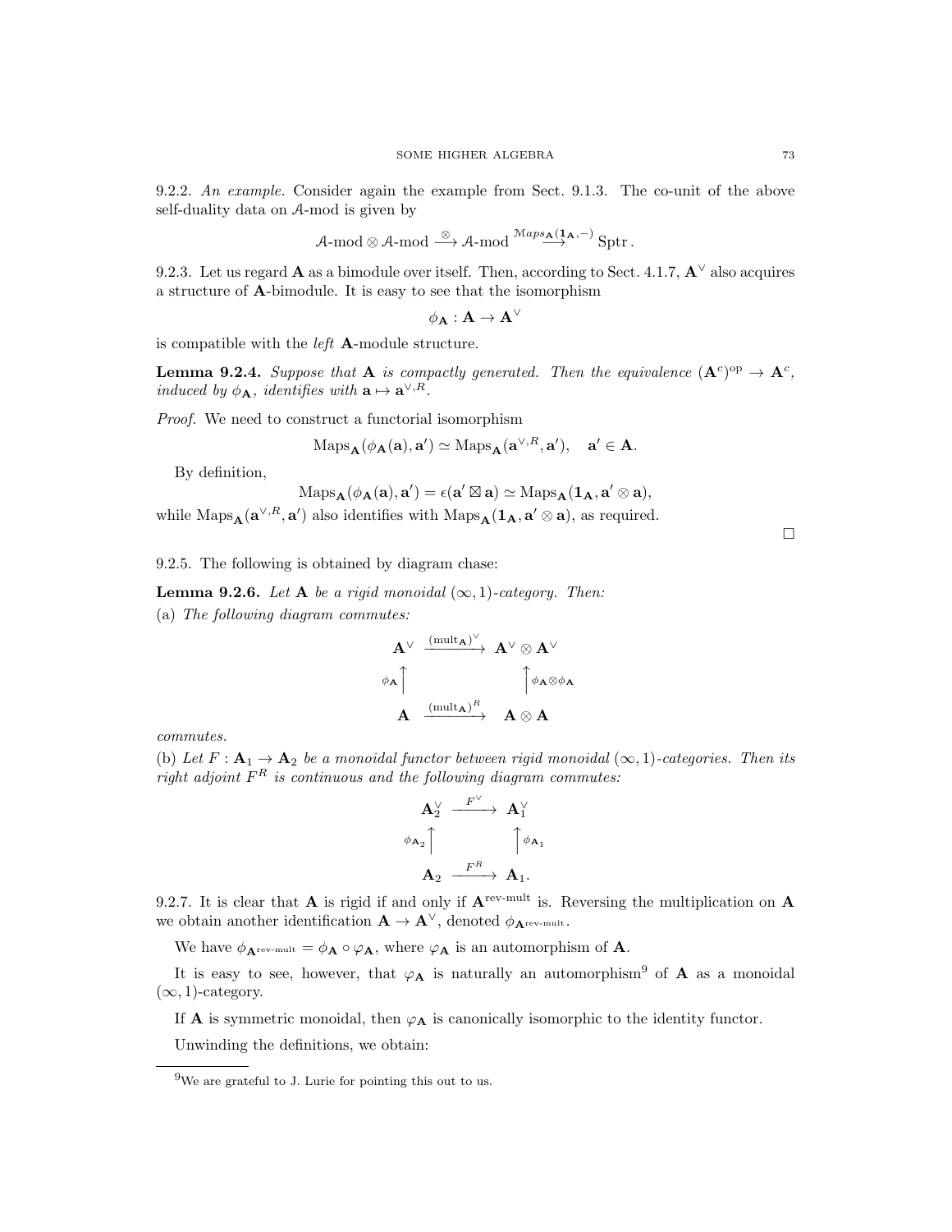9.2.2. *An example.* Consider again the example from Sect. 9.1.3. The co-unit of the above self-duality data on $\mathcal{A}$-mod is given by

$$\mathcal{A}\text{-mod} \otimes \mathcal{A}\text{-mod} \xrightarrow{\otimes} \mathcal{A}\text{-mod} \overset{\mathcal{M}aps_{\mathbf{A}}(\mathbf{1}_{\mathbf{A}},-)}{\longrightarrow} \mathrm{Sptr}\,.$$

9.2.3. Let us regard $\mathbf{A}$ as a bimodule over itself. Then, according to Sect. 4.1.7, $\mathbf{A}^\vee$ also acquires a structure of $\mathbf{A}$-bimodule. It is easy to see that the isomorphism

$$\phi_{\mathbf{A}} : \mathbf{A} \to \mathbf{A}^\vee$$

is compatible with the *left* $\mathbf{A}$-module structure.

**Lemma 9.2.4.** *Suppose that* $\mathbf{A}$ *is compactly generated. Then the equivalence* $(\mathbf{A}^c)^{\mathrm{op}} \to \mathbf{A}^c$*, induced by* $\phi_{\mathbf{A}}$*, identifies with* $\mathbf{a} \mapsto \mathbf{a}^{\vee,R}$*.*

*Proof.* We need to construct a functorial isomorphism

$$\mathrm{Maps}_{\mathbf{A}}(\phi_{\mathbf{A}}(\mathbf{a}), \mathbf{a}') \simeq \mathrm{Maps}_{\mathbf{A}}(\mathbf{a}^{\vee,R}, \mathbf{a}'), \quad \mathbf{a}' \in \mathbf{A}.$$

By definition,

$$\mathrm{Maps}_{\mathbf{A}}(\phi_{\mathbf{A}}(\mathbf{a}), \mathbf{a}') = \epsilon(\mathbf{a}' \boxtimes \mathbf{a}) \simeq \mathrm{Maps}_{\mathbf{A}}(\mathbf{1}_{\mathbf{A}}, \mathbf{a}' \otimes \mathbf{a}),$$

while $\mathrm{Maps}_{\mathbf{A}}(\mathbf{a}^{\vee,R}, \mathbf{a}')$ also identifies with $\mathrm{Maps}_{\mathbf{A}}(\mathbf{1}_{\mathbf{A}}, \mathbf{a}' \otimes \mathbf{a})$, as required.

$\square$

9.2.5. The following is obtained by diagram chase:

**Lemma 9.2.6.** *Let* $\mathbf{A}$ *be a rigid monoidal* $(\infty,1)$*-category. Then:*

(a) *The following diagram commutes:*

$$\begin{array}{ccc}
\mathbf{A}^\vee & \xrightarrow{(\mathrm{mult}_{\mathbf{A}})^\vee} & \mathbf{A}^\vee \otimes \mathbf{A}^\vee \\
{\scriptstyle \phi_{\mathbf{A}}}\uparrow & & \uparrow{\scriptstyle \phi_{\mathbf{A}} \otimes \phi_{\mathbf{A}}} \\
\mathbf{A} & \xrightarrow{(\mathrm{mult}_{\mathbf{A}})^R} & \mathbf{A} \otimes \mathbf{A}
\end{array}$$

*commutes.*

(b) *Let* $F : \mathbf{A}_1 \to \mathbf{A}_2$ *be a monoidal functor between rigid monoidal* $(\infty,1)$*-categories. Then its right adjoint* $F^R$ *is continuous and the following diagram commutes:*

$$\begin{array}{ccc}
\mathbf{A}_2^\vee & \xrightarrow{F^\vee} & \mathbf{A}_1^\vee \\
{\scriptstyle \phi_{\mathbf{A}_2}}\uparrow & & \uparrow{\scriptstyle \phi_{\mathbf{A}_1}} \\
\mathbf{A}_2 & \xrightarrow{F^R} & \mathbf{A}_1.
\end{array}$$

9.2.7. It is clear that $\mathbf{A}$ is rigid if and only if $\mathbf{A}^{\text{rev-mult}}$ is. Reversing the multiplication on $\mathbf{A}$ we obtain another identification $\mathbf{A} \to \mathbf{A}^\vee$, denoted $\phi_{\mathbf{A}^{\text{rev-mult}}}$.

We have $\phi_{\mathbf{A}^{\text{rev-mult}}} = \phi_{\mathbf{A}} \circ \varphi_{\mathbf{A}}$, where $\varphi_{\mathbf{A}}$ is an automorphism of $\mathbf{A}$.

It is easy to see, however, that $\varphi_{\mathbf{A}}$ is naturally an automorphism[9] of $\mathbf{A}$ as a monoidal $(\infty,1)$-category.

If $\mathbf{A}$ is symmetric monoidal, then $\varphi_{\mathbf{A}}$ is canonically isomorphic to the identity functor.

Unwinding the definitions, we obtain:

[9] We are grateful to J. Lurie for pointing this out to us.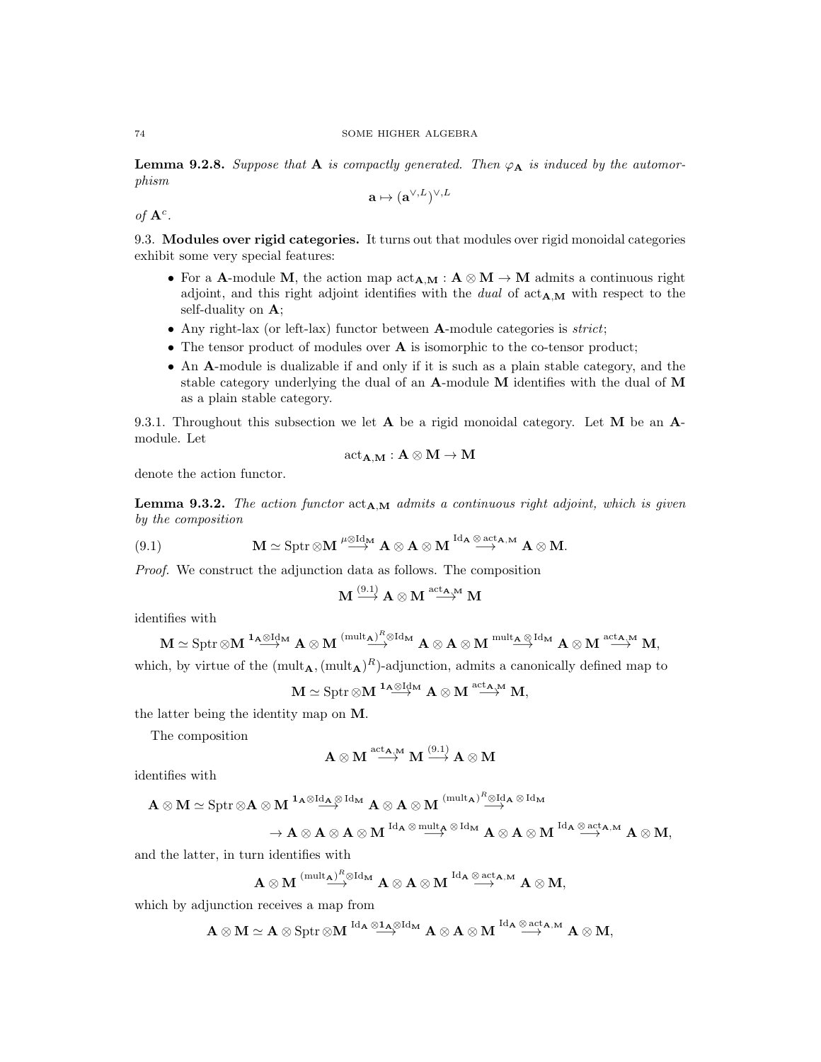**Lemma 9.2.8.** *Suppose that* $\mathbf{A}$ *is compactly generated. Then* $\varphi_{\mathbf{A}}$ *is induced by the automorphism*

$$\mathbf{a} \mapsto (\mathbf{a}^{\vee,L})^{\vee,L}$$

*of* $\mathbf{A}^c$.

## 9.3. Modules over rigid categories.

It turns out that modules over rigid monoidal categories exhibit some very special features:

- For a $\mathbf{A}$-module $\mathbf{M}$, the action map $\text{act}_{\mathbf{A},\mathbf{M}} : \mathbf{A} \otimes \mathbf{M} \to \mathbf{M}$ admits a continuous right adjoint, and this right adjoint identifies with the *dual* of $\text{act}_{\mathbf{A},\mathbf{M}}$ with respect to the self-duality on $\mathbf{A}$;
- Any right-lax (or left-lax) functor between $\mathbf{A}$-module categories is *strict*;
- The tensor product of modules over $\mathbf{A}$ is isomorphic to the co-tensor product;
- An $\mathbf{A}$-module is dualizable if and only if it is such as a plain stable category, and the stable category underlying the dual of an $\mathbf{A}$-module $\mathbf{M}$ identifies with the dual of $\mathbf{M}$ as a plain stable category.

9.3.1. Throughout this subsection we let $\mathbf{A}$ be a rigid monoidal category. Let $\mathbf{M}$ be an $\mathbf{A}$-module. Let

$$\text{act}_{\mathbf{A},\mathbf{M}} : \mathbf{A} \otimes \mathbf{M} \to \mathbf{M}$$

denote the action functor.

**Lemma 9.3.2.** *The action functor* $\text{act}_{\mathbf{A},\mathbf{M}}$ *admits a continuous right adjoint, which is given by the composition*

$$\mathbf{M} \simeq \text{Sptr} \otimes \mathbf{M} \overset{\mu \otimes \text{Id}_{\mathbf{M}}}{\longrightarrow} \mathbf{A} \otimes \mathbf{A} \otimes \mathbf{M} \overset{\text{Id}_{\mathbf{A}} \otimes \text{act}_{\mathbf{A},\mathbf{M}}}{\longrightarrow} \mathbf{A} \otimes \mathbf{M}. \tag{9.1}$$

*Proof.* We construct the adjunction data as follows. The composition

$$\mathbf{M} \overset{(9.1)}{\longrightarrow} \mathbf{A} \otimes \mathbf{M} \overset{\text{act}_{\mathbf{A},\mathbf{M}}}{\longrightarrow} \mathbf{M}$$

identifies with

$$\mathbf{M} \simeq \text{Sptr} \otimes \mathbf{M} \overset{\mathbf{1}_{\mathbf{A}} \otimes \text{Id}_{\mathbf{M}}}{\longrightarrow} \mathbf{A} \otimes \mathbf{M} \overset{(\text{mult}_{\mathbf{A}})^R \otimes \text{Id}_{\mathbf{M}}}{\longrightarrow} \mathbf{A} \otimes \mathbf{A} \otimes \mathbf{M} \overset{\text{mult}_{\mathbf{A}} \otimes \text{Id}_{\mathbf{M}}}{\longrightarrow} \mathbf{A} \otimes \mathbf{M} \overset{\text{act}_{\mathbf{A},\mathbf{M}}}{\longrightarrow} \mathbf{M},$$

which, by virtue of the $(\text{mult}_{\mathbf{A}}, (\text{mult}_{\mathbf{A}})^R)$-adjunction, admits a canonically defined map to

$$\mathbf{M} \simeq \text{Sptr} \otimes \mathbf{M} \overset{\mathbf{1}_{\mathbf{A}} \otimes \text{Id}_{\mathbf{M}}}{\longrightarrow} \mathbf{A} \otimes \mathbf{M} \overset{\text{act}_{\mathbf{A},\mathbf{M}}}{\longrightarrow} \mathbf{M},$$

the latter being the identity map on $\mathbf{M}$.

The composition

$$\mathbf{A} \otimes \mathbf{M} \overset{\text{act}_{\mathbf{A},\mathbf{M}}}{\longrightarrow} \mathbf{M} \overset{(9.1)}{\longrightarrow} \mathbf{A} \otimes \mathbf{M}$$

identifies with

$$\mathbf{A} \otimes \mathbf{M} \simeq \text{Sptr} \otimes \mathbf{A} \otimes \mathbf{M} \overset{\mathbf{1}_{\mathbf{A}} \otimes \text{Id}_{\mathbf{A}} \otimes \text{Id}_{\mathbf{M}}}{\longrightarrow} \mathbf{A} \otimes \mathbf{A} \otimes \mathbf{M} \overset{(\text{mult}_{\mathbf{A}})^R \otimes \text{Id}_{\mathbf{A}} \otimes \text{Id}_{\mathbf{M}}}{\longrightarrow}$$

$$\to \mathbf{A} \otimes \mathbf{A} \otimes \mathbf{A} \otimes \mathbf{M} \overset{\text{Id}_{\mathbf{A}} \otimes \text{mult}_{\mathbf{A}} \otimes \text{Id}_{\mathbf{M}}}{\longrightarrow} \mathbf{A} \otimes \mathbf{A} \otimes \mathbf{M} \overset{\text{Id}_{\mathbf{A}} \otimes \text{act}_{\mathbf{A},\mathbf{M}}}{\longrightarrow} \mathbf{A} \otimes \mathbf{M},$$

and the latter, in turn identifies with

$$\mathbf{A} \otimes \mathbf{M} \overset{(\text{mult}_{\mathbf{A}})^R \otimes \text{Id}_{\mathbf{M}}}{\longrightarrow} \mathbf{A} \otimes \mathbf{A} \otimes \mathbf{M} \overset{\text{Id}_{\mathbf{A}} \otimes \text{act}_{\mathbf{A},\mathbf{M}}}{\longrightarrow} \mathbf{A} \otimes \mathbf{M},$$

which by adjunction receives a map from

$$\mathbf{A} \otimes \mathbf{M} \simeq \mathbf{A} \otimes \text{Sptr} \otimes \mathbf{M} \overset{\text{Id}_{\mathbf{A}} \otimes \mathbf{1}_{\mathbf{A}} \otimes \text{Id}_{\mathbf{M}}}{\longrightarrow} \mathbf{A} \otimes \mathbf{A} \otimes \mathbf{M} \overset{\text{Id}_{\mathbf{A}} \otimes \text{act}_{\mathbf{A},\mathbf{M}}}{\longrightarrow} \mathbf{A} \otimes \mathbf{M},$$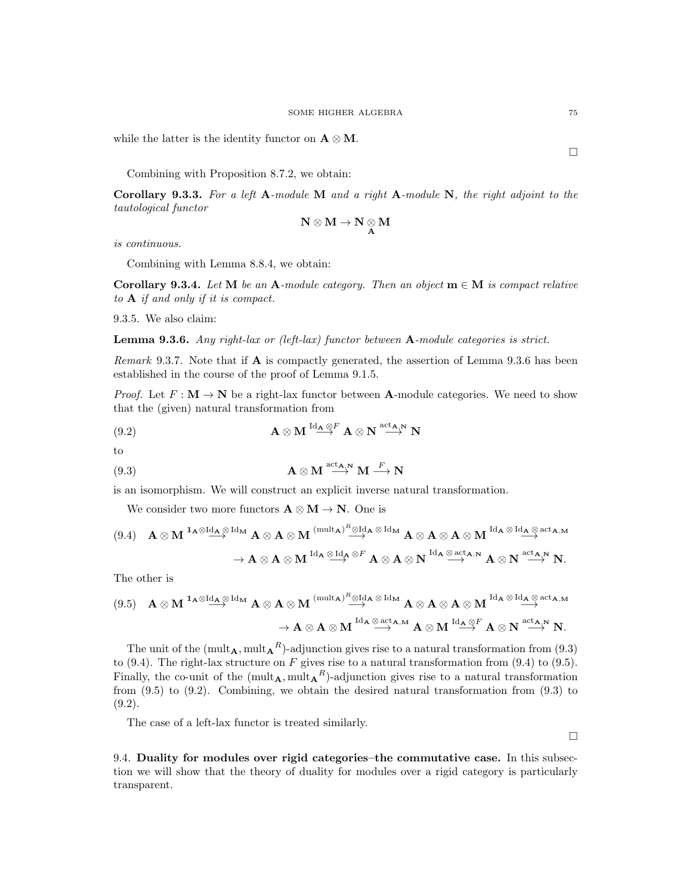while the latter is the identity functor on $\mathbf{A} \otimes \mathbf{M}$.

$\square$

Combining with Proposition 8.7.2, we obtain:

**Corollary 9.3.3.** *For a left* $\mathbf{A}$*-module* $\mathbf{M}$ *and a right* $\mathbf{A}$*-module* $\mathbf{N}$*, the right adjoint to the tautological functor*

$$\mathbf{N} \otimes \mathbf{M} \to \mathbf{N} \underset{\mathbf{A}}{\otimes} \mathbf{M}$$

*is continuous.*

Combining with Lemma 8.8.4, we obtain:

**Corollary 9.3.4.** *Let* $\mathbf{M}$ *be an* $\mathbf{A}$*-module category. Then an object* $\mathbf{m} \in \mathbf{M}$ *is compact relative to* $\mathbf{A}$ *if and only if it is compact.*

9.3.5. We also claim:

**Lemma 9.3.6.** *Any right-lax or (left-lax) functor between* $\mathbf{A}$*-module categories is strict.*

*Remark* 9.3.7. Note that if $\mathbf{A}$ is compactly generated, the assertion of Lemma 9.3.6 has been established in the course of the proof of Lemma 9.1.5.

*Proof.* Let $F : \mathbf{M} \to \mathbf{N}$ be a right-lax functor between $\mathbf{A}$-module categories. We need to show that the (given) natural transformation from

$$\mathbf{A} \otimes \mathbf{M} \overset{\mathrm{Id}_{\mathbf{A}} \otimes F}{\longrightarrow} \mathbf{A} \otimes \mathbf{N} \overset{\mathrm{act}_{\mathbf{A},\mathbf{N}}}{\longrightarrow} \mathbf{N} \tag{9.2}$$

to

$$\mathbf{A} \otimes \mathbf{M} \overset{\mathrm{act}_{\mathbf{A},\mathbf{N}}}{\longrightarrow} \mathbf{M} \overset{F}{\longrightarrow} \mathbf{N} \tag{9.3}$$

is an isomorphism. We will construct an explicit inverse natural transformation.

We consider two more functors $\mathbf{A} \otimes \mathbf{M} \to \mathbf{N}$. One is

$$\mathbf{A} \otimes \mathbf{M} \overset{\mathbf{1}_{\mathbf{A}} \otimes \mathrm{Id}_{\mathbf{A}} \otimes \mathrm{Id}_{\mathbf{M}}}{\longrightarrow} \mathbf{A} \otimes \mathbf{A} \otimes \mathbf{M} \overset{(\mathrm{mult}_{\mathbf{A}})^R \otimes \mathrm{Id}_{\mathbf{A}} \otimes \mathrm{Id}_{\mathbf{M}}}{\longrightarrow} \mathbf{A} \otimes \mathbf{A} \otimes \mathbf{A} \otimes \mathbf{M} \overset{\mathrm{Id}_{\mathbf{A}} \otimes \mathrm{Id}_{\mathbf{A}} \otimes \mathrm{act}_{\mathbf{A},\mathbf{M}}}{\longrightarrow}$$
$$\to \mathbf{A} \otimes \mathbf{A} \otimes \mathbf{M} \overset{\mathrm{Id}_{\mathbf{A}} \otimes \mathrm{Id}_{\mathbf{A}} \otimes F}{\longrightarrow} \mathbf{A} \otimes \mathbf{A} \otimes \mathbf{N} \overset{\mathrm{Id}_{\mathbf{A}} \otimes \mathrm{act}_{\mathbf{A},\mathbf{N}}}{\longrightarrow} \mathbf{A} \otimes \mathbf{N} \overset{\mathrm{act}_{\mathbf{A},\mathbf{N}}}{\longrightarrow} \mathbf{N}. \tag{9.4}$$

The other is

$$\mathbf{A} \otimes \mathbf{M} \overset{\mathbf{1}_{\mathbf{A}} \otimes \mathrm{Id}_{\mathbf{A}} \otimes \mathrm{Id}_{\mathbf{M}}}{\longrightarrow} \mathbf{A} \otimes \mathbf{A} \otimes \mathbf{M} \overset{(\mathrm{mult}_{\mathbf{A}})^R \otimes \mathrm{Id}_{\mathbf{A}} \otimes \mathrm{Id}_{\mathbf{M}}}{\longrightarrow} \mathbf{A} \otimes \mathbf{A} \otimes \mathbf{A} \otimes \mathbf{M} \overset{\mathrm{Id}_{\mathbf{A}} \otimes \mathrm{Id}_{\mathbf{A}} \otimes \mathrm{act}_{\mathbf{A},\mathbf{M}}}{\longrightarrow}$$
$$\to \mathbf{A} \otimes \mathbf{A} \otimes \mathbf{M} \overset{\mathrm{Id}_{\mathbf{A}} \otimes \mathrm{act}_{\mathbf{A},\mathbf{M}}}{\longrightarrow} \mathbf{A} \otimes \mathbf{M} \overset{\mathrm{Id}_{\mathbf{A}} \otimes F}{\longrightarrow} \mathbf{A} \otimes \mathbf{N} \overset{\mathrm{act}_{\mathbf{A},\mathbf{N}}}{\longrightarrow} \mathbf{N}. \tag{9.5}$$

The unit of the $(\mathrm{mult}_{\mathbf{A}}, {\mathrm{mult}_{\mathbf{A}}}^R)$-adjunction gives rise to a natural transformation from (9.3) to (9.4). The right-lax structure on $F$ gives rise to a natural transformation from (9.4) to (9.5). Finally, the co-unit of the $(\mathrm{mult}_{\mathbf{A}}, {\mathrm{mult}_{\mathbf{A}}}^R)$-adjunction gives rise to a natural transformation from (9.5) to (9.2). Combining, we obtain the desired natural transformation from (9.3) to (9.2).

The case of a left-lax functor is treated similarly.

$\square$

9.4. **Duality for modules over rigid categories–the commutative case.** In this subsection we will show that the theory of duality for modules over a rigid category is particularly transparent.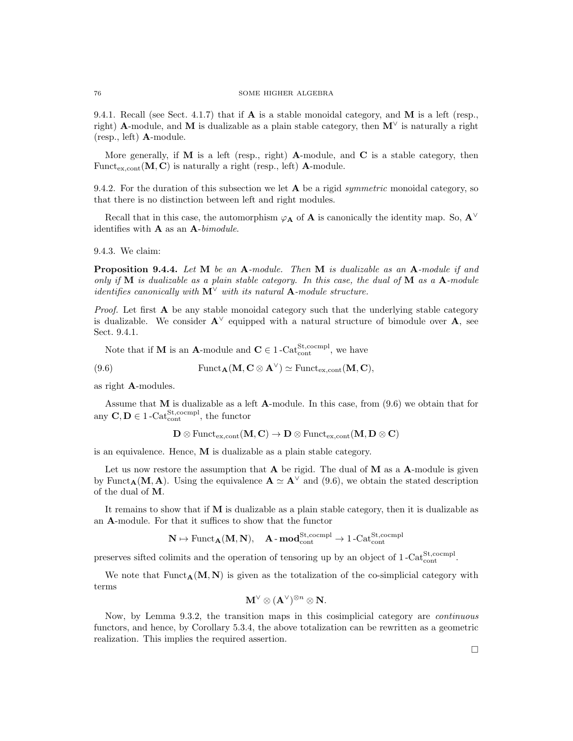9.4.1. Recall (see Sect. 4.1.7) that if $\mathbf{A}$ is a stable monoidal category, and $\mathbf{M}$ is a left (resp., right) $\mathbf{A}$-module, and $\mathbf{M}$ is dualizable as a plain stable category, then $\mathbf{M}^\vee$ is naturally a right (resp., left) $\mathbf{A}$-module.

More generally, if $\mathbf{M}$ is a left (resp., right) $\mathbf{A}$-module, and $\mathbf{C}$ is a stable category, then $\mathrm{Funct}_{\mathrm{ex,cont}}(\mathbf{M}, \mathbf{C})$ is naturally a right (resp., left) $\mathbf{A}$-module.

9.4.2. For the duration of this subsection we let $\mathbf{A}$ be a rigid *symmetric* monoidal category, so that there is no distinction between left and right modules.

Recall that in this case, the automorphism $\varphi_{\mathbf{A}}$ of $\mathbf{A}$ is canonically the identity map. So, $\mathbf{A}^\vee$ identifies with $\mathbf{A}$ as an $\mathbf{A}$-*bimodule*.

9.4.3. We claim:

**Proposition 9.4.4.** *Let $\mathbf{M}$ be an $\mathbf{A}$-module. Then $\mathbf{M}$ is dualizable as an $\mathbf{A}$-module if and only if $\mathbf{M}$ is dualizable as a plain stable category. In this case, the dual of $\mathbf{M}$ as a $\mathbf{A}$-module identifies canonically with $\mathbf{M}^\vee$ with its natural $\mathbf{A}$-module structure.*

*Proof.* Let first $\mathbf{A}$ be any stable monoidal category such that the underlying stable category is dualizable. We consider $\mathbf{A}^\vee$ equipped with a natural structure of bimodule over $\mathbf{A}$, see Sect. 9.4.1.

Note that if $\mathbf{M}$ is an $\mathbf{A}$-module and $\mathbf{C} \in 1\text{-}\mathrm{Cat}^{\mathrm{St,cocmpl}}_{\mathrm{cont}}$, we have

$$\mathrm{Funct}_{\mathbf{A}}(\mathbf{M}, \mathbf{C} \otimes \mathbf{A}^\vee) \simeq \mathrm{Funct}_{\mathrm{ex,cont}}(\mathbf{M}, \mathbf{C}), \tag{9.6}$$

as right $\mathbf{A}$-modules.

Assume that $\mathbf{M}$ is dualizable as a left $\mathbf{A}$-module. In this case, from (9.6) we obtain that for any $\mathbf{C}, \mathbf{D} \in 1\text{-}\mathrm{Cat}^{\mathrm{St,cocmpl}}_{\mathrm{cont}}$, the functor

$$\mathbf{D} \otimes \mathrm{Funct}_{\mathrm{ex,cont}}(\mathbf{M}, \mathbf{C}) \to \mathbf{D} \otimes \mathrm{Funct}_{\mathrm{ex,cont}}(\mathbf{M}, \mathbf{D} \otimes \mathbf{C})$$

is an equivalence. Hence, $\mathbf{M}$ is dualizable as a plain stable category.

Let us now restore the assumption that $\mathbf{A}$ be rigid. The dual of $\mathbf{M}$ as a $\mathbf{A}$-module is given by $\mathrm{Funct}_{\mathbf{A}}(\mathbf{M}, \mathbf{A})$. Using the equivalence $\mathbf{A} \simeq \mathbf{A}^\vee$ and (9.6), we obtain the stated description of the dual of $\mathbf{M}$.

It remains to show that if $\mathbf{M}$ is dualizable as a plain stable category, then it is dualizable as an $\mathbf{A}$-module. For that it suffices to show that the functor

$$\mathbf{N} \mapsto \mathrm{Funct}_{\mathbf{A}}(\mathbf{M}, \mathbf{N}), \quad \mathbf{A}\text{-}\mathbf{mod}^{\mathrm{St,cocmpl}}_{\mathrm{cont}} \to 1\text{-}\mathrm{Cat}^{\mathrm{St,cocmpl}}_{\mathrm{cont}}$$

preserves sifted colimits and the operation of tensoring up by an object of $1\text{-}\mathrm{Cat}^{\mathrm{St,cocmpl}}_{\mathrm{cont}}$.

We note that $\mathrm{Funct}_{\mathbf{A}}(\mathbf{M}, \mathbf{N})$ is given as the totalization of the co-simplicial category with terms

$$\mathbf{M}^\vee \otimes (\mathbf{A}^\vee)^{\otimes n} \otimes \mathbf{N}.$$

Now, by Lemma 9.3.2, the transition maps in this cosimplicial category are *continuous* functors, and hence, by Corollary 5.3.4, the above totalization can be rewritten as a geometric realization. This implies the required assertion.

□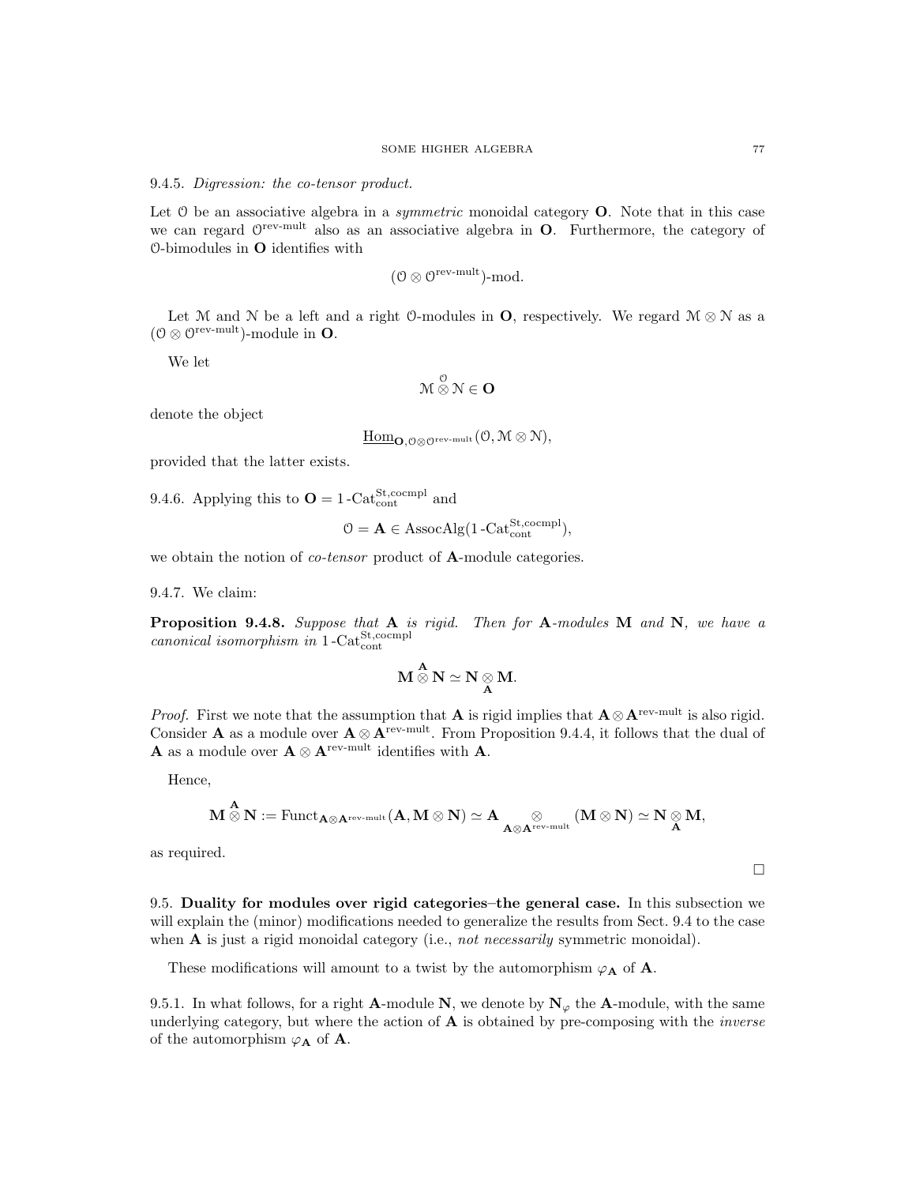9.4.5. *Digression: the co-tensor product.*

Let $\mathcal{O}$ be an associative algebra in a *symmetric* monoidal category $\mathbf{O}$. Note that in this case we can regard $\mathcal{O}^{\text{rev-mult}}$ also as an associative algebra in $\mathbf{O}$. Furthermore, the category of $\mathcal{O}$-bimodules in $\mathbf{O}$ identifies with

$$(\mathcal{O} \otimes \mathcal{O}^{\text{rev-mult}})\text{-mod}.$$

Let $\mathcal{M}$ and $\mathcal{N}$ be a left and a right $\mathcal{O}$-modules in $\mathbf{O}$, respectively. We regard $\mathcal{M} \otimes \mathcal{N}$ as a $(\mathcal{O} \otimes \mathcal{O}^{\text{rev-mult}})$-module in $\mathbf{O}$.

We let

$$\mathcal{M} \overset{\mathcal{O}}{\otimes} \mathcal{N} \in \mathbf{O}$$

denote the object

$$\underline{\text{Hom}}_{\mathbf{O}, \mathcal{O} \otimes \mathcal{O}^{\text{rev-mult}}}(\mathcal{O}, \mathcal{M} \otimes \mathcal{N}),$$

provided that the latter exists.

9.4.6. Applying this to $\mathbf{O} = 1\text{-Cat}^{\text{St,cocmpl}}_{\text{cont}}$ and

$$\mathcal{O} = \mathbf{A} \in \text{AssocAlg}(1\text{-Cat}^{\text{St,cocmpl}}_{\text{cont}}),$$

we obtain the notion of *co-tensor* product of $\mathbf{A}$-module categories.

9.4.7. We claim:

**Proposition 9.4.8.** *Suppose that $\mathbf{A}$ is rigid. Then for $\mathbf{A}$-modules $\mathbf{M}$ and $\mathbf{N}$, we have a canonical isomorphism in $1\text{-Cat}^{\text{St,cocmpl}}_{\text{cont}}$*

$$\mathbf{M} \overset{\mathbf{A}}{\otimes} \mathbf{N} \simeq \mathbf{N} \underset{\mathbf{A}}{\otimes} \mathbf{M}.$$

*Proof.* First we note that the assumption that $\mathbf{A}$ is rigid implies that $\mathbf{A} \otimes \mathbf{A}^{\text{rev-mult}}$ is also rigid. Consider $\mathbf{A}$ as a module over $\mathbf{A} \otimes \mathbf{A}^{\text{rev-mult}}$. From Proposition 9.4.4, it follows that the dual of $\mathbf{A}$ as a module over $\mathbf{A} \otimes \mathbf{A}^{\text{rev-mult}}$ identifies with $\mathbf{A}$.

Hence,

$$\mathbf{M} \overset{\mathbf{A}}{\otimes} \mathbf{N} := \text{Funct}_{\mathbf{A} \otimes \mathbf{A}^{\text{rev-mult}}}(\mathbf{A}, \mathbf{M} \otimes \mathbf{N}) \simeq \mathbf{A} \underset{\mathbf{A} \otimes \mathbf{A}^{\text{rev-mult}}}{\otimes} (\mathbf{M} \otimes \mathbf{N}) \simeq \mathbf{N} \underset{\mathbf{A}}{\otimes} \mathbf{M},$$

as required.

$\square$

9.5. **Duality for modules over rigid categories–the general case.** In this subsection we will explain the (minor) modifications needed to generalize the results from Sect. 9.4 to the case when $\mathbf{A}$ is just a rigid monoidal category (i.e., *not necessarily* symmetric monoidal).

These modifications will amount to a twist by the automorphism $\varphi_{\mathbf{A}}$ of $\mathbf{A}$.

9.5.1. In what follows, for a right $\mathbf{A}$-module $\mathbf{N}$, we denote by $\mathbf{N}_{\varphi}$ the $\mathbf{A}$-module, with the same underlying category, but where the action of $\mathbf{A}$ is obtained by pre-composing with the *inverse* of the automorphism $\varphi_{\mathbf{A}}$ of $\mathbf{A}$.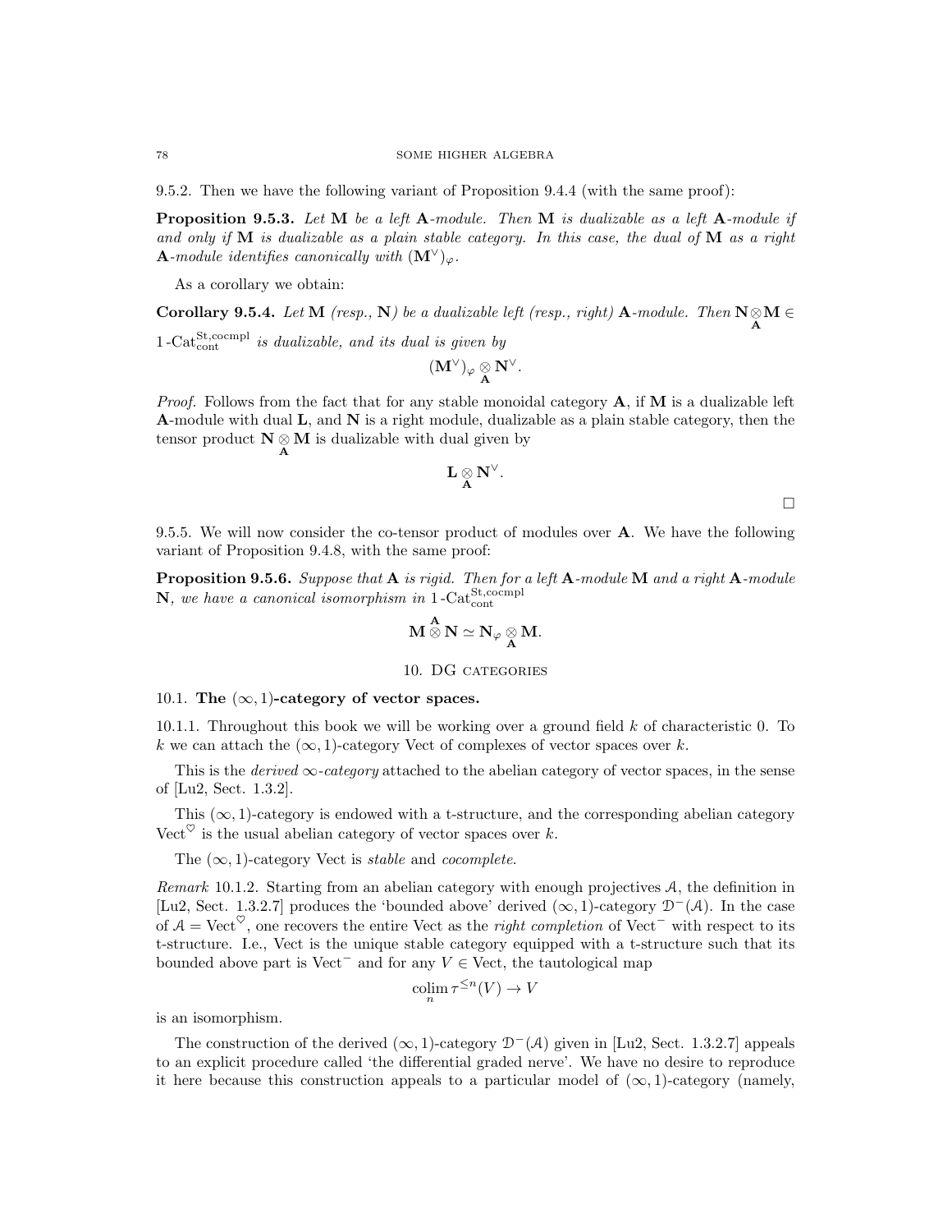9.5.2. Then we have the following variant of Proposition 9.4.4 (with the same proof):

**Proposition 9.5.3.** *Let $\mathbf{M}$ be a left $\mathbf{A}$-module. Then $\mathbf{M}$ is dualizable as a left $\mathbf{A}$-module if and only if $\mathbf{M}$ is dualizable as a plain stable category. In this case, the dual of $\mathbf{M}$ as a right $\mathbf{A}$-module identifies canonically with $(\mathbf{M}^\vee)_\varphi$.*

As a corollary we obtain:

**Corollary 9.5.4.** *Let $\mathbf{M}$ (resp., $\mathbf{N}$) be a dualizable left (resp., right) $\mathbf{A}$-module. Then $\mathbf{N} \underset{\mathbf{A}}{\otimes} \mathbf{M} \in 1\text{-}\mathrm{Cat}^{\mathrm{St,cocmpl}}_{\mathrm{cont}}$ is dualizable, and its dual is given by*

$$(\mathbf{M}^\vee)_\varphi \underset{\mathbf{A}}{\otimes} \mathbf{N}^\vee.$$

*Proof.* Follows from the fact that for any stable monoidal category $\mathbf{A}$, if $\mathbf{M}$ is a dualizable left $\mathbf{A}$-module with dual $\mathbf{L}$, and $\mathbf{N}$ is a right module, dualizable as a plain stable category, then the tensor product $\mathbf{N} \underset{\mathbf{A}}{\otimes} \mathbf{M}$ is dualizable with dual given by

$$\mathbf{L} \underset{\mathbf{A}}{\otimes} \mathbf{N}^\vee.$$

□

9.5.5. We will now consider the co-tensor product of modules over $\mathbf{A}$. We have the following variant of Proposition 9.4.8, with the same proof:

**Proposition 9.5.6.** *Suppose that $\mathbf{A}$ is rigid. Then for a left $\mathbf{A}$-module $\mathbf{M}$ and a right $\mathbf{A}$-module $\mathbf{N}$, we have a canonical isomorphism in $1\text{-}\mathrm{Cat}^{\mathrm{St,cocmpl}}_{\mathrm{cont}}$*

$$\mathbf{M} \overset{\mathbf{A}}{\otimes} \mathbf{N} \simeq \mathbf{N}_\varphi \underset{\mathbf{A}}{\otimes} \mathbf{M}.$$

# 10. DG categories

## 10.1. The $(\infty, 1)$-category of vector spaces.

10.1.1. Throughout this book we will be working over a ground field $k$ of characteristic 0. To $k$ we can attach the $(\infty, 1)$-category Vect of complexes of vector spaces over $k$.

This is the *derived $\infty$-category* attached to the abelian category of vector spaces, in the sense of [Lu2, Sect. 1.3.2].

This $(\infty, 1)$-category is endowed with a t-structure, and the corresponding abelian category $\mathrm{Vect}^\heartsuit$ is the usual abelian category of vector spaces over $k$.

The $(\infty, 1)$-category Vect is *stable* and *cocomplete*.

*Remark* 10.1.2. Starting from an abelian category with enough projectives $\mathcal{A}$, the definition in [Lu2, Sect. 1.3.2.7] produces the 'bounded above' derived $(\infty, 1)$-category $\mathcal{D}^-(\mathcal{A})$. In the case of $\mathcal{A} = \mathrm{Vect}^\heartsuit$, one recovers the entire Vect as the *right completion* of $\mathrm{Vect}^-$ with respect to its t-structure. I.e., Vect is the unique stable category equipped with a t-structure such that its bounded above part is $\mathrm{Vect}^-$ and for any $V \in \mathrm{Vect}$, the tautological map

$$\underset{n}{\mathrm{colim}}\, \tau^{\leq n}(V) \to V$$

is an isomorphism.

The construction of the derived $(\infty, 1)$-category $\mathcal{D}^-(\mathcal{A})$ given in [Lu2, Sect. 1.3.2.7] appeals to an explicit procedure called 'the differential graded nerve'. We have no desire to reproduce it here because this construction appeals to a particular model of $(\infty, 1)$-category (namely,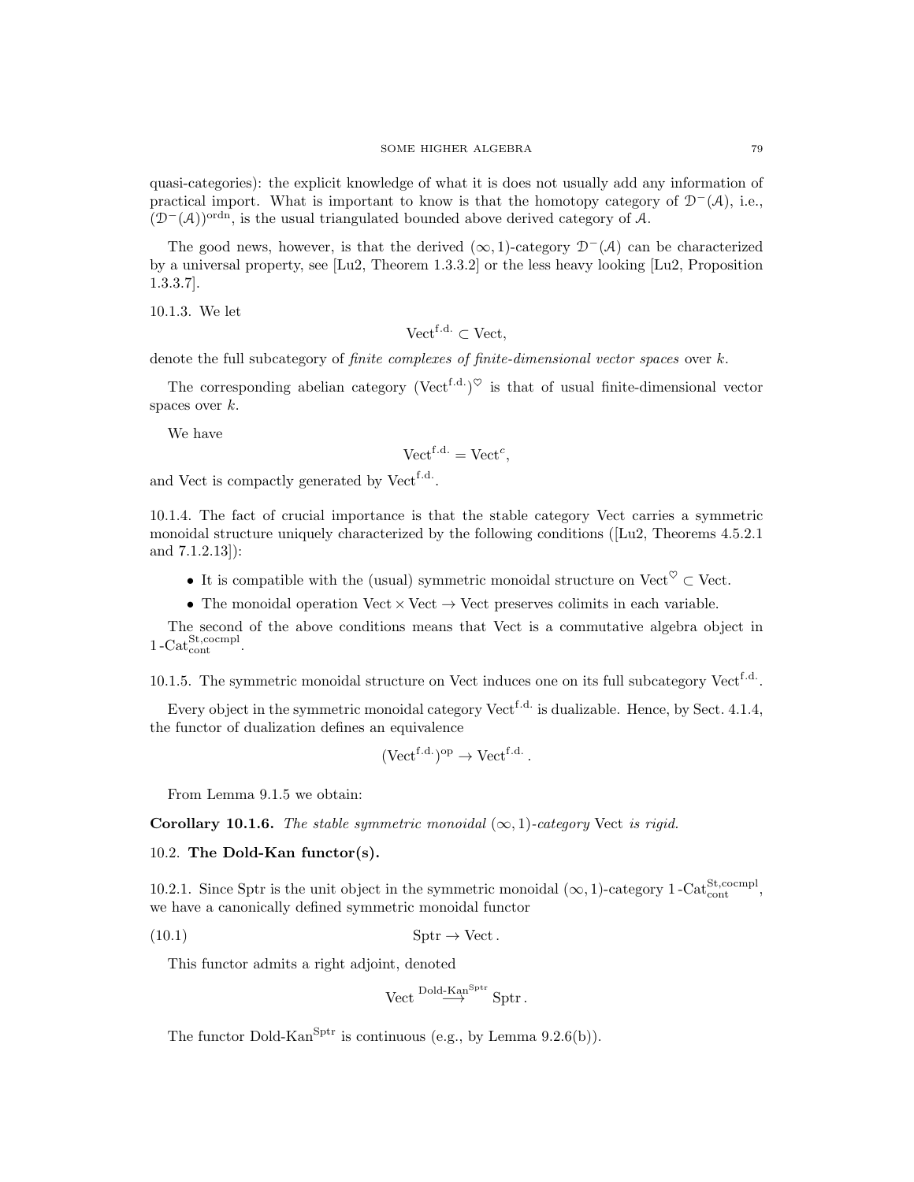quasi-categories): the explicit knowledge of what it is does not usually add any information of practical import. What is important to know is that the homotopy category of $\mathcal{D}^-(\mathcal{A})$, i.e., $(\mathcal{D}^-(\mathcal{A}))^{\text{ordn}}$, is the usual triangulated bounded above derived category of $\mathcal{A}$.

The good news, however, is that the derived $(\infty,1)$-category $\mathcal{D}^-(\mathcal{A})$ can be characterized by a universal property, see [Lu2, Theorem 1.3.3.2] or the less heavy looking [Lu2, Proposition 1.3.3.7].

10.1.3. We let

$$\text{Vect}^{\text{f.d.}} \subset \text{Vect},$$

denote the full subcategory of *finite complexes of finite-dimensional vector spaces* over $k$.

The corresponding abelian category $(\text{Vect}^{\text{f.d.}})^{\heartsuit}$ is that of usual finite-dimensional vector spaces over $k$.

We have

$$\text{Vect}^{\text{f.d.}} = \text{Vect}^c,$$

and Vect is compactly generated by $\text{Vect}^{\text{f.d.}}$.

10.1.4. The fact of crucial importance is that the stable category Vect carries a symmetric monoidal structure uniquely characterized by the following conditions ([Lu2, Theorems 4.5.2.1 and 7.1.2.13]):

- It is compatible with the (usual) symmetric monoidal structure on $\text{Vect}^{\heartsuit} \subset \text{Vect}$.
- The monoidal operation $\text{Vect} \times \text{Vect} \to \text{Vect}$ preserves colimits in each variable.

The second of the above conditions means that Vect is a commutative algebra object in $1\text{-Cat}^{\text{St,cocmpl}}_{\text{cont}}$.

10.1.5. The symmetric monoidal structure on Vect induces one on its full subcategory $\text{Vect}^{\text{f.d.}}$.

Every object in the symmetric monoidal category $\text{Vect}^{\text{f.d.}}$ is dualizable. Hence, by Sect. 4.1.4, the functor of dualization defines an equivalence

$$(\text{Vect}^{\text{f.d.}})^{\text{op}} \to \text{Vect}^{\text{f.d.}}.$$

From Lemma 9.1.5 we obtain:

**Corollary 10.1.6.** *The stable symmetric monoidal $(\infty,1)$-category* Vect *is rigid.*

## 10.2. The Dold-Kan functor(s).

10.2.1. Since Sptr is the unit object in the symmetric monoidal $(\infty,1)$-category $1\text{-Cat}^{\text{St,cocmpl}}_{\text{cont}}$, we have a canonically defined symmetric monoidal functor

$$\text{Sptr} \to \text{Vect}. \tag{10.1}$$

This functor admits a right adjoint, denoted

$$\text{Vect} \overset{\text{Dold-Kan}^{\text{Sptr}}}{\longrightarrow} \text{Sptr}.$$

The functor $\text{Dold-Kan}^{\text{Sptr}}$ is continuous (e.g., by Lemma 9.2.6(b)).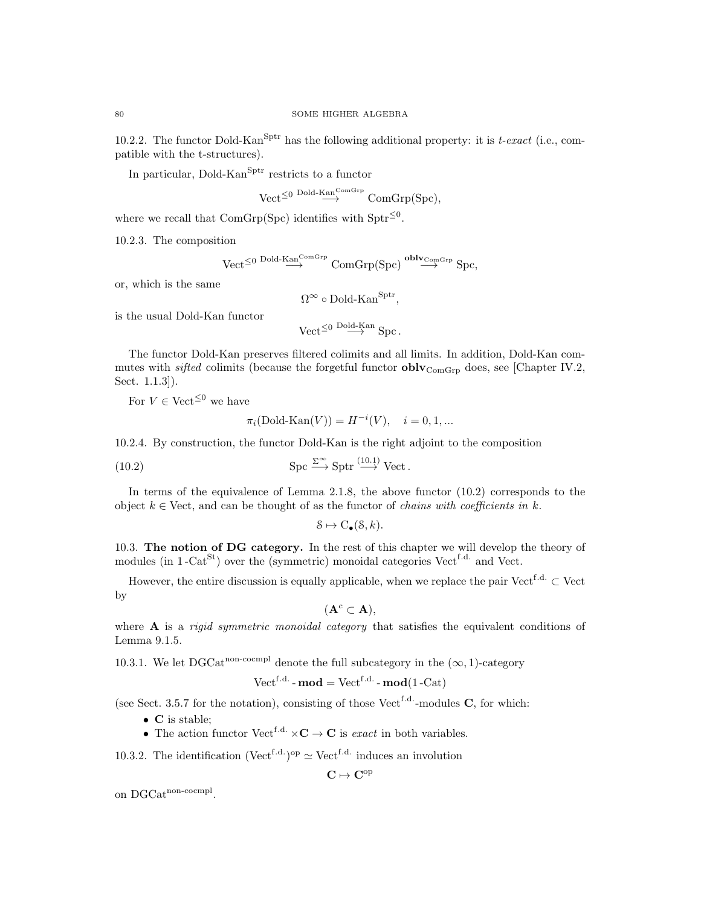10.2.2. The functor $\text{Dold-Kan}^{\text{Sptr}}$ has the following additional property: it is *t-exact* (i.e., compatible with the t-structures).

In particular, $\text{Dold-Kan}^{\text{Sptr}}$ restricts to a functor

$$\text{Vect}^{\leq 0} \overset{\text{Dold-Kan}^{\text{ComGrp}}}{\longrightarrow} \text{ComGrp}(\text{Spc}),$$

where we recall that $\text{ComGrp}(\text{Spc})$ identifies with $\text{Sptr}^{\leq 0}$.

10.2.3. The composition

$$\text{Vect}^{\leq 0} \overset{\text{Dold-Kan}^{\text{ComGrp}}}{\longrightarrow} \text{ComGrp}(\text{Spc}) \overset{\mathbf{oblv}_{\text{ComGrp}}}{\longrightarrow} \text{Spc},$$

or, which is the same

$$\Omega^\infty \circ \text{Dold-Kan}^{\text{Sptr}},$$

is the usual Dold-Kan functor

$$\text{Vect}^{\leq 0} \overset{\text{Dold-Kan}}{\longrightarrow} \text{Spc}.$$

The functor Dold-Kan preserves filtered colimits and all limits. In addition, Dold-Kan commutes with *sifted* colimits (because the forgetful functor $\mathbf{oblv}_{\text{ComGrp}}$ does, see [Chapter IV.2, Sect. 1.1.3]).

For $V \in \text{Vect}^{\leq 0}$ we have

$$\pi_i(\text{Dold-Kan}(V)) = H^{-i}(V), \quad i = 0, 1, ...$$

10.2.4. By construction, the functor Dold-Kan is the right adjoint to the composition

$$\text{Spc} \overset{\Sigma^\infty}{\longrightarrow} \text{Sptr} \overset{(10.1)}{\longrightarrow} \text{Vect}. \tag{10.2}$$

In terms of the equivalence of Lemma 2.1.8, the above functor (10.2) corresponds to the object $k \in \text{Vect}$, and can be thought of as the functor of *chains with coefficients in* $k$.

$$\mathcal{S} \mapsto \text{C}_\bullet(\mathcal{S}, k).$$

10.3. **The notion of DG category.** In the rest of this chapter we will develop the theory of modules (in $1\text{-Cat}^{\text{St}}$) over the (symmetric) monoidal categories $\text{Vect}^{\text{f.d.}}$ and Vect.

However, the entire discussion is equally applicable, when we replace the pair $\text{Vect}^{\text{f.d.}} \subset \text{Vect}$ by

$$(\mathbf{A}^c \subset \mathbf{A}),$$

where $\mathbf{A}$ is a *rigid symmetric monoidal category* that satisfies the equivalent conditions of Lemma 9.1.5.

10.3.1. We let $\text{DGCat}^{\text{non-cocmpl}}$ denote the full subcategory in the $(\infty, 1)$-category

$$\text{Vect}^{\text{f.d.}}\text{-}\mathbf{mod} = \text{Vect}^{\text{f.d.}}\text{-}\mathbf{mod}(1\text{-Cat})$$

(see Sect. 3.5.7 for the notation), consisting of those $\text{Vect}^{\text{f.d.}}$-modules $\mathbf{C}$, for which:

- $\mathbf{C}$ is stable;
- The action functor $\text{Vect}^{\text{f.d.}} \times \mathbf{C} \to \mathbf{C}$ is *exact* in both variables.

10.3.2. The identification $(\text{Vect}^{\text{f.d.}})^{\text{op}} \simeq \text{Vect}^{\text{f.d.}}$ induces an involution

$$\mathbf{C} \mapsto \mathbf{C}^{\text{op}}$$

on $\text{DGCat}^{\text{non-cocmpl}}$.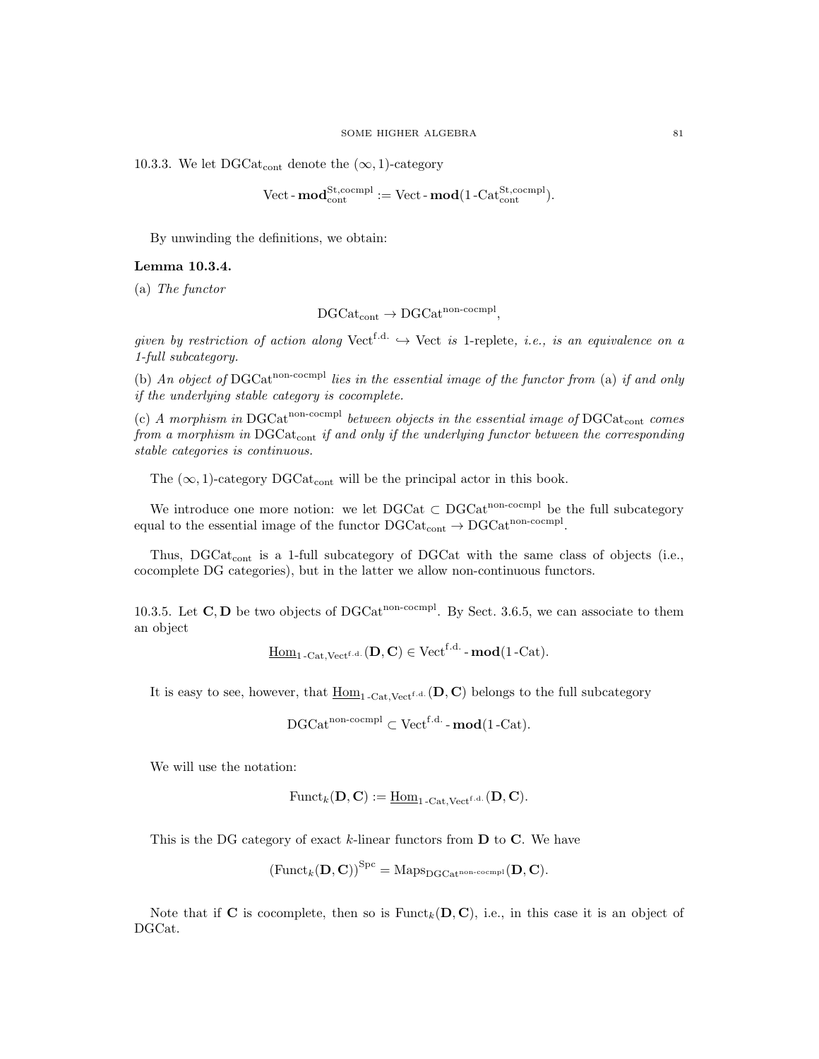10.3.3. We let $\mathrm{DGCat}_{\mathrm{cont}}$ denote the $(\infty,1)$-category

$$\mathrm{Vect}\text{-}\mathbf{mod}^{\mathrm{St,cocmpl}}_{\mathrm{cont}} := \mathrm{Vect}\text{-}\mathbf{mod}(1\text{-}\mathrm{Cat}^{\mathrm{St,cocmpl}}_{\mathrm{cont}}).$$

By unwinding the definitions, we obtain:

**Lemma 10.3.4.**

(a) *The functor*

$$\mathrm{DGCat}_{\mathrm{cont}} \to \mathrm{DGCat}^{\mathrm{non\text{-}cocmpl}},$$

*given by restriction of action along* $\mathrm{Vect}^{\mathrm{f.d.}} \hookrightarrow \mathrm{Vect}$ *is* 1-replete, *i.e., is an equivalence on a 1-full subcategory.*

(b) *An object of* $\mathrm{DGCat}^{\mathrm{non\text{-}cocmpl}}$ *lies in the essential image of the functor from* (a) *if and only if the underlying stable category is cocomplete.*

(c) *A morphism in* $\mathrm{DGCat}^{\mathrm{non\text{-}cocmpl}}$ *between objects in the essential image of* $\mathrm{DGCat}_{\mathrm{cont}}$ *comes from a morphism in* $\mathrm{DGCat}_{\mathrm{cont}}$ *if and only if the underlying functor between the corresponding stable categories is continuous.*

The $(\infty,1)$-category $\mathrm{DGCat}_{\mathrm{cont}}$ will be the principal actor in this book.

We introduce one more notion: we let $\mathrm{DGCat} \subset \mathrm{DGCat}^{\mathrm{non\text{-}cocmpl}}$ be the full subcategory equal to the essential image of the functor $\mathrm{DGCat}_{\mathrm{cont}} \to \mathrm{DGCat}^{\mathrm{non\text{-}cocmpl}}$.

Thus, $\mathrm{DGCat}_{\mathrm{cont}}$ is a 1-full subcategory of DGCat with the same class of objects (i.e., cocomplete DG categories), but in the latter we allow non-continuous functors.

10.3.5. Let $\mathbf{C}, \mathbf{D}$ be two objects of $\mathrm{DGCat}^{\mathrm{non\text{-}cocmpl}}$. By Sect. 3.6.5, we can associate to them an object

$$\underline{\mathrm{Hom}}_{1\text{-}\mathrm{Cat},\mathrm{Vect}^{\mathrm{f.d.}}}(\mathbf{D}, \mathbf{C}) \in \mathrm{Vect}^{\mathrm{f.d.}}\text{-}\mathbf{mod}(1\text{-}\mathrm{Cat}).$$

It is easy to see, however, that $\underline{\mathrm{Hom}}_{1\text{-}\mathrm{Cat},\mathrm{Vect}^{\mathrm{f.d.}}}(\mathbf{D}, \mathbf{C})$ belongs to the full subcategory

$$\mathrm{DGCat}^{\mathrm{non\text{-}cocmpl}} \subset \mathrm{Vect}^{\mathrm{f.d.}}\text{-}\mathbf{mod}(1\text{-}\mathrm{Cat}).$$

We will use the notation:

$$\mathrm{Funct}_k(\mathbf{D}, \mathbf{C}) := \underline{\mathrm{Hom}}_{1\text{-}\mathrm{Cat},\mathrm{Vect}^{\mathrm{f.d.}}}(\mathbf{D}, \mathbf{C}).$$

This is the DG category of exact $k$-linear functors from $\mathbf{D}$ to $\mathbf{C}$. We have

$$(\mathrm{Funct}_k(\mathbf{D}, \mathbf{C}))^{\mathrm{Spc}} = \mathrm{Maps}_{\mathrm{DGCat}^{\mathrm{non\text{-}cocmpl}}}(\mathbf{D}, \mathbf{C}).$$

Note that if $\mathbf{C}$ is cocomplete, then so is $\mathrm{Funct}_k(\mathbf{D}, \mathbf{C})$, i.e., in this case it is an object of DGCat.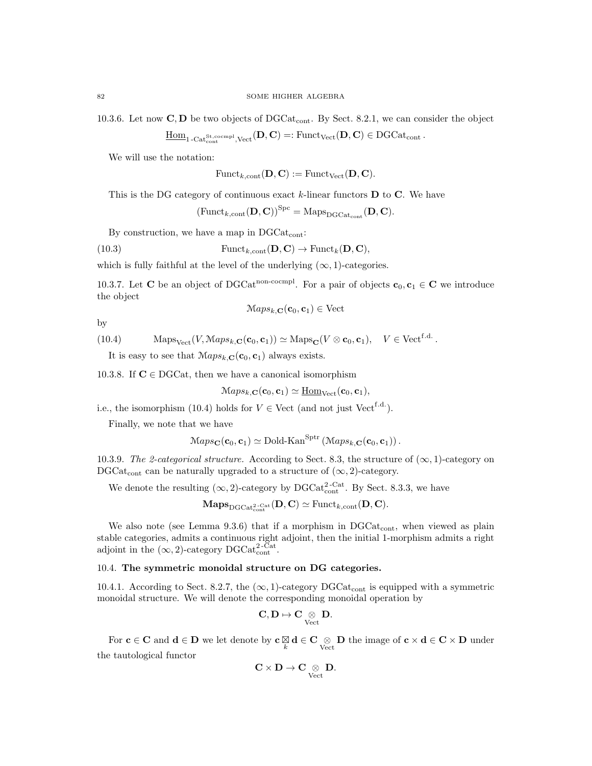10.3.6. Let now $\mathbf{C}, \mathbf{D}$ be two objects of $\mathrm{DGCat}_{\mathrm{cont}}$. By Sect. 8.2.1, we can consider the object

$$\underline{\mathrm{Hom}}_{1\text{-}\mathrm{Cat}^{\mathrm{St,cocmpl}}_{\mathrm{cont}},\mathrm{Vect}}(\mathbf{D}, \mathbf{C}) =: \mathrm{Funct}_{\mathrm{Vect}}(\mathbf{D}, \mathbf{C}) \in \mathrm{DGCat}_{\mathrm{cont}}.$$

We will use the notation:

$$\mathrm{Funct}_{k,\mathrm{cont}}(\mathbf{D}, \mathbf{C}) := \mathrm{Funct}_{\mathrm{Vect}}(\mathbf{D}, \mathbf{C}).$$

This is the DG category of continuous exact $k$-linear functors $\mathbf{D}$ to $\mathbf{C}$. We have

$$(\mathrm{Funct}_{k,\mathrm{cont}}(\mathbf{D}, \mathbf{C}))^{\mathrm{Spc}} = \mathrm{Maps}_{\mathrm{DGCat}_{\mathrm{cont}}}(\mathbf{D}, \mathbf{C}).$$

By construction, we have a map in $\mathrm{DGCat}_{\mathrm{cont}}$:

$$\mathrm{Funct}_{k,\mathrm{cont}}(\mathbf{D}, \mathbf{C}) \to \mathrm{Funct}_{k}(\mathbf{D}, \mathbf{C}), \tag{10.3}$$

which is fully faithful at the level of the underlying $(\infty, 1)$-categories.

10.3.7. Let $\mathbf{C}$ be an object of $\mathrm{DGCat}^{\mathrm{non\text{-}cocmpl}}$. For a pair of objects $\mathbf{c}_0, \mathbf{c}_1 \in \mathbf{C}$ we introduce the object

$$\mathcal{M}aps_{k,\mathbf{C}}(\mathbf{c}_0, \mathbf{c}_1) \in \mathrm{Vect}$$

by

$$\mathrm{Maps}_{\mathrm{Vect}}(V, \mathcal{M}aps_{k,\mathbf{C}}(\mathbf{c}_0, \mathbf{c}_1)) \simeq \mathrm{Maps}_{\mathbf{C}}(V \otimes \mathbf{c}_0, \mathbf{c}_1), \quad V \in \mathrm{Vect}^{\mathrm{f.d.}}. \tag{10.4}$$

It is easy to see that $\mathcal{M}aps_{k,\mathbf{C}}(\mathbf{c}_0, \mathbf{c}_1)$ always exists.

10.3.8. If $\mathbf{C} \in \mathrm{DGCat}$, then we have a canonical isomorphism

$$\mathcal{M}aps_{k,\mathbf{C}}(\mathbf{c}_0, \mathbf{c}_1) \simeq \underline{\mathrm{Hom}}_{\mathrm{Vect}}(\mathbf{c}_0, \mathbf{c}_1),$$

i.e., the isomorphism (10.4) holds for $V \in \mathrm{Vect}$ (and not just $\mathrm{Vect}^{\mathrm{f.d.}}$).

Finally, we note that we have

$$\mathcal{M}aps_{\mathbf{C}}(\mathbf{c}_0, \mathbf{c}_1) \simeq \text{Dold-Kan}^{\mathrm{Sptr}}\left(\mathcal{M}aps_{k,\mathbf{C}}(\mathbf{c}_0, \mathbf{c}_1)\right).$$

10.3.9. *The 2-categorical structure.* According to Sect. 8.3, the structure of $(\infty, 1)$-category on $\mathrm{DGCat}_{\mathrm{cont}}$ can be naturally upgraded to a structure of $(\infty, 2)$-category.

We denote the resulting $(\infty, 2)$-category by $\mathrm{DGCat}^{2\text{-}\mathrm{Cat}}_{\mathrm{cont}}$. By Sect. 8.3.3, we have

$$\mathbf{Maps}_{\mathrm{DGCat}^{2\text{-}\mathrm{Cat}}_{\mathrm{cont}}}(\mathbf{D}, \mathbf{C}) \simeq \mathrm{Funct}_{k,\mathrm{cont}}(\mathbf{D}, \mathbf{C}).$$

We also note (see Lemma 9.3.6) that if a morphism in $\mathrm{DGCat}_{\mathrm{cont}}$, when viewed as plain stable categories, admits a continuous right adjoint, then the initial 1-morphism admits a right adjoint in the $(\infty, 2)$-category $\mathrm{DGCat}^{2\text{-}\mathrm{Cat}}_{\mathrm{cont}}$.

## 10.4. The symmetric monoidal structure on DG categories.

10.4.1. According to Sect. 8.2.7, the $(\infty, 1)$-category $\mathrm{DGCat}_{\mathrm{cont}}$ is equipped with a symmetric monoidal structure. We will denote the corresponding monoidal operation by

$$\mathbf{C}, \mathbf{D} \mapsto \mathbf{C} \underset{\mathrm{Vect}}{\otimes} \mathbf{D}.$$

For $\mathbf{c} \in \mathbf{C}$ and $\mathbf{d} \in \mathbf{D}$ we let denote by $\mathbf{c} \underset{k}{\boxtimes} \mathbf{d} \in \mathbf{C} \underset{\mathrm{Vect}}{\otimes} \mathbf{D}$ the image of $\mathbf{c} \times \mathbf{d} \in \mathbf{C} \times \mathbf{D}$ under the tautological functor

$$\mathbf{C} \times \mathbf{D} \to \mathbf{C} \underset{\mathrm{Vect}}{\otimes} \mathbf{D}.$$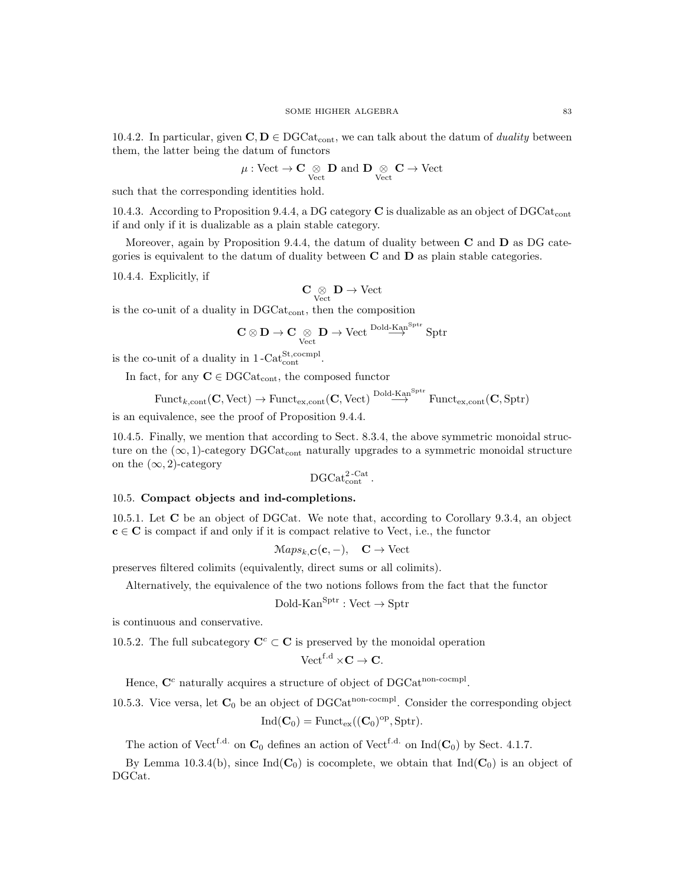10.4.2. In particular, given $\mathbf{C}, \mathbf{D} \in \mathrm{DGCat}_{\mathrm{cont}}$, we can talk about the datum of *duality* between them, the latter being the datum of functors

$$\mu : \mathrm{Vect} \to \mathbf{C} \underset{\mathrm{Vect}}{\otimes} \mathbf{D} \text{ and } \mathbf{D} \underset{\mathrm{Vect}}{\otimes} \mathbf{C} \to \mathrm{Vect}$$

such that the corresponding identities hold.

10.4.3. According to Proposition 9.4.4, a DG category $\mathbf{C}$ is dualizable as an object of $\mathrm{DGCat}_{\mathrm{cont}}$ if and only if it is dualizable as a plain stable category.

Moreover, again by Proposition 9.4.4, the datum of duality between $\mathbf{C}$ and $\mathbf{D}$ as DG categories is equivalent to the datum of duality between $\mathbf{C}$ and $\mathbf{D}$ as plain stable categories.

10.4.4. Explicitly, if

$$\mathbf{C} \underset{\mathrm{Vect}}{\otimes} \mathbf{D} \to \mathrm{Vect}$$

is the co-unit of a duality in $\mathrm{DGCat}_{\mathrm{cont}}$, then the composition

$$\mathbf{C} \otimes \mathbf{D} \to \mathbf{C} \underset{\mathrm{Vect}}{\otimes} \mathbf{D} \to \mathrm{Vect} \overset{\text{Dold-Kan}^{\mathrm{Sptr}}}{\longrightarrow} \mathrm{Sptr}$$

is the co-unit of a duality in $1\text{-}\mathrm{Cat}^{\mathrm{St,cocmpl}}_{\mathrm{cont}}$.

In fact, for any $\mathbf{C} \in \mathrm{DGCat}_{\mathrm{cont}}$, the composed functor

$$\mathrm{Funct}_{k,\mathrm{cont}}(\mathbf{C}, \mathrm{Vect}) \to \mathrm{Funct}_{\mathrm{ex,cont}}(\mathbf{C}, \mathrm{Vect}) \overset{\text{Dold-Kan}^{\mathrm{Sptr}}}{\longrightarrow} \mathrm{Funct}_{\mathrm{ex,cont}}(\mathbf{C}, \mathrm{Sptr})$$

is an equivalence, see the proof of Proposition 9.4.4.

10.4.5. Finally, we mention that according to Sect. 8.3.4, the above symmetric monoidal structure on the $(\infty, 1)$-category $\mathrm{DGCat}_{\mathrm{cont}}$ naturally upgrades to a symmetric monoidal structure on the $(\infty, 2)$-category

$$\mathrm{DGCat}^{2\text{-Cat}}_{\mathrm{cont}}.$$

## 10.5. Compact objects and ind-completions.

10.5.1. Let $\mathbf{C}$ be an object of DGCat. We note that, according to Corollary 9.3.4, an object $\mathbf{c} \in \mathbf{C}$ is compact if and only if it is compact relative to Vect, i.e., the functor

$$\mathcal{M}aps_{k,\mathbf{C}}(\mathbf{c}, -), \quad \mathbf{C} \to \mathrm{Vect}$$

preserves filtered colimits (equivalently, direct sums or all colimits).

Alternatively, the equivalence of the two notions follows from the fact that the functor

$$\text{Dold-Kan}^{\mathrm{Sptr}} : \mathrm{Vect} \to \mathrm{Sptr}$$

is continuous and conservative.

10.5.2. The full subcategory $\mathbf{C}^c \subset \mathbf{C}$ is preserved by the monoidal operation

$$\mathrm{Vect}^{\mathrm{f.d}} \times \mathbf{C} \to \mathbf{C}.$$

Hence, $\mathbf{C}^c$ naturally acquires a structure of object of $\mathrm{DGCat}^{\text{non-cocmpl}}$.

10.5.3. Vice versa, let $\mathbf{C}_0$ be an object of $\mathrm{DGCat}^{\text{non-cocmpl}}$. Consider the corresponding object

$$\mathrm{Ind}(\mathbf{C}_0) = \mathrm{Funct}_{\mathrm{ex}}((\mathbf{C}_0)^{\mathrm{op}}, \mathrm{Sptr}).$$

The action of $\mathrm{Vect}^{\mathrm{f.d.}}$ on $\mathbf{C}_0$ defines an action of $\mathrm{Vect}^{\mathrm{f.d.}}$ on $\mathrm{Ind}(\mathbf{C}_0)$ by Sect. 4.1.7.

By Lemma 10.3.4(b), since $\mathrm{Ind}(\mathbf{C}_0)$ is cocomplete, we obtain that $\mathrm{Ind}(\mathbf{C}_0)$ is an object of DGCat.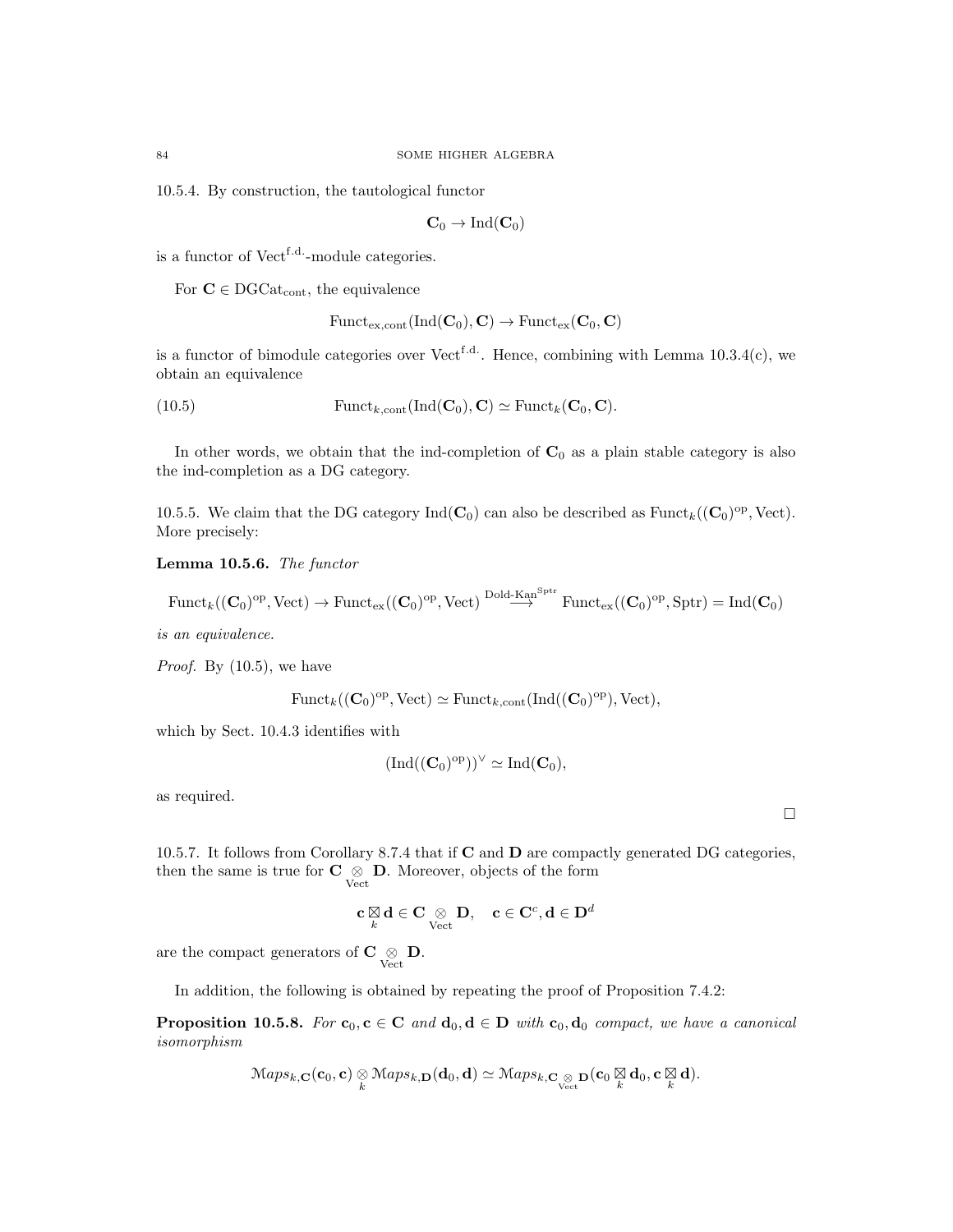10.5.4. By construction, the tautological functor

$$\mathbf{C}_0 \to \operatorname{Ind}(\mathbf{C}_0)$$

is a functor of $\operatorname{Vect}^{\text{f.d.}}$-module categories.

For $\mathbf{C} \in \operatorname{DGCat}_{\text{cont}}$, the equivalence

$$\operatorname{Funct}_{\text{ex,cont}}(\operatorname{Ind}(\mathbf{C}_0), \mathbf{C}) \to \operatorname{Funct}_{\text{ex}}(\mathbf{C}_0, \mathbf{C})$$

is a functor of bimodule categories over $\operatorname{Vect}^{\text{f.d.}}$. Hence, combining with Lemma 10.3.4(c), we obtain an equivalence

$$\operatorname{Funct}_{k,\text{cont}}(\operatorname{Ind}(\mathbf{C}_0), \mathbf{C}) \simeq \operatorname{Funct}_k(\mathbf{C}_0, \mathbf{C}). \tag{10.5}$$

In other words, we obtain that the ind-completion of $\mathbf{C}_0$ as a plain stable category is also the ind-completion as a DG category.

10.5.5. We claim that the DG category $\operatorname{Ind}(\mathbf{C}_0)$ can also be described as $\operatorname{Funct}_k((\mathbf{C}_0)^{\text{op}}, \operatorname{Vect})$. More precisely:

**Lemma 10.5.6.** *The functor*

$$\operatorname{Funct}_k((\mathbf{C}_0)^{\text{op}}, \operatorname{Vect}) \to \operatorname{Funct}_{\text{ex}}((\mathbf{C}_0)^{\text{op}}, \operatorname{Vect}) \overset{\text{Dold-Kan}^{\text{Sptr}}}{\longrightarrow} \operatorname{Funct}_{\text{ex}}((\mathbf{C}_0)^{\text{op}}, \operatorname{Sptr}) = \operatorname{Ind}(\mathbf{C}_0)$$

*is an equivalence.*

*Proof.* By (10.5), we have

$$\operatorname{Funct}_k((\mathbf{C}_0)^{\text{op}}, \operatorname{Vect}) \simeq \operatorname{Funct}_{k,\text{cont}}(\operatorname{Ind}((\mathbf{C}_0)^{\text{op}}), \operatorname{Vect}),$$

which by Sect. 10.4.3 identifies with

$$(\operatorname{Ind}((\mathbf{C}_0)^{\text{op}}))^{\vee} \simeq \operatorname{Ind}(\mathbf{C}_0),$$

as required.

□

10.5.7. It follows from Corollary 8.7.4 that if $\mathbf{C}$ and $\mathbf{D}$ are compactly generated DG categories, then the same is true for $\mathbf{C} \underset{\operatorname{Vect}}{\otimes} \mathbf{D}$. Moreover, objects of the form

$$\mathbf{c} \underset{k}{\boxtimes} \mathbf{d} \in \mathbf{C} \underset{\operatorname{Vect}}{\otimes} \mathbf{D}, \quad \mathbf{c} \in \mathbf{C}^c, \mathbf{d} \in \mathbf{D}^d$$

are the compact generators of $\mathbf{C} \underset{\operatorname{Vect}}{\otimes} \mathbf{D}$.

In addition, the following is obtained by repeating the proof of Proposition 7.4.2:

**Proposition 10.5.8.** *For $\mathbf{c}_0, \mathbf{c} \in \mathbf{C}$ and $\mathbf{d}_0, \mathbf{d} \in \mathbf{D}$ with $\mathbf{c}_0, \mathbf{d}_0$ compact, we have a canonical isomorphism*

$$\mathcal{M}aps_{k,\mathbf{C}}(\mathbf{c}_0, \mathbf{c}) \underset{k}{\otimes} \mathcal{M}aps_{k,\mathbf{D}}(\mathbf{d}_0, \mathbf{d}) \simeq \mathcal{M}aps_{k,\mathbf{C} \underset{\operatorname{Vect}}{\otimes} \mathbf{D}}(\mathbf{c}_0 \underset{k}{\boxtimes} \mathbf{d}_0, \mathbf{c} \underset{k}{\boxtimes} \mathbf{d}).$$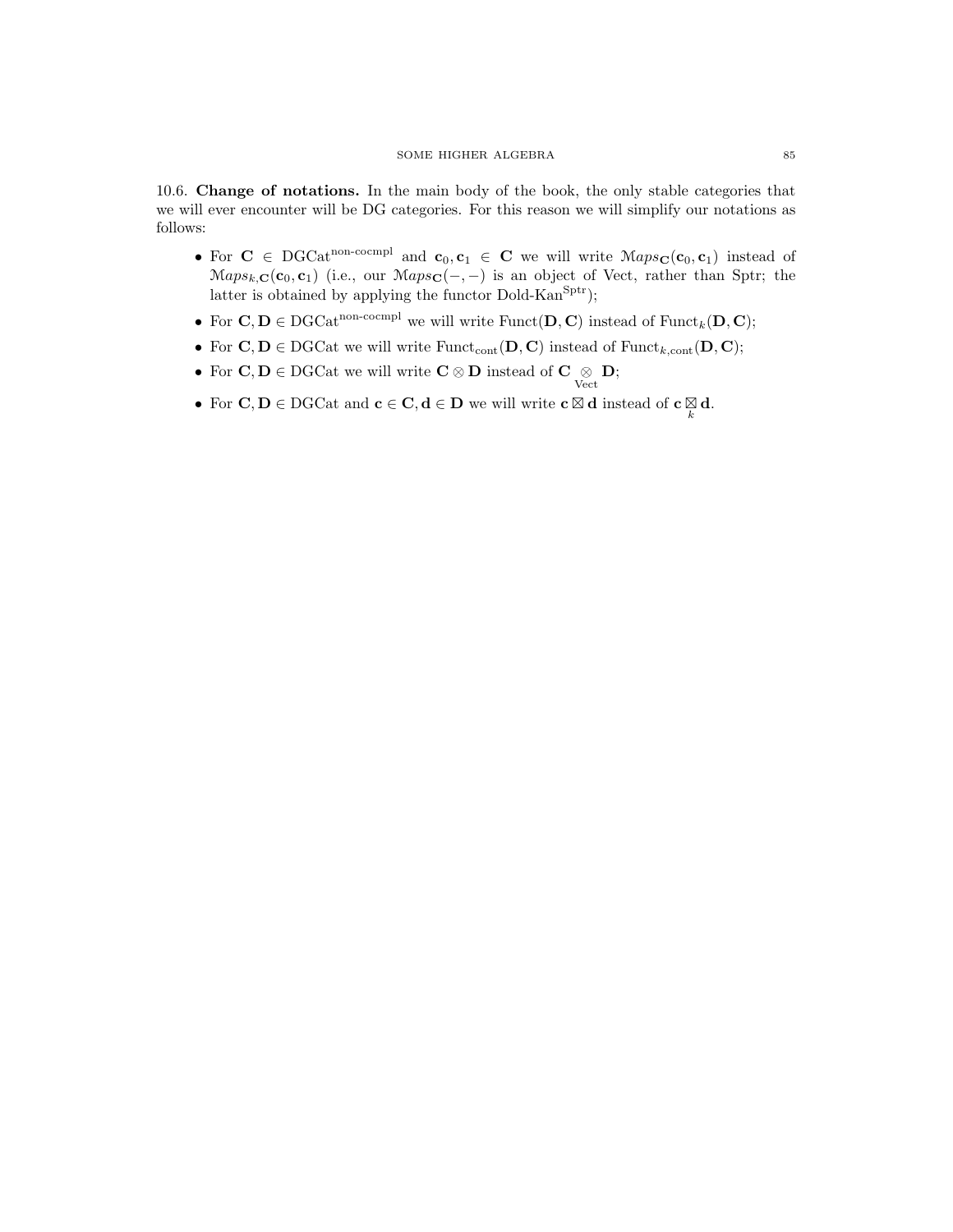10.6. **Change of notations.** In the main body of the book, the only stable categories that we will ever encounter will be DG categories. For this reason we will simplify our notations as follows:

- For $\mathbf{C} \in \text{DGCat}^{\text{non-cocmpl}}$ and $\mathbf{c}_0, \mathbf{c}_1 \in \mathbf{C}$ we will write $\mathcal{M}aps_{\mathbf{C}}(\mathbf{c}_0, \mathbf{c}_1)$ instead of $\mathcal{M}aps_{k,\mathbf{C}}(\mathbf{c}_0, \mathbf{c}_1)$ (i.e., our $\mathcal{M}aps_{\mathbf{C}}(-,-)$ is an object of Vect, rather than Sptr; the latter is obtained by applying the functor $\text{Dold-Kan}^{\text{Sptr}}$);
- For $\mathbf{C}, \mathbf{D} \in \text{DGCat}^{\text{non-cocmpl}}$ we will write $\text{Funct}(\mathbf{D}, \mathbf{C})$ instead of $\text{Funct}_k(\mathbf{D}, \mathbf{C})$;
- For $\mathbf{C}, \mathbf{D} \in \text{DGCat}$ we will write $\text{Funct}_{\text{cont}}(\mathbf{D}, \mathbf{C})$ instead of $\text{Funct}_{k,\text{cont}}(\mathbf{D}, \mathbf{C})$;
- For $\mathbf{C}, \mathbf{D} \in \text{DGCat}$ we will write $\mathbf{C} \otimes \mathbf{D}$ instead of $\mathbf{C} \underset{\text{Vect}}{\otimes} \mathbf{D}$;
- For $\mathbf{C}, \mathbf{D} \in \text{DGCat}$ and $\mathbf{c} \in \mathbf{C}, \mathbf{d} \in \mathbf{D}$ we will write $\mathbf{c} \boxtimes \mathbf{d}$ instead of $\mathbf{c} \underset{k}{\boxtimes} \mathbf{d}$.